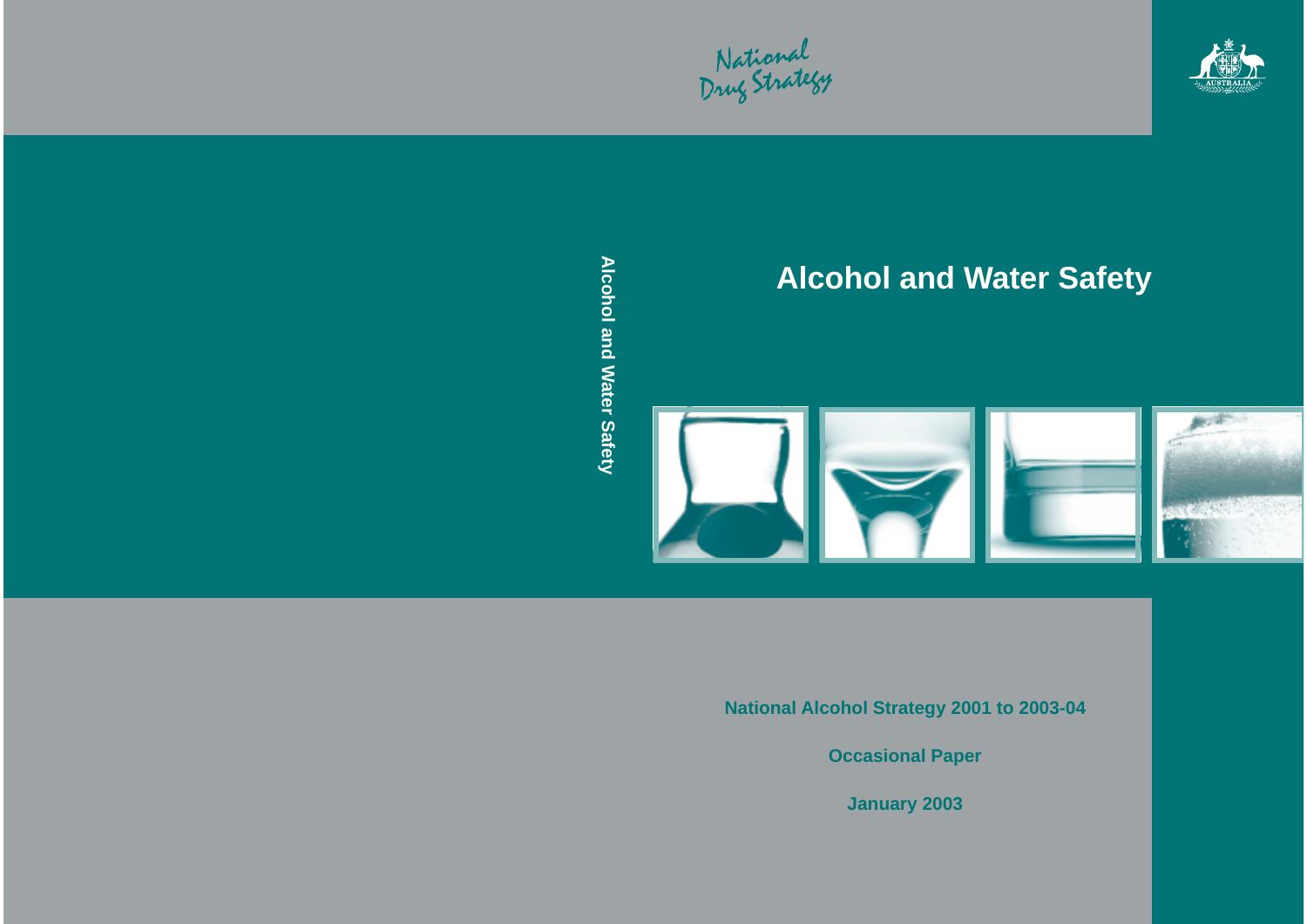National Drug Strategy

# Alcohol and Water Safety

**National Alcohol Strategy 2001 to 2003-04**

**Occasional Paper**

**January 2003**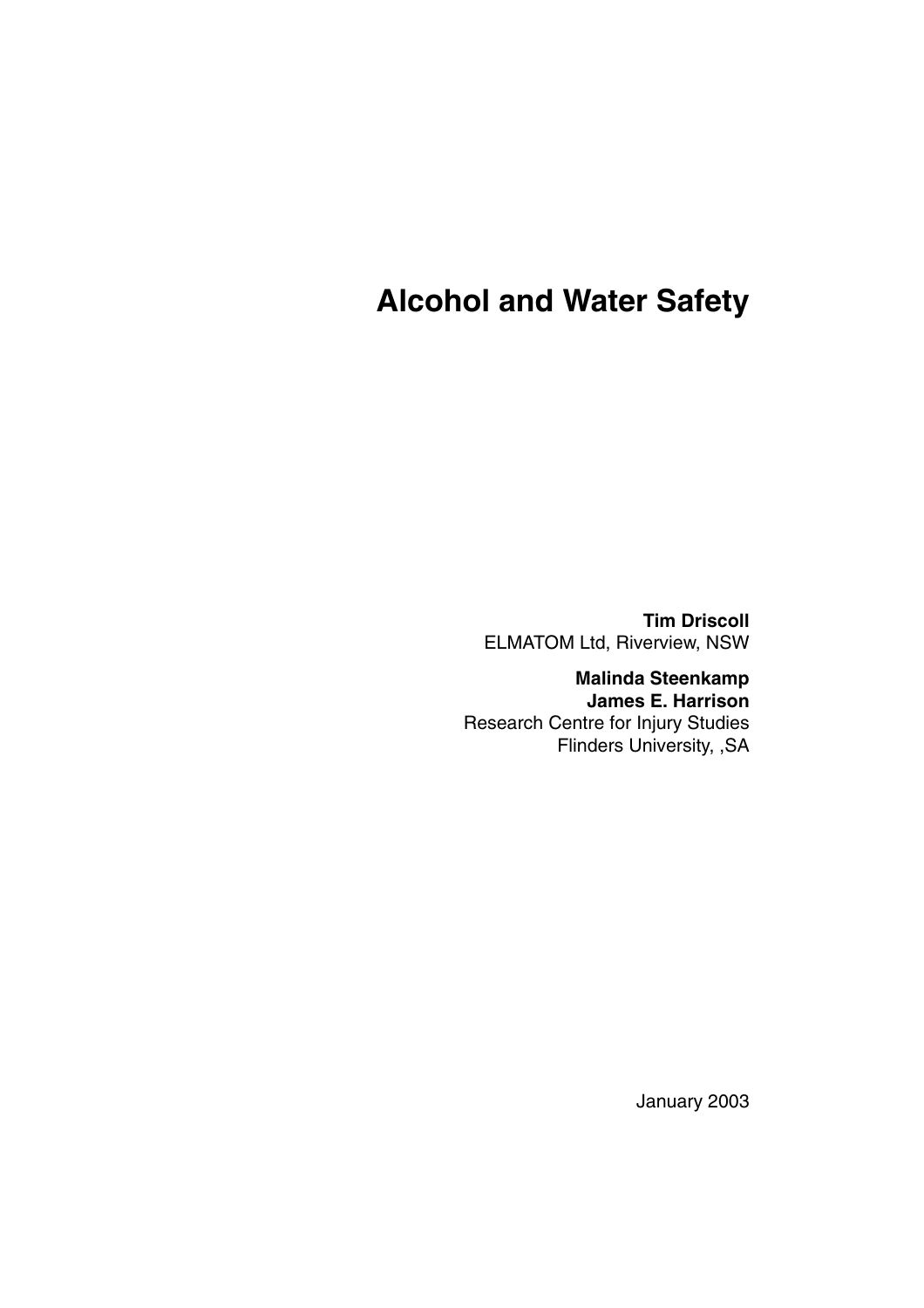# Alcohol and Water Safety

**Tim Driscoll**
ELMATOM Ltd, Riverview, NSW

**Malinda Steenkamp**
**James E. Harrison**
Research Centre for Injury Studies
Flinders University, ,SA

January 2003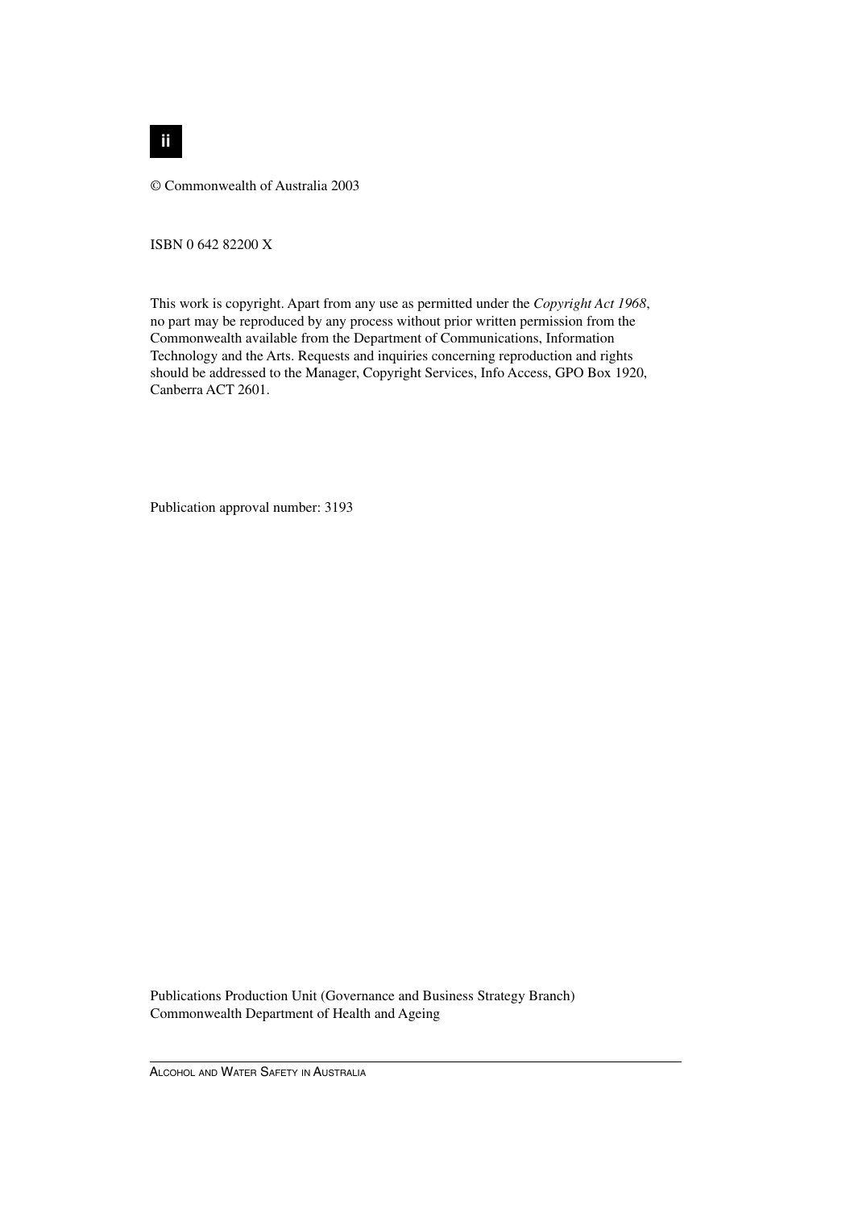© Commonwealth of Australia 2003

ISBN 0 642 82200 X

This work is copyright. Apart from any use as permitted under the *Copyright Act 1968*, no part may be reproduced by any process without prior written permission from the Commonwealth available from the Department of Communications, Information Technology and the Arts. Requests and inquiries concerning reproduction and rights should be addressed to the Manager, Copyright Services, Info Access, GPO Box 1920, Canberra ACT 2601.

Publication approval number: 3193

Publications Production Unit (Governance and Business Strategy Branch)
Commonwealth Department of Health and Ageing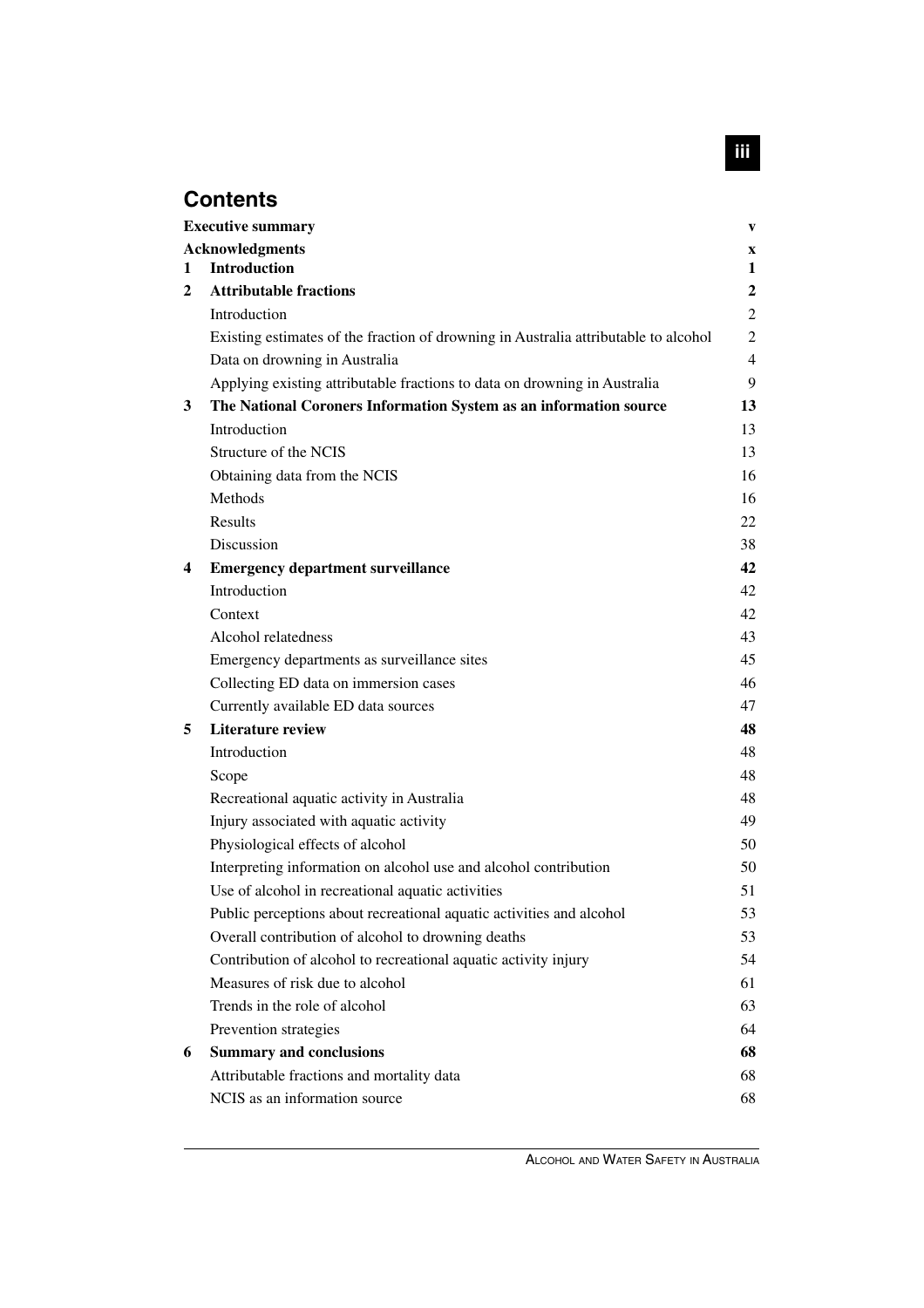# Contents

| | | |
|---|---|---|
| **Executive summary** | | **v** |
| **Acknowledgments** | | **x** |
| **1** | **Introduction** | **1** |
| **2** | **Attributable fractions** | **2** |
| | Introduction | 2 |
| | Existing estimates of the fraction of drowning in Australia attributable to alcohol | 2 |
| | Data on drowning in Australia | 4 |
| | Applying existing attributable fractions to data on drowning in Australia | 9 |
| **3** | **The National Coroners Information System as an information source** | **13** |
| | Introduction | 13 |
| | Structure of the NCIS | 13 |
| | Obtaining data from the NCIS | 16 |
| | Methods | 16 |
| | Results | 22 |
| | Discussion | 38 |
| **4** | **Emergency department surveillance** | **42** |
| | Introduction | 42 |
| | Context | 42 |
| | Alcohol relatedness | 43 |
| | Emergency departments as surveillance sites | 45 |
| | Collecting ED data on immersion cases | 46 |
| | Currently available ED data sources | 47 |
| **5** | **Literature review** | **48** |
| | Introduction | 48 |
| | Scope | 48 |
| | Recreational aquatic activity in Australia | 48 |
| | Injury associated with aquatic activity | 49 |
| | Physiological effects of alcohol | 50 |
| | Interpreting information on alcohol use and alcohol contribution | 50 |
| | Use of alcohol in recreational aquatic activities | 51 |
| | Public perceptions about recreational aquatic activities and alcohol | 53 |
| | Overall contribution of alcohol to drowning deaths | 53 |
| | Contribution of alcohol to recreational aquatic activity injury | 54 |
| | Measures of risk due to alcohol | 61 |
| | Trends in the role of alcohol | 63 |
| | Prevention strategies | 64 |
| **6** | **Summary and conclusions** | **68** |
| | Attributable fractions and mortality data | 68 |
| | NCIS as an information source | 68 |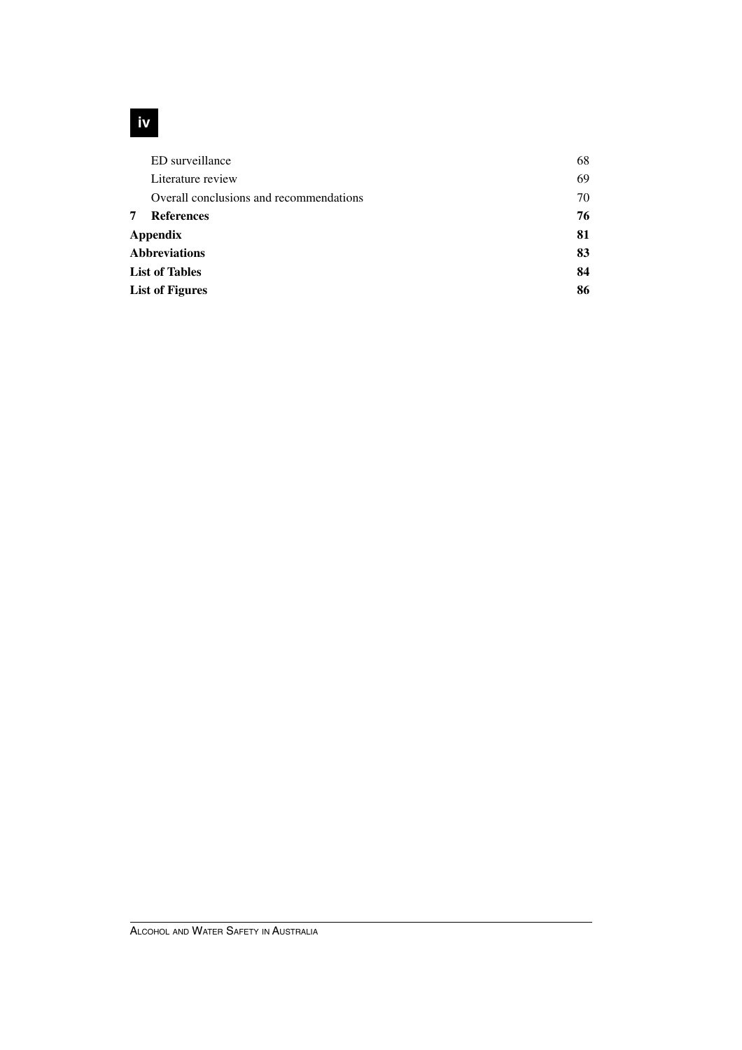| | |
|---|---|
| ED surveillance | 68 |
| Literature review | 69 |
| Overall conclusions and recommendations | 70 |
| **7 References** | **76** |
| **Appendix** | **81** |
| **Abbreviations** | **83** |
| **List of Tables** | **84** |
| **List of Figures** | **86** |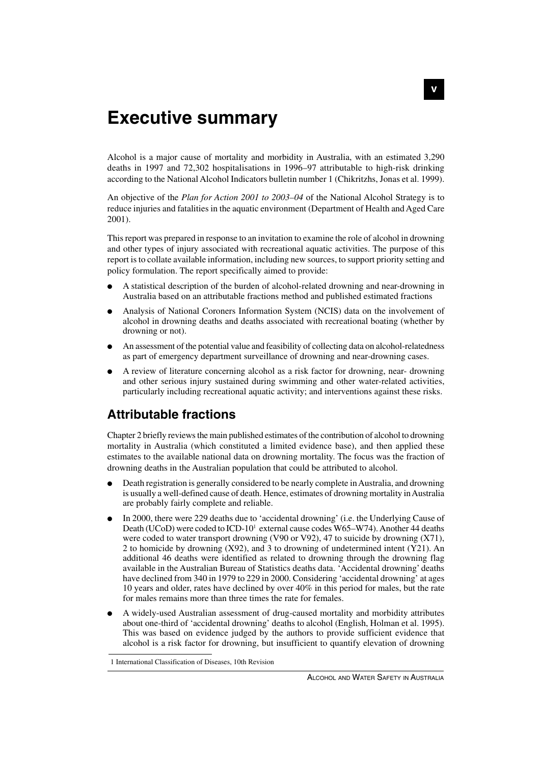# Executive summary

Alcohol is a major cause of mortality and morbidity in Australia, with an estimated 3,290 deaths in 1997 and 72,302 hospitalisations in 1996–97 attributable to high-risk drinking according to the National Alcohol Indicators bulletin number 1 (Chikritzhs, Jonas et al. 1999).

An objective of the *Plan for Action 2001 to 2003–04* of the National Alcohol Strategy is to reduce injuries and fatalities in the aquatic environment (Department of Health and Aged Care 2001).

This report was prepared in response to an invitation to examine the role of alcohol in drowning and other types of injury associated with recreational aquatic activities. The purpose of this report is to collate available information, including new sources, to support priority setting and policy formulation. The report specifically aimed to provide:

- A statistical description of the burden of alcohol-related drowning and near-drowning in Australia based on an attributable fractions method and published estimated fractions
- Analysis of National Coroners Information System (NCIS) data on the involvement of alcohol in drowning deaths and deaths associated with recreational boating (whether by drowning or not).
- An assessment of the potential value and feasibility of collecting data on alcohol-relatedness as part of emergency department surveillance of drowning and near-drowning cases.
- A review of literature concerning alcohol as a risk factor for drowning, near- drowning and other serious injury sustained during swimming and other water-related activities, particularly including recreational aquatic activity; and interventions against these risks.

## Attributable fractions

Chapter 2 briefly reviews the main published estimates of the contribution of alcohol to drowning mortality in Australia (which constituted a limited evidence base), and then applied these estimates to the available national data on drowning mortality. The focus was the fraction of drowning deaths in the Australian population that could be attributed to alcohol.

- Death registration is generally considered to be nearly complete in Australia, and drowning is usually a well-defined cause of death. Hence, estimates of drowning mortality in Australia are probably fairly complete and reliable.
- In 2000, there were 229 deaths due to 'accidental drowning' (i.e. the Underlying Cause of Death (UCoD) were coded to ICD-10[1] external cause codes W65–W74). Another 44 deaths were coded to water transport drowning (V90 or V92), 47 to suicide by drowning (X71), 2 to homicide by drowning (X92), and 3 to drowning of undetermined intent (Y21). An additional 46 deaths were identified as related to drowning through the drowning flag available in the Australian Bureau of Statistics deaths data. 'Accidental drowning' deaths have declined from 340 in 1979 to 229 in 2000. Considering 'accidental drowning' at ages 10 years and older, rates have declined by over 40% in this period for males, but the rate for males remains more than three times the rate for females.
- A widely-used Australian assessment of drug-caused mortality and morbidity attributes about one-third of 'accidental drowning' deaths to alcohol (English, Holman et al. 1995). This was based on evidence judged by the authors to provide sufficient evidence that alcohol is a risk factor for drowning, but insufficient to quantify elevation of drowning

1 International Classification of Diseases, 10th Revision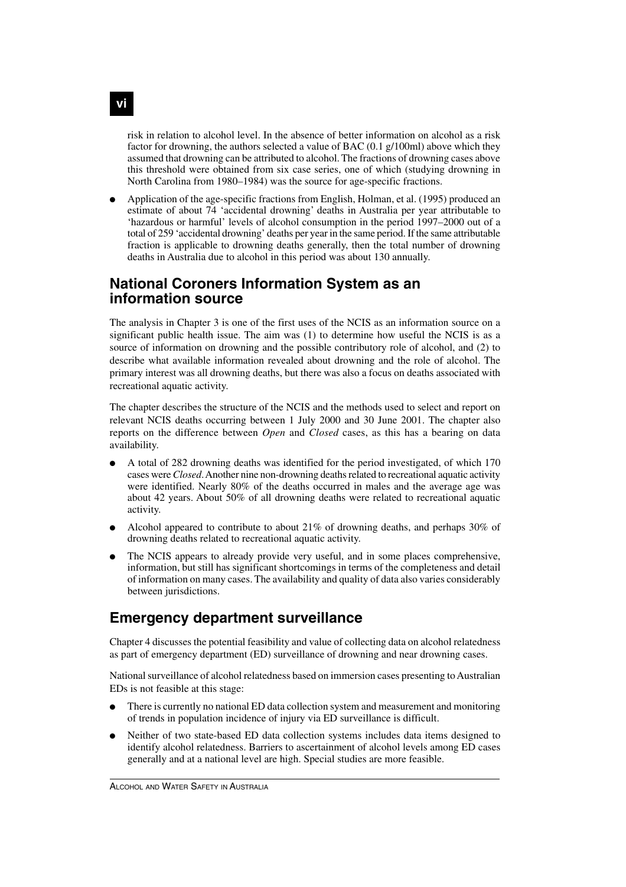risk in relation to alcohol level. In the absence of better information on alcohol as a risk factor for drowning, the authors selected a value of BAC (0.1 g/100ml) above which they assumed that drowning can be attributed to alcohol. The fractions of drowning cases above this threshold were obtained from six case series, one of which (studying drowning in North Carolina from 1980–1984) was the source for age-specific fractions.

- Application of the age-specific fractions from English, Holman, et al. (1995) produced an estimate of about 74 'accidental drowning' deaths in Australia per year attributable to 'hazardous or harmful' levels of alcohol consumption in the period 1997–2000 out of a total of 259 'accidental drowning' deaths per year in the same period. If the same attributable fraction is applicable to drowning deaths generally, then the total number of drowning deaths in Australia due to alcohol in this period was about 130 annually.

## National Coroners Information System as an information source

The analysis in Chapter 3 is one of the first uses of the NCIS as an information source on a significant public health issue. The aim was (1) to determine how useful the NCIS is as a source of information on drowning and the possible contributory role of alcohol, and (2) to describe what available information revealed about drowning and the role of alcohol. The primary interest was all drowning deaths, but there was also a focus on deaths associated with recreational aquatic activity.

The chapter describes the structure of the NCIS and the methods used to select and report on relevant NCIS deaths occurring between 1 July 2000 and 30 June 2001. The chapter also reports on the difference between *Open* and *Closed* cases, as this has a bearing on data availability.

- A total of 282 drowning deaths was identified for the period investigated, of which 170 cases were *Closed*. Another nine non-drowning deaths related to recreational aquatic activity were identified. Nearly 80% of the deaths occurred in males and the average age was about 42 years. About 50% of all drowning deaths were related to recreational aquatic activity.
- Alcohol appeared to contribute to about 21% of drowning deaths, and perhaps 30% of drowning deaths related to recreational aquatic activity.
- The NCIS appears to already provide very useful, and in some places comprehensive, information, but still has significant shortcomings in terms of the completeness and detail of information on many cases. The availability and quality of data also varies considerably between jurisdictions.

## Emergency department surveillance

Chapter 4 discusses the potential feasibility and value of collecting data on alcohol relatedness as part of emergency department (ED) surveillance of drowning and near drowning cases.

National surveillance of alcohol relatedness based on immersion cases presenting to Australian EDs is not feasible at this stage:

- There is currently no national ED data collection system and measurement and monitoring of trends in population incidence of injury via ED surveillance is difficult.
- Neither of two state-based ED data collection systems includes data items designed to identify alcohol relatedness. Barriers to ascertainment of alcohol levels among ED cases generally and at a national level are high. Special studies are more feasible.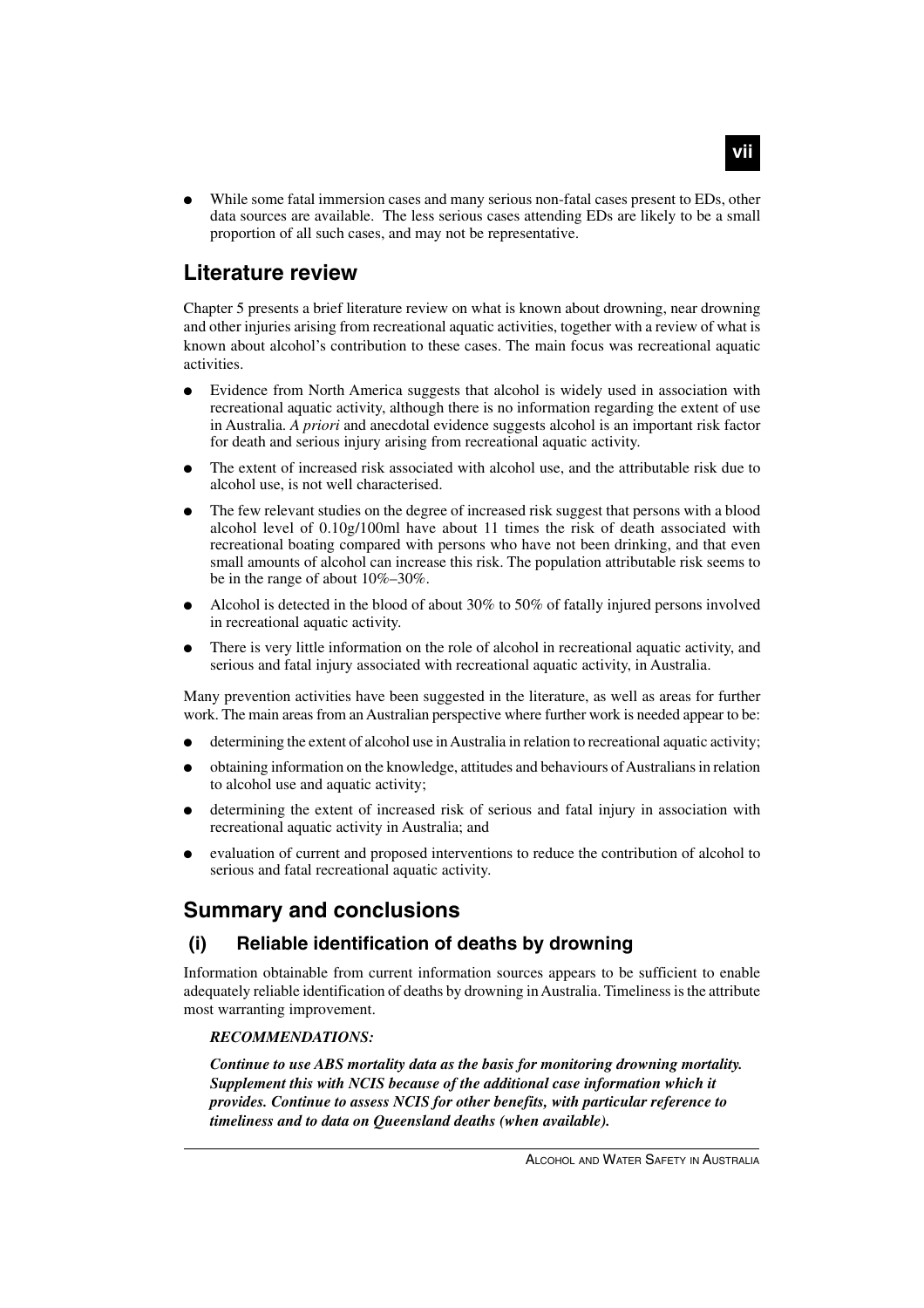- While some fatal immersion cases and many serious non-fatal cases present to EDs, other data sources are available. The less serious cases attending EDs are likely to be a small proportion of all such cases, and may not be representative.

## Literature review

Chapter 5 presents a brief literature review on what is known about drowning, near drowning and other injuries arising from recreational aquatic activities, together with a review of what is known about alcohol's contribution to these cases. The main focus was recreational aquatic activities.

- Evidence from North America suggests that alcohol is widely used in association with recreational aquatic activity, although there is no information regarding the extent of use in Australia. *A priori* and anecdotal evidence suggests alcohol is an important risk factor for death and serious injury arising from recreational aquatic activity.
- The extent of increased risk associated with alcohol use, and the attributable risk due to alcohol use, is not well characterised.
- The few relevant studies on the degree of increased risk suggest that persons with a blood alcohol level of 0.10g/100ml have about 11 times the risk of death associated with recreational boating compared with persons who have not been drinking, and that even small amounts of alcohol can increase this risk. The population attributable risk seems to be in the range of about 10%–30%.
- Alcohol is detected in the blood of about 30% to 50% of fatally injured persons involved in recreational aquatic activity.
- There is very little information on the role of alcohol in recreational aquatic activity, and serious and fatal injury associated with recreational aquatic activity, in Australia.

Many prevention activities have been suggested in the literature, as well as areas for further work. The main areas from an Australian perspective where further work is needed appear to be:

- determining the extent of alcohol use in Australia in relation to recreational aquatic activity;
- obtaining information on the knowledge, attitudes and behaviours of Australians in relation to alcohol use and aquatic activity;
- determining the extent of increased risk of serious and fatal injury in association with recreational aquatic activity in Australia; and
- evaluation of current and proposed interventions to reduce the contribution of alcohol to serious and fatal recreational aquatic activity.

## Summary and conclusions

### (i) Reliable identification of deaths by drowning

Information obtainable from current information sources appears to be sufficient to enable adequately reliable identification of deaths by drowning in Australia. Timeliness is the attribute most warranting improvement.

***RECOMMENDATIONS:***

***Continue to use ABS mortality data as the basis for monitoring drowning mortality. Supplement this with NCIS because of the additional case information which it provides. Continue to assess NCIS for other benefits, with particular reference to timeliness and to data on Queensland deaths (when available).***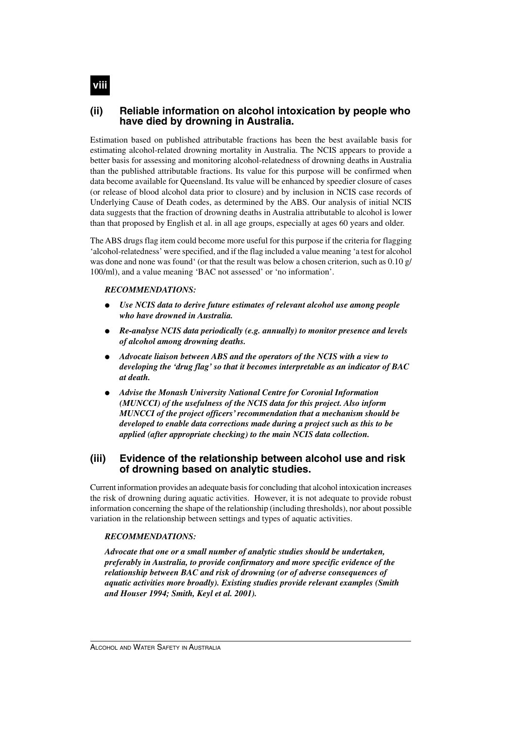## (ii) Reliable information on alcohol intoxication by people who have died by drowning in Australia.

Estimation based on published attributable fractions has been the best available basis for estimating alcohol-related drowning mortality in Australia. The NCIS appears to provide a better basis for assessing and monitoring alcohol-relatedness of drowning deaths in Australia than the published attributable fractions. Its value for this purpose will be confirmed when data become available for Queensland. Its value will be enhanced by speedier closure of cases (or release of blood alcohol data prior to closure) and by inclusion in NCIS case records of Underlying Cause of Death codes, as determined by the ABS. Our analysis of initial NCIS data suggests that the fraction of drowning deaths in Australia attributable to alcohol is lower than that proposed by English et al. in all age groups, especially at ages 60 years and older.

The ABS drugs flag item could become more useful for this purpose if the criteria for flagging 'alcohol-relatedness' were specified, and if the flag included a value meaning 'a test for alcohol was done and none was found' (or that the result was below a chosen criterion, such as 0.10 g/100/ml), and a value meaning 'BAC not assessed' or 'no information'.

***RECOMMENDATIONS:***

- ***Use NCIS data to derive future estimates of relevant alcohol use among people who have drowned in Australia.***
- ***Re-analyse NCIS data periodically (e.g. annually) to monitor presence and levels of alcohol among drowning deaths.***
- ***Advocate liaison between ABS and the operators of the NCIS with a view to developing the 'drug flag' so that it becomes interpretable as an indicator of BAC at death.***
- ***Advise the Monash University National Centre for Coronial Information (MUNCCI) of the usefulness of the NCIS data for this project. Also inform MUNCCI of the project officers' recommendation that a mechanism should be developed to enable data corrections made during a project such as this to be applied (after appropriate checking) to the main NCIS data collection.***

## (iii) Evidence of the relationship between alcohol use and risk of drowning based on analytic studies.

Current information provides an adequate basis for concluding that alcohol intoxication increases the risk of drowning during aquatic activities. However, it is not adequate to provide robust information concerning the shape of the relationship (including thresholds), nor about possible variation in the relationship between settings and types of aquatic activities.

***RECOMMENDATIONS:***

***Advocate that one or a small number of analytic studies should be undertaken, preferably in Australia, to provide confirmatory and more specific evidence of the relationship between BAC and risk of drowning (or of adverse consequences of aquatic activities more broadly). Existing studies provide relevant examples (Smith and Houser 1994; Smith, Keyl et al. 2001).***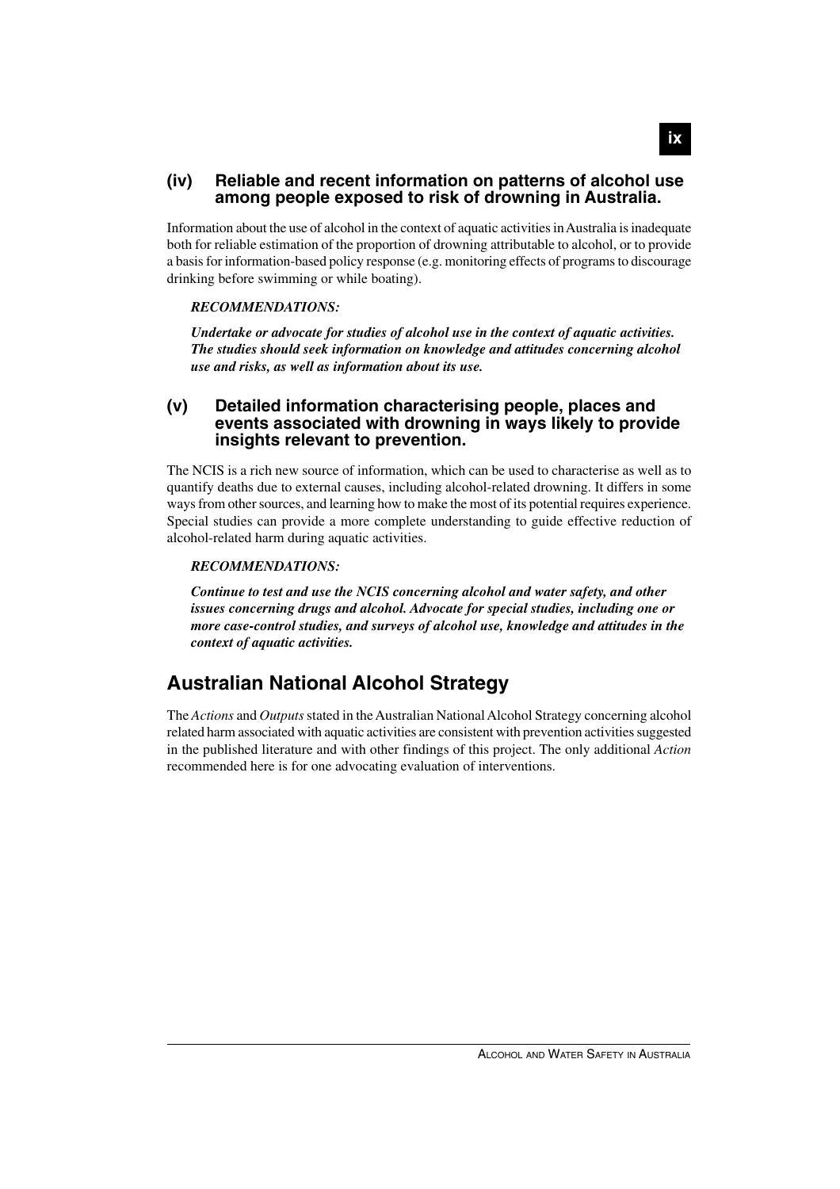### (iv) Reliable and recent information on patterns of alcohol use among people exposed to risk of drowning in Australia.

Information about the use of alcohol in the context of aquatic activities in Australia is inadequate both for reliable estimation of the proportion of drowning attributable to alcohol, or to provide a basis for information-based policy response (e.g. monitoring effects of programs to discourage drinking before swimming or while boating).

***RECOMMENDATIONS:***

***Undertake or advocate for studies of alcohol use in the context of aquatic activities. The studies should seek information on knowledge and attitudes concerning alcohol use and risks, as well as information about its use.***

### (v) Detailed information characterising people, places and events associated with drowning in ways likely to provide insights relevant to prevention.

The NCIS is a rich new source of information, which can be used to characterise as well as to quantify deaths due to external causes, including alcohol-related drowning. It differs in some ways from other sources, and learning how to make the most of its potential requires experience. Special studies can provide a more complete understanding to guide effective reduction of alcohol-related harm during aquatic activities.

***RECOMMENDATIONS:***

***Continue to test and use the NCIS concerning alcohol and water safety, and other issues concerning drugs and alcohol. Advocate for special studies, including one or more case-control studies, and surveys of alcohol use, knowledge and attitudes in the context of aquatic activities.***

## Australian National Alcohol Strategy

The *Actions* and *Outputs* stated in the Australian National Alcohol Strategy concerning alcohol related harm associated with aquatic activities are consistent with prevention activities suggested in the published literature and with other findings of this project. The only additional *Action* recommended here is for one advocating evaluation of interventions.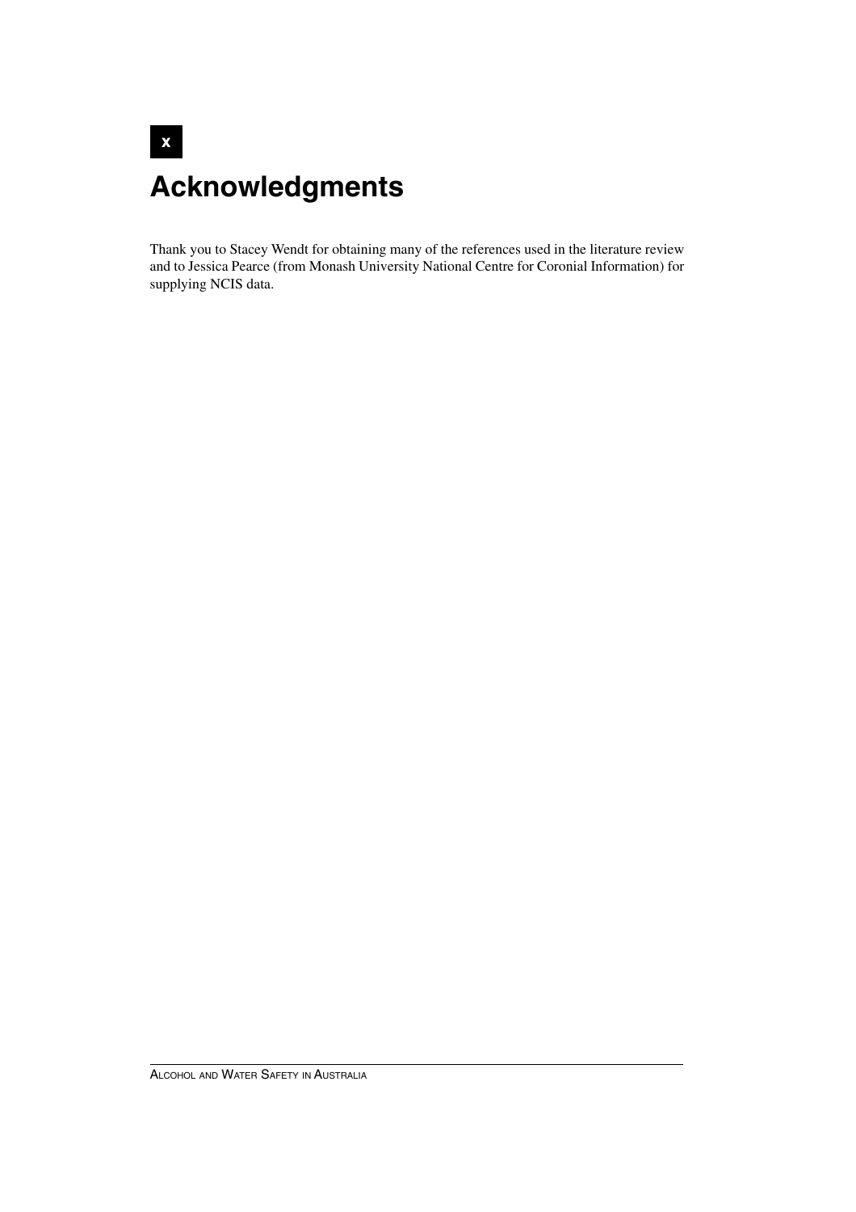# Acknowledgments

Thank you to Stacey Wendt for obtaining many of the references used in the literature review and to Jessica Pearce (from Monash University National Centre for Coronial Information) for supplying NCIS data.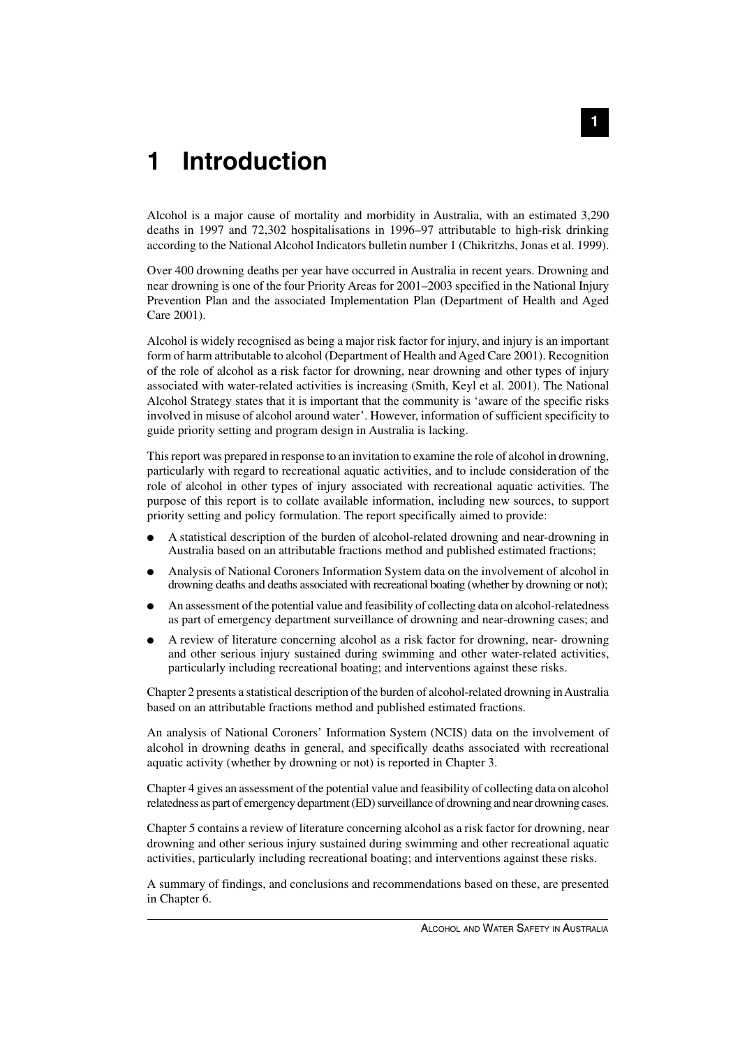# 1 Introduction

Alcohol is a major cause of mortality and morbidity in Australia, with an estimated 3,290 deaths in 1997 and 72,302 hospitalisations in 1996–97 attributable to high-risk drinking according to the National Alcohol Indicators bulletin number 1 (Chikritzhs, Jonas et al. 1999).

Over 400 drowning deaths per year have occurred in Australia in recent years. Drowning and near drowning is one of the four Priority Areas for 2001–2003 specified in the National Injury Prevention Plan and the associated Implementation Plan (Department of Health and Aged Care 2001).

Alcohol is widely recognised as being a major risk factor for injury, and injury is an important form of harm attributable to alcohol (Department of Health and Aged Care 2001). Recognition of the role of alcohol as a risk factor for drowning, near drowning and other types of injury associated with water-related activities is increasing (Smith, Keyl et al. 2001). The National Alcohol Strategy states that it is important that the community is 'aware of the specific risks involved in misuse of alcohol around water'. However, information of sufficient specificity to guide priority setting and program design in Australia is lacking.

This report was prepared in response to an invitation to examine the role of alcohol in drowning, particularly with regard to recreational aquatic activities, and to include consideration of the role of alcohol in other types of injury associated with recreational aquatic activities. The purpose of this report is to collate available information, including new sources, to support priority setting and policy formulation. The report specifically aimed to provide:

- A statistical description of the burden of alcohol-related drowning and near-drowning in Australia based on an attributable fractions method and published estimated fractions;
- Analysis of National Coroners Information System data on the involvement of alcohol in drowning deaths and deaths associated with recreational boating (whether by drowning or not);
- An assessment of the potential value and feasibility of collecting data on alcohol-relatedness as part of emergency department surveillance of drowning and near-drowning cases; and
- A review of literature concerning alcohol as a risk factor for drowning, near- drowning and other serious injury sustained during swimming and other water-related activities, particularly including recreational boating; and interventions against these risks.

Chapter 2 presents a statistical description of the burden of alcohol-related drowning in Australia based on an attributable fractions method and published estimated fractions.

An analysis of National Coroners' Information System (NCIS) data on the involvement of alcohol in drowning deaths in general, and specifically deaths associated with recreational aquatic activity (whether by drowning or not) is reported in Chapter 3.

Chapter 4 gives an assessment of the potential value and feasibility of collecting data on alcohol relatedness as part of emergency department (ED) surveillance of drowning and near drowning cases.

Chapter 5 contains a review of literature concerning alcohol as a risk factor for drowning, near drowning and other serious injury sustained during swimming and other recreational aquatic activities, particularly including recreational boating; and interventions against these risks.

A summary of findings, and conclusions and recommendations based on these, are presented in Chapter 6.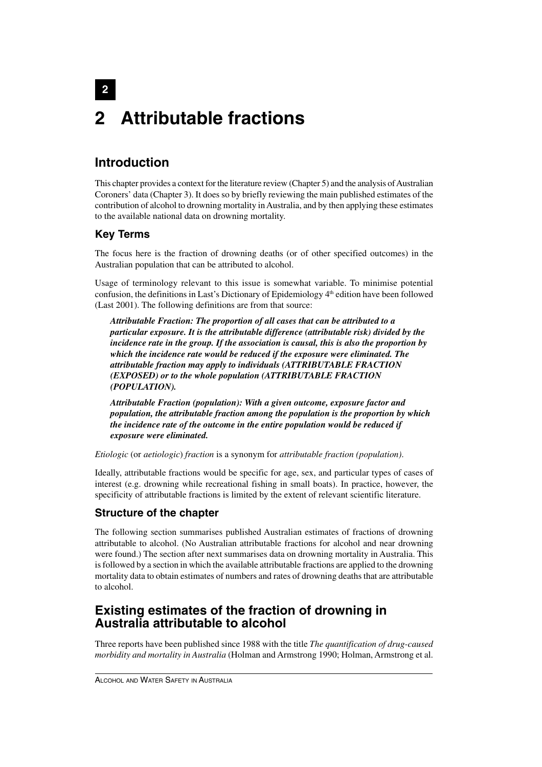# 2 Attributable fractions

## Introduction

This chapter provides a context for the literature review (Chapter 5) and the analysis of Australian Coroners' data (Chapter 3). It does so by briefly reviewing the main published estimates of the contribution of alcohol to drowning mortality in Australia, and by then applying these estimates to the available national data on drowning mortality.

### Key Terms

The focus here is the fraction of drowning deaths (or of other specified outcomes) in the Australian population that can be attributed to alcohol.

Usage of terminology relevant to this issue is somewhat variable. To minimise potential confusion, the definitions in Last's Dictionary of Epidemiology 4th edition have been followed (Last 2001). The following definitions are from that source:

> ***Attributable Fraction: The proportion of all cases that can be attributed to a particular exposure. It is the attributable difference (attributable risk) divided by the incidence rate in the group. If the association is causal, this is also the proportion by which the incidence rate would be reduced if the exposure were eliminated. The attributable fraction may apply to individuals (ATTRIBUTABLE FRACTION (EXPOSED) or to the whole population (ATTRIBUTABLE FRACTION (POPULATION).***
>
> ***Attributable Fraction (population): With a given outcome, exposure factor and population, the attributable fraction among the population is the proportion by which the incidence rate of the outcome in the entire population would be reduced if exposure were eliminated.***

*Etiologic* (or *aetiologic*) *fraction* is a synonym for *attributable fraction (population)*.

Ideally, attributable fractions would be specific for age, sex, and particular types of cases of interest (e.g. drowning while recreational fishing in small boats). In practice, however, the specificity of attributable fractions is limited by the extent of relevant scientific literature.

### Structure of the chapter

The following section summarises published Australian estimates of fractions of drowning attributable to alcohol. (No Australian attributable fractions for alcohol and near drowning were found.) The section after next summarises data on drowning mortality in Australia. This is followed by a section in which the available attributable fractions are applied to the drowning mortality data to obtain estimates of numbers and rates of drowning deaths that are attributable to alcohol.

## Existing estimates of the fraction of drowning in Australia attributable to alcohol

Three reports have been published since 1988 with the title *The quantification of drug-caused morbidity and mortality in Australia* (Holman and Armstrong 1990; Holman, Armstrong et al.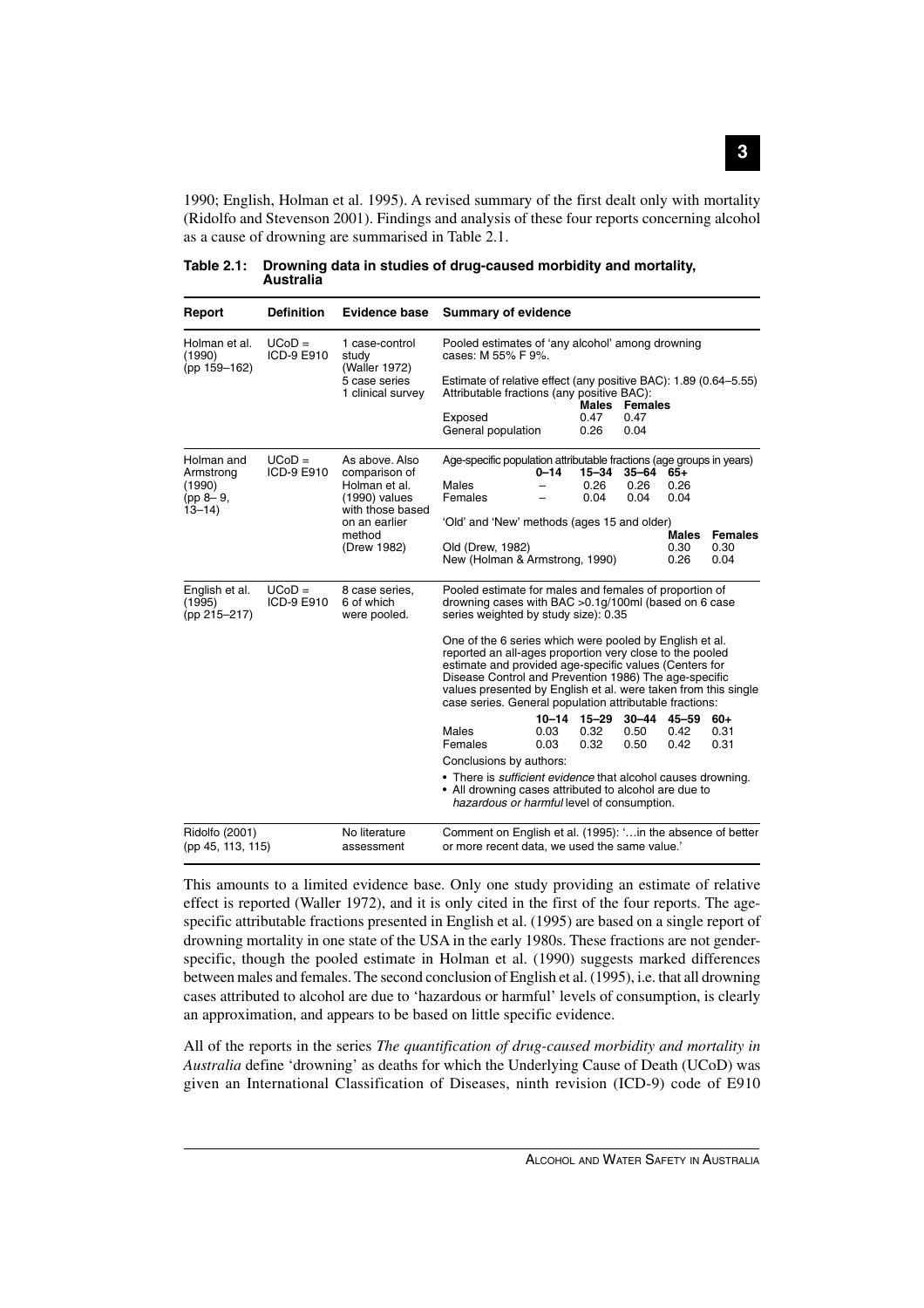1990; English, Holman et al. 1995). A revised summary of the first dealt only with mortality (Ridolfo and Stevenson 2001). Findings and analysis of these four reports concerning alcohol as a cause of drowning are summarised in Table 2.1.

**Table 2.1: Drowning data in studies of drug-caused morbidity and mortality, Australia**

| Report | Definition | Evidence base | Summary of evidence |
|---|---|---|---|
| Holman et al. (1990) (pp 159–162) | UCoD = ICD-9 E910 | 1 case-control study (Waller 1972)<br>5 case series<br>1 clinical survey | Pooled estimates of 'any alcohol' among drowning cases: M 55% F 9%.<br><br>Estimate of relative effect (any positive BAC): 1.89 (0.64–5.55)<br>Attributable fractions (any positive BAC):<br>Males / Females<br>Exposed: 0.47 / 0.47<br>General population: 0.26 / 0.04 |
| Holman and Armstrong (1990) (pp 8–9, 13–14) | UCoD = ICD-9 E910 | As above. Also comparison of Holman et al. (1990) values with those based on an earlier method (Drew 1982) | Age-specific population attributable fractions (age groups in years)<br>0–14 / 15–34 / 35–64 / 65+<br>Males: – / 0.26 / 0.26 / 0.26<br>Females: – / 0.04 / 0.04 / 0.04<br><br>'Old' and 'New' methods (ages 15 and older)<br>Males / Females<br>Old (Drew, 1982): 0.30 / 0.30<br>New (Holman & Armstrong, 1990): 0.26 / 0.04 |
| English et al. (1995) (pp 215–217) | UCoD = ICD-9 E910 | 8 case series, 6 of which were pooled. | Pooled estimate for males and females of proportion of drowning cases with BAC >0.1g/100ml (based on 6 case series weighted by study size): 0.35<br><br>One of the 6 series which were pooled by English et al. reported an all-ages proportion very close to the pooled estimate and provided age-specific values (Centers for Disease Control and Prevention 1986) The age-specific values presented by English et al. were taken from this single case series. General population attributable fractions:<br>10–14 / 15–29 / 30–44 / 45–59 / 60+<br>Males: 0.03 / 0.32 / 0.50 / 0.42 / 0.31<br>Females: 0.03 / 0.32 / 0.50 / 0.42 / 0.31<br><br>Conclusions by authors:<br>• There is *sufficient evidence* that alcohol causes drowning.<br>• All drowning cases attributed to alcohol are due to *hazardous or harmful* level of consumption. |
| Ridolfo (2001) (pp 45, 113, 115) | | No literature assessment | Comment on English et al. (1995): '…in the absence of better or more recent data, we used the same value.' |

This amounts to a limited evidence base. Only one study providing an estimate of relative effect is reported (Waller 1972), and it is only cited in the first of the four reports. The age-specific attributable fractions presented in English et al. (1995) are based on a single report of drowning mortality in one state of the USA in the early 1980s. These fractions are not gender-specific, though the pooled estimate in Holman et al. (1990) suggests marked differences between males and females. The second conclusion of English et al. (1995), i.e. that all drowning cases attributed to alcohol are due to 'hazardous or harmful' levels of consumption, is clearly an approximation, and appears to be based on little specific evidence.

All of the reports in the series *The quantification of drug-caused morbidity and mortality in Australia* define 'drowning' as deaths for which the Underlying Cause of Death (UCoD) was given an International Classification of Diseases, ninth revision (ICD-9) code of E910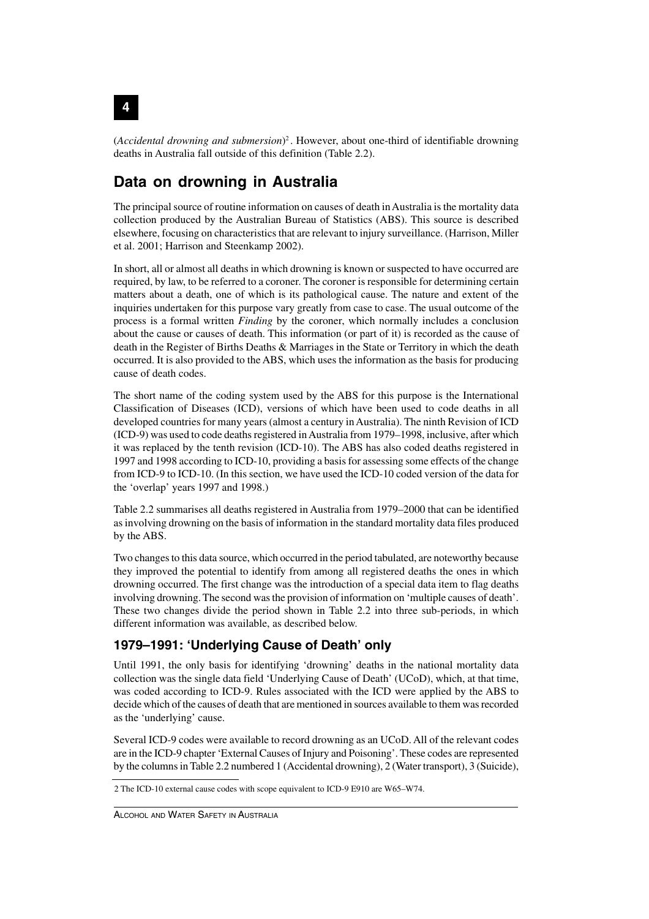(*Accidental drowning and submersion*)[2]. However, about one-third of identifiable drowning deaths in Australia fall outside of this definition (Table 2.2).

## Data on drowning in Australia

The principal source of routine information on causes of death in Australia is the mortality data collection produced by the Australian Bureau of Statistics (ABS). This source is described elsewhere, focusing on characteristics that are relevant to injury surveillance. (Harrison, Miller et al. 2001; Harrison and Steenkamp 2002).

In short, all or almost all deaths in which drowning is known or suspected to have occurred are required, by law, to be referred to a coroner. The coroner is responsible for determining certain matters about a death, one of which is its pathological cause. The nature and extent of the inquiries undertaken for this purpose vary greatly from case to case. The usual outcome of the process is a formal written *Finding* by the coroner, which normally includes a conclusion about the cause or causes of death. This information (or part of it) is recorded as the cause of death in the Register of Births Deaths & Marriages in the State or Territory in which the death occurred. It is also provided to the ABS, which uses the information as the basis for producing cause of death codes.

The short name of the coding system used by the ABS for this purpose is the International Classification of Diseases (ICD), versions of which have been used to code deaths in all developed countries for many years (almost a century in Australia). The ninth Revision of ICD (ICD-9) was used to code deaths registered in Australia from 1979–1998, inclusive, after which it was replaced by the tenth revision (ICD-10). The ABS has also coded deaths registered in 1997 and 1998 according to ICD-10, providing a basis for assessing some effects of the change from ICD-9 to ICD-10. (In this section, we have used the ICD-10 coded version of the data for the 'overlap' years 1997 and 1998.)

Table 2.2 summarises all deaths registered in Australia from 1979–2000 that can be identified as involving drowning on the basis of information in the standard mortality data files produced by the ABS.

Two changes to this data source, which occurred in the period tabulated, are noteworthy because they improved the potential to identify from among all registered deaths the ones in which drowning occurred. The first change was the introduction of a special data item to flag deaths involving drowning. The second was the provision of information on 'multiple causes of death'. These two changes divide the period shown in Table 2.2 into three sub-periods, in which different information was available, as described below.

### 1979–1991: 'Underlying Cause of Death' only

Until 1991, the only basis for identifying 'drowning' deaths in the national mortality data collection was the single data field 'Underlying Cause of Death' (UCoD), which, at that time, was coded according to ICD-9. Rules associated with the ICD were applied by the ABS to decide which of the causes of death that are mentioned in sources available to them was recorded as the 'underlying' cause.

Several ICD-9 codes were available to record drowning as an UCoD. All of the relevant codes are in the ICD-9 chapter 'External Causes of Injury and Poisoning'. These codes are represented by the columns in Table 2.2 numbered 1 (Accidental drowning), 2 (Water transport), 3 (Suicide),

2 The ICD-10 external cause codes with scope equivalent to ICD-9 E910 are W65–W74.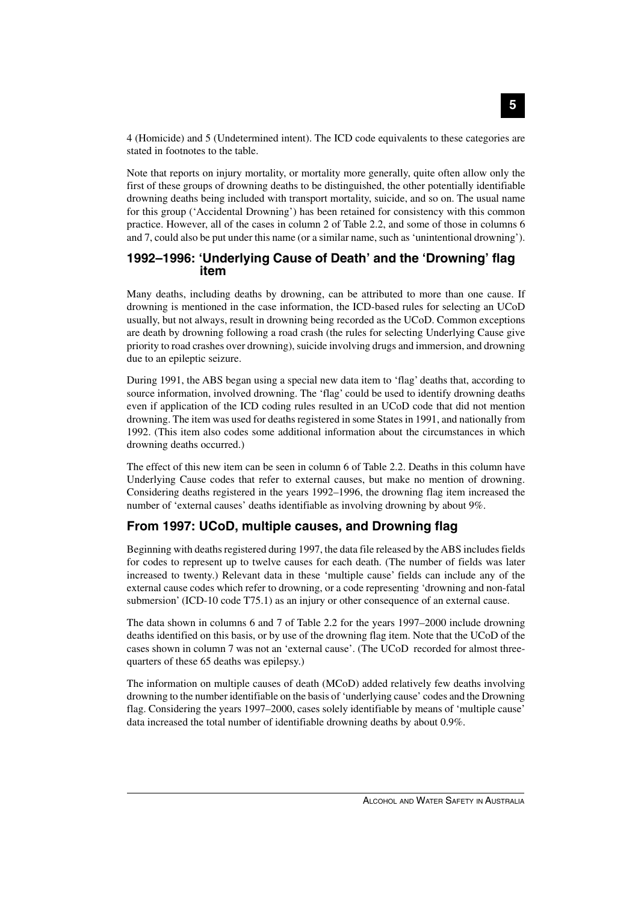4 (Homicide) and 5 (Undetermined intent). The ICD code equivalents to these categories are stated in footnotes to the table.

Note that reports on injury mortality, or mortality more generally, quite often allow only the first of these groups of drowning deaths to be distinguished, the other potentially identifiable drowning deaths being included with transport mortality, suicide, and so on. The usual name for this group ('Accidental Drowning') has been retained for consistency with this common practice. However, all of the cases in column 2 of Table 2.2, and some of those in columns 6 and 7, could also be put under this name (or a similar name, such as 'unintentional drowning').

### 1992–1996: 'Underlying Cause of Death' and the 'Drowning' flag item

Many deaths, including deaths by drowning, can be attributed to more than one cause. If drowning is mentioned in the case information, the ICD-based rules for selecting an UCoD usually, but not always, result in drowning being recorded as the UCoD. Common exceptions are death by drowning following a road crash (the rules for selecting Underlying Cause give priority to road crashes over drowning), suicide involving drugs and immersion, and drowning due to an epileptic seizure.

During 1991, the ABS began using a special new data item to 'flag' deaths that, according to source information, involved drowning. The 'flag' could be used to identify drowning deaths even if application of the ICD coding rules resulted in an UCoD code that did not mention drowning. The item was used for deaths registered in some States in 1991, and nationally from 1992. (This item also codes some additional information about the circumstances in which drowning deaths occurred.)

The effect of this new item can be seen in column 6 of Table 2.2. Deaths in this column have Underlying Cause codes that refer to external causes, but make no mention of drowning. Considering deaths registered in the years 1992–1996, the drowning flag item increased the number of 'external causes' deaths identifiable as involving drowning by about 9%.

### From 1997: UCoD, multiple causes, and Drowning flag

Beginning with deaths registered during 1997, the data file released by the ABS includes fields for codes to represent up to twelve causes for each death. (The number of fields was later increased to twenty.) Relevant data in these 'multiple cause' fields can include any of the external cause codes which refer to drowning, or a code representing 'drowning and non-fatal submersion' (ICD-10 code T75.1) as an injury or other consequence of an external cause.

The data shown in columns 6 and 7 of Table 2.2 for the years 1997–2000 include drowning deaths identified on this basis, or by use of the drowning flag item. Note that the UCoD of the cases shown in column 7 was not an 'external cause'. (The UCoD recorded for almost three-quarters of these 65 deaths was epilepsy.)

The information on multiple causes of death (MCoD) added relatively few deaths involving drowning to the number identifiable on the basis of 'underlying cause' codes and the Drowning flag. Considering the years 1997–2000, cases solely identifiable by means of 'multiple cause' data increased the total number of identifiable drowning deaths by about 0.9%.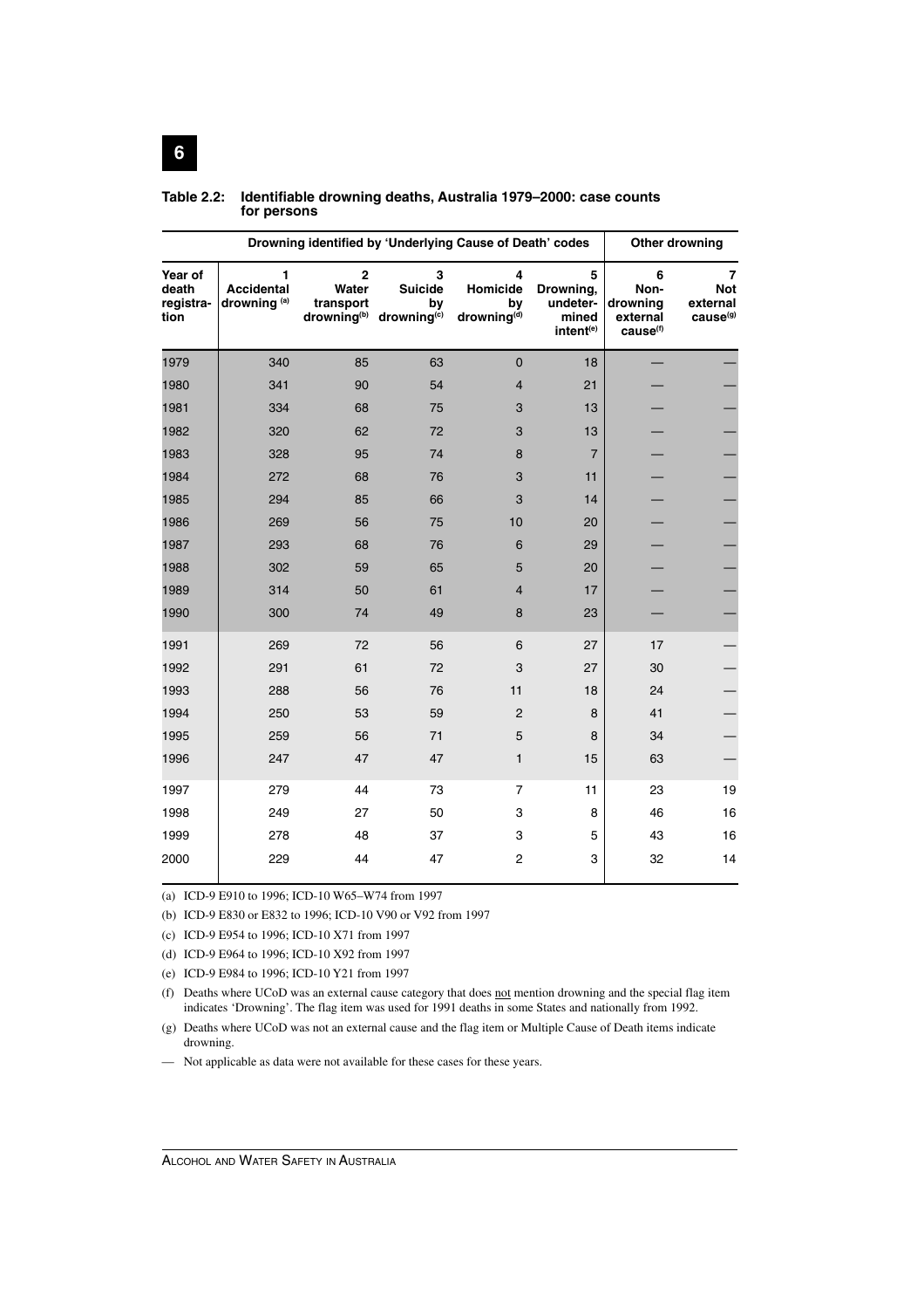**Table 2.2: Identifiable drowning deaths, Australia 1979–2000: case counts for persons**

| | Drowning identified by 'Underlying Cause of Death' codes | | | | | Other drowning | |
|---|---|---|---|---|---|---|---|
| Year of death registration | 1 Accidental drowning [(a)] | 2 Water transport drowning[(b)] | 3 Suicide by drowning[(c)] | 4 Homicide by drowning[(d)] | 5 Drowning, undetermined intent[(e)] | 6 Non-drowning external cause[(f)] | 7 Not external cause[(g)] |
| 1979 | 340 | 85 | 63 | 0 | 18 | — | — |
| 1980 | 341 | 90 | 54 | 4 | 21 | — | — |
| 1981 | 334 | 68 | 75 | 3 | 13 | — | — |
| 1982 | 320 | 62 | 72 | 3 | 13 | — | — |
| 1983 | 328 | 95 | 74 | 8 | 7 | — | — |
| 1984 | 272 | 68 | 76 | 3 | 11 | — | — |
| 1985 | 294 | 85 | 66 | 3 | 14 | — | — |
| 1986 | 269 | 56 | 75 | 10 | 20 | — | — |
| 1987 | 293 | 68 | 76 | 6 | 29 | — | — |
| 1988 | 302 | 59 | 65 | 5 | 20 | — | — |
| 1989 | 314 | 50 | 61 | 4 | 17 | — | — |
| 1990 | 300 | 74 | 49 | 8 | 23 | — | — |
| 1991 | 269 | 72 | 56 | 6 | 27 | 17 | — |
| 1992 | 291 | 61 | 72 | 3 | 27 | 30 | — |
| 1993 | 288 | 56 | 76 | 11 | 18 | 24 | — |
| 1994 | 250 | 53 | 59 | 2 | 8 | 41 | — |
| 1995 | 259 | 56 | 71 | 5 | 8 | 34 | — |
| 1996 | 247 | 47 | 47 | 1 | 15 | 63 | — |
| 1997 | 279 | 44 | 73 | 7 | 11 | 23 | 19 |
| 1998 | 249 | 27 | 50 | 3 | 8 | 46 | 16 |
| 1999 | 278 | 48 | 37 | 3 | 5 | 43 | 16 |
| 2000 | 229 | 44 | 47 | 2 | 3 | 32 | 14 |

(a) ICD-9 E910 to 1996; ICD-10 W65–W74 from 1997

(b) ICD-9 E830 or E832 to 1996; ICD-10 V90 or V92 from 1997

(c) ICD-9 E954 to 1996; ICD-10 X71 from 1997

(d) ICD-9 E964 to 1996; ICD-10 X92 from 1997

(e) ICD-9 E984 to 1996; ICD-10 Y21 from 1997

(f) Deaths where UCoD was an external cause category that does not mention drowning and the special flag item indicates 'Drowning'. The flag item was used for 1991 deaths in some States and nationally from 1992.

(g) Deaths where UCoD was not an external cause and the flag item or Multiple Cause of Death items indicate drowning.

— Not applicable as data were not available for these cases for these years.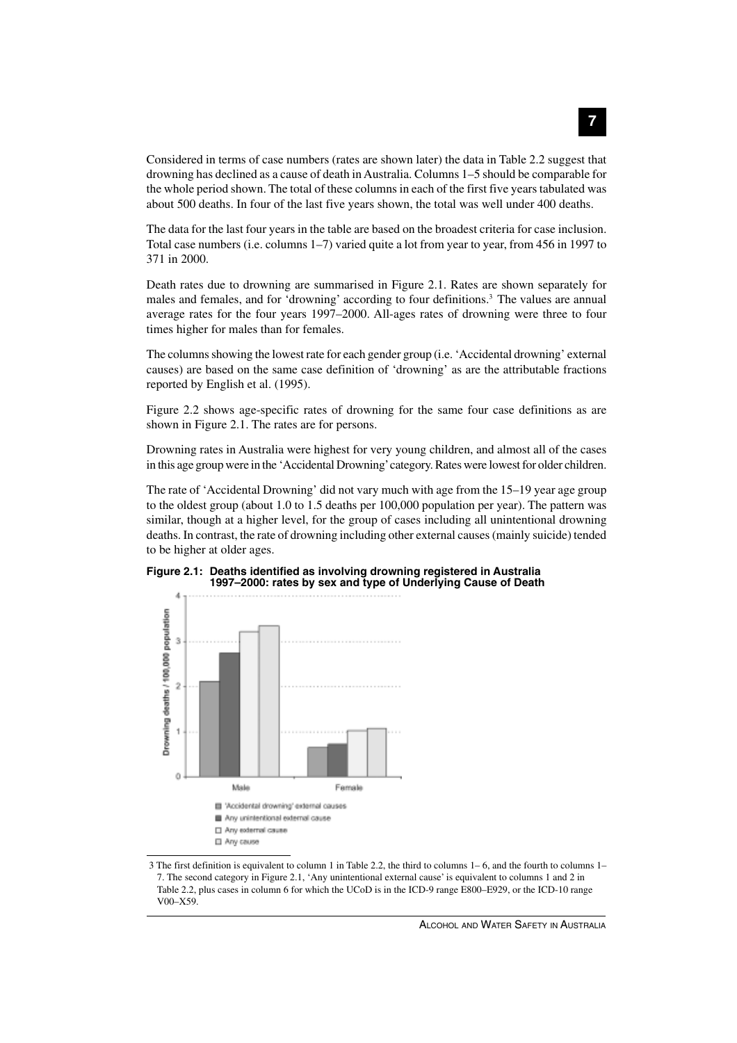Considered in terms of case numbers (rates are shown later) the data in Table 2.2 suggest that drowning has declined as a cause of death in Australia. Columns 1–5 should be comparable for the whole period shown. The total of these columns in each of the first five years tabulated was about 500 deaths. In four of the last five years shown, the total was well under 400 deaths.

The data for the last four years in the table are based on the broadest criteria for case inclusion. Total case numbers (i.e. columns 1–7) varied quite a lot from year to year, from 456 in 1997 to 371 in 2000.

Death rates due to drowning are summarised in Figure 2.1. Rates are shown separately for males and females, and for 'drowning' according to four definitions.[3] The values are annual average rates for the four years 1997–2000. All-ages rates of drowning were three to four times higher for males than for females.

The columns showing the lowest rate for each gender group (i.e. 'Accidental drowning' external causes) are based on the same case definition of 'drowning' as are the attributable fractions reported by English et al. (1995).

Figure 2.2 shows age-specific rates of drowning for the same four case definitions as are shown in Figure 2.1. The rates are for persons.

Drowning rates in Australia were highest for very young children, and almost all of the cases in this age group were in the 'Accidental Drowning' category. Rates were lowest for older children.

The rate of 'Accidental Drowning' did not vary much with age from the 15–19 year age group to the oldest group (about 1.0 to 1.5 deaths per 100,000 population per year). The pattern was similar, though at a higher level, for the group of cases including all unintentional drowning deaths. In contrast, the rate of drowning including other external causes (mainly suicide) tended to be higher at older ages.

**Figure 2.1: Deaths identified as involving drowning registered in Australia 1997–2000: rates by sex and type of Underlying Cause of Death**

Drowning deaths / 100,000 population

Male | Female

- 'Accidental drowning' external causes
- Any unintentional external cause
- Any external cause
- Any cause

3 The first definition is equivalent to column 1 in Table 2.2, the third to columns 1– 6, and the fourth to columns 1–7. The second category in Figure 2.1, 'Any unintentional external cause' is equivalent to columns 1 and 2 in Table 2.2, plus cases in column 6 for which the UCoD is in the ICD-9 range E800–E929, or the ICD-10 range V00–X59.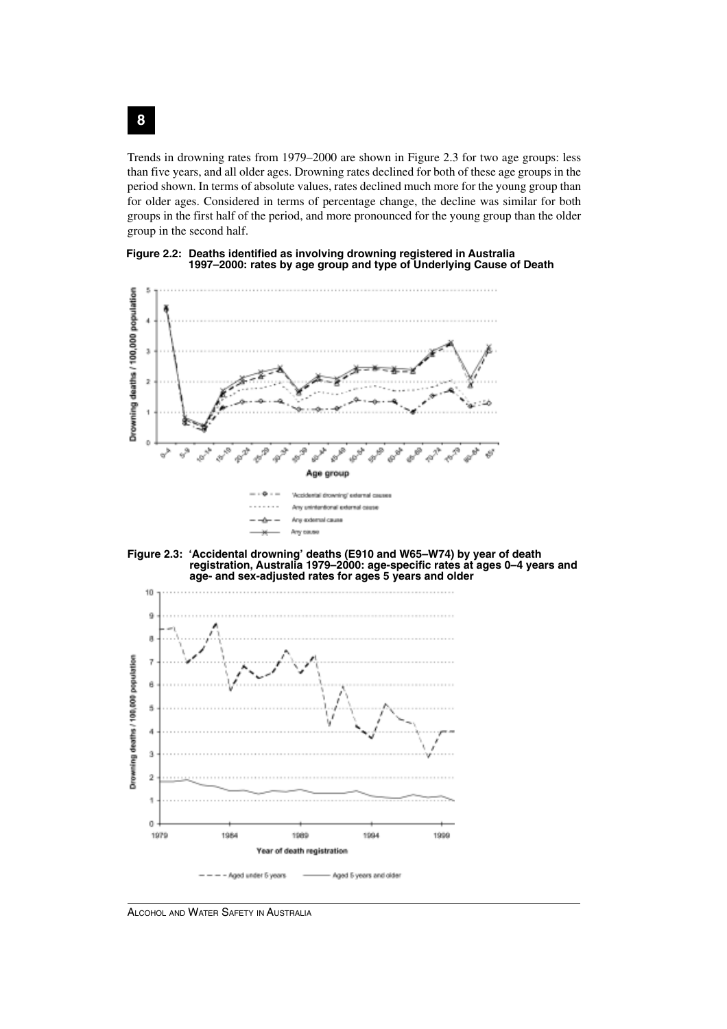Trends in drowning rates from 1979–2000 are shown in Figure 2.3 for two age groups: less than five years, and all older ages. Drowning rates declined for both of these age groups in the period shown. In terms of absolute values, rates declined much more for the young group than for older ages. Considered in terms of percentage change, the decline was similar for both groups in the first half of the period, and more pronounced for the young group than the older group in the second half.

**Figure 2.2: Deaths identified as involving drowning registered in Australia 1997–2000: rates by age group and type of Underlying Cause of Death**

**Figure 2.3: 'Accidental drowning' deaths (E910 and W65–W74) by year of death registration, Australia 1979–2000: age-specific rates at ages 0–4 years and age- and sex-adjusted rates for ages 5 years and older**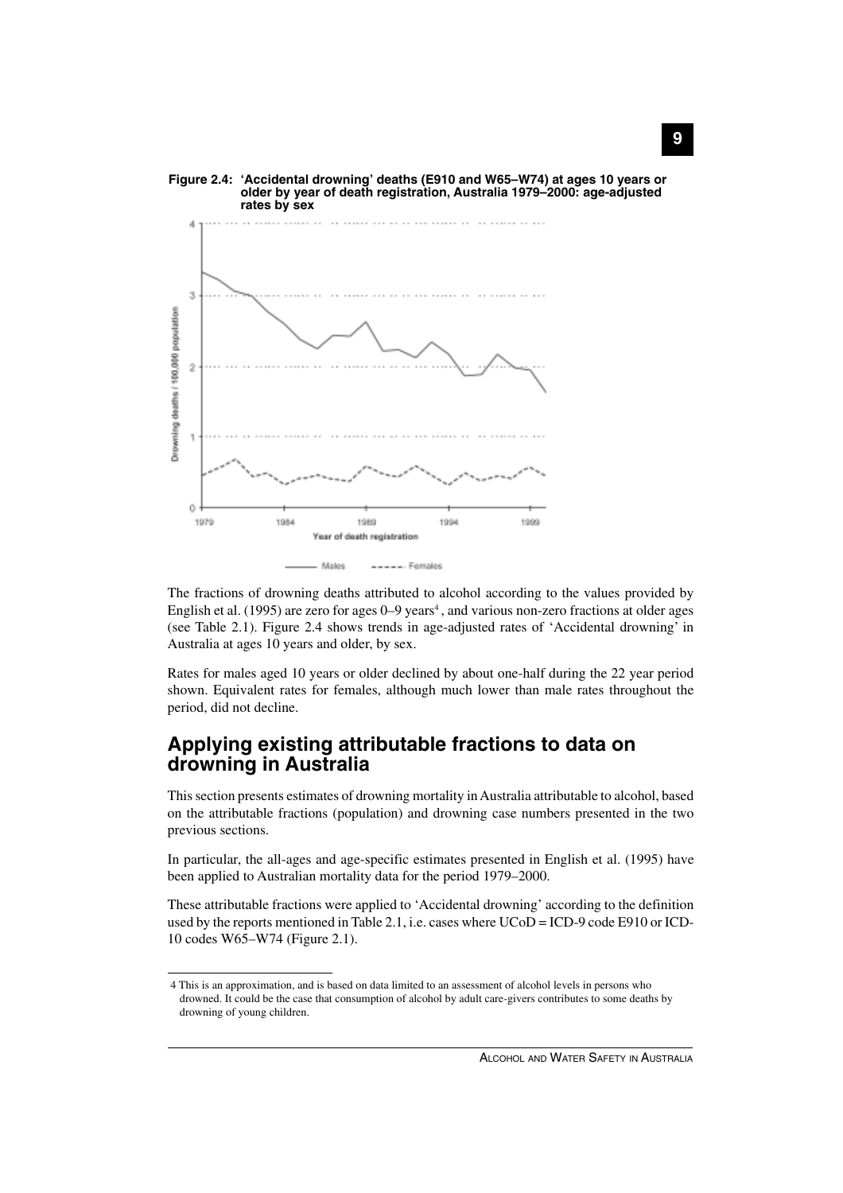**Figure 2.4: 'Accidental drowning' deaths (E910 and W65–W74) at ages 10 years or older by year of death registration, Australia 1979–2000: age-adjusted rates by sex**

The fractions of drowning deaths attributed to alcohol according to the values provided by English et al. (1995) are zero for ages 0–9 years[4], and various non-zero fractions at older ages (see Table 2.1). Figure 2.4 shows trends in age-adjusted rates of 'Accidental drowning' in Australia at ages 10 years and older, by sex.

Rates for males aged 10 years or older declined by about one-half during the 22 year period shown. Equivalent rates for females, although much lower than male rates throughout the period, did not decline.

## Applying existing attributable fractions to data on drowning in Australia

This section presents estimates of drowning mortality in Australia attributable to alcohol, based on the attributable fractions (population) and drowning case numbers presented in the two previous sections.

In particular, the all-ages and age-specific estimates presented in English et al. (1995) have been applied to Australian mortality data for the period 1979–2000.

These attributable fractions were applied to 'Accidental drowning' according to the definition used by the reports mentioned in Table 2.1, i.e. cases where UCoD = ICD-9 code E910 or ICD-10 codes W65–W74 (Figure 2.1).

---

4 This is an approximation, and is based on data limited to an assessment of alcohol levels in persons who drowned. It could be the case that consumption of alcohol by adult care-givers contributes to some deaths by drowning of young children.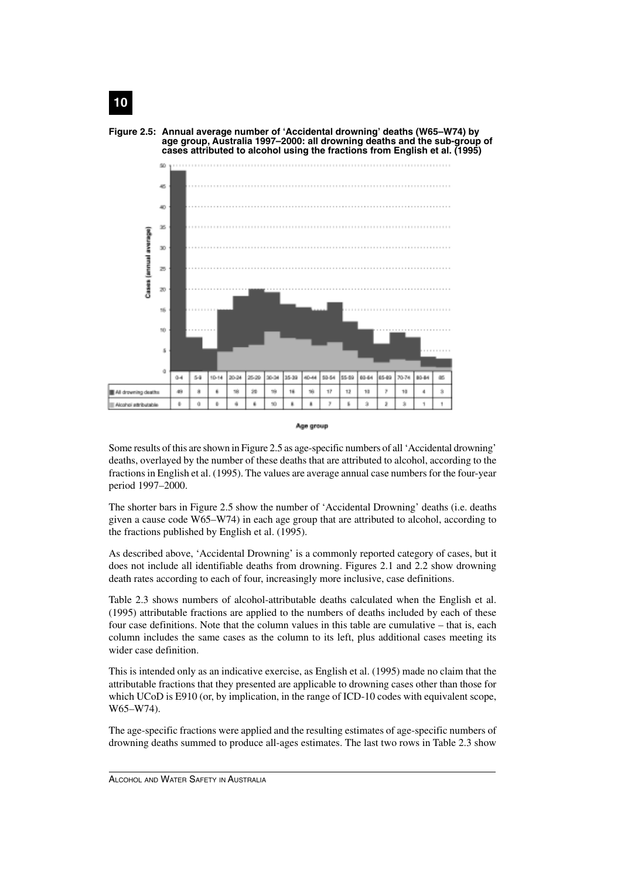**Figure 2.5: Annual average number of 'Accidental drowning' deaths (W65–W74) by age group, Australia 1997–2000: all drowning deaths and the sub-group of cases attributed to alcohol using the fractions from English et al. (1995)**

| | 0-4 | 5-9 | 10-14 | 20-24 | 25-29 | 30-34 | 35-39 | 40-44 | 50-54 | 55-59 | 60-64 | 65-69 | 70-74 | 80-84 | 85 |
|---|---|---|---|---|---|---|---|---|---|---|---|---|---|---|---|
| All drowning deaths | 49 | 8 | 6 | 18 | 20 | 19 | 16 | 16 | 17 | 12 | 10 | 7 | 10 | 4 | 3 |
| Alcohol attributable | 0 | 0 | 0 | 6 | 6 | 10 | 8 | 8 | 7 | 5 | 3 | 2 | 3 | 1 | 1 |

Age group

Some results of this are shown in Figure 2.5 as age-specific numbers of all 'Accidental drowning' deaths, overlayed by the number of these deaths that are attributed to alcohol, according to the fractions in English et al. (1995). The values are average annual case numbers for the four-year period 1997–2000.

The shorter bars in Figure 2.5 show the number of 'Accidental Drowning' deaths (i.e. deaths given a cause code W65–W74) in each age group that are attributed to alcohol, according to the fractions published by English et al. (1995).

As described above, 'Accidental Drowning' is a commonly reported category of cases, but it does not include all identifiable deaths from drowning. Figures 2.1 and 2.2 show drowning death rates according to each of four, increasingly more inclusive, case definitions.

Table 2.3 shows numbers of alcohol-attributable deaths calculated when the English et al. (1995) attributable fractions are applied to the numbers of deaths included by each of these four case definitions. Note that the column values in this table are cumulative – that is, each column includes the same cases as the column to its left, plus additional cases meeting its wider case definition.

This is intended only as an indicative exercise, as English et al. (1995) made no claim that the attributable fractions that they presented are applicable to drowning cases other than those for which UCoD is E910 (or, by implication, in the range of ICD-10 codes with equivalent scope, W65–W74).

The age-specific fractions were applied and the resulting estimates of age-specific numbers of drowning deaths summed to produce all-ages estimates. The last two rows in Table 2.3 show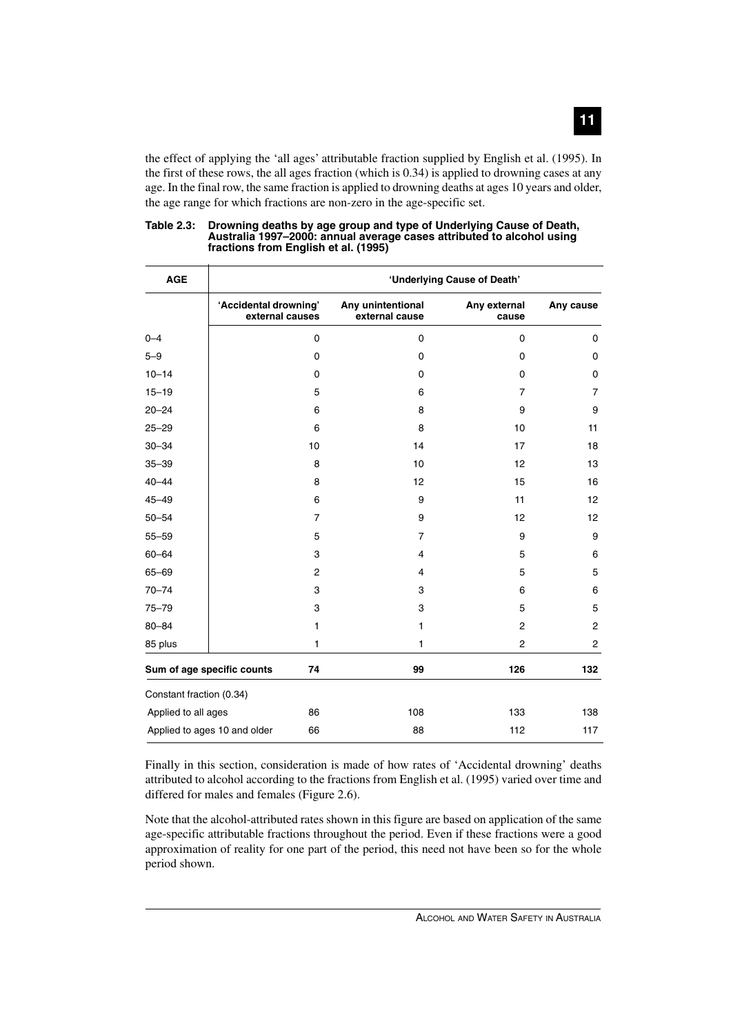the effect of applying the 'all ages' attributable fraction supplied by English et al. (1995). In the first of these rows, the all ages fraction (which is 0.34) is applied to drowning cases at any age. In the final row, the same fraction is applied to drowning deaths at ages 10 years and older, the age range for which fractions are non-zero in the age-specific set.

**Table 2.3: Drowning deaths by age group and type of Underlying Cause of Death, Australia 1997–2000: annual average cases attributed to alcohol using fractions from English et al. (1995)**

| AGE | 'Underlying Cause of Death' | | | |
|---|---|---|---|---|
| | 'Accidental drowning' external causes | Any unintentional external cause | Any external cause | Any cause |
| 0–4 | 0 | 0 | 0 | 0 |
| 5–9 | 0 | 0 | 0 | 0 |
| 10–14 | 0 | 0 | 0 | 0 |
| 15–19 | 5 | 6 | 7 | 7 |
| 20–24 | 6 | 8 | 9 | 9 |
| 25–29 | 6 | 8 | 10 | 11 |
| 30–34 | 10 | 14 | 17 | 18 |
| 35–39 | 8 | 10 | 12 | 13 |
| 40–44 | 8 | 12 | 15 | 16 |
| 45–49 | 6 | 9 | 11 | 12 |
| 50–54 | 7 | 9 | 12 | 12 |
| 55–59 | 5 | 7 | 9 | 9 |
| 60–64 | 3 | 4 | 5 | 6 |
| 65–69 | 2 | 4 | 5 | 5 |
| 70–74 | 3 | 3 | 6 | 6 |
| 75–79 | 3 | 3 | 5 | 5 |
| 80–84 | 1 | 1 | 2 | 2 |
| 85 plus | 1 | 1 | 2 | 2 |
| **Sum of age specific counts** | **74** | **99** | **126** | **132** |
| Constant fraction (0.34) | | | | |
| Applied to all ages | 86 | 108 | 133 | 138 |
| Applied to ages 10 and older | 66 | 88 | 112 | 117 |

Finally in this section, consideration is made of how rates of 'Accidental drowning' deaths attributed to alcohol according to the fractions from English et al. (1995) varied over time and differed for males and females (Figure 2.6).

Note that the alcohol-attributed rates shown in this figure are based on application of the same age-specific attributable fractions throughout the period. Even if these fractions were a good approximation of reality for one part of the period, this need not have been so for the whole period shown.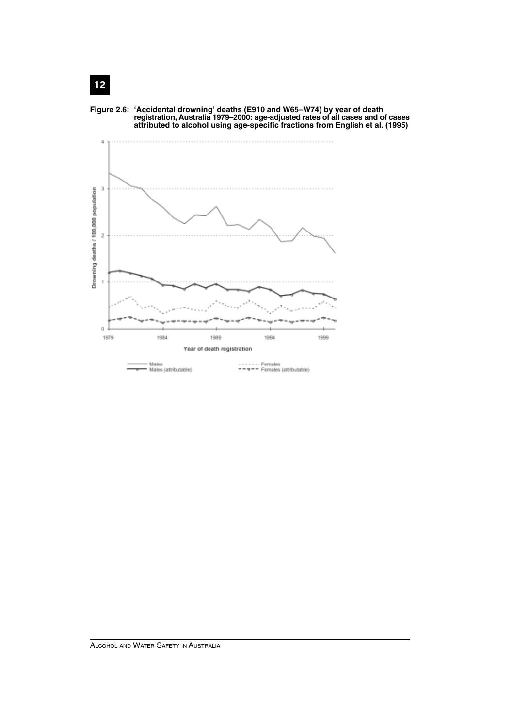**Figure 2.6: 'Accidental drowning' deaths (E910 and W65–W74) by year of death registration, Australia 1979–2000: age-adjusted rates of all cases and of cases attributed to alcohol using age-specific fractions from English et al. (1995)**

Drowning deaths / 100,000 population

Year of death registration

Males — Males (attributable) — Females — Females (attributable)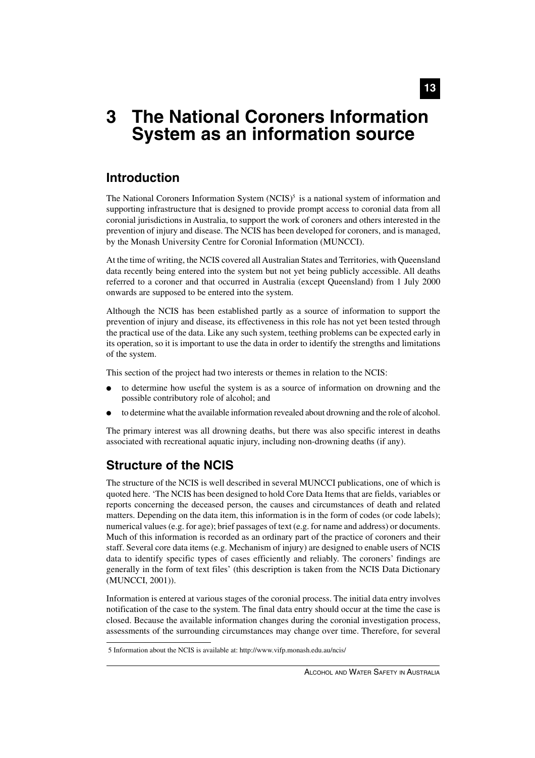# 3 The National Coroners Information System as an information source

## Introduction

The National Coroners Information System (NCIS)[5] is a national system of information and supporting infrastructure that is designed to provide prompt access to coronial data from all coronial jurisdictions in Australia, to support the work of coroners and others interested in the prevention of injury and disease. The NCIS has been developed for coroners, and is managed, by the Monash University Centre for Coronial Information (MUNCCI).

At the time of writing, the NCIS covered all Australian States and Territories, with Queensland data recently being entered into the system but not yet being publicly accessible. All deaths referred to a coroner and that occurred in Australia (except Queensland) from 1 July 2000 onwards are supposed to be entered into the system.

Although the NCIS has been established partly as a source of information to support the prevention of injury and disease, its effectiveness in this role has not yet been tested through the practical use of the data. Like any such system, teething problems can be expected early in its operation, so it is important to use the data in order to identify the strengths and limitations of the system.

This section of the project had two interests or themes in relation to the NCIS:

- to determine how useful the system is as a source of information on drowning and the possible contributory role of alcohol; and
- to determine what the available information revealed about drowning and the role of alcohol.

The primary interest was all drowning deaths, but there was also specific interest in deaths associated with recreational aquatic injury, including non-drowning deaths (if any).

## Structure of the NCIS

The structure of the NCIS is well described in several MUNCCI publications, one of which is quoted here. 'The NCIS has been designed to hold Core Data Items that are fields, variables or reports concerning the deceased person, the causes and circumstances of death and related matters. Depending on the data item, this information is in the form of codes (or code labels); numerical values (e.g. for age); brief passages of text (e.g. for name and address) or documents. Much of this information is recorded as an ordinary part of the practice of coroners and their staff. Several core data items (e.g. Mechanism of injury) are designed to enable users of NCIS data to identify specific types of cases efficiently and reliably. The coroners' findings are generally in the form of text files' (this description is taken from the NCIS Data Dictionary (MUNCCI, 2001)).

Information is entered at various stages of the coronial process. The initial data entry involves notification of the case to the system. The final data entry should occur at the time the case is closed. Because the available information changes during the coronial investigation process, assessments of the surrounding circumstances may change over time. Therefore, for several

5 Information about the NCIS is available at: http://www.vifp.monash.edu.au/ncis/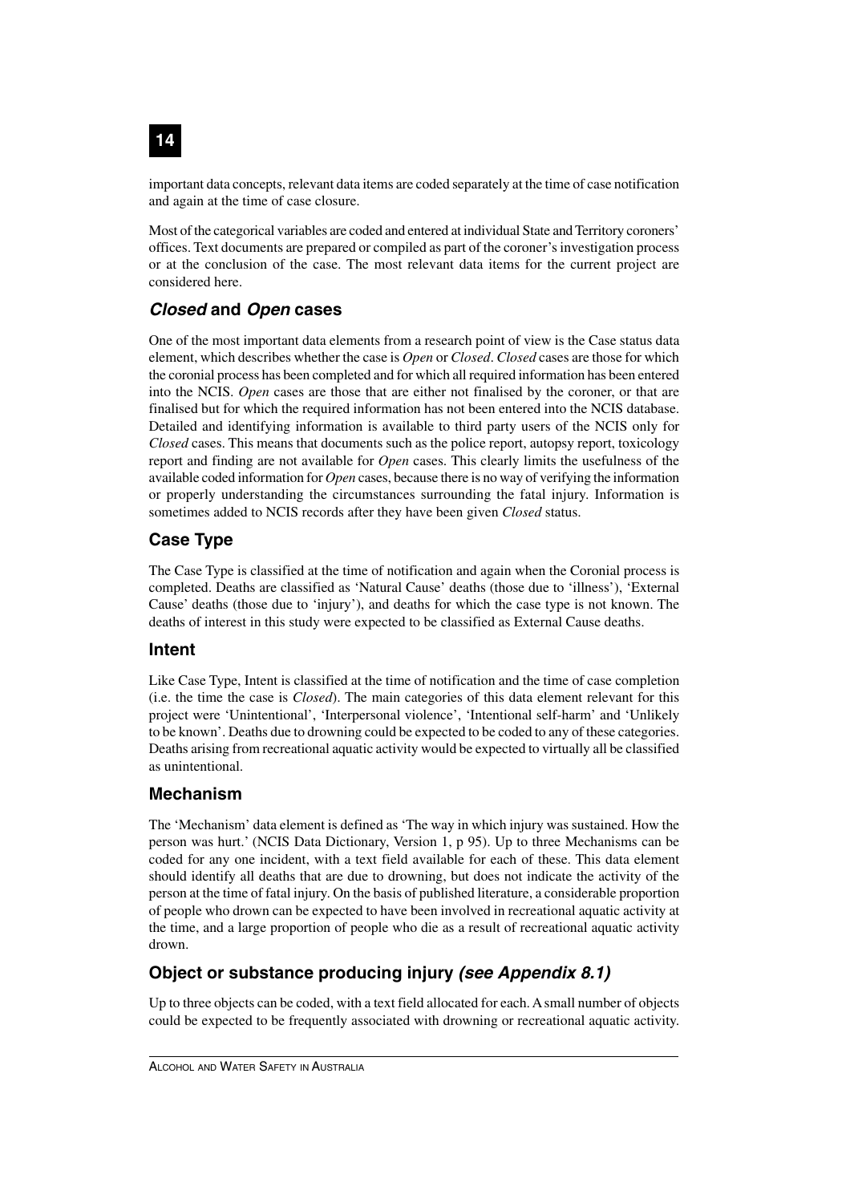important data concepts, relevant data items are coded separately at the time of case notification and again at the time of case closure.

Most of the categorical variables are coded and entered at individual State and Territory coroners' offices. Text documents are prepared or compiled as part of the coroner's investigation process or at the conclusion of the case. The most relevant data items for the current project are considered here.

## *Closed* and *Open* cases

One of the most important data elements from a research point of view is the Case status data element, which describes whether the case is *Open* or *Closed*. *Closed* cases are those for which the coronial process has been completed and for which all required information has been entered into the NCIS. *Open* cases are those that are either not finalised by the coroner, or that are finalised but for which the required information has not been entered into the NCIS database. Detailed and identifying information is available to third party users of the NCIS only for *Closed* cases. This means that documents such as the police report, autopsy report, toxicology report and finding are not available for *Open* cases. This clearly limits the usefulness of the available coded information for *Open* cases, because there is no way of verifying the information or properly understanding the circumstances surrounding the fatal injury. Information is sometimes added to NCIS records after they have been given *Closed* status.

## Case Type

The Case Type is classified at the time of notification and again when the Coronial process is completed. Deaths are classified as 'Natural Cause' deaths (those due to 'illness'), 'External Cause' deaths (those due to 'injury'), and deaths for which the case type is not known. The deaths of interest in this study were expected to be classified as External Cause deaths.

## Intent

Like Case Type, Intent is classified at the time of notification and the time of case completion (i.e. the time the case is *Closed*). The main categories of this data element relevant for this project were 'Unintentional', 'Interpersonal violence', 'Intentional self-harm' and 'Unlikely to be known'. Deaths due to drowning could be expected to be coded to any of these categories. Deaths arising from recreational aquatic activity would be expected to virtually all be classified as unintentional.

## Mechanism

The 'Mechanism' data element is defined as 'The way in which injury was sustained. How the person was hurt.' (NCIS Data Dictionary, Version 1, p 95). Up to three Mechanisms can be coded for any one incident, with a text field available for each of these. This data element should identify all deaths that are due to drowning, but does not indicate the activity of the person at the time of fatal injury. On the basis of published literature, a considerable proportion of people who drown can be expected to have been involved in recreational aquatic activity at the time, and a large proportion of people who die as a result of recreational aquatic activity drown.

## Object or substance producing injury *(see Appendix 8.1)*

Up to three objects can be coded, with a text field allocated for each. A small number of objects could be expected to be frequently associated with drowning or recreational aquatic activity.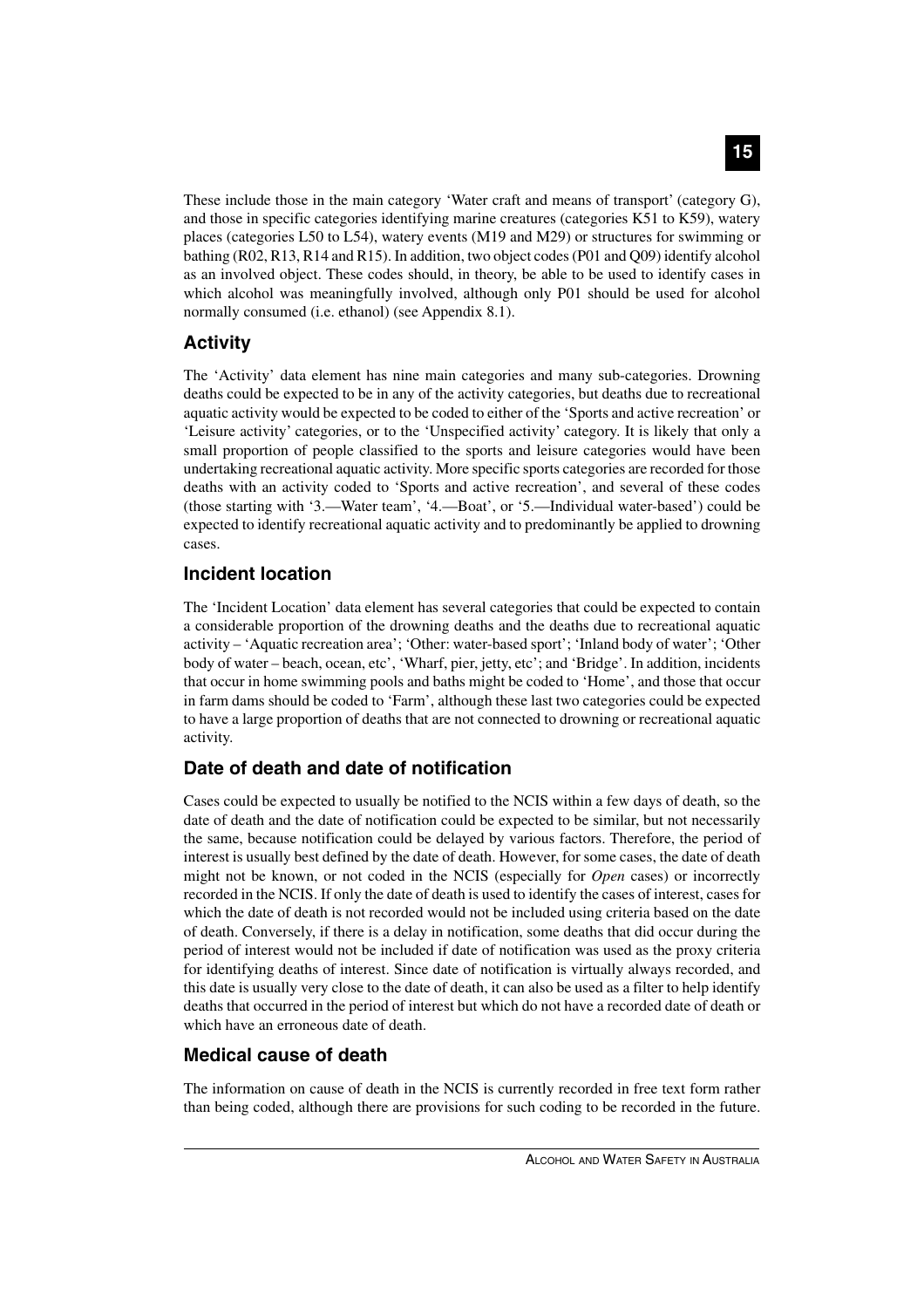These include those in the main category 'Water craft and means of transport' (category G), and those in specific categories identifying marine creatures (categories K51 to K59), watery places (categories L50 to L54), watery events (M19 and M29) or structures for swimming or bathing (R02, R13, R14 and R15). In addition, two object codes (P01 and Q09) identify alcohol as an involved object. These codes should, in theory, be able to be used to identify cases in which alcohol was meaningfully involved, although only P01 should be used for alcohol normally consumed (i.e. ethanol) (see Appendix 8.1).

## Activity

The 'Activity' data element has nine main categories and many sub-categories. Drowning deaths could be expected to be in any of the activity categories, but deaths due to recreational aquatic activity would be expected to be coded to either of the 'Sports and active recreation' or 'Leisure activity' categories, or to the 'Unspecified activity' category. It is likely that only a small proportion of people classified to the sports and leisure categories would have been undertaking recreational aquatic activity. More specific sports categories are recorded for those deaths with an activity coded to 'Sports and active recreation', and several of these codes (those starting with '3.—Water team', '4.—Boat', or '5.—Individual water-based') could be expected to identify recreational aquatic activity and to predominantly be applied to drowning cases.

## Incident location

The 'Incident Location' data element has several categories that could be expected to contain a considerable proportion of the drowning deaths and the deaths due to recreational aquatic activity – 'Aquatic recreation area'; 'Other: water-based sport'; 'Inland body of water'; 'Other body of water – beach, ocean, etc', 'Wharf, pier, jetty, etc'; and 'Bridge'. In addition, incidents that occur in home swimming pools and baths might be coded to 'Home', and those that occur in farm dams should be coded to 'Farm', although these last two categories could be expected to have a large proportion of deaths that are not connected to drowning or recreational aquatic activity.

## Date of death and date of notification

Cases could be expected to usually be notified to the NCIS within a few days of death, so the date of death and the date of notification could be expected to be similar, but not necessarily the same, because notification could be delayed by various factors. Therefore, the period of interest is usually best defined by the date of death. However, for some cases, the date of death might not be known, or not coded in the NCIS (especially for *Open* cases) or incorrectly recorded in the NCIS. If only the date of death is used to identify the cases of interest, cases for which the date of death is not recorded would not be included using criteria based on the date of death. Conversely, if there is a delay in notification, some deaths that did occur during the period of interest would not be included if date of notification was used as the proxy criteria for identifying deaths of interest. Since date of notification is virtually always recorded, and this date is usually very close to the date of death, it can also be used as a filter to help identify deaths that occurred in the period of interest but which do not have a recorded date of death or which have an erroneous date of death.

## Medical cause of death

The information on cause of death in the NCIS is currently recorded in free text form rather than being coded, although there are provisions for such coding to be recorded in the future.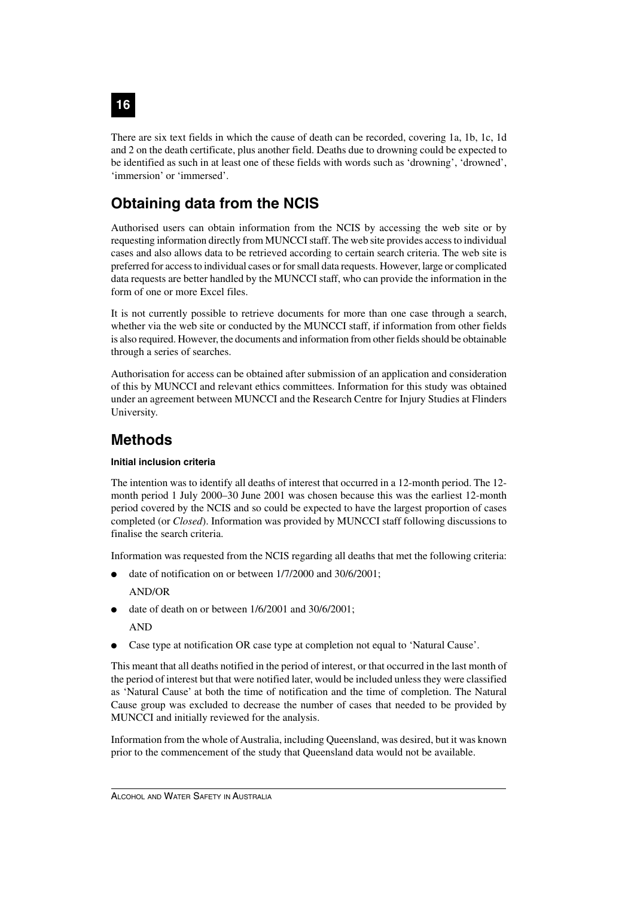There are six text fields in which the cause of death can be recorded, covering 1a, 1b, 1c, 1d and 2 on the death certificate, plus another field. Deaths due to drowning could be expected to be identified as such in at least one of these fields with words such as 'drowning', 'drowned', 'immersion' or 'immersed'.

## Obtaining data from the NCIS

Authorised users can obtain information from the NCIS by accessing the web site or by requesting information directly from MUNCCI staff. The web site provides access to individual cases and also allows data to be retrieved according to certain search criteria. The web site is preferred for access to individual cases or for small data requests. However, large or complicated data requests are better handled by the MUNCCI staff, who can provide the information in the form of one or more Excel files.

It is not currently possible to retrieve documents for more than one case through a search, whether via the web site or conducted by the MUNCCI staff, if information from other fields is also required. However, the documents and information from other fields should be obtainable through a series of searches.

Authorisation for access can be obtained after submission of an application and consideration of this by MUNCCI and relevant ethics committees. Information for this study was obtained under an agreement between MUNCCI and the Research Centre for Injury Studies at Flinders University.

## Methods

#### Initial inclusion criteria

The intention was to identify all deaths of interest that occurred in a 12-month period. The 12-month period 1 July 2000–30 June 2001 was chosen because this was the earliest 12-month period covered by the NCIS and so could be expected to have the largest proportion of cases completed (or *Closed*). Information was provided by MUNCCI staff following discussions to finalise the search criteria.

Information was requested from the NCIS regarding all deaths that met the following criteria:

- date of notification on or between 1/7/2000 and 30/6/2001;

  AND/OR

- date of death on or between 1/6/2001 and 30/6/2001;

  AND

- Case type at notification OR case type at completion not equal to 'Natural Cause'.

This meant that all deaths notified in the period of interest, or that occurred in the last month of the period of interest but that were notified later, would be included unless they were classified as 'Natural Cause' at both the time of notification and the time of completion. The Natural Cause group was excluded to decrease the number of cases that needed to be provided by MUNCCI and initially reviewed for the analysis.

Information from the whole of Australia, including Queensland, was desired, but it was known prior to the commencement of the study that Queensland data would not be available.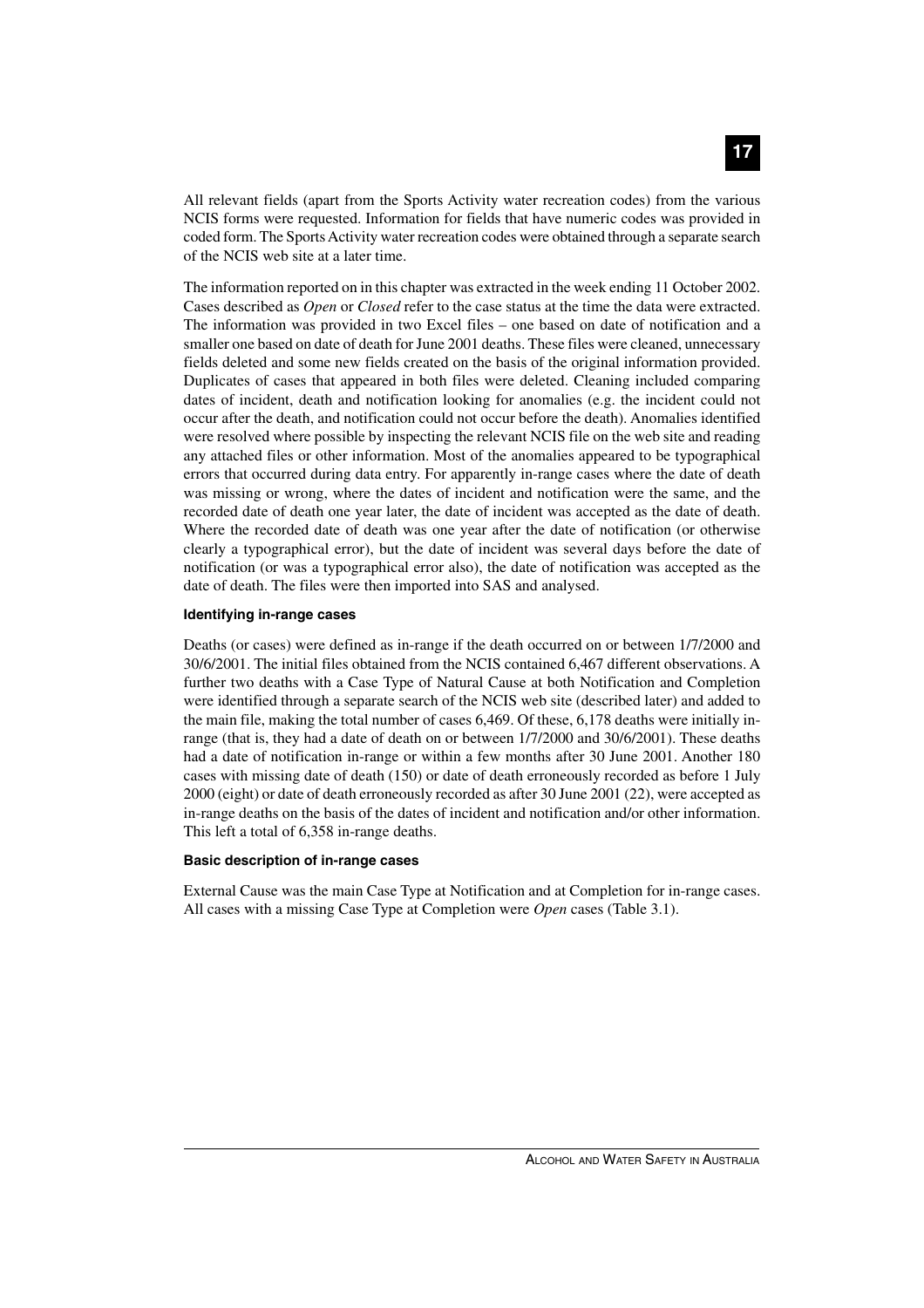All relevant fields (apart from the Sports Activity water recreation codes) from the various NCIS forms were requested. Information for fields that have numeric codes was provided in coded form. The Sports Activity water recreation codes were obtained through a separate search of the NCIS web site at a later time.

The information reported on in this chapter was extracted in the week ending 11 October 2002. Cases described as *Open* or *Closed* refer to the case status at the time the data were extracted. The information was provided in two Excel files – one based on date of notification and a smaller one based on date of death for June 2001 deaths. These files were cleaned, unnecessary fields deleted and some new fields created on the basis of the original information provided. Duplicates of cases that appeared in both files were deleted. Cleaning included comparing dates of incident, death and notification looking for anomalies (e.g. the incident could not occur after the death, and notification could not occur before the death). Anomalies identified were resolved where possible by inspecting the relevant NCIS file on the web site and reading any attached files or other information. Most of the anomalies appeared to be typographical errors that occurred during data entry. For apparently in-range cases where the date of death was missing or wrong, where the dates of incident and notification were the same, and the recorded date of death one year later, the date of incident was accepted as the date of death. Where the recorded date of death was one year after the date of notification (or otherwise clearly a typographical error), but the date of incident was several days before the date of notification (or was a typographical error also), the date of notification was accepted as the date of death. The files were then imported into SAS and analysed.

#### Identifying in-range cases

Deaths (or cases) were defined as in-range if the death occurred on or between 1/7/2000 and 30/6/2001. The initial files obtained from the NCIS contained 6,467 different observations. A further two deaths with a Case Type of Natural Cause at both Notification and Completion were identified through a separate search of the NCIS web site (described later) and added to the main file, making the total number of cases 6,469. Of these, 6,178 deaths were initially in-range (that is, they had a date of death on or between 1/7/2000 and 30/6/2001). These deaths had a date of notification in-range or within a few months after 30 June 2001. Another 180 cases with missing date of death (150) or date of death erroneously recorded as before 1 July 2000 (eight) or date of death erroneously recorded as after 30 June 2001 (22), were accepted as in-range deaths on the basis of the dates of incident and notification and/or other information. This left a total of 6,358 in-range deaths.

#### Basic description of in-range cases

External Cause was the main Case Type at Notification and at Completion for in-range cases. All cases with a missing Case Type at Completion were *Open* cases (Table 3.1).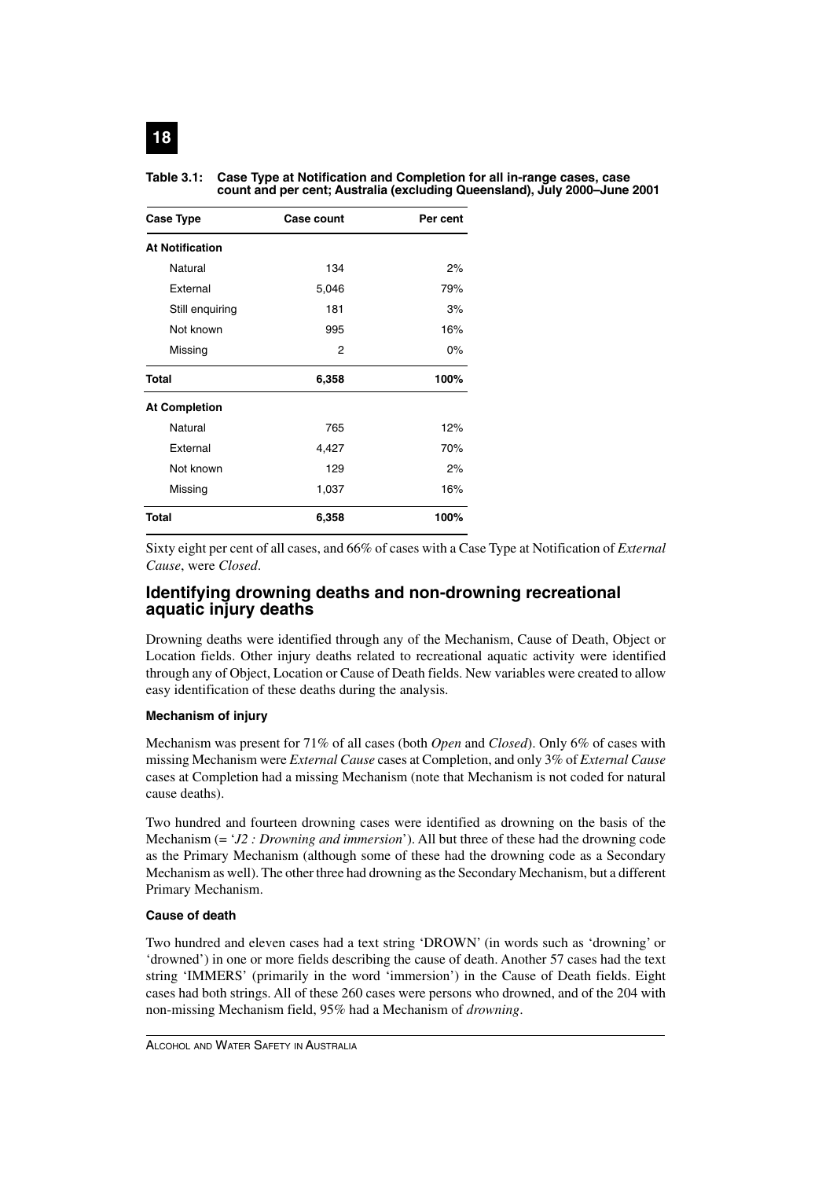**Table 3.1: Case Type at Notification and Completion for all in-range cases, case count and per cent; Australia (excluding Queensland), July 2000–June 2001**

| Case Type | Case count | Per cent |
|---|---|---|
| **At Notification** | | |
| Natural | 134 | 2% |
| External | 5,046 | 79% |
| Still enquiring | 181 | 3% |
| Not known | 995 | 16% |
| Missing | 2 | 0% |
| **Total** | **6,358** | **100%** |
| **At Completion** | | |
| Natural | 765 | 12% |
| External | 4,427 | 70% |
| Not known | 129 | 2% |
| Missing | 1,037 | 16% |
| **Total** | **6,358** | **100%** |

Sixty eight per cent of all cases, and 66% of cases with a Case Type at Notification of *External Cause*, were *Closed*.

## Identifying drowning deaths and non-drowning recreational aquatic injury deaths

Drowning deaths were identified through any of the Mechanism, Cause of Death, Object or Location fields. Other injury deaths related to recreational aquatic activity were identified through any of Object, Location or Cause of Death fields. New variables were created to allow easy identification of these deaths during the analysis.

#### Mechanism of injury

Mechanism was present for 71% of all cases (both *Open* and *Closed*). Only 6% of cases with missing Mechanism were *External Cause* cases at Completion, and only 3% of *External Cause* cases at Completion had a missing Mechanism (note that Mechanism is not coded for natural cause deaths).

Two hundred and fourteen drowning cases were identified as drowning on the basis of the Mechanism (= '*J2 : Drowning and immersion*'). All but three of these had the drowning code as the Primary Mechanism (although some of these had the drowning code as a Secondary Mechanism as well). The other three had drowning as the Secondary Mechanism, but a different Primary Mechanism.

#### Cause of death

Two hundred and eleven cases had a text string 'DROWN' (in words such as 'drowning' or 'drowned') in one or more fields describing the cause of death. Another 57 cases had the text string 'IMMERS' (primarily in the word 'immersion') in the Cause of Death fields. Eight cases had both strings. All of these 260 cases were persons who drowned, and of the 204 with non-missing Mechanism field, 95% had a Mechanism of *drowning*.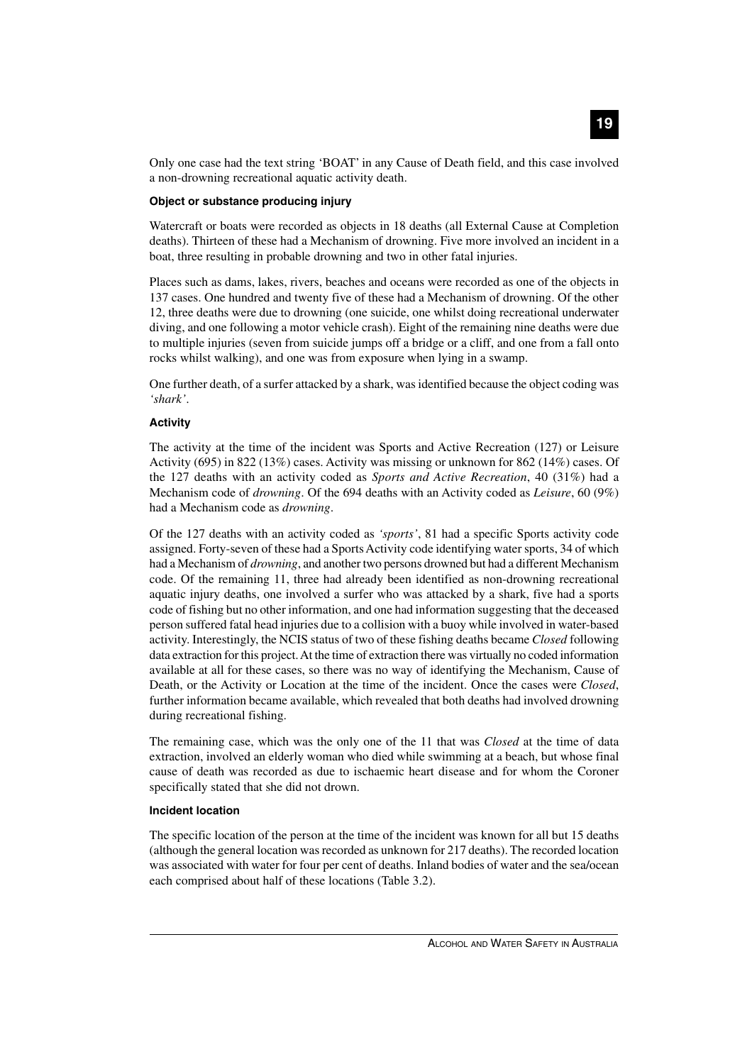Only one case had the text string 'BOAT' in any Cause of Death field, and this case involved a non-drowning recreational aquatic activity death.

**Object or substance producing injury**

Watercraft or boats were recorded as objects in 18 deaths (all External Cause at Completion deaths). Thirteen of these had a Mechanism of drowning. Five more involved an incident in a boat, three resulting in probable drowning and two in other fatal injuries.

Places such as dams, lakes, rivers, beaches and oceans were recorded as one of the objects in 137 cases. One hundred and twenty five of these had a Mechanism of drowning. Of the other 12, three deaths were due to drowning (one suicide, one whilst doing recreational underwater diving, and one following a motor vehicle crash). Eight of the remaining nine deaths were due to multiple injuries (seven from suicide jumps off a bridge or a cliff, and one from a fall onto rocks whilst walking), and one was from exposure when lying in a swamp.

One further death, of a surfer attacked by a shark, was identified because the object coding was *'shark'*.

**Activity**

The activity at the time of the incident was Sports and Active Recreation (127) or Leisure Activity (695) in 822 (13%) cases. Activity was missing or unknown for 862 (14%) cases. Of the 127 deaths with an activity coded as *Sports and Active Recreation*, 40 (31%) had a Mechanism code of *drowning*. Of the 694 deaths with an Activity coded as *Leisure*, 60 (9%) had a Mechanism code as *drowning*.

Of the 127 deaths with an activity coded as *'sports'*, 81 had a specific Sports activity code assigned. Forty-seven of these had a Sports Activity code identifying water sports, 34 of which had a Mechanism of *drowning*, and another two persons drowned but had a different Mechanism code. Of the remaining 11, three had already been identified as non-drowning recreational aquatic injury deaths, one involved a surfer who was attacked by a shark, five had a sports code of fishing but no other information, and one had information suggesting that the deceased person suffered fatal head injuries due to a collision with a buoy while involved in water-based activity. Interestingly, the NCIS status of two of these fishing deaths became *Closed* following data extraction for this project. At the time of extraction there was virtually no coded information available at all for these cases, so there was no way of identifying the Mechanism, Cause of Death, or the Activity or Location at the time of the incident. Once the cases were *Closed*, further information became available, which revealed that both deaths had involved drowning during recreational fishing.

The remaining case, which was the only one of the 11 that was *Closed* at the time of data extraction, involved an elderly woman who died while swimming at a beach, but whose final cause of death was recorded as due to ischaemic heart disease and for whom the Coroner specifically stated that she did not drown.

**Incident location**

The specific location of the person at the time of the incident was known for all but 15 deaths (although the general location was recorded as unknown for 217 deaths). The recorded location was associated with water for four per cent of deaths. Inland bodies of water and the sea/ocean each comprised about half of these locations (Table 3.2).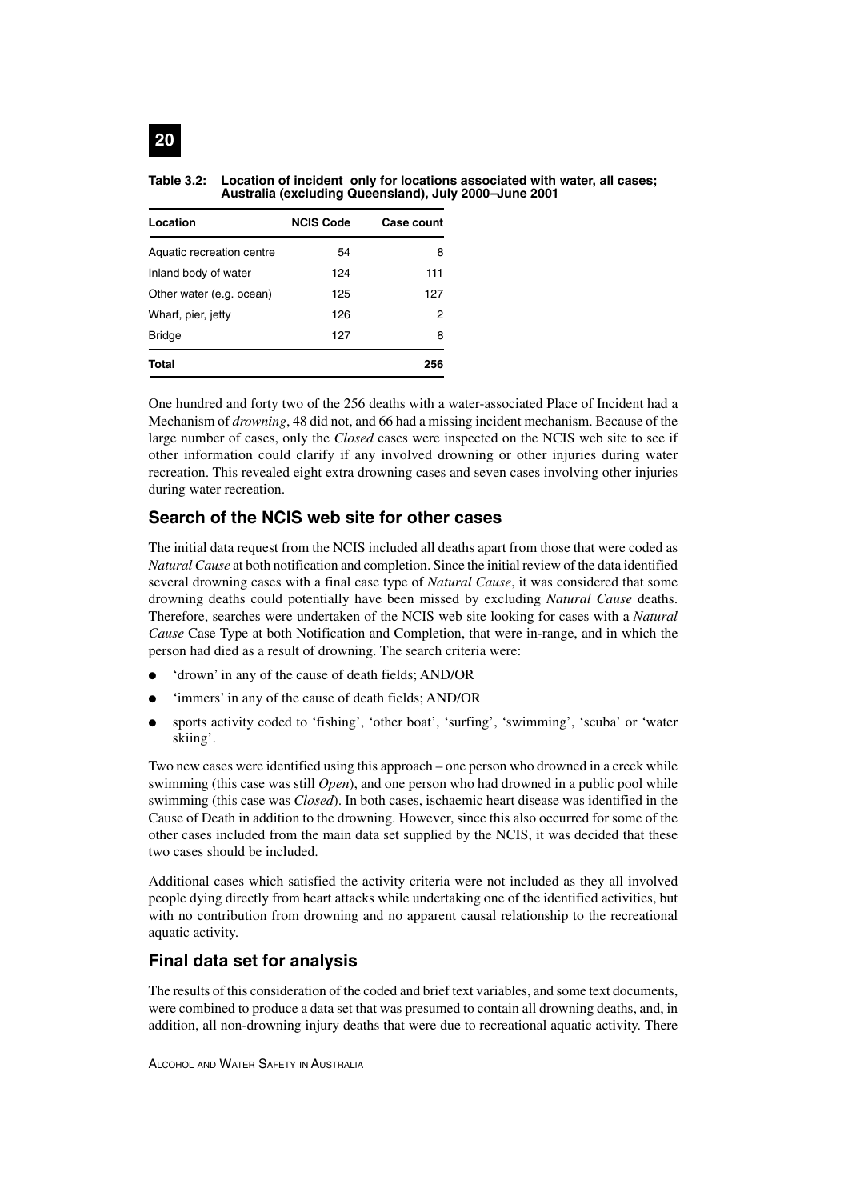**Table 3.2: Location of incident only for locations associated with water, all cases; Australia (excluding Queensland), July 2000–June 2001**

| Location | NCIS Code | Case count |
|---|---|---|
| Aquatic recreation centre | 54 | 8 |
| Inland body of water | 124 | 111 |
| Other water (e.g. ocean) | 125 | 127 |
| Wharf, pier, jetty | 126 | 2 |
| Bridge | 127 | 8 |
| **Total** | | **256** |

One hundred and forty two of the 256 deaths with a water-associated Place of Incident had a Mechanism of *drowning*, 48 did not, and 66 had a missing incident mechanism. Because of the large number of cases, only the *Closed* cases were inspected on the NCIS web site to see if other information could clarify if any involved drowning or other injuries during water recreation. This revealed eight extra drowning cases and seven cases involving other injuries during water recreation.

## Search of the NCIS web site for other cases

The initial data request from the NCIS included all deaths apart from those that were coded as *Natural Cause* at both notification and completion. Since the initial review of the data identified several drowning cases with a final case type of *Natural Cause*, it was considered that some drowning deaths could potentially have been missed by excluding *Natural Cause* deaths. Therefore, searches were undertaken of the NCIS web site looking for cases with a *Natural Cause* Case Type at both Notification and Completion, that were in-range, and in which the person had died as a result of drowning. The search criteria were:

- 'drown' in any of the cause of death fields; AND/OR
- 'immers' in any of the cause of death fields; AND/OR
- sports activity coded to 'fishing', 'other boat', 'surfing', 'swimming', 'scuba' or 'water skiing'.

Two new cases were identified using this approach – one person who drowned in a creek while swimming (this case was still *Open*), and one person who had drowned in a public pool while swimming (this case was *Closed*). In both cases, ischaemic heart disease was identified in the Cause of Death in addition to the drowning. However, since this also occurred for some of the other cases included from the main data set supplied by the NCIS, it was decided that these two cases should be included.

Additional cases which satisfied the activity criteria were not included as they all involved people dying directly from heart attacks while undertaking one of the identified activities, but with no contribution from drowning and no apparent causal relationship to the recreational aquatic activity.

## Final data set for analysis

The results of this consideration of the coded and brief text variables, and some text documents, were combined to produce a data set that was presumed to contain all drowning deaths, and, in addition, all non-drowning injury deaths that were due to recreational aquatic activity. There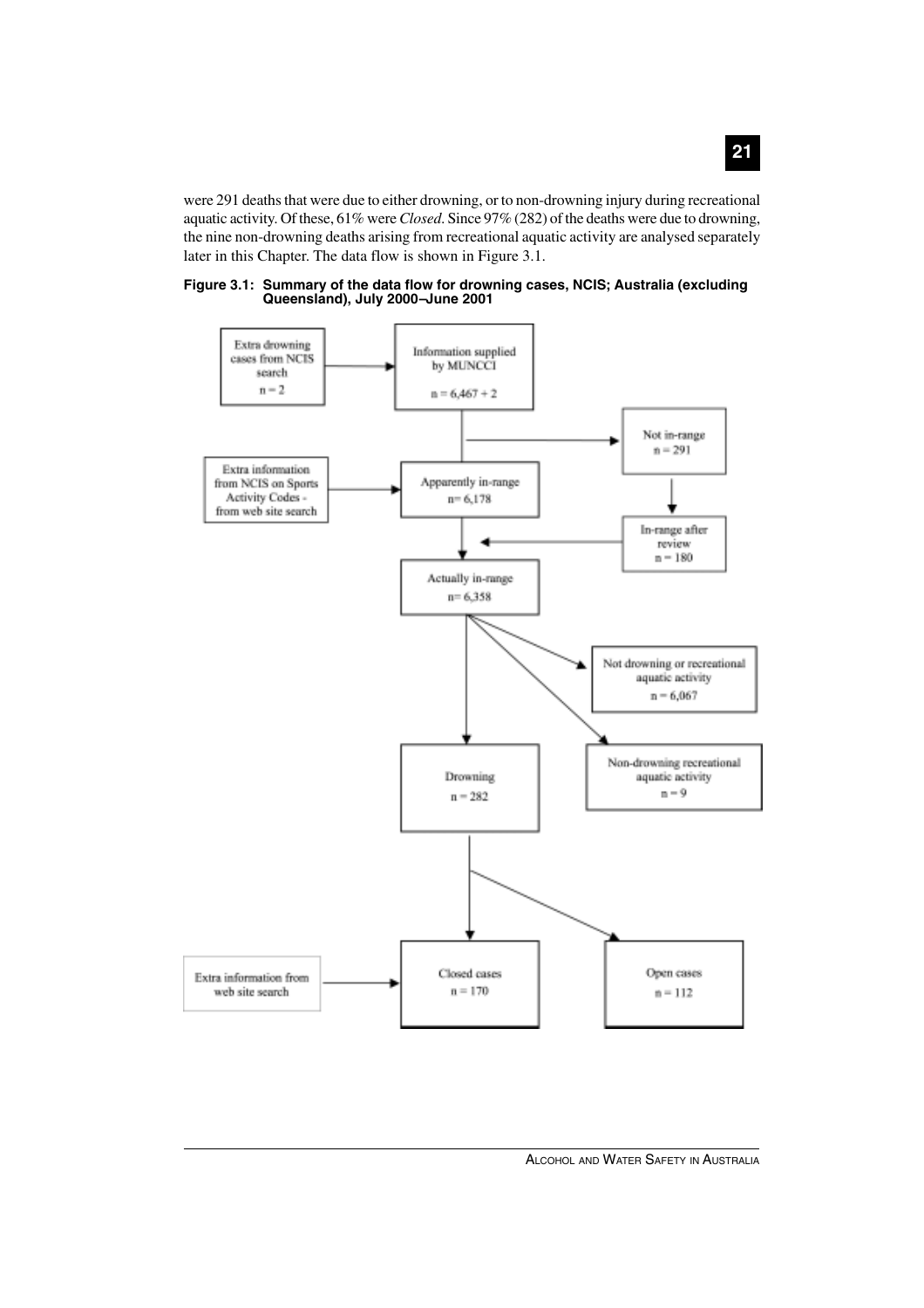were 291 deaths that were due to either drowning, or to non-drowning injury during recreational aquatic activity. Of these, 61% were *Closed*. Since 97% (282) of the deaths were due to drowning, the nine non-drowning deaths arising from recreational aquatic activity are analysed separately later in this Chapter. The data flow is shown in Figure 3.1.

**Figure 3.1: Summary of the data flow for drowning cases, NCIS; Australia (excluding Queensland), July 2000–June 2001**

Extra drowning cases from NCIS search n = 2

Information supplied by MUNCCI n = 6,467 + 2

Not in-range n = 291

Extra information from NCIS on Sports Activity Codes - from web site search

Apparently in-range n= 6,178

In-range after review n = 180

Actually in-range n= 6,358

Not drowning or recreational aquatic activity n = 6,067

Drowning n = 282

Non-drowning recreational aquatic activity n = 9

Extra information from web site search

Closed cases n = 170

Open cases n = 112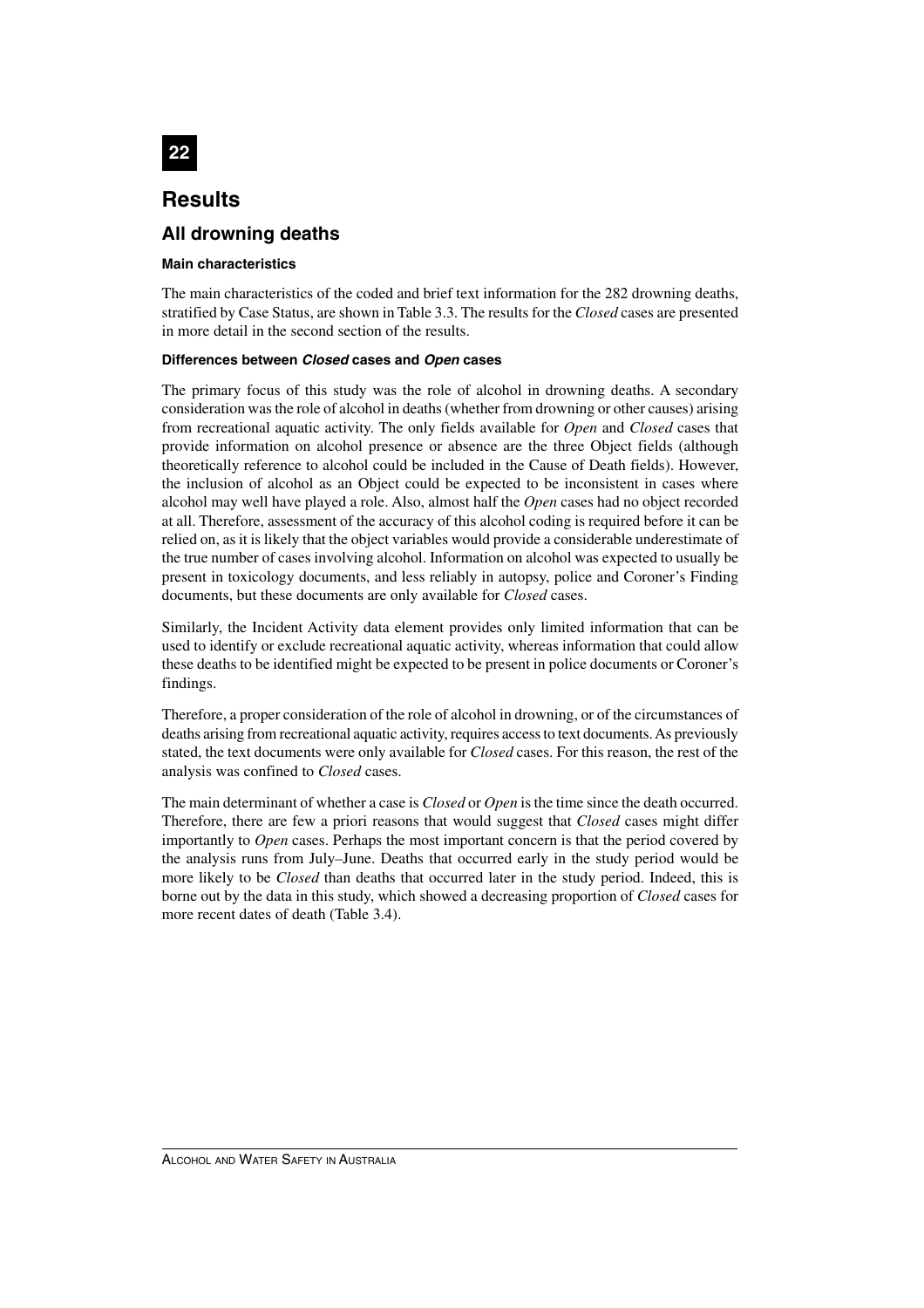# Results

## All drowning deaths

#### Main characteristics

The main characteristics of the coded and brief text information for the 282 drowning deaths, stratified by Case Status, are shown in Table 3.3. The results for the *Closed* cases are presented in more detail in the second section of the results.

#### Differences between *Closed* cases and *Open* cases

The primary focus of this study was the role of alcohol in drowning deaths. A secondary consideration was the role of alcohol in deaths (whether from drowning or other causes) arising from recreational aquatic activity. The only fields available for *Open* and *Closed* cases that provide information on alcohol presence or absence are the three Object fields (although theoretically reference to alcohol could be included in the Cause of Death fields). However, the inclusion of alcohol as an Object could be expected to be inconsistent in cases where alcohol may well have played a role. Also, almost half the *Open* cases had no object recorded at all. Therefore, assessment of the accuracy of this alcohol coding is required before it can be relied on, as it is likely that the object variables would provide a considerable underestimate of the true number of cases involving alcohol. Information on alcohol was expected to usually be present in toxicology documents, and less reliably in autopsy, police and Coroner's Finding documents, but these documents are only available for *Closed* cases.

Similarly, the Incident Activity data element provides only limited information that can be used to identify or exclude recreational aquatic activity, whereas information that could allow these deaths to be identified might be expected to be present in police documents or Coroner's findings.

Therefore, a proper consideration of the role of alcohol in drowning, or of the circumstances of deaths arising from recreational aquatic activity, requires access to text documents. As previously stated, the text documents were only available for *Closed* cases. For this reason, the rest of the analysis was confined to *Closed* cases.

The main determinant of whether a case is *Closed* or *Open* is the time since the death occurred. Therefore, there are few a priori reasons that would suggest that *Closed* cases might differ importantly to *Open* cases. Perhaps the most important concern is that the period covered by the analysis runs from July–June. Deaths that occurred early in the study period would be more likely to be *Closed* than deaths that occurred later in the study period. Indeed, this is borne out by the data in this study, which showed a decreasing proportion of *Closed* cases for more recent dates of death (Table 3.4).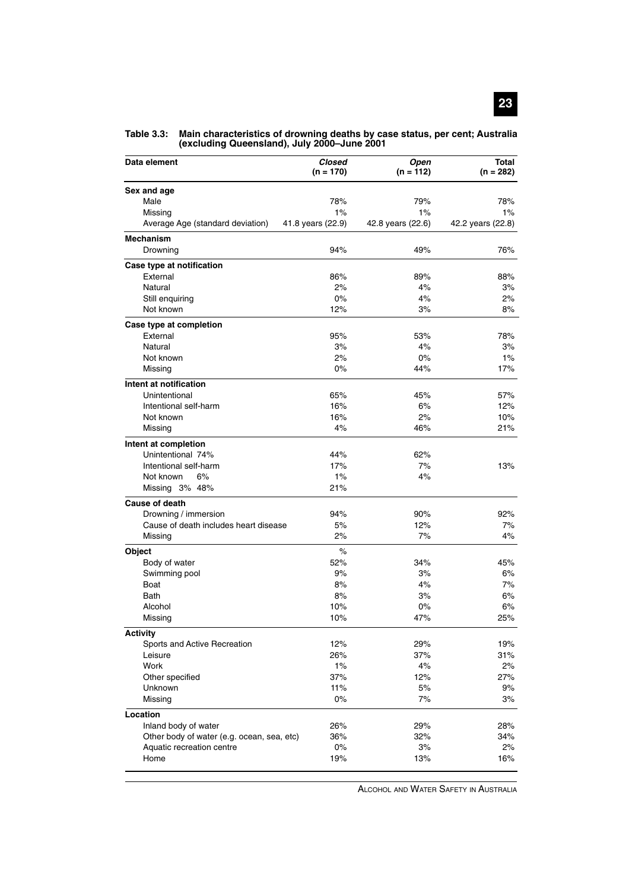**Table 3.3: Main characteristics of drowning deaths by case status, per cent; Australia (excluding Queensland), July 2000–June 2001**

| Data element | *Closed* (n = 170) | *Open* (n = 112) | Total (n = 282) |
|---|---|---|---|
| **Sex and age** | | | |
| Male | 78% | 79% | 78% |
| Missing | 1% | 1% | 1% |
| Average Age (standard deviation) | 41.8 years (22.9) | 42.8 years (22.6) | 42.2 years (22.8) |
| **Mechanism** | | | |
| Drowning | 94% | 49% | 76% |
| **Case type at notification** | | | |
| External | 86% | 89% | 88% |
| Natural | 2% | 4% | 3% |
| Still enquiring | 0% | 4% | 2% |
| Not known | 12% | 3% | 8% |
| **Case type at completion** | | | |
| External | 95% | 53% | 78% |
| Natural | 3% | 4% | 3% |
| Not known | 2% | 0% | 1% |
| Missing | 0% | 44% | 17% |
| **Intent at notification** | | | |
| Unintentional | 65% | 45% | 57% |
| Intentional self-harm | 16% | 6% | 12% |
| Not known | 16% | 2% | 10% |
| Missing | 4% | 46% | 21% |
| **Intent at completion** | | | |
| Unintentional 74% | 44% | 62% | |
| Intentional self-harm | 17% | 7% | 13% |
| Not known 6% | 1% | 4% | |
| Missing 3% 48% | 21% | | |
| **Cause of death** | | | |
| Drowning / immersion | 94% | 90% | 92% |
| Cause of death includes heart disease | 5% | 12% | 7% |
| Missing | 2% | 7% | 4% |
| **Object** | % | | |
| Body of water | 52% | 34% | 45% |
| Swimming pool | 9% | 3% | 6% |
| Boat | 8% | 4% | 7% |
| Bath | 8% | 3% | 6% |
| Alcohol | 10% | 0% | 6% |
| Missing | 10% | 47% | 25% |
| **Activity** | | | |
| Sports and Active Recreation | 12% | 29% | 19% |
| Leisure | 26% | 37% | 31% |
| Work | 1% | 4% | 2% |
| Other specified | 37% | 12% | 27% |
| Unknown | 11% | 5% | 9% |
| Missing | 0% | 7% | 3% |
| **Location** | | | |
| Inland body of water | 26% | 29% | 28% |
| Other body of water (e.g. ocean, sea, etc) | 36% | 32% | 34% |
| Aquatic recreation centre | 0% | 3% | 2% |
| Home | 19% | 13% | 16% |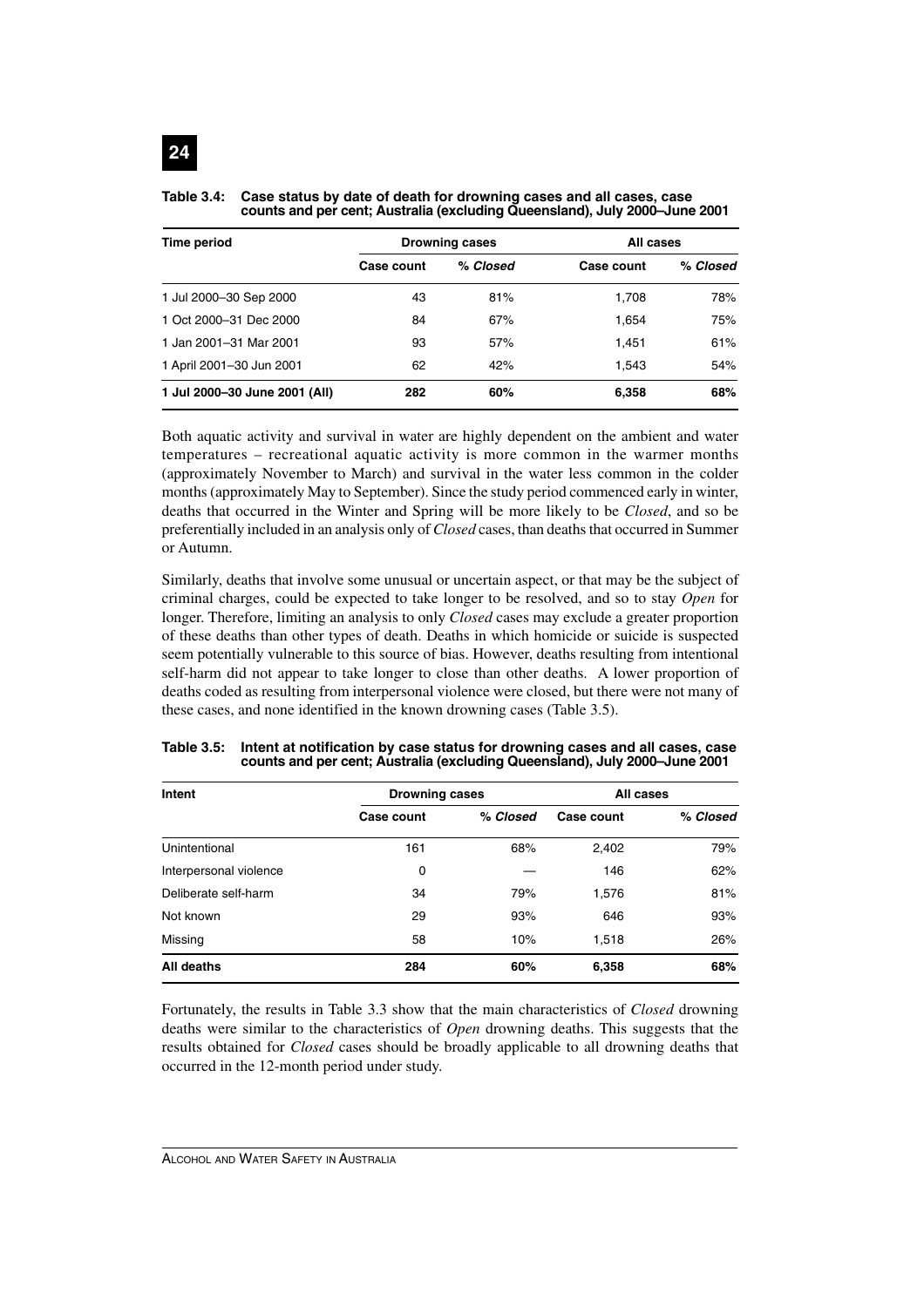**Table 3.4: Case status by date of death for drowning cases and all cases, case counts and per cent; Australia (excluding Queensland), July 2000–June 2001**

| Time period | Drowning cases | | All cases | |
|---|---|---|---|---|
| | Case count | % *Closed* | Case count | % *Closed* |
| 1 Jul 2000–30 Sep 2000 | 43 | 81% | 1,708 | 78% |
| 1 Oct 2000–31 Dec 2000 | 84 | 67% | 1,654 | 75% |
| 1 Jan 2001–31 Mar 2001 | 93 | 57% | 1,451 | 61% |
| 1 April 2001–30 Jun 2001 | 62 | 42% | 1,543 | 54% |
| **1 Jul 2000–30 June 2001 (All)** | **282** | **60%** | **6,358** | **68%** |

Both aquatic activity and survival in water are highly dependent on the ambient and water temperatures – recreational aquatic activity is more common in the warmer months (approximately November to March) and survival in the water less common in the colder months (approximately May to September). Since the study period commenced early in winter, deaths that occurred in the Winter and Spring will be more likely to be *Closed*, and so be preferentially included in an analysis only of *Closed* cases, than deaths that occurred in Summer or Autumn.

Similarly, deaths that involve some unusual or uncertain aspect, or that may be the subject of criminal charges, could be expected to take longer to be resolved, and so to stay *Open* for longer. Therefore, limiting an analysis to only *Closed* cases may exclude a greater proportion of these deaths than other types of death. Deaths in which homicide or suicide is suspected seem potentially vulnerable to this source of bias. However, deaths resulting from intentional self-harm did not appear to take longer to close than other deaths. A lower proportion of deaths coded as resulting from interpersonal violence were closed, but there were not many of these cases, and none identified in the known drowning cases (Table 3.5).

**Table 3.5: Intent at notification by case status for drowning cases and all cases, case counts and per cent; Australia (excluding Queensland), July 2000–June 2001**

| Intent | Drowning cases | | All cases | |
|---|---|---|---|---|
| | Case count | % *Closed* | Case count | % *Closed* |
| Unintentional | 161 | 68% | 2,402 | 79% |
| Interpersonal violence | 0 | — | 146 | 62% |
| Deliberate self-harm | 34 | 79% | 1,576 | 81% |
| Not known | 29 | 93% | 646 | 93% |
| Missing | 58 | 10% | 1,518 | 26% |
| **All deaths** | **284** | **60%** | **6,358** | **68%** |

Fortunately, the results in Table 3.3 show that the main characteristics of *Closed* drowning deaths were similar to the characteristics of *Open* drowning deaths. This suggests that the results obtained for *Closed* cases should be broadly applicable to all drowning deaths that occurred in the 12-month period under study.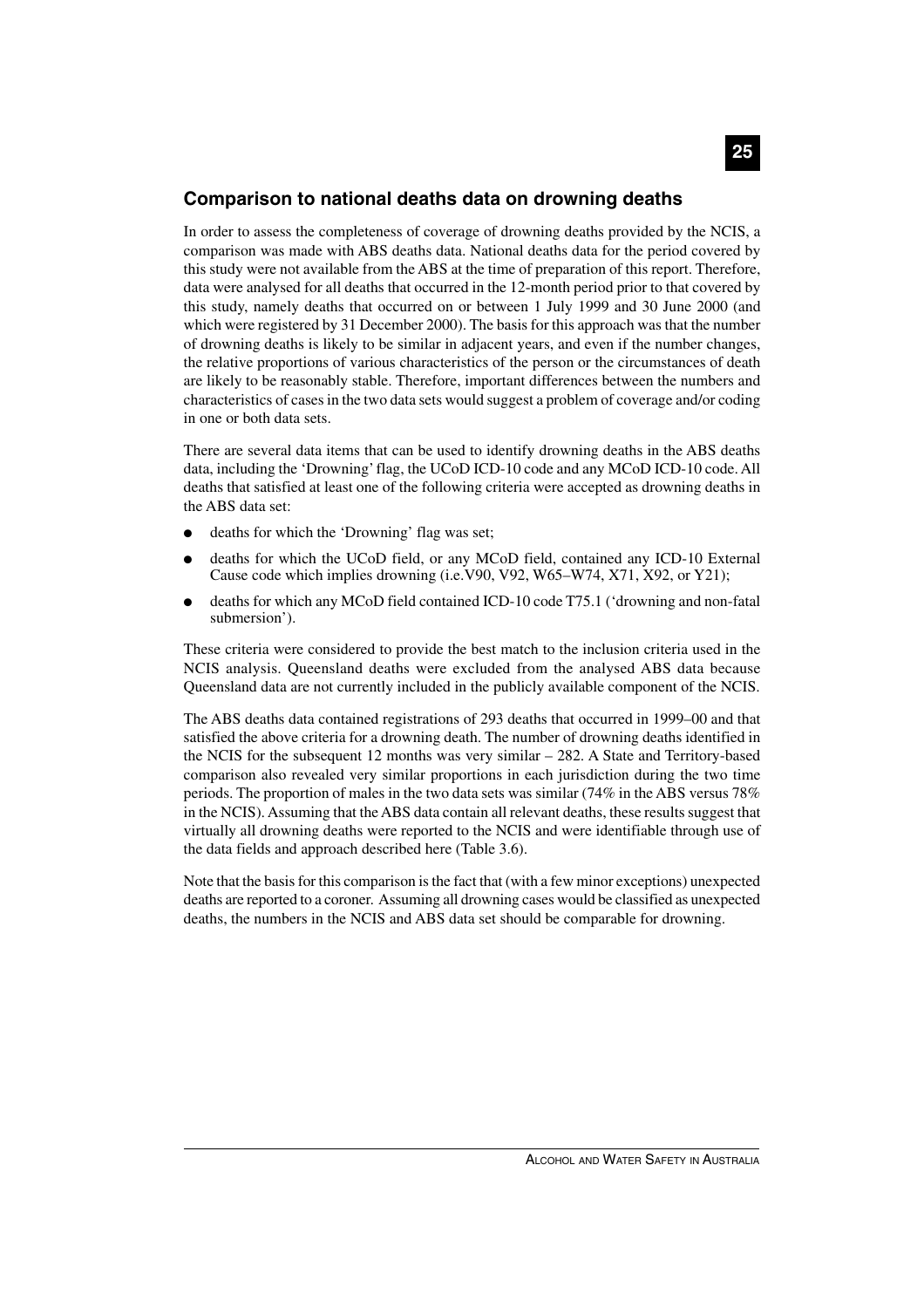## Comparison to national deaths data on drowning deaths

In order to assess the completeness of coverage of drowning deaths provided by the NCIS, a comparison was made with ABS deaths data. National deaths data for the period covered by this study were not available from the ABS at the time of preparation of this report. Therefore, data were analysed for all deaths that occurred in the 12-month period prior to that covered by this study, namely deaths that occurred on or between 1 July 1999 and 30 June 2000 (and which were registered by 31 December 2000). The basis for this approach was that the number of drowning deaths is likely to be similar in adjacent years, and even if the number changes, the relative proportions of various characteristics of the person or the circumstances of death are likely to be reasonably stable. Therefore, important differences between the numbers and characteristics of cases in the two data sets would suggest a problem of coverage and/or coding in one or both data sets.

There are several data items that can be used to identify drowning deaths in the ABS deaths data, including the 'Drowning' flag, the UCoD ICD-10 code and any MCoD ICD-10 code. All deaths that satisfied at least one of the following criteria were accepted as drowning deaths in the ABS data set:

- deaths for which the 'Drowning' flag was set;
- deaths for which the UCoD field, or any MCoD field, contained any ICD-10 External Cause code which implies drowning (i.e.V90, V92, W65–W74, X71, X92, or Y21);
- deaths for which any MCoD field contained ICD-10 code T75.1 ('drowning and non-fatal submersion').

These criteria were considered to provide the best match to the inclusion criteria used in the NCIS analysis. Queensland deaths were excluded from the analysed ABS data because Queensland data are not currently included in the publicly available component of the NCIS.

The ABS deaths data contained registrations of 293 deaths that occurred in 1999–00 and that satisfied the above criteria for a drowning death. The number of drowning deaths identified in the NCIS for the subsequent 12 months was very similar – 282. A State and Territory-based comparison also revealed very similar proportions in each jurisdiction during the two time periods. The proportion of males in the two data sets was similar (74% in the ABS versus 78% in the NCIS). Assuming that the ABS data contain all relevant deaths, these results suggest that virtually all drowning deaths were reported to the NCIS and were identifiable through use of the data fields and approach described here (Table 3.6).

Note that the basis for this comparison is the fact that (with a few minor exceptions) unexpected deaths are reported to a coroner. Assuming all drowning cases would be classified as unexpected deaths, the numbers in the NCIS and ABS data set should be comparable for drowning.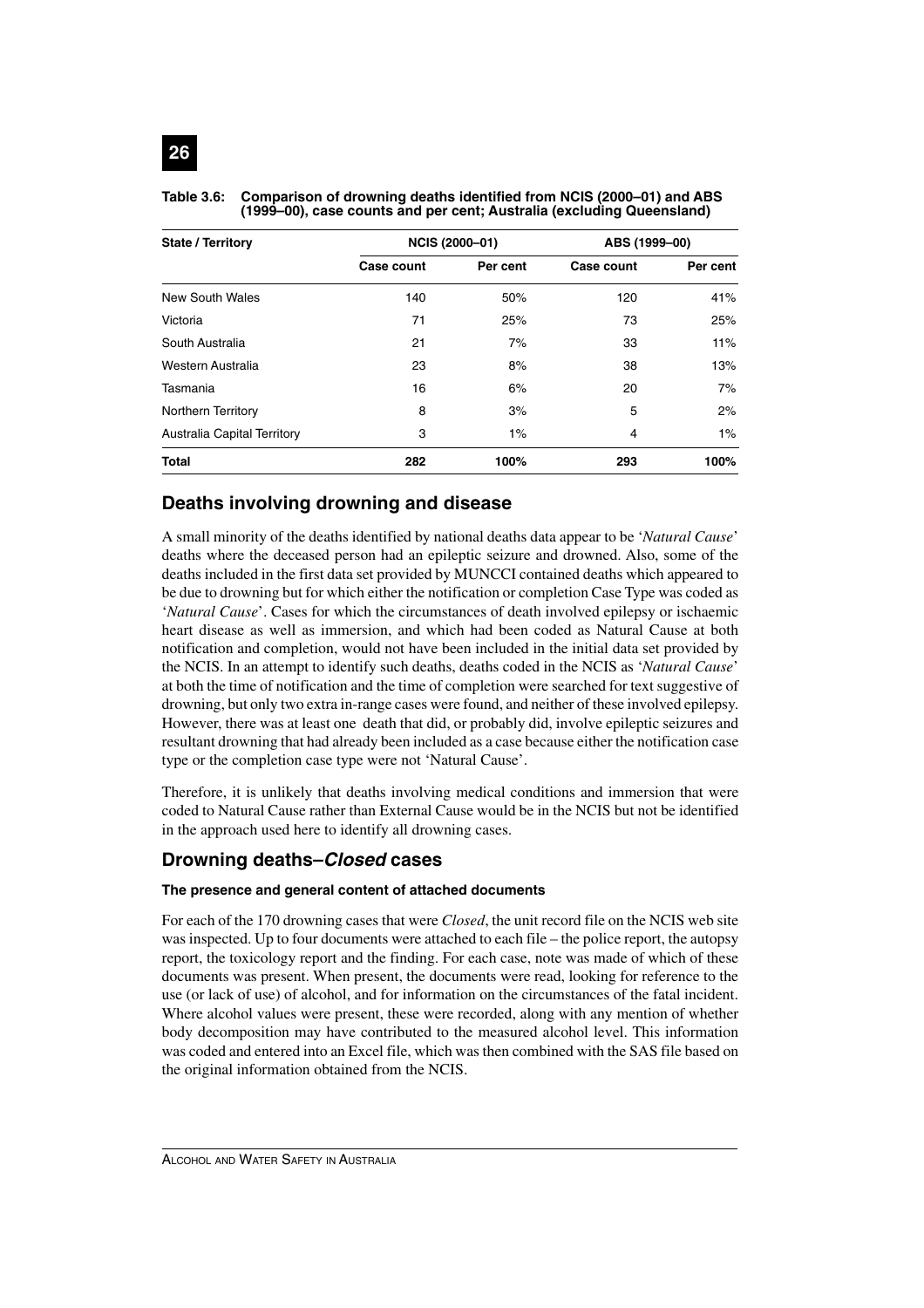**Table 3.6: Comparison of drowning deaths identified from NCIS (2000–01) and ABS (1999–00), case counts and per cent; Australia (excluding Queensland)**

| State / Territory | NCIS (2000–01) | | ABS (1999–00) | |
|---|---|---|---|---|
| | Case count | Per cent | Case count | Per cent |
| New South Wales | 140 | 50% | 120 | 41% |
| Victoria | 71 | 25% | 73 | 25% |
| South Australia | 21 | 7% | 33 | 11% |
| Western Australia | 23 | 8% | 38 | 13% |
| Tasmania | 16 | 6% | 20 | 7% |
| Northern Territory | 8 | 3% | 5 | 2% |
| Australia Capital Territory | 3 | 1% | 4 | 1% |
| **Total** | **282** | **100%** | **293** | **100%** |

## Deaths involving drowning and disease

A small minority of the deaths identified by national deaths data appear to be '*Natural Cause*' deaths where the deceased person had an epileptic seizure and drowned. Also, some of the deaths included in the first data set provided by MUNCCI contained deaths which appeared to be due to drowning but for which either the notification or completion Case Type was coded as '*Natural Cause*'. Cases for which the circumstances of death involved epilepsy or ischaemic heart disease as well as immersion, and which had been coded as Natural Cause at both notification and completion, would not have been included in the initial data set provided by the NCIS. In an attempt to identify such deaths, deaths coded in the NCIS as '*Natural Cause*' at both the time of notification and the time of completion were searched for text suggestive of drowning, but only two extra in-range cases were found, and neither of these involved epilepsy. However, there was at least one death that did, or probably did, involve epileptic seizures and resultant drowning that had already been included as a case because either the notification case type or the completion case type were not 'Natural Cause'.

Therefore, it is unlikely that deaths involving medical conditions and immersion that were coded to Natural Cause rather than External Cause would be in the NCIS but not be identified in the approach used here to identify all drowning cases.

## Drowning deaths–*Closed* cases

#### The presence and general content of attached documents

For each of the 170 drowning cases that were *Closed*, the unit record file on the NCIS web site was inspected. Up to four documents were attached to each file – the police report, the autopsy report, the toxicology report and the finding. For each case, note was made of which of these documents was present. When present, the documents were read, looking for reference to the use (or lack of use) of alcohol, and for information on the circumstances of the fatal incident. Where alcohol values were present, these were recorded, along with any mention of whether body decomposition may have contributed to the measured alcohol level. This information was coded and entered into an Excel file, which was then combined with the SAS file based on the original information obtained from the NCIS.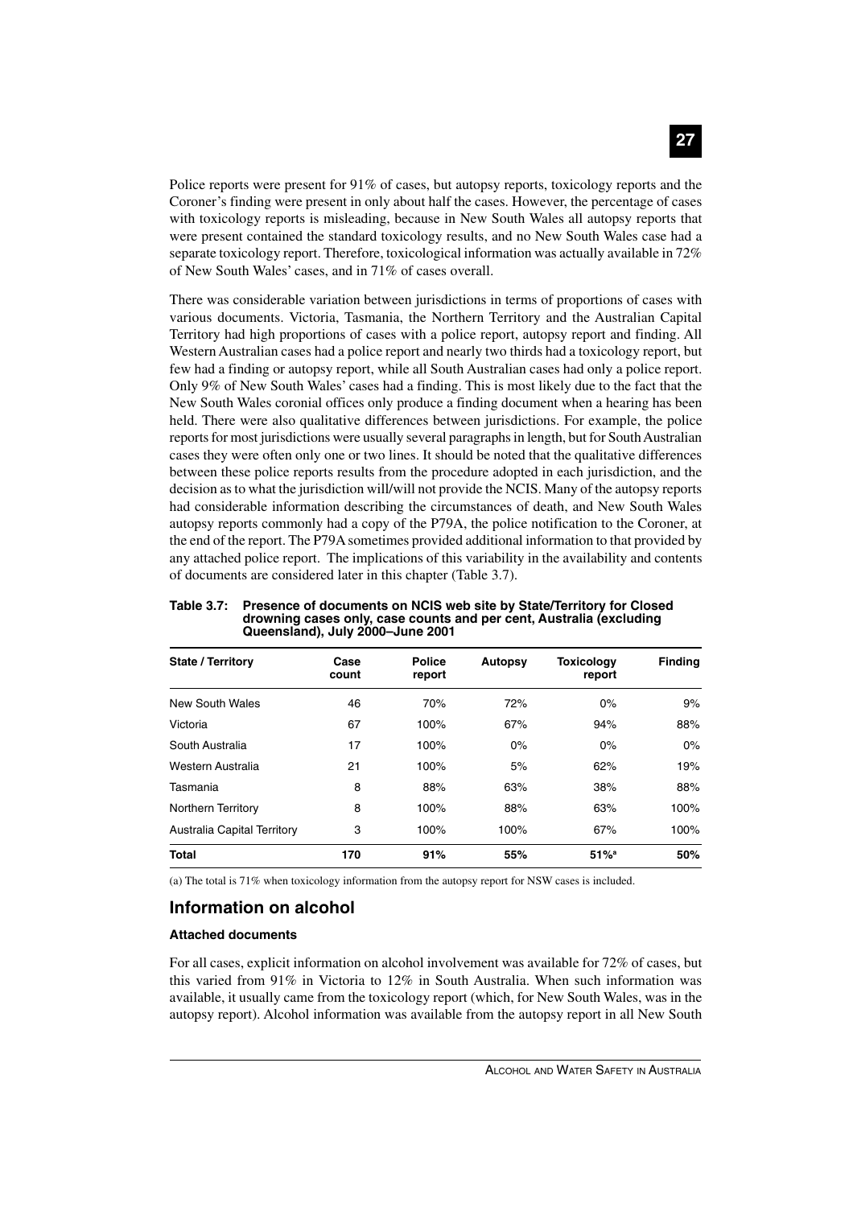Police reports were present for 91% of cases, but autopsy reports, toxicology reports and the Coroner's finding were present in only about half the cases. However, the percentage of cases with toxicology reports is misleading, because in New South Wales all autopsy reports that were present contained the standard toxicology results, and no New South Wales case had a separate toxicology report. Therefore, toxicological information was actually available in 72% of New South Wales' cases, and in 71% of cases overall.

There was considerable variation between jurisdictions in terms of proportions of cases with various documents. Victoria, Tasmania, the Northern Territory and the Australian Capital Territory had high proportions of cases with a police report, autopsy report and finding. All Western Australian cases had a police report and nearly two thirds had a toxicology report, but few had a finding or autopsy report, while all South Australian cases had only a police report. Only 9% of New South Wales' cases had a finding. This is most likely due to the fact that the New South Wales coronial offices only produce a finding document when a hearing has been held. There were also qualitative differences between jurisdictions. For example, the police reports for most jurisdictions were usually several paragraphs in length, but for South Australian cases they were often only one or two lines. It should be noted that the qualitative differences between these police reports results from the procedure adopted in each jurisdiction, and the decision as to what the jurisdiction will/will not provide the NCIS. Many of the autopsy reports had considerable information describing the circumstances of death, and New South Wales autopsy reports commonly had a copy of the P79A, the police notification to the Coroner, at the end of the report. The P79A sometimes provided additional information to that provided by any attached police report. The implications of this variability in the availability and contents of documents are considered later in this chapter (Table 3.7).

**Table 3.7: Presence of documents on NCIS web site by State/Territory for Closed drowning cases only, case counts and per cent, Australia (excluding Queensland), July 2000–June 2001**

| State / Territory | Case count | Police report | Autopsy | Toxicology report | Finding |
|---|---|---|---|---|---|
| New South Wales | 46 | 70% | 72% | 0% | 9% |
| Victoria | 67 | 100% | 67% | 94% | 88% |
| South Australia | 17 | 100% | 0% | 0% | 0% |
| Western Australia | 21 | 100% | 5% | 62% | 19% |
| Tasmania | 8 | 88% | 63% | 38% | 88% |
| Northern Territory | 8 | 100% | 88% | 63% | 100% |
| Australia Capital Territory | 3 | 100% | 100% | 67% | 100% |
| **Total** | **170** | **91%** | **55%** | **51%[a]** | **50%** |

(a) The total is 71% when toxicology information from the autopsy report for NSW cases is included.

## Information on alcohol

### Attached documents

For all cases, explicit information on alcohol involvement was available for 72% of cases, but this varied from 91% in Victoria to 12% in South Australia. When such information was available, it usually came from the toxicology report (which, for New South Wales, was in the autopsy report). Alcohol information was available from the autopsy report in all New South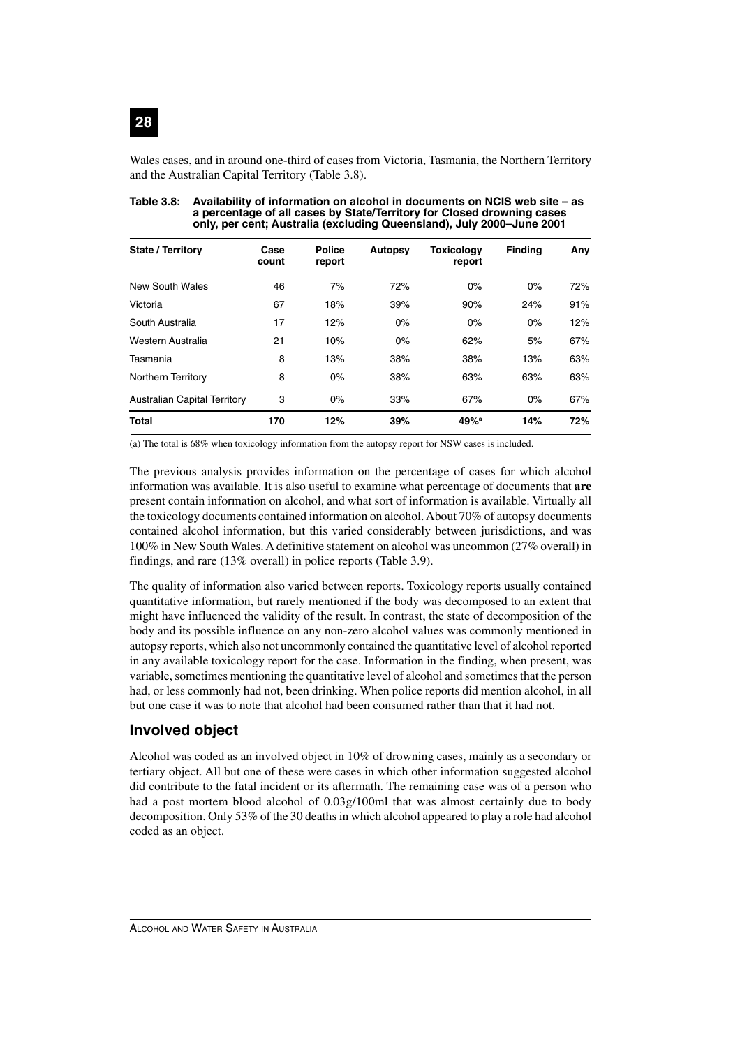Wales cases, and in around one-third of cases from Victoria, Tasmania, the Northern Territory and the Australian Capital Territory (Table 3.8).

**Table 3.8: Availability of information on alcohol in documents on NCIS web site – as a percentage of all cases by State/Territory for Closed drowning cases only, per cent; Australia (excluding Queensland), July 2000–June 2001**

| State / Territory | Case count | Police report | Autopsy | Toxicology report | Finding | Any |
|---|---|---|---|---|---|---|
| New South Wales | 46 | 7% | 72% | 0% | 0% | 72% |
| Victoria | 67 | 18% | 39% | 90% | 24% | 91% |
| South Australia | 17 | 12% | 0% | 0% | 0% | 12% |
| Western Australia | 21 | 10% | 0% | 62% | 5% | 67% |
| Tasmania | 8 | 13% | 38% | 38% | 13% | 63% |
| Northern Territory | 8 | 0% | 38% | 63% | 63% | 63% |
| Australian Capital Territory | 3 | 0% | 33% | 67% | 0% | 67% |
| **Total** | **170** | **12%** | **39%** | **49%[a]** | **14%** | **72%** |

(a) The total is 68% when toxicology information from the autopsy report for NSW cases is included.

The previous analysis provides information on the percentage of cases for which alcohol information was available. It is also useful to examine what percentage of documents that **are** present contain information on alcohol, and what sort of information is available. Virtually all the toxicology documents contained information on alcohol. About 70% of autopsy documents contained alcohol information, but this varied considerably between jurisdictions, and was 100% in New South Wales. A definitive statement on alcohol was uncommon (27% overall) in findings, and rare (13% overall) in police reports (Table 3.9).

The quality of information also varied between reports. Toxicology reports usually contained quantitative information, but rarely mentioned if the body was decomposed to an extent that might have influenced the validity of the result. In contrast, the state of decomposition of the body and its possible influence on any non-zero alcohol values was commonly mentioned in autopsy reports, which also not uncommonly contained the quantitative level of alcohol reported in any available toxicology report for the case. Information in the finding, when present, was variable, sometimes mentioning the quantitative level of alcohol and sometimes that the person had, or less commonly had not, been drinking. When police reports did mention alcohol, in all but one case it was to note that alcohol had been consumed rather than that it had not.

## Involved object

Alcohol was coded as an involved object in 10% of drowning cases, mainly as a secondary or tertiary object. All but one of these were cases in which other information suggested alcohol did contribute to the fatal incident or its aftermath. The remaining case was of a person who had a post mortem blood alcohol of 0.03g/100ml that was almost certainly due to body decomposition. Only 53% of the 30 deaths in which alcohol appeared to play a role had alcohol coded as an object.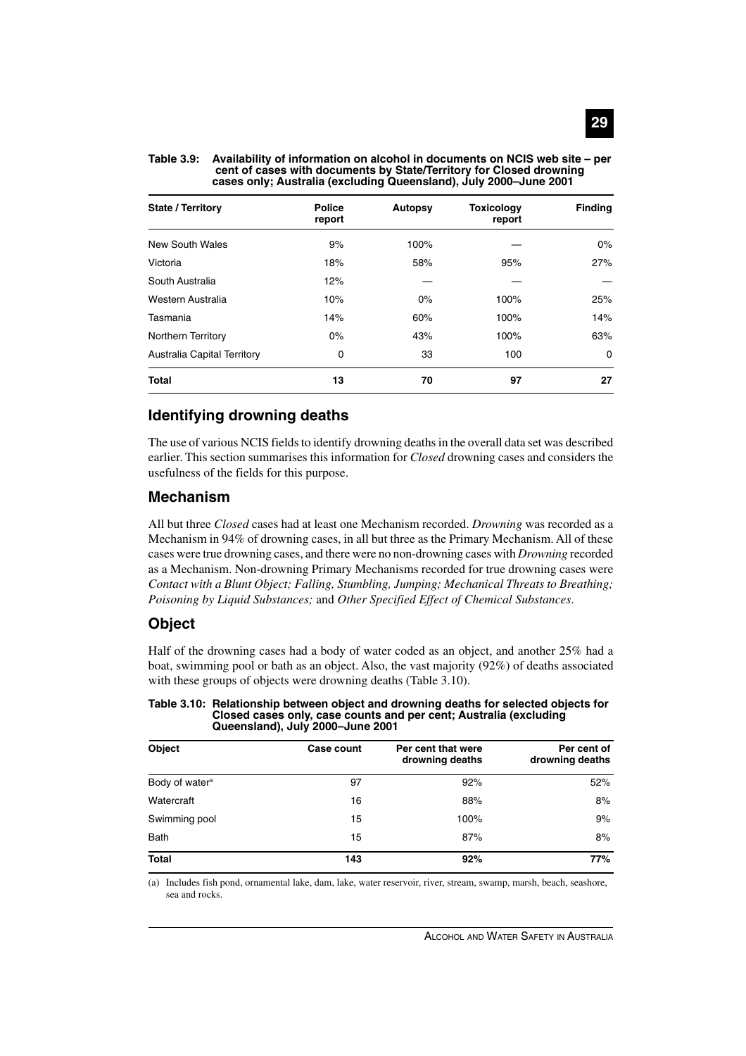**Table 3.9: Availability of information on alcohol in documents on NCIS web site – per cent of cases with documents by State/Territory for Closed drowning cases only; Australia (excluding Queensland), July 2000–June 2001**

| State / Territory | Police report | Autopsy | Toxicology report | Finding |
|---|---|---|---|---|
| New South Wales | 9% | 100% | — | 0% |
| Victoria | 18% | 58% | 95% | 27% |
| South Australia | 12% | — | — | — |
| Western Australia | 10% | 0% | 100% | 25% |
| Tasmania | 14% | 60% | 100% | 14% |
| Northern Territory | 0% | 43% | 100% | 63% |
| Australia Capital Territory | 0 | 33 | 100 | 0 |
| **Total** | **13** | **70** | **97** | **27** |

## Identifying drowning deaths

The use of various NCIS fields to identify drowning deaths in the overall data set was described earlier. This section summarises this information for *Closed* drowning cases and considers the usefulness of the fields for this purpose.

## Mechanism

All but three *Closed* cases had at least one Mechanism recorded. *Drowning* was recorded as a Mechanism in 94% of drowning cases, in all but three as the Primary Mechanism. All of these cases were true drowning cases, and there were no non-drowning cases with *Drowning* recorded as a Mechanism. Non-drowning Primary Mechanisms recorded for true drowning cases were *Contact with a Blunt Object; Falling, Stumbling, Jumping; Mechanical Threats to Breathing; Poisoning by Liquid Substances;* and *Other Specified Effect of Chemical Substances*.

## Object

Half of the drowning cases had a body of water coded as an object, and another 25% had a boat, swimming pool or bath as an object. Also, the vast majority (92%) of deaths associated with these groups of objects were drowning deaths (Table 3.10).

**Table 3.10: Relationship between object and drowning deaths for selected objects for Closed cases only, case counts and per cent; Australia (excluding Queensland), July 2000–June 2001**

| Object | Case count | Per cent that were drowning deaths | Per cent of drowning deaths |
|---|---|---|---|
| Body of water[a] | 97 | 92% | 52% |
| Watercraft | 16 | 88% | 8% |
| Swimming pool | 15 | 100% | 9% |
| Bath | 15 | 87% | 8% |
| **Total** | **143** | **92%** | **77%** |

(a) Includes fish pond, ornamental lake, dam, lake, water reservoir, river, stream, swamp, marsh, beach, seashore, sea and rocks.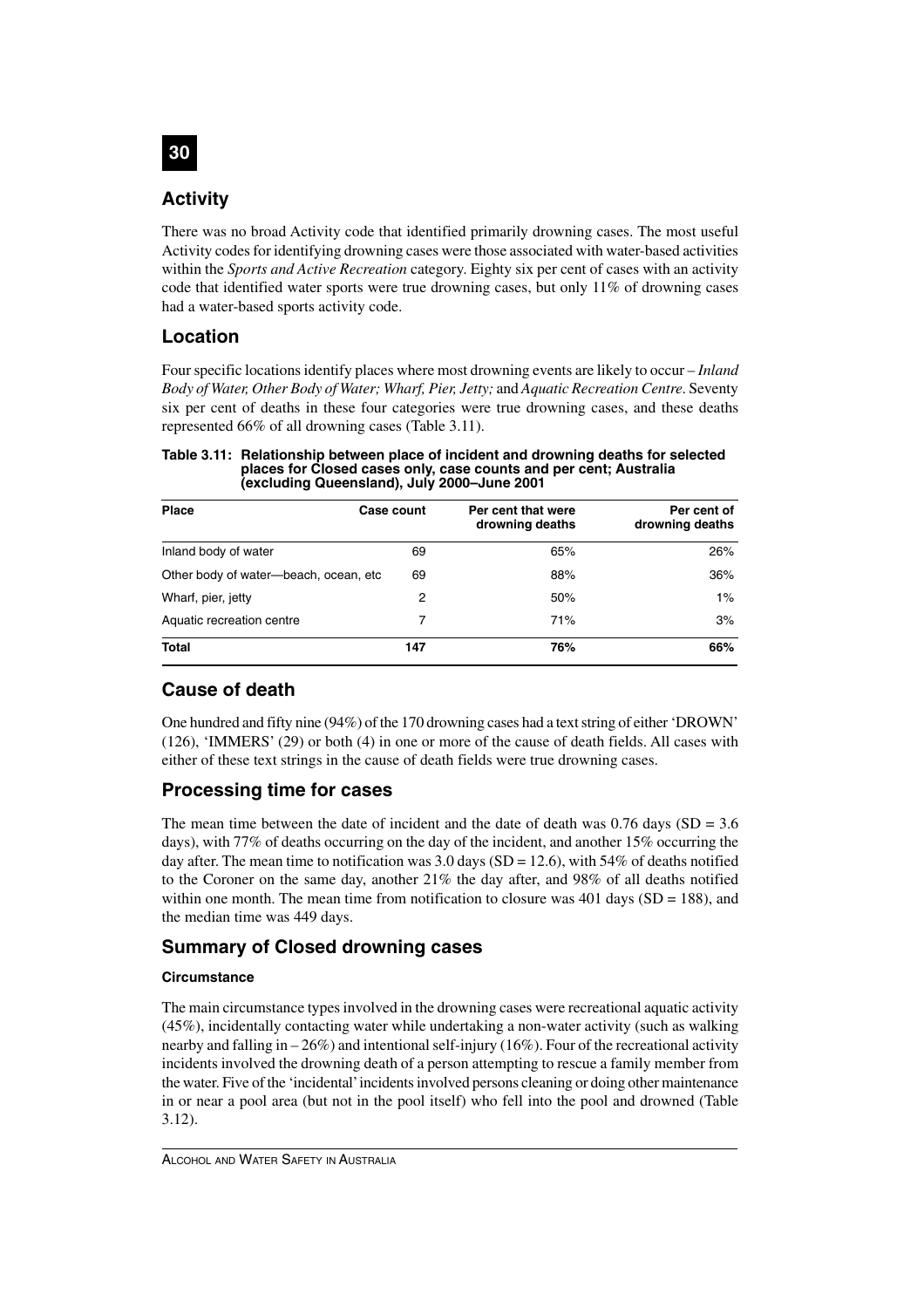## Activity

There was no broad Activity code that identified primarily drowning cases. The most useful Activity codes for identifying drowning cases were those associated with water-based activities within the *Sports and Active Recreation* category. Eighty six per cent of cases with an activity code that identified water sports were true drowning cases, but only 11% of drowning cases had a water-based sports activity code.

## Location

Four specific locations identify places where most drowning events are likely to occur – *Inland Body of Water, Other Body of Water; Wharf, Pier, Jetty;* and *Aquatic Recreation Centre*. Seventy six per cent of deaths in these four categories were true drowning cases, and these deaths represented 66% of all drowning cases (Table 3.11).

**Table 3.11: Relationship between place of incident and drowning deaths for selected places for Closed cases only, case counts and per cent; Australia (excluding Queensland), July 2000–June 2001**

| Place | Case count | Per cent that were drowning deaths | Per cent of drowning deaths |
|---|---|---|---|
| Inland body of water | 69 | 65% | 26% |
| Other body of water—beach, ocean, etc | 69 | 88% | 36% |
| Wharf, pier, jetty | 2 | 50% | 1% |
| Aquatic recreation centre | 7 | 71% | 3% |
| **Total** | **147** | **76%** | **66%** |

## Cause of death

One hundred and fifty nine (94%) of the 170 drowning cases had a text string of either 'DROWN' (126), 'IMMERS' (29) or both (4) in one or more of the cause of death fields. All cases with either of these text strings in the cause of death fields were true drowning cases.

## Processing time for cases

The mean time between the date of incident and the date of death was 0.76 days (SD = 3.6 days), with 77% of deaths occurring on the day of the incident, and another 15% occurring the day after. The mean time to notification was 3.0 days (SD = 12.6), with 54% of deaths notified to the Coroner on the same day, another 21% the day after, and 98% of all deaths notified within one month. The mean time from notification to closure was 401 days (SD = 188), and the median time was 449 days.

## Summary of Closed drowning cases

### Circumstance

The main circumstance types involved in the drowning cases were recreational aquatic activity (45%), incidentally contacting water while undertaking a non-water activity (such as walking nearby and falling in – 26%) and intentional self-injury (16%). Four of the recreational activity incidents involved the drowning death of a person attempting to rescue a family member from the water. Five of the 'incidental' incidents involved persons cleaning or doing other maintenance in or near a pool area (but not in the pool itself) who fell into the pool and drowned (Table 3.12).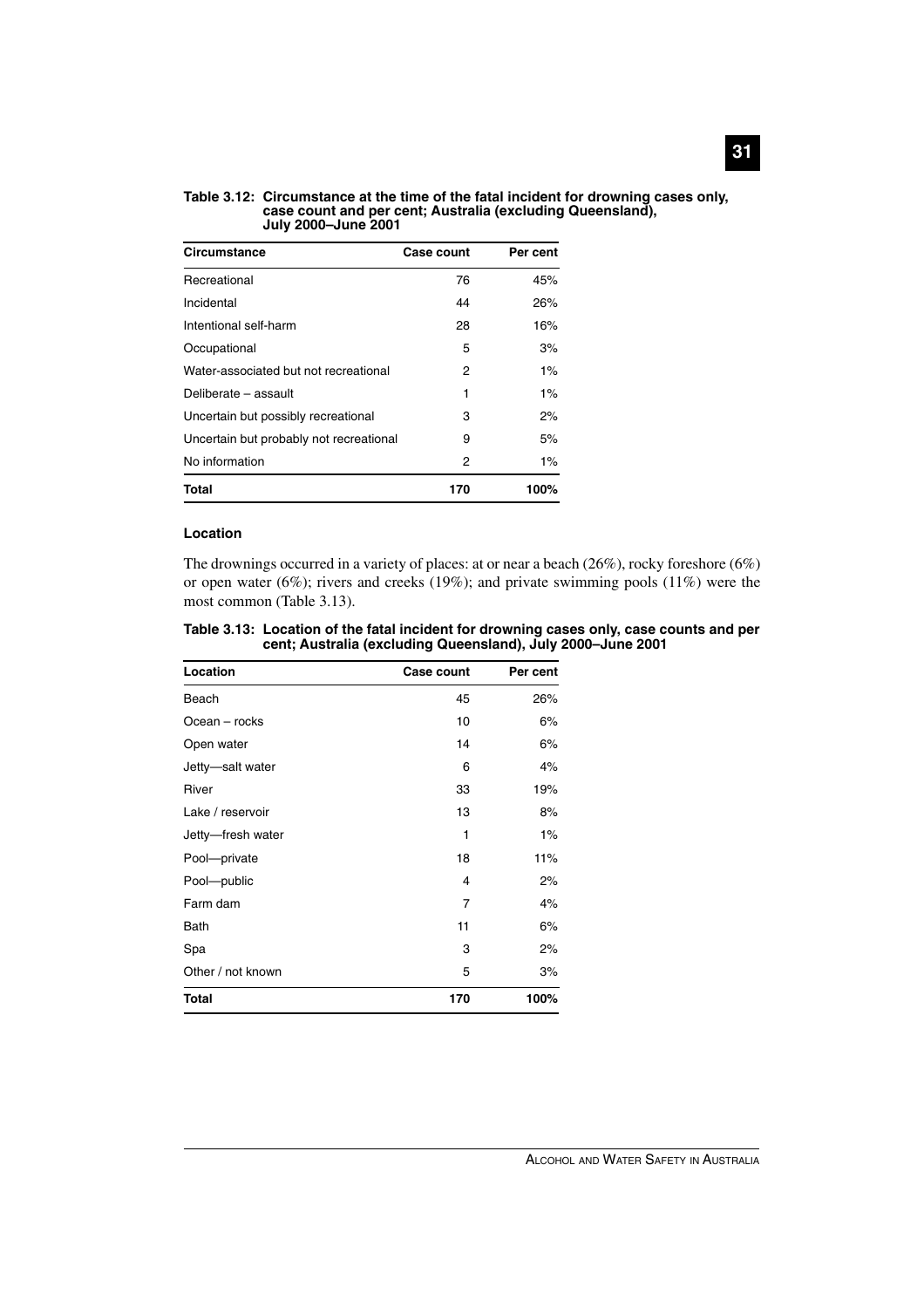**Table 3.12: Circumstance at the time of the fatal incident for drowning cases only, case count and per cent; Australia (excluding Queensland), July 2000–June 2001**

| Circumstance | Case count | Per cent |
|---|---|---|
| Recreational | 76 | 45% |
| Incidental | 44 | 26% |
| Intentional self-harm | 28 | 16% |
| Occupational | 5 | 3% |
| Water-associated but not recreational | 2 | 1% |
| Deliberate – assault | 1 | 1% |
| Uncertain but possibly recreational | 3 | 2% |
| Uncertain but probably not recreational | 9 | 5% |
| No information | 2 | 1% |
| **Total** | **170** | **100%** |

### Location

The drownings occurred in a variety of places: at or near a beach (26%), rocky foreshore (6%) or open water (6%); rivers and creeks (19%); and private swimming pools (11%) were the most common (Table 3.13).

**Table 3.13: Location of the fatal incident for drowning cases only, case counts and per cent; Australia (excluding Queensland), July 2000–June 2001**

| Location | Case count | Per cent |
|---|---|---|
| Beach | 45 | 26% |
| Ocean – rocks | 10 | 6% |
| Open water | 14 | 6% |
| Jetty—salt water | 6 | 4% |
| River | 33 | 19% |
| Lake / reservoir | 13 | 8% |
| Jetty—fresh water | 1 | 1% |
| Pool—private | 18 | 11% |
| Pool—public | 4 | 2% |
| Farm dam | 7 | 4% |
| Bath | 11 | 6% |
| Spa | 3 | 2% |
| Other / not known | 5 | 3% |
| **Total** | **170** | **100%** |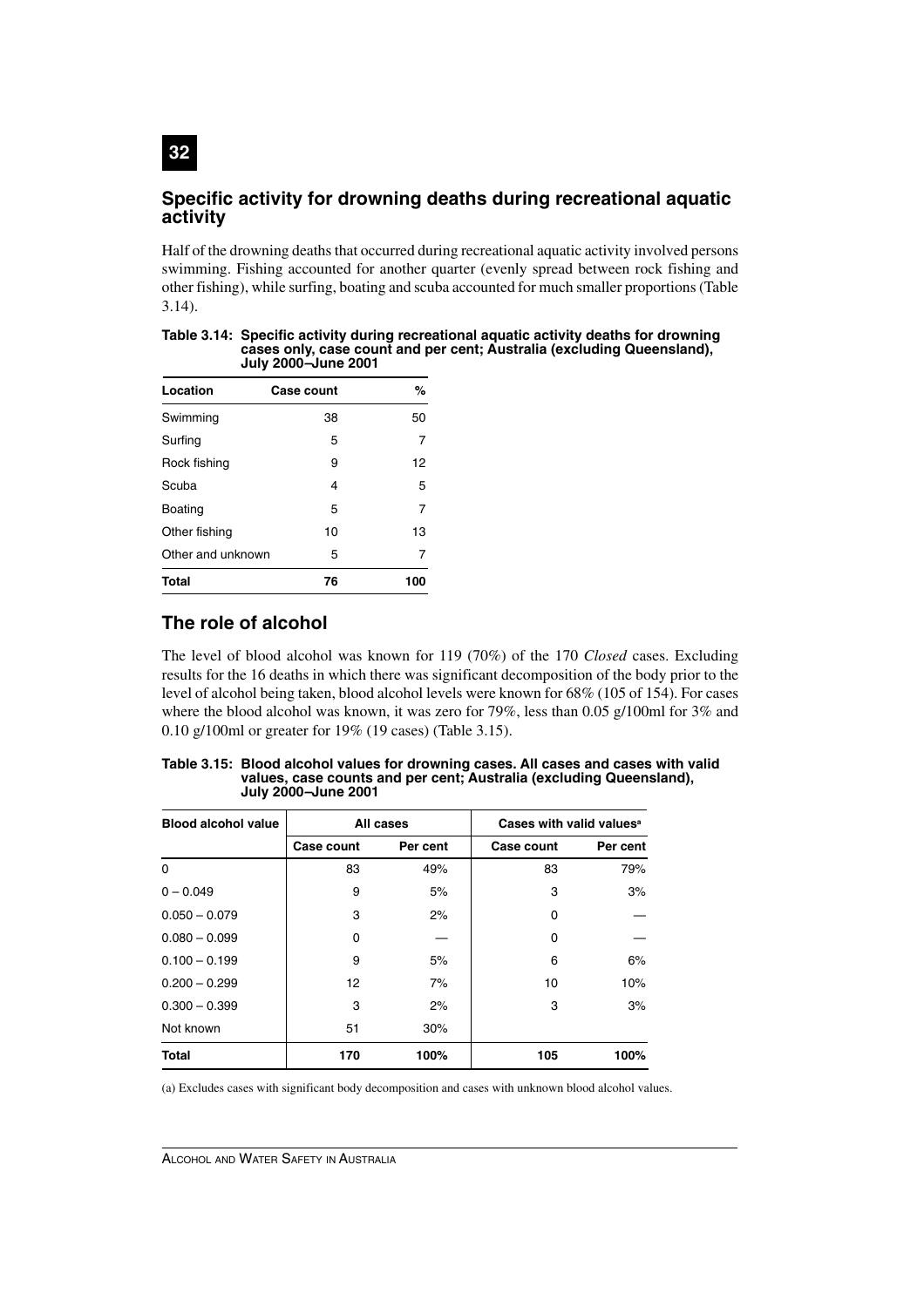## Specific activity for drowning deaths during recreational aquatic activity

Half of the drowning deaths that occurred during recreational aquatic activity involved persons swimming. Fishing accounted for another quarter (evenly spread between rock fishing and other fishing), while surfing, boating and scuba accounted for much smaller proportions (Table 3.14).

**Table 3.14: Specific activity during recreational aquatic activity deaths for drowning cases only, case count and per cent; Australia (excluding Queensland), July 2000–June 2001**

| Location | Case count | % |
|---|---|---|
| Swimming | 38 | 50 |
| Surfing | 5 | 7 |
| Rock fishing | 9 | 12 |
| Scuba | 4 | 5 |
| Boating | 5 | 7 |
| Other fishing | 10 | 13 |
| Other and unknown | 5 | 7 |
| **Total** | **76** | **100** |

## The role of alcohol

The level of blood alcohol was known for 119 (70%) of the 170 *Closed* cases. Excluding results for the 16 deaths in which there was significant decomposition of the body prior to the level of alcohol being taken, blood alcohol levels were known for 68% (105 of 154). For cases where the blood alcohol was known, it was zero for 79%, less than 0.05 g/100ml for 3% and 0.10 g/100ml or greater for 19% (19 cases) (Table 3.15).

**Table 3.15: Blood alcohol values for drowning cases. All cases and cases with valid values, case counts and per cent; Australia (excluding Queensland), July 2000–June 2001**

| Blood alcohol value | All cases | | Cases with valid values[a] | |
|---|---|---|---|---|
| | Case count | Per cent | Case count | Per cent |
| 0 | 83 | 49% | 83 | 79% |
| 0 – 0.049 | 9 | 5% | 3 | 3% |
| 0.050 – 0.079 | 3 | 2% | 0 | — |
| 0.080 – 0.099 | 0 | — | 0 | — |
| 0.100 – 0.199 | 9 | 5% | 6 | 6% |
| 0.200 – 0.299 | 12 | 7% | 10 | 10% |
| 0.300 – 0.399 | 3 | 2% | 3 | 3% |
| Not known | 51 | 30% | | |
| **Total** | **170** | **100%** | **105** | **100%** |

(a) Excludes cases with significant body decomposition and cases with unknown blood alcohol values.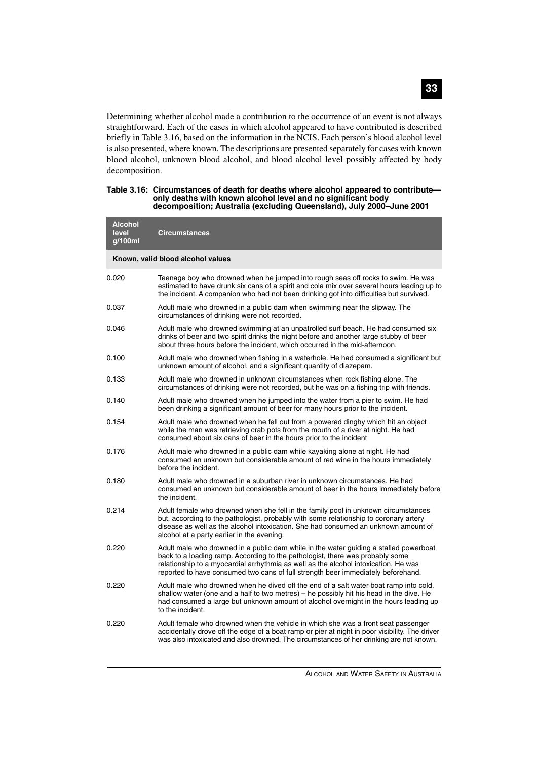Determining whether alcohol made a contribution to the occurrence of an event is not always straightforward. Each of the cases in which alcohol appeared to have contributed is described briefly in Table 3.16, based on the information in the NCIS. Each person's blood alcohol level is also presented, where known. The descriptions are presented separately for cases with known blood alcohol, unknown blood alcohol, and blood alcohol level possibly affected by body decomposition.

**Table 3.16: Circumstances of death for deaths where alcohol appeared to contribute—only deaths with known alcohol level and no significant body decomposition; Australia (excluding Queensland), July 2000–June 2001**

| Alcohol level g/100ml | Circumstances |
|---|---|
| **Known, valid blood alcohol values** | |
| 0.020 | Teenage boy who drowned when he jumped into rough seas off rocks to swim. He was estimated to have drunk six cans of a spirit and cola mix over several hours leading up to the incident. A companion who had not been drinking got into difficulties but survived. |
| 0.037 | Adult male who drowned in a public dam when swimming near the slipway. The circumstances of drinking were not recorded. |
| 0.046 | Adult male who drowned swimming at an unpatrolled surf beach. He had consumed six drinks of beer and two spirit drinks the night before and another large stubby of beer about three hours before the incident, which occurred in the mid-afternoon. |
| 0.100 | Adult male who drowned when fishing in a waterhole. He had consumed a significant but unknown amount of alcohol, and a significant quantity of diazepam. |
| 0.133 | Adult male who drowned in unknown circumstances when rock fishing alone. The circumstances of drinking were not recorded, but he was on a fishing trip with friends. |
| 0.140 | Adult male who drowned when he jumped into the water from a pier to swim. He had been drinking a significant amount of beer for many hours prior to the incident. |
| 0.154 | Adult male who drowned when he fell out from a powered dinghy which hit an object while the man was retrieving crab pots from the mouth of a river at night. He had consumed about six cans of beer in the hours prior to the incident |
| 0.176 | Adult male who drowned in a public dam while kayaking alone at night. He had consumed an unknown but considerable amount of red wine in the hours immediately before the incident. |
| 0.180 | Adult male who drowned in a suburban river in unknown circumstances. He had consumed an unknown but considerable amount of beer in the hours immediately before the incident. |
| 0.214 | Adult female who drowned when she fell in the family pool in unknown circumstances but, according to the pathologist, probably with some relationship to coronary artery disease as well as the alcohol intoxication. She had consumed an unknown amount of alcohol at a party earlier in the evening. |
| 0.220 | Adult male who drowned in a public dam while in the water guiding a stalled powerboat back to a loading ramp. According to the pathologist, there was probably some relationship to a myocardial arrhythmia as well as the alcohol intoxication. He was reported to have consumed two cans of full strength beer immediately beforehand. |
| 0.220 | Adult male who drowned when he dived off the end of a salt water boat ramp into cold, shallow water (one and a half to two metres) – he possibly hit his head in the dive. He had consumed a large but unknown amount of alcohol overnight in the hours leading up to the incident. |
| 0.220 | Adult female who drowned when the vehicle in which she was a front seat passenger accidentally drove off the edge of a boat ramp or pier at night in poor visibility. The driver was also intoxicated and also drowned. The circumstances of her drinking are not known. |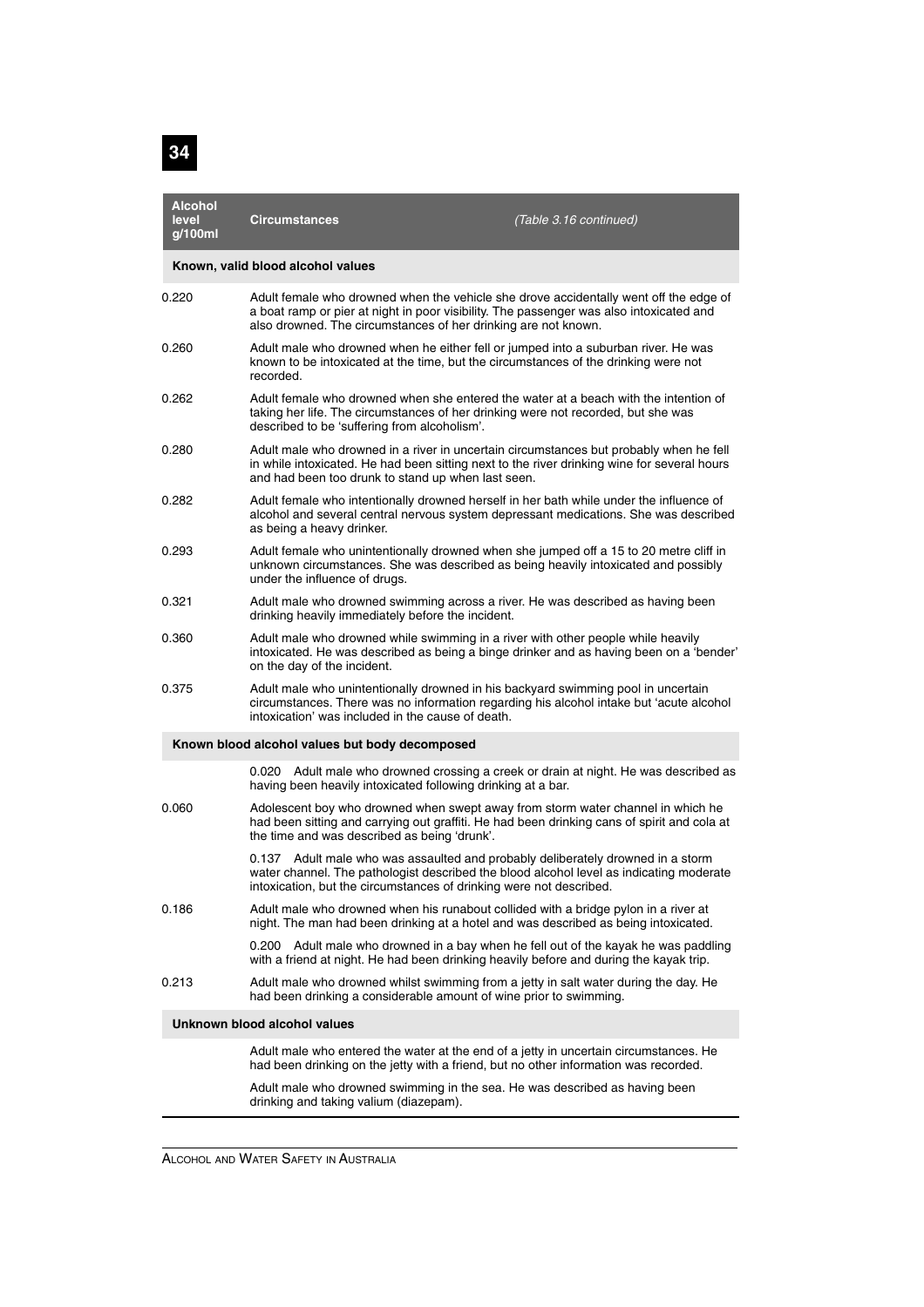| Alcohol level g/100ml | Circumstances *(Table 3.16 continued)* |
|---|---|
| **Known, valid blood alcohol values** | |
| 0.220 | Adult female who drowned when the vehicle she drove accidentally went off the edge of a boat ramp or pier at night in poor visibility. The passenger was also intoxicated and also drowned. The circumstances of her drinking are not known. |
| 0.260 | Adult male who drowned when he either fell or jumped into a suburban river. He was known to be intoxicated at the time, but the circumstances of the drinking were not recorded. |
| 0.262 | Adult female who drowned when she entered the water at a beach with the intention of taking her life. The circumstances of her drinking were not recorded, but she was described to be 'suffering from alcoholism'. |
| 0.280 | Adult male who drowned in a river in uncertain circumstances but probably when he fell in while intoxicated. He had been sitting next to the river drinking wine for several hours and had been too drunk to stand up when last seen. |
| 0.282 | Adult female who intentionally drowned herself in her bath while under the influence of alcohol and several central nervous system depressant medications. She was described as being a heavy drinker. |
| 0.293 | Adult female who unintentionally drowned when she jumped off a 15 to 20 metre cliff in unknown circumstances. She was described as being heavily intoxicated and possibly under the influence of drugs. |
| 0.321 | Adult male who drowned swimming across a river. He was described as having been drinking heavily immediately before the incident. |
| 0.360 | Adult male who drowned while swimming in a river with other people while heavily intoxicated. He was described as being a binge drinker and as having been on a 'bender' on the day of the incident. |
| 0.375 | Adult male who unintentionally drowned in his backyard swimming pool in uncertain circumstances. There was no information regarding his alcohol intake but 'acute alcohol intoxication' was included in the cause of death. |
| **Known blood alcohol values but body decomposed** | |
| 0.020 | Adult male who drowned crossing a creek or drain at night. He was described as having been heavily intoxicated following drinking at a bar. |
| 0.060 | Adolescent boy who drowned when swept away from storm water channel in which he had been sitting and carrying out graffiti. He had been drinking cans of spirit and cola at the time and was described as being 'drunk'. |
| 0.137 | Adult male who was assaulted and probably deliberately drowned in a storm water channel. The pathologist described the blood alcohol level as indicating moderate intoxication, but the circumstances of drinking were not described. |
| 0.186 | Adult male who drowned when his runabout collided with a bridge pylon in a river at night. The man had been drinking at a hotel and was described as being intoxicated. |
| 0.200 | Adult male who drowned in a bay when he fell out of the kayak he was paddling with a friend at night. He had been drinking heavily before and during the kayak trip. |
| 0.213 | Adult male who drowned whilst swimming from a jetty in salt water during the day. He had been drinking a considerable amount of wine prior to swimming. |
| **Unknown blood alcohol values** | |
| | Adult male who entered the water at the end of a jetty in uncertain circumstances. He had been drinking on the jetty with a friend, but no other information was recorded. |
| | Adult male who drowned swimming in the sea. He was described as having been drinking and taking valium (diazepam). |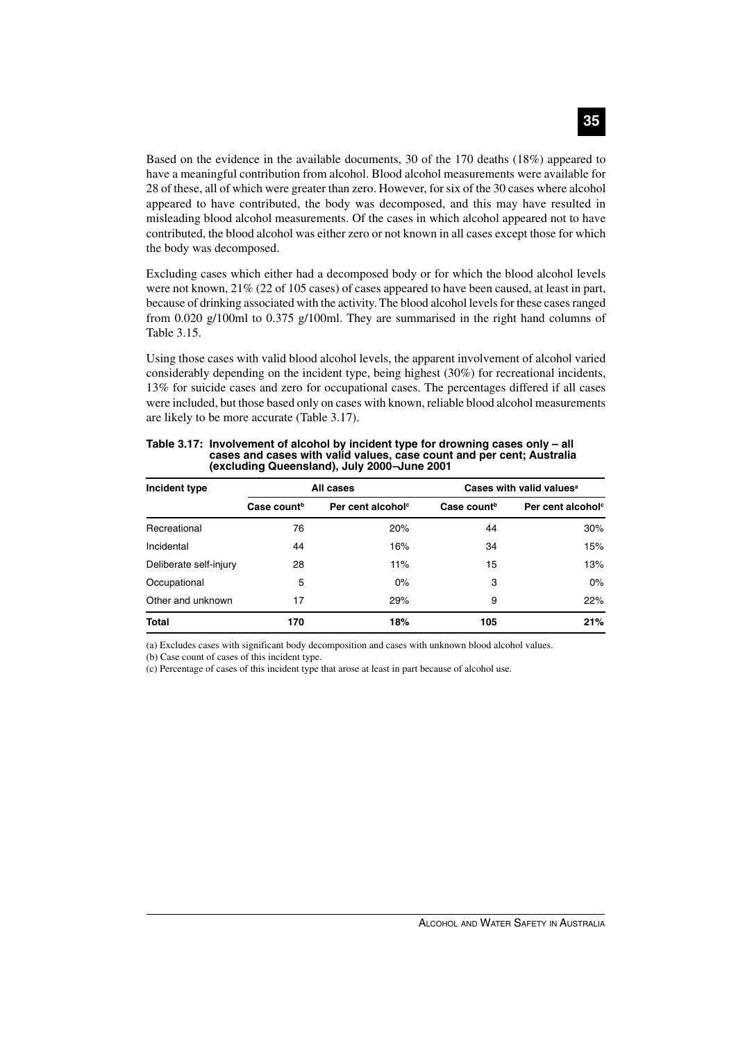Based on the evidence in the available documents, 30 of the 170 deaths (18%) appeared to have a meaningful contribution from alcohol. Blood alcohol measurements were available for 28 of these, all of which were greater than zero. However, for six of the 30 cases where alcohol appeared to have contributed, the body was decomposed, and this may have resulted in misleading blood alcohol measurements. Of the cases in which alcohol appeared not to have contributed, the blood alcohol was either zero or not known in all cases except those for which the body was decomposed.

Excluding cases which either had a decomposed body or for which the blood alcohol levels were not known, 21% (22 of 105 cases) of cases appeared to have been caused, at least in part, because of drinking associated with the activity. The blood alcohol levels for these cases ranged from 0.020 g/100ml to 0.375 g/100ml. They are summarised in the right hand columns of Table 3.15.

Using those cases with valid blood alcohol levels, the apparent involvement of alcohol varied considerably depending on the incident type, being highest (30%) for recreational incidents, 13% for suicide cases and zero for occupational cases. The percentages differed if all cases were included, but those based only on cases with known, reliable blood alcohol measurements are likely to be more accurate (Table 3.17).

**Table 3.17: Involvement of alcohol by incident type for drowning cases only – all cases and cases with valid values, case count and per cent; Australia (excluding Queensland), July 2000–June 2001**

| Incident type | All cases | | Cases with valid values[a] | |
|---|---|---|---|---|
| | Case count[b] | Per cent alcohol[c] | Case count[b] | Per cent alcohol[c] |
| Recreational | 76 | 20% | 44 | 30% |
| Incidental | 44 | 16% | 34 | 15% |
| Deliberate self-injury | 28 | 11% | 15 | 13% |
| Occupational | 5 | 0% | 3 | 0% |
| Other and unknown | 17 | 29% | 9 | 22% |
| **Total** | **170** | **18%** | **105** | **21%** |

(a) Excludes cases with significant body decomposition and cases with unknown blood alcohol values.

(b) Case count of cases of this incident type.

(c) Percentage of cases of this incident type that arose at least in part because of alcohol use.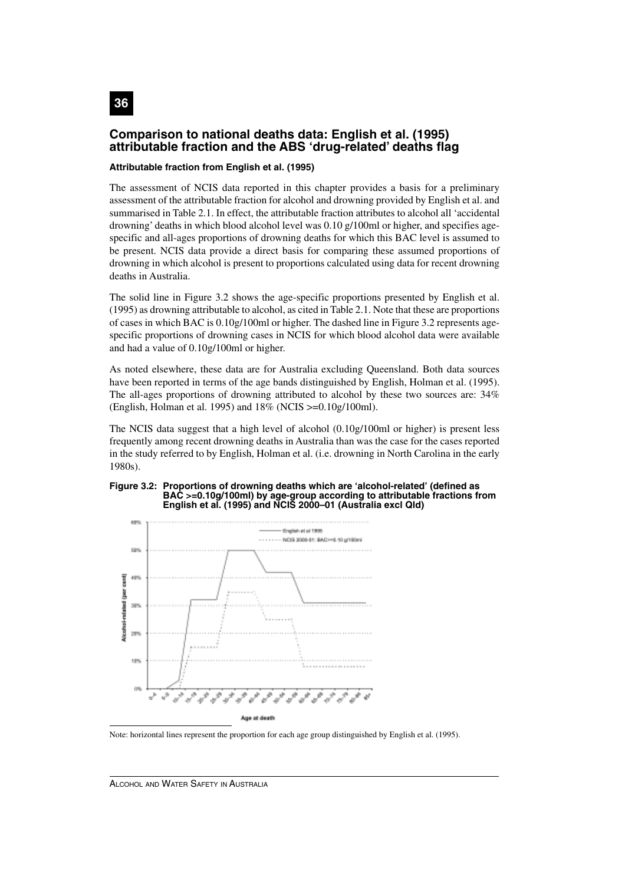## Comparison to national deaths data: English et al. (1995) attributable fraction and the ABS 'drug-related' deaths flag

### Attributable fraction from English et al. (1995)

The assessment of NCIS data reported in this chapter provides a basis for a preliminary assessment of the attributable fraction for alcohol and drowning provided by English et al. and summarised in Table 2.1. In effect, the attributable fraction attributes to alcohol all 'accidental drowning' deaths in which blood alcohol level was 0.10 g/100ml or higher, and specifies age-specific and all-ages proportions of drowning deaths for which this BAC level is assumed to be present. NCIS data provide a direct basis for comparing these assumed proportions of drowning in which alcohol is present to proportions calculated using data for recent drowning deaths in Australia.

The solid line in Figure 3.2 shows the age-specific proportions presented by English et al. (1995) as drowning attributable to alcohol, as cited in Table 2.1. Note that these are proportions of cases in which BAC is 0.10g/100ml or higher. The dashed line in Figure 3.2 represents age-specific proportions of drowning cases in NCIS for which blood alcohol data were available and had a value of 0.10g/100ml or higher.

As noted elsewhere, these data are for Australia excluding Queensland. Both data sources have been reported in terms of the age bands distinguished by English, Holman et al. (1995). The all-ages proportions of drowning attributed to alcohol by these two sources are: 34% (English, Holman et al. 1995) and 18% (NCIS >=0.10g/100ml).

The NCIS data suggest that a high level of alcohol (0.10g/100ml or higher) is present less frequently among recent drowning deaths in Australia than was the case for the cases reported in the study referred to by English, Holman et al. (i.e. drowning in North Carolina in the early 1980s).

**Figure 3.2: Proportions of drowning deaths which are 'alcohol-related' (defined as BAC >=0.10g/100ml) by age-group according to attributable fractions from English et al. (1995) and NCIS 2000–01 (Australia excl Qld)**

Note: horizontal lines represent the proportion for each age group distinguished by English et al. (1995).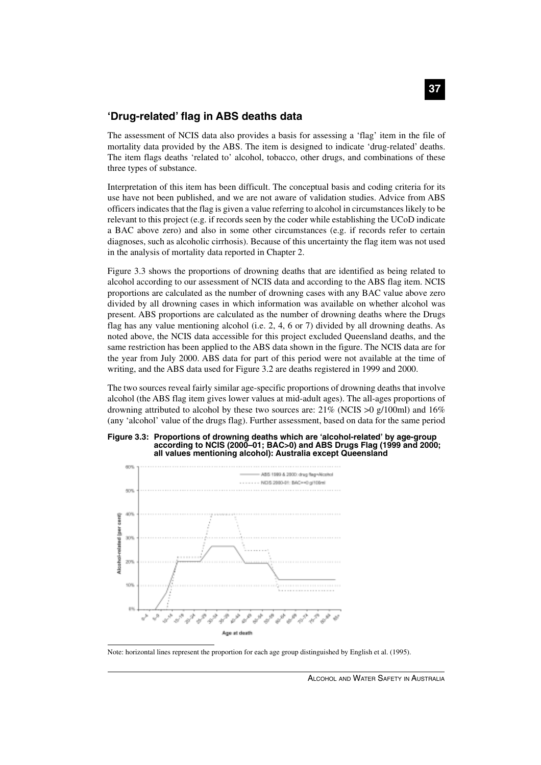## 'Drug-related' flag in ABS deaths data

The assessment of NCIS data also provides a basis for assessing a 'flag' item in the file of mortality data provided by the ABS. The item is designed to indicate 'drug-related' deaths. The item flags deaths 'related to' alcohol, tobacco, other drugs, and combinations of these three types of substance.

Interpretation of this item has been difficult. The conceptual basis and coding criteria for its use have not been published, and we are not aware of validation studies. Advice from ABS officers indicates that the flag is given a value referring to alcohol in circumstances likely to be relevant to this project (e.g. if records seen by the coder while establishing the UCoD indicate a BAC above zero) and also in some other circumstances (e.g. if records refer to certain diagnoses, such as alcoholic cirrhosis). Because of this uncertainty the flag item was not used in the analysis of mortality data reported in Chapter 2.

Figure 3.3 shows the proportions of drowning deaths that are identified as being related to alcohol according to our assessment of NCIS data and according to the ABS flag item. NCIS proportions are calculated as the number of drowning cases with any BAC value above zero divided by all drowning cases in which information was available on whether alcohol was present. ABS proportions are calculated as the number of drowning deaths where the Drugs flag has any value mentioning alcohol (i.e. 2, 4, 6 or 7) divided by all drowning deaths. As noted above, the NCIS data accessible for this project excluded Queensland deaths, and the same restriction has been applied to the ABS data shown in the figure. The NCIS data are for the year from July 2000. ABS data for part of this period were not available at the time of writing, and the ABS data used for Figure 3.2 are deaths registered in 1999 and 2000.

The two sources reveal fairly similar age-specific proportions of drowning deaths that involve alcohol (the ABS flag item gives lower values at mid-adult ages). The all-ages proportions of drowning attributed to alcohol by these two sources are: 21% (NCIS >0 g/100ml) and 16% (any 'alcohol' value of the drugs flag). Further assessment, based on data for the same period

**Figure 3.3: Proportions of drowning deaths which are 'alcohol-related' by age-group according to NCIS (2000–01; BAC>0) and ABS Drugs Flag (1999 and 2000; all values mentioning alcohol): Australia except Queensland**

Note: horizontal lines represent the proportion for each age group distinguished by English et al. (1995).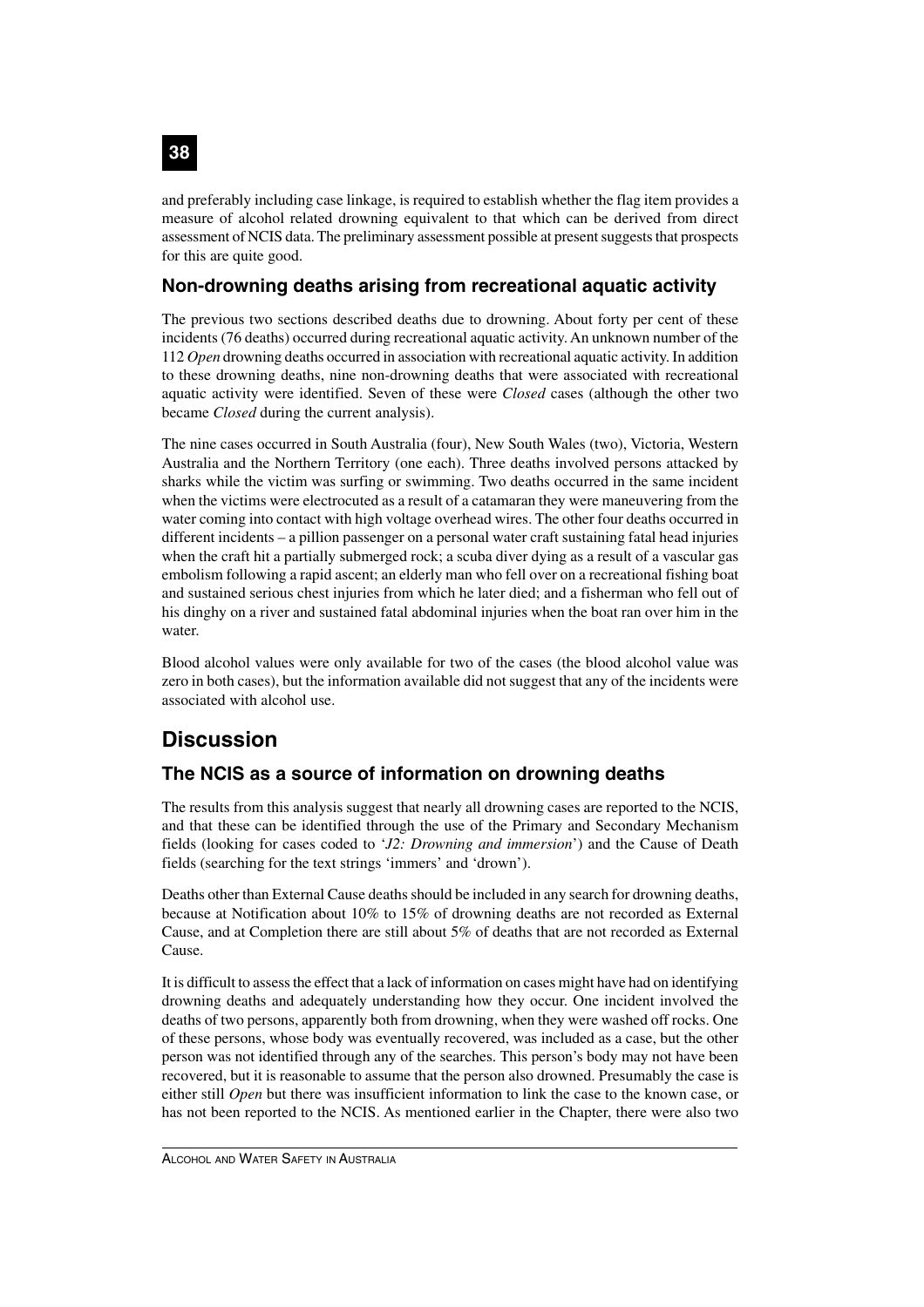and preferably including case linkage, is required to establish whether the flag item provides a measure of alcohol related drowning equivalent to that which can be derived from direct assessment of NCIS data. The preliminary assessment possible at present suggests that prospects for this are quite good.

### Non-drowning deaths arising from recreational aquatic activity

The previous two sections described deaths due to drowning. About forty per cent of these incidents (76 deaths) occurred during recreational aquatic activity. An unknown number of the 112 *Open* drowning deaths occurred in association with recreational aquatic activity. In addition to these drowning deaths, nine non-drowning deaths that were associated with recreational aquatic activity were identified. Seven of these were *Closed* cases (although the other two became *Closed* during the current analysis).

The nine cases occurred in South Australia (four), New South Wales (two), Victoria, Western Australia and the Northern Territory (one each). Three deaths involved persons attacked by sharks while the victim was surfing or swimming. Two deaths occurred in the same incident when the victims were electrocuted as a result of a catamaran they were maneuvering from the water coming into contact with high voltage overhead wires. The other four deaths occurred in different incidents – a pillion passenger on a personal water craft sustaining fatal head injuries when the craft hit a partially submerged rock; a scuba diver dying as a result of a vascular gas embolism following a rapid ascent; an elderly man who fell over on a recreational fishing boat and sustained serious chest injuries from which he later died; and a fisherman who fell out of his dinghy on a river and sustained fatal abdominal injuries when the boat ran over him in the water.

Blood alcohol values were only available for two of the cases (the blood alcohol value was zero in both cases), but the information available did not suggest that any of the incidents were associated with alcohol use.

## Discussion

### The NCIS as a source of information on drowning deaths

The results from this analysis suggest that nearly all drowning cases are reported to the NCIS, and that these can be identified through the use of the Primary and Secondary Mechanism fields (looking for cases coded to '*J2: Drowning and immersion*') and the Cause of Death fields (searching for the text strings 'immers' and 'drown').

Deaths other than External Cause deaths should be included in any search for drowning deaths, because at Notification about 10% to 15% of drowning deaths are not recorded as External Cause, and at Completion there are still about 5% of deaths that are not recorded as External Cause.

It is difficult to assess the effect that a lack of information on cases might have had on identifying drowning deaths and adequately understanding how they occur. One incident involved the deaths of two persons, apparently both from drowning, when they were washed off rocks. One of these persons, whose body was eventually recovered, was included as a case, but the other person was not identified through any of the searches. This person's body may not have been recovered, but it is reasonable to assume that the person also drowned. Presumably the case is either still *Open* but there was insufficient information to link the case to the known case, or has not been reported to the NCIS. As mentioned earlier in the Chapter, there were also two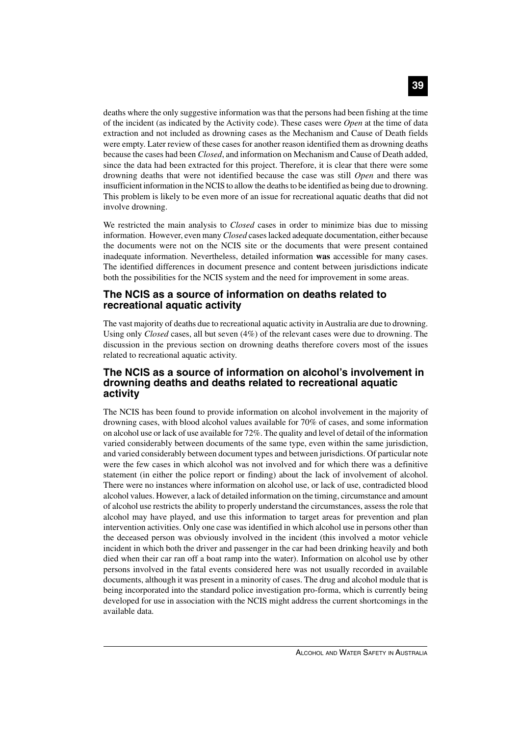deaths where the only suggestive information was that the persons had been fishing at the time of the incident (as indicated by the Activity code). These cases were *Open* at the time of data extraction and not included as drowning cases as the Mechanism and Cause of Death fields were empty. Later review of these cases for another reason identified them as drowning deaths because the cases had been *Closed*, and information on Mechanism and Cause of Death added, since the data had been extracted for this project. Therefore, it is clear that there were some drowning deaths that were not identified because the case was still *Open* and there was insufficient information in the NCIS to allow the deaths to be identified as being due to drowning. This problem is likely to be even more of an issue for recreational aquatic deaths that did not involve drowning.

We restricted the main analysis to *Closed* cases in order to minimize bias due to missing information. However, even many *Closed* cases lacked adequate documentation, either because the documents were not on the NCIS site or the documents that were present contained inadequate information. Nevertheless, detailed information **was** accessible for many cases. The identified differences in document presence and content between jurisdictions indicate both the possibilities for the NCIS system and the need for improvement in some areas.

### The NCIS as a source of information on deaths related to recreational aquatic activity

The vast majority of deaths due to recreational aquatic activity in Australia are due to drowning. Using only *Closed* cases, all but seven (4%) of the relevant cases were due to drowning. The discussion in the previous section on drowning deaths therefore covers most of the issues related to recreational aquatic activity.

### The NCIS as a source of information on alcohol's involvement in drowning deaths and deaths related to recreational aquatic activity

The NCIS has been found to provide information on alcohol involvement in the majority of drowning cases, with blood alcohol values available for 70% of cases, and some information on alcohol use or lack of use available for 72%. The quality and level of detail of the information varied considerably between documents of the same type, even within the same jurisdiction, and varied considerably between document types and between jurisdictions. Of particular note were the few cases in which alcohol was not involved and for which there was a definitive statement (in either the police report or finding) about the lack of involvement of alcohol. There were no instances where information on alcohol use, or lack of use, contradicted blood alcohol values. However, a lack of detailed information on the timing, circumstance and amount of alcohol use restricts the ability to properly understand the circumstances, assess the role that alcohol may have played, and use this information to target areas for prevention and plan intervention activities. Only one case was identified in which alcohol use in persons other than the deceased person was obviously involved in the incident (this involved a motor vehicle incident in which both the driver and passenger in the car had been drinking heavily and both died when their car ran off a boat ramp into the water). Information on alcohol use by other persons involved in the fatal events considered here was not usually recorded in available documents, although it was present in a minority of cases. The drug and alcohol module that is being incorporated into the standard police investigation pro-forma, which is currently being developed for use in association with the NCIS might address the current shortcomings in the available data.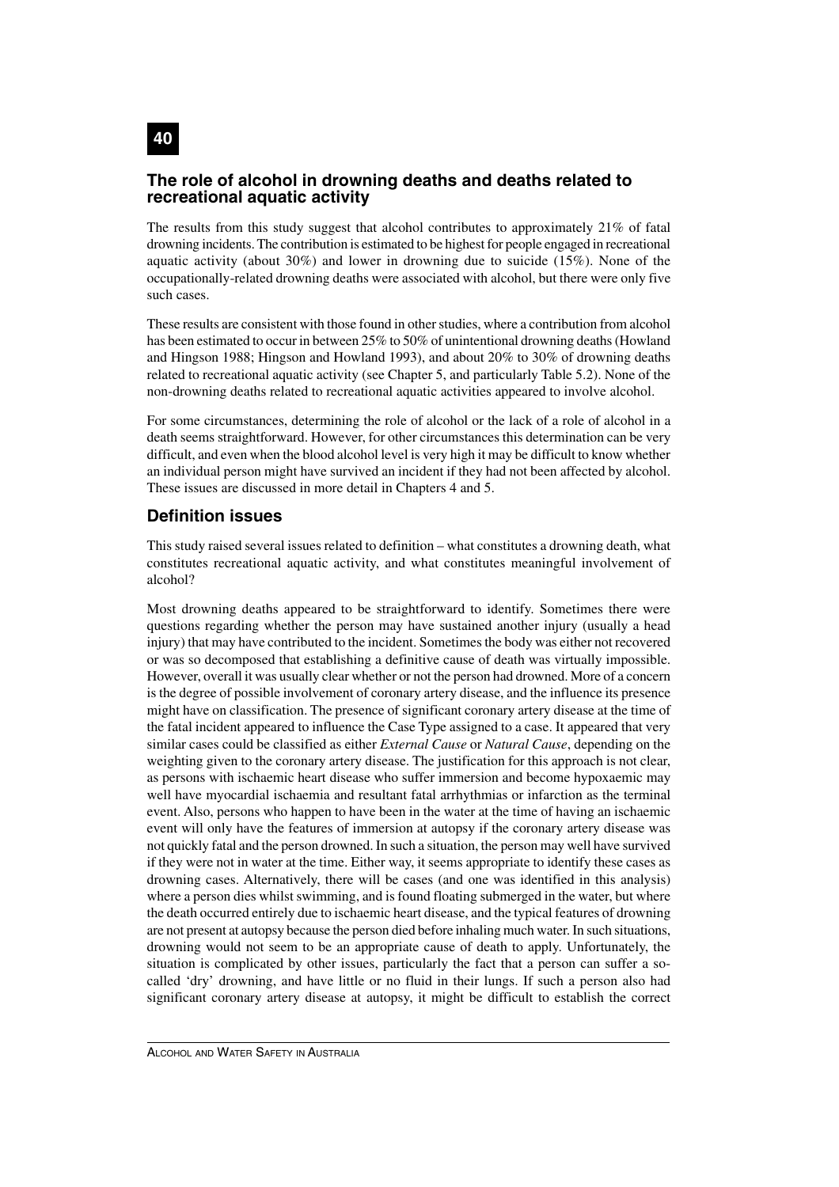## The role of alcohol in drowning deaths and deaths related to recreational aquatic activity

The results from this study suggest that alcohol contributes to approximately 21% of fatal drowning incidents. The contribution is estimated to be highest for people engaged in recreational aquatic activity (about 30%) and lower in drowning due to suicide (15%). None of the occupationally-related drowning deaths were associated with alcohol, but there were only five such cases.

These results are consistent with those found in other studies, where a contribution from alcohol has been estimated to occur in between 25% to 50% of unintentional drowning deaths (Howland and Hingson 1988; Hingson and Howland 1993), and about 20% to 30% of drowning deaths related to recreational aquatic activity (see Chapter 5, and particularly Table 5.2). None of the non-drowning deaths related to recreational aquatic activities appeared to involve alcohol.

For some circumstances, determining the role of alcohol or the lack of a role of alcohol in a death seems straightforward. However, for other circumstances this determination can be very difficult, and even when the blood alcohol level is very high it may be difficult to know whether an individual person might have survived an incident if they had not been affected by alcohol. These issues are discussed in more detail in Chapters 4 and 5.

## Definition issues

This study raised several issues related to definition – what constitutes a drowning death, what constitutes recreational aquatic activity, and what constitutes meaningful involvement of alcohol?

Most drowning deaths appeared to be straightforward to identify. Sometimes there were questions regarding whether the person may have sustained another injury (usually a head injury) that may have contributed to the incident. Sometimes the body was either not recovered or was so decomposed that establishing a definitive cause of death was virtually impossible. However, overall it was usually clear whether or not the person had drowned. More of a concern is the degree of possible involvement of coronary artery disease, and the influence its presence might have on classification. The presence of significant coronary artery disease at the time of the fatal incident appeared to influence the Case Type assigned to a case. It appeared that very similar cases could be classified as either *External Cause* or *Natural Cause*, depending on the weighting given to the coronary artery disease. The justification for this approach is not clear, as persons with ischaemic heart disease who suffer immersion and become hypoxaemic may well have myocardial ischaemia and resultant fatal arrhythmias or infarction as the terminal event. Also, persons who happen to have been in the water at the time of having an ischaemic event will only have the features of immersion at autopsy if the coronary artery disease was not quickly fatal and the person drowned. In such a situation, the person may well have survived if they were not in water at the time. Either way, it seems appropriate to identify these cases as drowning cases. Alternatively, there will be cases (and one was identified in this analysis) where a person dies whilst swimming, and is found floating submerged in the water, but where the death occurred entirely due to ischaemic heart disease, and the typical features of drowning are not present at autopsy because the person died before inhaling much water. In such situations, drowning would not seem to be an appropriate cause of death to apply. Unfortunately, the situation is complicated by other issues, particularly the fact that a person can suffer a so-called 'dry' drowning, and have little or no fluid in their lungs. If such a person also had significant coronary artery disease at autopsy, it might be difficult to establish the correct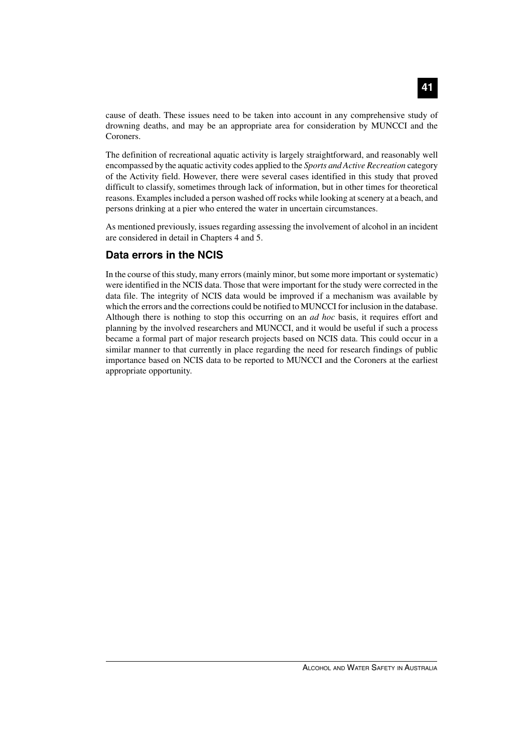cause of death. These issues need to be taken into account in any comprehensive study of drowning deaths, and may be an appropriate area for consideration by MUNCCI and the Coroners.

The definition of recreational aquatic activity is largely straightforward, and reasonably well encompassed by the aquatic activity codes applied to the *Sports and Active Recreation* category of the Activity field. However, there were several cases identified in this study that proved difficult to classify, sometimes through lack of information, but in other times for theoretical reasons. Examples included a person washed off rocks while looking at scenery at a beach, and persons drinking at a pier who entered the water in uncertain circumstances.

As mentioned previously, issues regarding assessing the involvement of alcohol in an incident are considered in detail in Chapters 4 and 5.

## Data errors in the NCIS

In the course of this study, many errors (mainly minor, but some more important or systematic) were identified in the NCIS data. Those that were important for the study were corrected in the data file. The integrity of NCIS data would be improved if a mechanism was available by which the errors and the corrections could be notified to MUNCCI for inclusion in the database. Although there is nothing to stop this occurring on an *ad hoc* basis, it requires effort and planning by the involved researchers and MUNCCI, and it would be useful if such a process became a formal part of major research projects based on NCIS data. This could occur in a similar manner to that currently in place regarding the need for research findings of public importance based on NCIS data to be reported to MUNCCI and the Coroners at the earliest appropriate opportunity.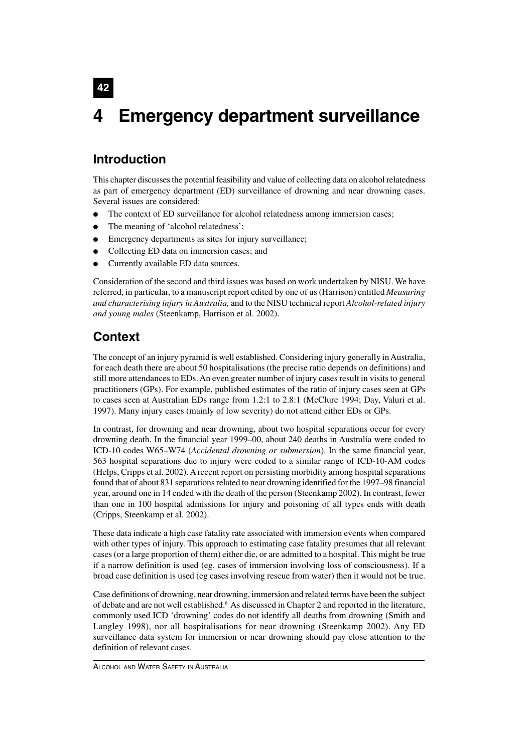# 4 Emergency department surveillance

## Introduction

This chapter discusses the potential feasibility and value of collecting data on alcohol relatedness as part of emergency department (ED) surveillance of drowning and near drowning cases. Several issues are considered:

- The context of ED surveillance for alcohol relatedness among immersion cases;
- The meaning of 'alcohol relatedness';
- Emergency departments as sites for injury surveillance;
- Collecting ED data on immersion cases; and
- Currently available ED data sources.

Consideration of the second and third issues was based on work undertaken by NISU. We have referred, in particular, to a manuscript report edited by one of us (Harrison) entitled *Measuring and characterising injury in Australia,* and to the NISU technical report *Alcohol-related injury and young males* (Steenkamp, Harrison et al. 2002).

## Context

The concept of an injury pyramid is well established. Considering injury generally in Australia, for each death there are about 50 hospitalisations (the precise ratio depends on definitions) and still more attendances to EDs. An even greater number of injury cases result in visits to general practitioners (GPs). For example, published estimates of the ratio of injury cases seen at GPs to cases seen at Australian EDs range from 1.2:1 to 2.8:1 (McClure 1994; Day, Valuri et al. 1997). Many injury cases (mainly of low severity) do not attend either EDs or GPs.

In contrast, for drowning and near drowning, about two hospital separations occur for every drowning death. In the financial year 1999–00, about 240 deaths in Australia were coded to ICD-10 codes W65–W74 (*Accidental drowning or submersion*). In the same financial year, 563 hospital separations due to injury were coded to a similar range of ICD-10-AM codes (Helps, Cripps et al. 2002). A recent report on persisting morbidity among hospital separations found that of about 831 separations related to near drowning identified for the 1997–98 financial year, around one in 14 ended with the death of the person (Steenkamp 2002). In contrast, fewer than one in 100 hospital admissions for injury and poisoning of all types ends with death (Cripps, Steenkamp et al. 2002).

These data indicate a high case fatality rate associated with immersion events when compared with other types of injury. This approach to estimating case fatality presumes that all relevant cases (or a large proportion of them) either die, or are admitted to a hospital. This might be true if a narrow definition is used (eg. cases of immersion involving loss of consciousness). If a broad case definition is used (eg cases involving rescue from water) then it would not be true.

Case definitions of drowning, near drowning, immersion and related terms have been the subject of debate and are not well established.[6] As discussed in Chapter 2 and reported in the literature, commonly used ICD 'drowning' codes do not identify all deaths from drowning (Smith and Langley 1998), nor all hospitalisations for near drowning (Steenkamp 2002). Any ED surveillance data system for immersion or near drowning should pay close attention to the definition of relevant cases.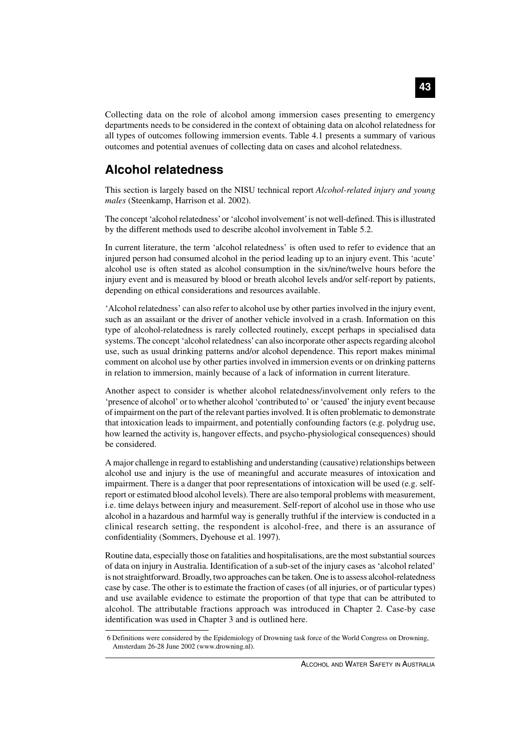Collecting data on the role of alcohol among immersion cases presenting to emergency departments needs to be considered in the context of obtaining data on alcohol relatedness for all types of outcomes following immersion events. Table 4.1 presents a summary of various outcomes and potential avenues of collecting data on cases and alcohol relatedness.

## Alcohol relatedness

This section is largely based on the NISU technical report *Alcohol-related injury and young males* (Steenkamp, Harrison et al. 2002).

The concept 'alcohol relatedness' or 'alcohol involvement' is not well-defined. This is illustrated by the different methods used to describe alcohol involvement in Table 5.2.

In current literature, the term 'alcohol relatedness' is often used to refer to evidence that an injured person had consumed alcohol in the period leading up to an injury event. This 'acute' alcohol use is often stated as alcohol consumption in the six/nine/twelve hours before the injury event and is measured by blood or breath alcohol levels and/or self-report by patients, depending on ethical considerations and resources available.

'Alcohol relatedness' can also refer to alcohol use by other parties involved in the injury event, such as an assailant or the driver of another vehicle involved in a crash. Information on this type of alcohol-relatedness is rarely collected routinely, except perhaps in specialised data systems. The concept 'alcohol relatedness' can also incorporate other aspects regarding alcohol use, such as usual drinking patterns and/or alcohol dependence. This report makes minimal comment on alcohol use by other parties involved in immersion events or on drinking patterns in relation to immersion, mainly because of a lack of information in current literature.

Another aspect to consider is whether alcohol relatedness/involvement only refers to the 'presence of alcohol' or to whether alcohol 'contributed to' or 'caused' the injury event because of impairment on the part of the relevant parties involved. It is often problematic to demonstrate that intoxication leads to impairment, and potentially confounding factors (e.g. polydrug use, how learned the activity is, hangover effects, and psycho-physiological consequences) should be considered.

A major challenge in regard to establishing and understanding (causative) relationships between alcohol use and injury is the use of meaningful and accurate measures of intoxication and impairment. There is a danger that poor representations of intoxication will be used (e.g. self-report or estimated blood alcohol levels). There are also temporal problems with measurement, i.e. time delays between injury and measurement. Self-report of alcohol use in those who use alcohol in a hazardous and harmful way is generally truthful if the interview is conducted in a clinical research setting, the respondent is alcohol-free, and there is an assurance of confidentiality (Sommers, Dyehouse et al. 1997).

Routine data, especially those on fatalities and hospitalisations, are the most substantial sources of data on injury in Australia. Identification of a sub-set of the injury cases as 'alcohol related' is not straightforward. Broadly, two approaches can be taken. One is to assess alcohol-relatedness case by case. The other is to estimate the fraction of cases (of all injuries, or of particular types) and use available evidence to estimate the proportion of that type that can be attributed to alcohol. The attributable fractions approach was introduced in Chapter 2. Case-by case identification was used in Chapter 3 and is outlined here.

---

6 Definitions were considered by the Epidemiology of Drowning task force of the World Congress on Drowning, Amsterdam 26-28 June 2002 (www.drowning.nl).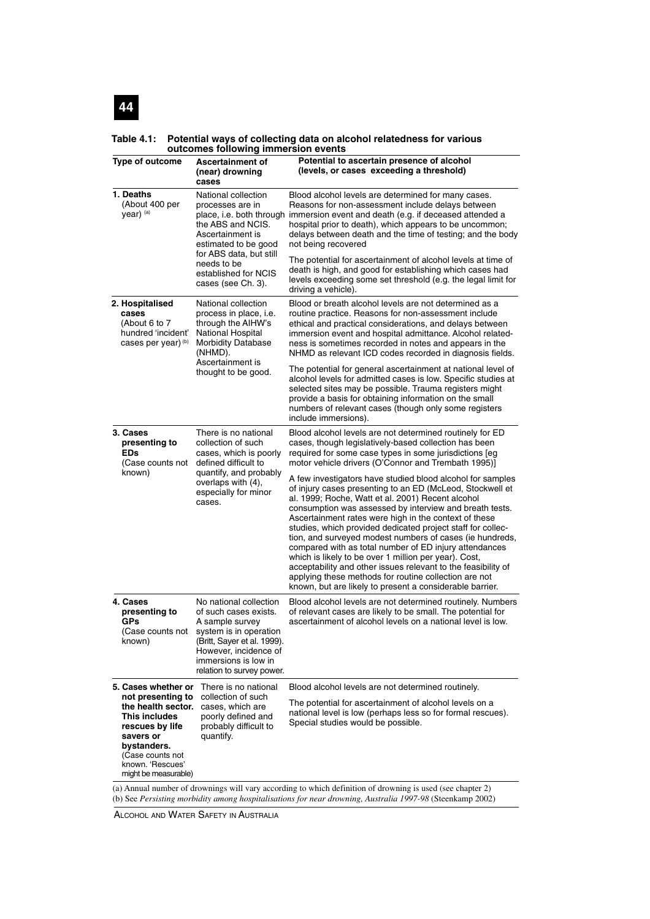**Table 4.1: Potential ways of collecting data on alcohol relatedness for various outcomes following immersion events**

| Type of outcome | Ascertainment of (near) drowning cases | Potential to ascertain presence of alcohol (levels, or cases exceeding a threshold) |
|---|---|---|
| **1. Deaths** (About 400 per year) [(a)] | National collection processes are in place, i.e. both through the ABS and NCIS. Ascertainment is estimated to be good for ABS data, but still needs to be established for NCIS cases (see Ch. 3). | Blood alcohol levels are determined for many cases. Reasons for non-assessment include delays between immersion event and death (e.g. if deceased attended a hospital prior to death), which appears to be uncommon; delays between death and the time of testing; and the body not being recovered<br><br>The potential for ascertainment of alcohol levels at time of death is high, and good for establishing which cases had levels exceeding some set threshold (e.g. the legal limit for driving a vehicle). |
| **2. Hospitalised cases** (About 6 to 7 hundred 'incident' cases per year) [(b)] | National collection process in place, i.e. through the AIHW's National Hospital Morbidity Database (NHMD). Ascertainment is thought to be good. | Blood or breath alcohol levels are not determined as a routine practice. Reasons for non-assessment include ethical and practical considerations, and delays between immersion event and hospital admittance. Alcohol relatedness is sometimes recorded in notes and appears in the NHMD as relevant ICD codes recorded in diagnosis fields.<br><br>The potential for general ascertainment at national level of alcohol levels for admitted cases is low. Specific studies at selected sites may be possible. Trauma registers might provide a basis for obtaining information on the small numbers of relevant cases (though only some registers include immersions). |
| **3. Cases presenting to EDs** (Case counts not known) | There is no national collection of such cases, which is poorly defined difficult to quantify, and probably overlaps with (4), especially for minor cases. | Blood alcohol levels are not determined routinely for ED cases, though legislatively-based collection has been required for some case types in some jurisdictions [eg motor vehicle drivers (O'Connor and Trembath 1995)]<br><br>A few investigators have studied blood alcohol for samples of injury cases presenting to an ED (McLeod, Stockwell et al. 1999; Roche, Watt et al. 2001) Recent alcohol consumption was assessed by interview and breath tests. Ascertainment rates were high in the context of these studies, which provided dedicated project staff for collection, and surveyed modest numbers of cases (ie hundreds, compared with as total number of ED injury attendances which is likely to be over 1 million per year). Cost, acceptability and other issues relevant to the feasibility of applying these methods for routine collection are not known, but are likely to present a considerable barrier. |
| **4. Cases presenting to GPs** (Case counts not known) | No national collection of such cases exists. A sample survey system is in operation (Britt, Sayer et al. 1999). However, incidence of immersions is low in relation to survey power. | Blood alcohol levels are not determined routinely. Numbers of relevant cases are likely to be small. The potential for ascertainment of alcohol levels on a national level is low. |
| **5. Cases whether or not presenting to the health sector. This includes rescues by life savers or bystanders.** (Case counts not known. 'Rescues' might be measurable) | There is no national collection of such cases, which are poorly defined and probably difficult to quantify. | Blood alcohol levels are not determined routinely.<br><br>The potential for ascertainment of alcohol levels on a national level is low (perhaps less so for formal rescues). Special studies would be possible. |

(a) Annual number of drownings will vary according to which definition of drowning is used (see chapter 2)
(b) See *Persisting morbidity among hospitalisations for near drowning, Australia 1997-98* (Steenkamp 2002)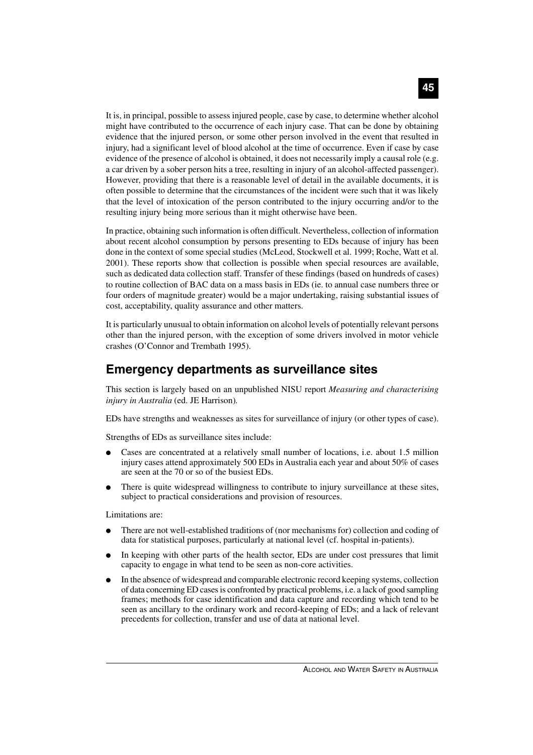It is, in principal, possible to assess injured people, case by case, to determine whether alcohol might have contributed to the occurrence of each injury case. That can be done by obtaining evidence that the injured person, or some other person involved in the event that resulted in injury, had a significant level of blood alcohol at the time of occurrence. Even if case by case evidence of the presence of alcohol is obtained, it does not necessarily imply a causal role (e.g. a car driven by a sober person hits a tree, resulting in injury of an alcohol-affected passenger). However, providing that there is a reasonable level of detail in the available documents, it is often possible to determine that the circumstances of the incident were such that it was likely that the level of intoxication of the person contributed to the injury occurring and/or to the resulting injury being more serious than it might otherwise have been.

In practice, obtaining such information is often difficult. Nevertheless, collection of information about recent alcohol consumption by persons presenting to EDs because of injury has been done in the context of some special studies (McLeod, Stockwell et al. 1999; Roche, Watt et al. 2001). These reports show that collection is possible when special resources are available, such as dedicated data collection staff. Transfer of these findings (based on hundreds of cases) to routine collection of BAC data on a mass basis in EDs (ie. to annual case numbers three or four orders of magnitude greater) would be a major undertaking, raising substantial issues of cost, acceptability, quality assurance and other matters.

It is particularly unusual to obtain information on alcohol levels of potentially relevant persons other than the injured person, with the exception of some drivers involved in motor vehicle crashes (O'Connor and Trembath 1995).

## Emergency departments as surveillance sites

This section is largely based on an unpublished NISU report *Measuring and characterising injury in Australia* (ed. JE Harrison).

EDs have strengths and weaknesses as sites for surveillance of injury (or other types of case).

Strengths of EDs as surveillance sites include:

- Cases are concentrated at a relatively small number of locations, i.e. about 1.5 million injury cases attend approximately 500 EDs in Australia each year and about 50% of cases are seen at the 70 or so of the busiest EDs.
- There is quite widespread willingness to contribute to injury surveillance at these sites, subject to practical considerations and provision of resources.

Limitations are:

- There are not well-established traditions of (nor mechanisms for) collection and coding of data for statistical purposes, particularly at national level (cf. hospital in-patients).
- In keeping with other parts of the health sector, EDs are under cost pressures that limit capacity to engage in what tend to be seen as non-core activities.
- In the absence of widespread and comparable electronic record keeping systems, collection of data concerning ED cases is confronted by practical problems, i.e. a lack of good sampling frames; methods for case identification and data capture and recording which tend to be seen as ancillary to the ordinary work and record-keeping of EDs; and a lack of relevant precedents for collection, transfer and use of data at national level.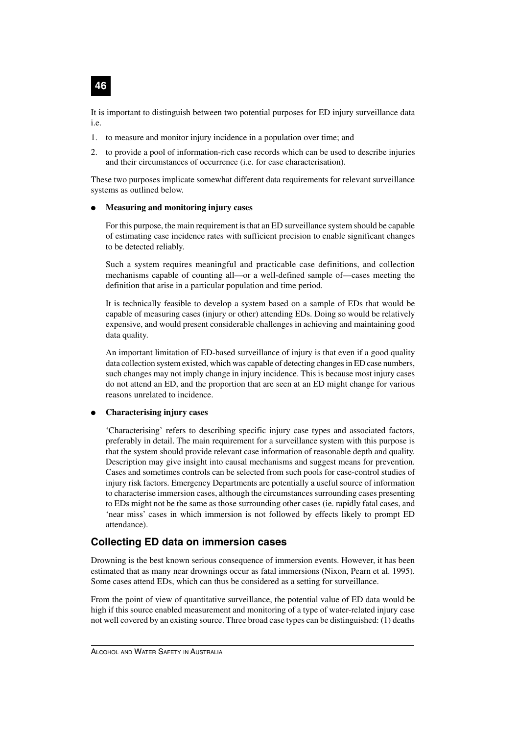It is important to distinguish between two potential purposes for ED injury surveillance data i.e.

1. to measure and monitor injury incidence in a population over time; and
2. to provide a pool of information-rich case records which can be used to describe injuries and their circumstances of occurrence (i.e. for case characterisation).

These two purposes implicate somewhat different data requirements for relevant surveillance systems as outlined below.

- **Measuring and monitoring injury cases**

  For this purpose, the main requirement is that an ED surveillance system should be capable of estimating case incidence rates with sufficient precision to enable significant changes to be detected reliably.

  Such a system requires meaningful and practicable case definitions, and collection mechanisms capable of counting all—or a well-defined sample of—cases meeting the definition that arise in a particular population and time period.

  It is technically feasible to develop a system based on a sample of EDs that would be capable of measuring cases (injury or other) attending EDs. Doing so would be relatively expensive, and would present considerable challenges in achieving and maintaining good data quality.

  An important limitation of ED-based surveillance of injury is that even if a good quality data collection system existed, which was capable of detecting changes in ED case numbers, such changes may not imply change in injury incidence. This is because most injury cases do not attend an ED, and the proportion that are seen at an ED might change for various reasons unrelated to incidence.

- **Characterising injury cases**

  'Characterising' refers to describing specific injury case types and associated factors, preferably in detail. The main requirement for a surveillance system with this purpose is that the system should provide relevant case information of reasonable depth and quality. Description may give insight into causal mechanisms and suggest means for prevention. Cases and sometimes controls can be selected from such pools for case-control studies of injury risk factors. Emergency Departments are potentially a useful source of information to characterise immersion cases, although the circumstances surrounding cases presenting to EDs might not be the same as those surrounding other cases (ie. rapidly fatal cases, and 'near miss' cases in which immersion is not followed by effects likely to prompt ED attendance).

## Collecting ED data on immersion cases

Drowning is the best known serious consequence of immersion events. However, it has been estimated that as many near drownings occur as fatal immersions (Nixon, Pearn et al. 1995). Some cases attend EDs, which can thus be considered as a setting for surveillance.

From the point of view of quantitative surveillance, the potential value of ED data would be high if this source enabled measurement and monitoring of a type of water-related injury case not well covered by an existing source. Three broad case types can be distinguished: (1) deaths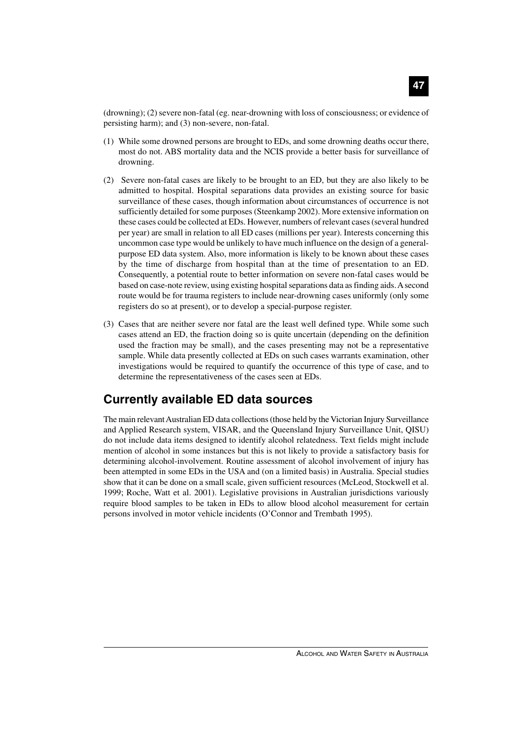(drowning); (2) severe non-fatal (eg. near-drowning with loss of consciousness; or evidence of persisting harm); and (3) non-severe, non-fatal.

(1) While some drowned persons are brought to EDs, and some drowning deaths occur there, most do not. ABS mortality data and the NCIS provide a better basis for surveillance of drowning.

(2) Severe non-fatal cases are likely to be brought to an ED, but they are also likely to be admitted to hospital. Hospital separations data provides an existing source for basic surveillance of these cases, though information about circumstances of occurrence is not sufficiently detailed for some purposes (Steenkamp 2002). More extensive information on these cases could be collected at EDs. However, numbers of relevant cases (several hundred per year) are small in relation to all ED cases (millions per year). Interests concerning this uncommon case type would be unlikely to have much influence on the design of a general-purpose ED data system. Also, more information is likely to be known about these cases by the time of discharge from hospital than at the time of presentation to an ED. Consequently, a potential route to better information on severe non-fatal cases would be based on case-note review, using existing hospital separations data as finding aids. A second route would be for trauma registers to include near-drowning cases uniformly (only some registers do so at present), or to develop a special-purpose register.

(3) Cases that are neither severe nor fatal are the least well defined type. While some such cases attend an ED, the fraction doing so is quite uncertain (depending on the definition used the fraction may be small), and the cases presenting may not be a representative sample. While data presently collected at EDs on such cases warrants examination, other investigations would be required to quantify the occurrence of this type of case, and to determine the representativeness of the cases seen at EDs.

## Currently available ED data sources

The main relevant Australian ED data collections (those held by the Victorian Injury Surveillance and Applied Research system, VISAR, and the Queensland Injury Surveillance Unit, QISU) do not include data items designed to identify alcohol relatedness. Text fields might include mention of alcohol in some instances but this is not likely to provide a satisfactory basis for determining alcohol-involvement. Routine assessment of alcohol involvement of injury has been attempted in some EDs in the USA and (on a limited basis) in Australia. Special studies show that it can be done on a small scale, given sufficient resources (McLeod, Stockwell et al. 1999; Roche, Watt et al. 2001). Legislative provisions in Australian jurisdictions variously require blood samples to be taken in EDs to allow blood alcohol measurement for certain persons involved in motor vehicle incidents (O'Connor and Trembath 1995).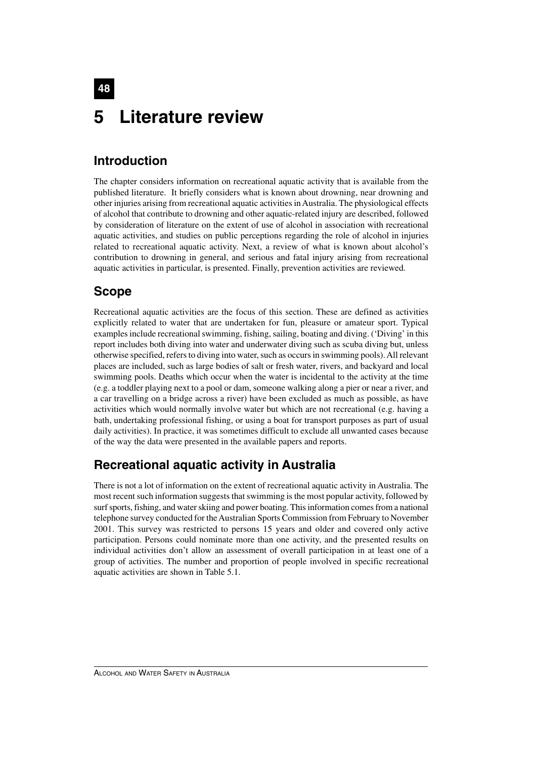# 5 Literature review

## Introduction

The chapter considers information on recreational aquatic activity that is available from the published literature. It briefly considers what is known about drowning, near drowning and other injuries arising from recreational aquatic activities in Australia. The physiological effects of alcohol that contribute to drowning and other aquatic-related injury are described, followed by consideration of literature on the extent of use of alcohol in association with recreational aquatic activities, and studies on public perceptions regarding the role of alcohol in injuries related to recreational aquatic activity. Next, a review of what is known about alcohol's contribution to drowning in general, and serious and fatal injury arising from recreational aquatic activities in particular, is presented. Finally, prevention activities are reviewed.

## Scope

Recreational aquatic activities are the focus of this section. These are defined as activities explicitly related to water that are undertaken for fun, pleasure or amateur sport. Typical examples include recreational swimming, fishing, sailing, boating and diving. ('Diving' in this report includes both diving into water and underwater diving such as scuba diving but, unless otherwise specified, refers to diving into water, such as occurs in swimming pools). All relevant places are included, such as large bodies of salt or fresh water, rivers, and backyard and local swimming pools. Deaths which occur when the water is incidental to the activity at the time (e.g. a toddler playing next to a pool or dam, someone walking along a pier or near a river, and a car travelling on a bridge across a river) have been excluded as much as possible, as have activities which would normally involve water but which are not recreational (e.g. having a bath, undertaking professional fishing, or using a boat for transport purposes as part of usual daily activities). In practice, it was sometimes difficult to exclude all unwanted cases because of the way the data were presented in the available papers and reports.

## Recreational aquatic activity in Australia

There is not a lot of information on the extent of recreational aquatic activity in Australia. The most recent such information suggests that swimming is the most popular activity, followed by surf sports, fishing, and water skiing and power boating. This information comes from a national telephone survey conducted for the Australian Sports Commission from February to November 2001. This survey was restricted to persons 15 years and older and covered only active participation. Persons could nominate more than one activity, and the presented results on individual activities don't allow an assessment of overall participation in at least one of a group of activities. The number and proportion of people involved in specific recreational aquatic activities are shown in Table 5.1.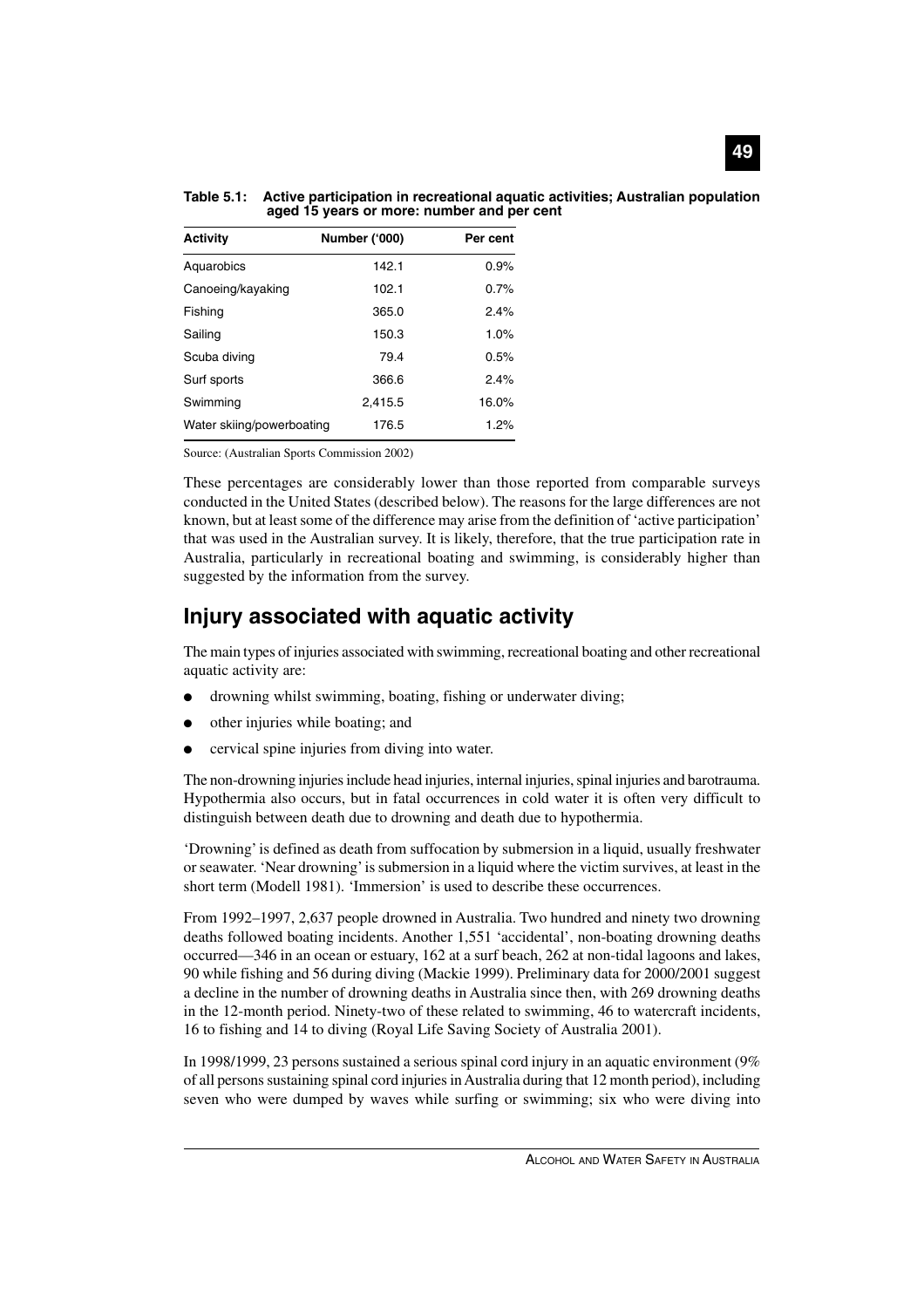**Table 5.1: Active participation in recreational aquatic activities; Australian population aged 15 years or more: number and per cent**

| Activity | Number ('000) | Per cent |
|---|---|---|
| Aquarobics | 142.1 | 0.9% |
| Canoeing/kayaking | 102.1 | 0.7% |
| Fishing | 365.0 | 2.4% |
| Sailing | 150.3 | 1.0% |
| Scuba diving | 79.4 | 0.5% |
| Surf sports | 366.6 | 2.4% |
| Swimming | 2,415.5 | 16.0% |
| Water skiing/powerboating | 176.5 | 1.2% |

Source: (Australian Sports Commission 2002)

These percentages are considerably lower than those reported from comparable surveys conducted in the United States (described below). The reasons for the large differences are not known, but at least some of the difference may arise from the definition of 'active participation' that was used in the Australian survey. It is likely, therefore, that the true participation rate in Australia, particularly in recreational boating and swimming, is considerably higher than suggested by the information from the survey.

## Injury associated with aquatic activity

The main types of injuries associated with swimming, recreational boating and other recreational aquatic activity are:

- drowning whilst swimming, boating, fishing or underwater diving;
- other injuries while boating; and
- cervical spine injuries from diving into water.

The non-drowning injuries include head injuries, internal injuries, spinal injuries and barotrauma. Hypothermia also occurs, but in fatal occurrences in cold water it is often very difficult to distinguish between death due to drowning and death due to hypothermia.

'Drowning' is defined as death from suffocation by submersion in a liquid, usually freshwater or seawater. 'Near drowning' is submersion in a liquid where the victim survives, at least in the short term (Modell 1981). 'Immersion' is used to describe these occurrences.

From 1992–1997, 2,637 people drowned in Australia. Two hundred and ninety two drowning deaths followed boating incidents. Another 1,551 'accidental', non-boating drowning deaths occurred—346 in an ocean or estuary, 162 at a surf beach, 262 at non-tidal lagoons and lakes, 90 while fishing and 56 during diving (Mackie 1999). Preliminary data for 2000/2001 suggest a decline in the number of drowning deaths in Australia since then, with 269 drowning deaths in the 12-month period. Ninety-two of these related to swimming, 46 to watercraft incidents, 16 to fishing and 14 to diving (Royal Life Saving Society of Australia 2001).

In 1998/1999, 23 persons sustained a serious spinal cord injury in an aquatic environment (9% of all persons sustaining spinal cord injuries in Australia during that 12 month period), including seven who were dumped by waves while surfing or swimming; six who were diving into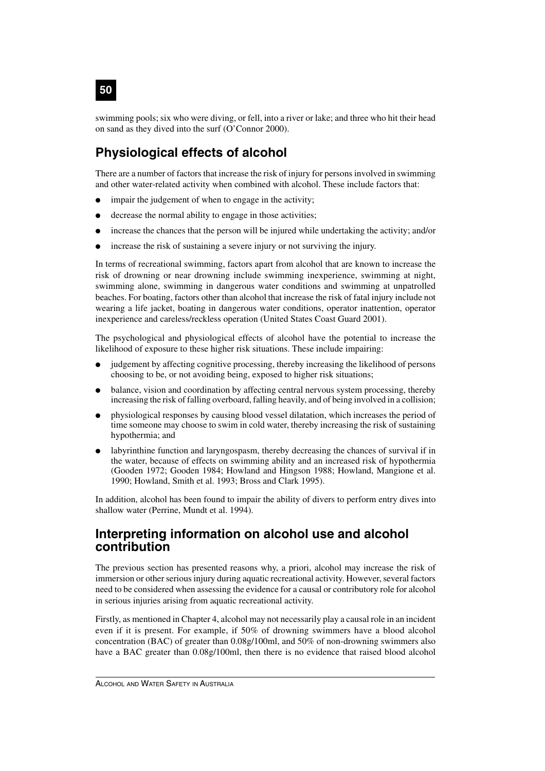swimming pools; six who were diving, or fell, into a river or lake; and three who hit their head on sand as they dived into the surf (O'Connor 2000).

## Physiological effects of alcohol

There are a number of factors that increase the risk of injury for persons involved in swimming and other water-related activity when combined with alcohol. These include factors that:

- impair the judgement of when to engage in the activity;
- decrease the normal ability to engage in those activities;
- increase the chances that the person will be injured while undertaking the activity; and/or
- increase the risk of sustaining a severe injury or not surviving the injury.

In terms of recreational swimming, factors apart from alcohol that are known to increase the risk of drowning or near drowning include swimming inexperience, swimming at night, swimming alone, swimming in dangerous water conditions and swimming at unpatrolled beaches. For boating, factors other than alcohol that increase the risk of fatal injury include not wearing a life jacket, boating in dangerous water conditions, operator inattention, operator inexperience and careless/reckless operation (United States Coast Guard 2001).

The psychological and physiological effects of alcohol have the potential to increase the likelihood of exposure to these higher risk situations. These include impairing:

- judgement by affecting cognitive processing, thereby increasing the likelihood of persons choosing to be, or not avoiding being, exposed to higher risk situations;
- balance, vision and coordination by affecting central nervous system processing, thereby increasing the risk of falling overboard, falling heavily, and of being involved in a collision;
- physiological responses by causing blood vessel dilatation, which increases the period of time someone may choose to swim in cold water, thereby increasing the risk of sustaining hypothermia; and
- labyrinthine function and laryngospasm, thereby decreasing the chances of survival if in the water, because of effects on swimming ability and an increased risk of hypothermia (Gooden 1972; Gooden 1984; Howland and Hingson 1988; Howland, Mangione et al. 1990; Howland, Smith et al. 1993; Bross and Clark 1995).

In addition, alcohol has been found to impair the ability of divers to perform entry dives into shallow water (Perrine, Mundt et al. 1994).

## Interpreting information on alcohol use and alcohol contribution

The previous section has presented reasons why, a priori, alcohol may increase the risk of immersion or other serious injury during aquatic recreational activity. However, several factors need to be considered when assessing the evidence for a causal or contributory role for alcohol in serious injuries arising from aquatic recreational activity.

Firstly, as mentioned in Chapter 4, alcohol may not necessarily play a causal role in an incident even if it is present. For example, if 50% of drowning swimmers have a blood alcohol concentration (BAC) of greater than 0.08g/100ml, and 50% of non-drowning swimmers also have a BAC greater than 0.08g/100ml, then there is no evidence that raised blood alcohol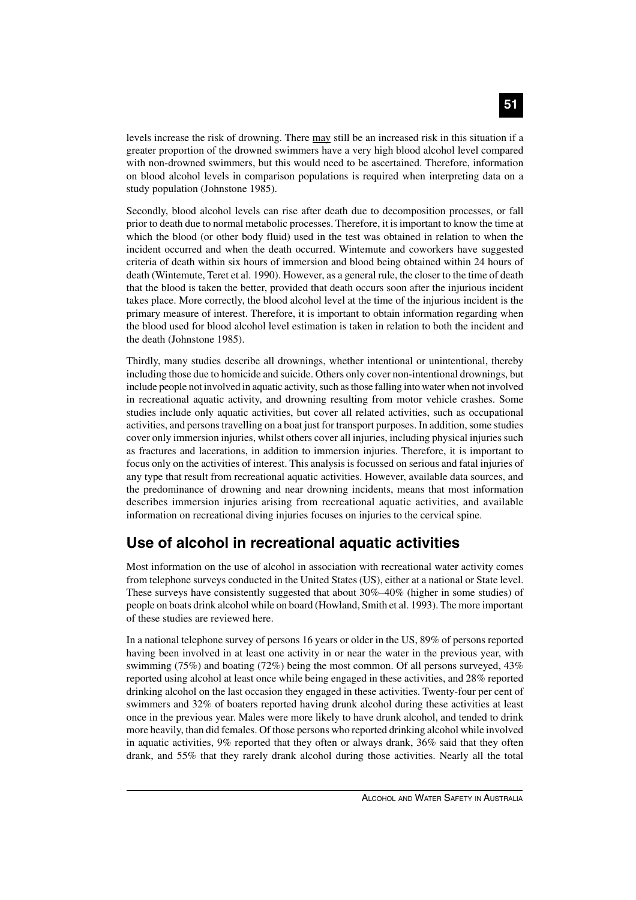levels increase the risk of drowning. There may still be an increased risk in this situation if a greater proportion of the drowned swimmers have a very high blood alcohol level compared with non-drowned swimmers, but this would need to be ascertained. Therefore, information on blood alcohol levels in comparison populations is required when interpreting data on a study population (Johnstone 1985).

Secondly, blood alcohol levels can rise after death due to decomposition processes, or fall prior to death due to normal metabolic processes. Therefore, it is important to know the time at which the blood (or other body fluid) used in the test was obtained in relation to when the incident occurred and when the death occurred. Wintemute and coworkers have suggested criteria of death within six hours of immersion and blood being obtained within 24 hours of death (Wintemute, Teret et al. 1990). However, as a general rule, the closer to the time of death that the blood is taken the better, provided that death occurs soon after the injurious incident takes place. More correctly, the blood alcohol level at the time of the injurious incident is the primary measure of interest. Therefore, it is important to obtain information regarding when the blood used for blood alcohol level estimation is taken in relation to both the incident and the death (Johnstone 1985).

Thirdly, many studies describe all drownings, whether intentional or unintentional, thereby including those due to homicide and suicide. Others only cover non-intentional drownings, but include people not involved in aquatic activity, such as those falling into water when not involved in recreational aquatic activity, and drowning resulting from motor vehicle crashes. Some studies include only aquatic activities, but cover all related activities, such as occupational activities, and persons travelling on a boat just for transport purposes. In addition, some studies cover only immersion injuries, whilst others cover all injuries, including physical injuries such as fractures and lacerations, in addition to immersion injuries. Therefore, it is important to focus only on the activities of interest. This analysis is focussed on serious and fatal injuries of any type that result from recreational aquatic activities. However, available data sources, and the predominance of drowning and near drowning incidents, means that most information describes immersion injuries arising from recreational aquatic activities, and available information on recreational diving injuries focuses on injuries to the cervical spine.

## Use of alcohol in recreational aquatic activities

Most information on the use of alcohol in association with recreational water activity comes from telephone surveys conducted in the United States (US), either at a national or State level. These surveys have consistently suggested that about 30%–40% (higher in some studies) of people on boats drink alcohol while on board (Howland, Smith et al. 1993). The more important of these studies are reviewed here.

In a national telephone survey of persons 16 years or older in the US, 89% of persons reported having been involved in at least one activity in or near the water in the previous year, with swimming (75%) and boating (72%) being the most common. Of all persons surveyed, 43% reported using alcohol at least once while being engaged in these activities, and 28% reported drinking alcohol on the last occasion they engaged in these activities. Twenty-four per cent of swimmers and 32% of boaters reported having drunk alcohol during these activities at least once in the previous year. Males were more likely to have drunk alcohol, and tended to drink more heavily, than did females. Of those persons who reported drinking alcohol while involved in aquatic activities, 9% reported that they often or always drank, 36% said that they often drank, and 55% that they rarely drank alcohol during those activities. Nearly all the total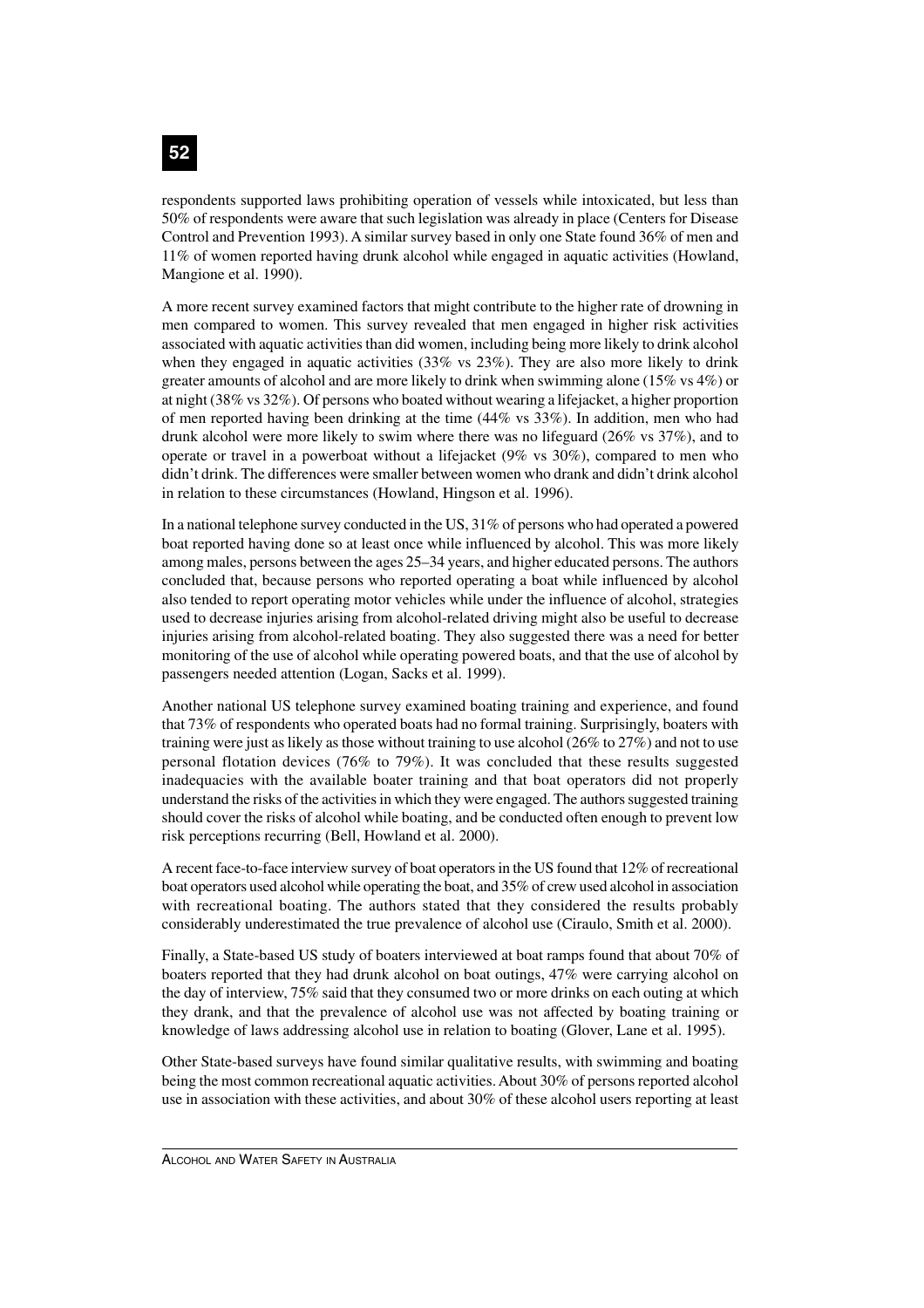respondents supported laws prohibiting operation of vessels while intoxicated, but less than 50% of respondents were aware that such legislation was already in place (Centers for Disease Control and Prevention 1993). A similar survey based in only one State found 36% of men and 11% of women reported having drunk alcohol while engaged in aquatic activities (Howland, Mangione et al. 1990).

A more recent survey examined factors that might contribute to the higher rate of drowning in men compared to women. This survey revealed that men engaged in higher risk activities associated with aquatic activities than did women, including being more likely to drink alcohol when they engaged in aquatic activities (33% vs 23%). They are also more likely to drink greater amounts of alcohol and are more likely to drink when swimming alone (15% vs 4%) or at night (38% vs 32%). Of persons who boated without wearing a lifejacket, a higher proportion of men reported having been drinking at the time (44% vs 33%). In addition, men who had drunk alcohol were more likely to swim where there was no lifeguard (26% vs 37%), and to operate or travel in a powerboat without a lifejacket (9% vs 30%), compared to men who didn't drink. The differences were smaller between women who drank and didn't drink alcohol in relation to these circumstances (Howland, Hingson et al. 1996).

In a national telephone survey conducted in the US, 31% of persons who had operated a powered boat reported having done so at least once while influenced by alcohol. This was more likely among males, persons between the ages 25–34 years, and higher educated persons. The authors concluded that, because persons who reported operating a boat while influenced by alcohol also tended to report operating motor vehicles while under the influence of alcohol, strategies used to decrease injuries arising from alcohol-related driving might also be useful to decrease injuries arising from alcohol-related boating. They also suggested there was a need for better monitoring of the use of alcohol while operating powered boats, and that the use of alcohol by passengers needed attention (Logan, Sacks et al. 1999).

Another national US telephone survey examined boating training and experience, and found that 73% of respondents who operated boats had no formal training. Surprisingly, boaters with training were just as likely as those without training to use alcohol (26% to 27%) and not to use personal flotation devices (76% to 79%). It was concluded that these results suggested inadequacies with the available boater training and that boat operators did not properly understand the risks of the activities in which they were engaged. The authors suggested training should cover the risks of alcohol while boating, and be conducted often enough to prevent low risk perceptions recurring (Bell, Howland et al. 2000).

A recent face-to-face interview survey of boat operators in the US found that 12% of recreational boat operators used alcohol while operating the boat, and 35% of crew used alcohol in association with recreational boating. The authors stated that they considered the results probably considerably underestimated the true prevalence of alcohol use (Ciraulo, Smith et al. 2000).

Finally, a State-based US study of boaters interviewed at boat ramps found that about 70% of boaters reported that they had drunk alcohol on boat outings, 47% were carrying alcohol on the day of interview, 75% said that they consumed two or more drinks on each outing at which they drank, and that the prevalence of alcohol use was not affected by boating training or knowledge of laws addressing alcohol use in relation to boating (Glover, Lane et al. 1995).

Other State-based surveys have found similar qualitative results, with swimming and boating being the most common recreational aquatic activities. About 30% of persons reported alcohol use in association with these activities, and about 30% of these alcohol users reporting at least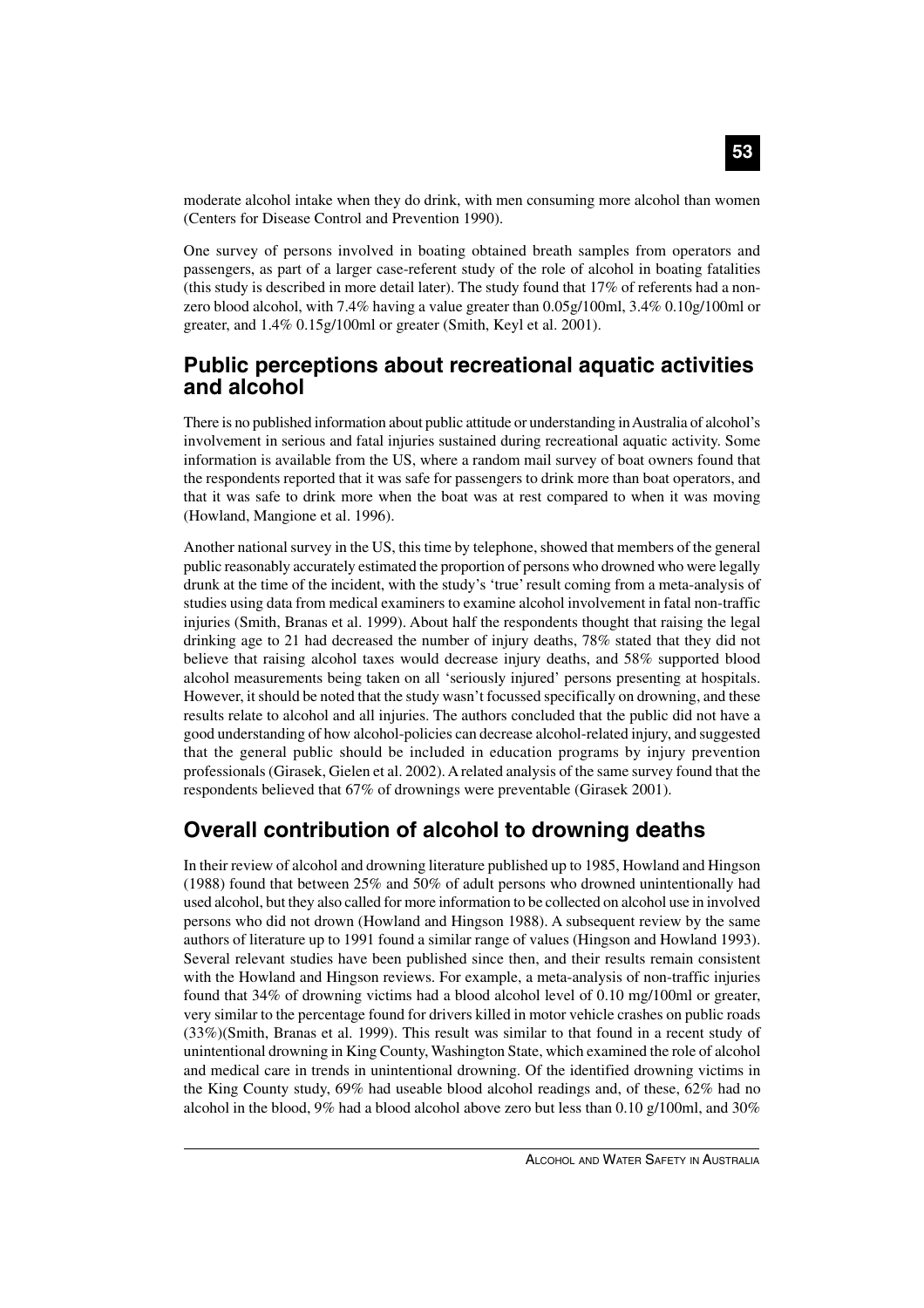moderate alcohol intake when they do drink, with men consuming more alcohol than women (Centers for Disease Control and Prevention 1990).

One survey of persons involved in boating obtained breath samples from operators and passengers, as part of a larger case-referent study of the role of alcohol in boating fatalities (this study is described in more detail later). The study found that 17% of referents had a non-zero blood alcohol, with 7.4% having a value greater than 0.05g/100ml, 3.4% 0.10g/100ml or greater, and 1.4% 0.15g/100ml or greater (Smith, Keyl et al. 2001).

## Public perceptions about recreational aquatic activities and alcohol

There is no published information about public attitude or understanding in Australia of alcohol's involvement in serious and fatal injuries sustained during recreational aquatic activity. Some information is available from the US, where a random mail survey of boat owners found that the respondents reported that it was safe for passengers to drink more than boat operators, and that it was safe to drink more when the boat was at rest compared to when it was moving (Howland, Mangione et al. 1996).

Another national survey in the US, this time by telephone, showed that members of the general public reasonably accurately estimated the proportion of persons who drowned who were legally drunk at the time of the incident, with the study's 'true' result coming from a meta-analysis of studies using data from medical examiners to examine alcohol involvement in fatal non-traffic injuries (Smith, Branas et al. 1999). About half the respondents thought that raising the legal drinking age to 21 had decreased the number of injury deaths, 78% stated that they did not believe that raising alcohol taxes would decrease injury deaths, and 58% supported blood alcohol measurements being taken on all 'seriously injured' persons presenting at hospitals. However, it should be noted that the study wasn't focussed specifically on drowning, and these results relate to alcohol and all injuries. The authors concluded that the public did not have a good understanding of how alcohol-policies can decrease alcohol-related injury, and suggested that the general public should be included in education programs by injury prevention professionals (Girasek, Gielen et al. 2002). A related analysis of the same survey found that the respondents believed that 67% of drownings were preventable (Girasek 2001).

## Overall contribution of alcohol to drowning deaths

In their review of alcohol and drowning literature published up to 1985, Howland and Hingson (1988) found that between 25% and 50% of adult persons who drowned unintentionally had used alcohol, but they also called for more information to be collected on alcohol use in involved persons who did not drown (Howland and Hingson 1988). A subsequent review by the same authors of literature up to 1991 found a similar range of values (Hingson and Howland 1993). Several relevant studies have been published since then, and their results remain consistent with the Howland and Hingson reviews. For example, a meta-analysis of non-traffic injuries found that 34% of drowning victims had a blood alcohol level of 0.10 mg/100ml or greater, very similar to the percentage found for drivers killed in motor vehicle crashes on public roads (33%)(Smith, Branas et al. 1999). This result was similar to that found in a recent study of unintentional drowning in King County, Washington State, which examined the role of alcohol and medical care in trends in unintentional drowning. Of the identified drowning victims in the King County study, 69% had useable blood alcohol readings and, of these, 62% had no alcohol in the blood, 9% had a blood alcohol above zero but less than 0.10 g/100ml, and 30%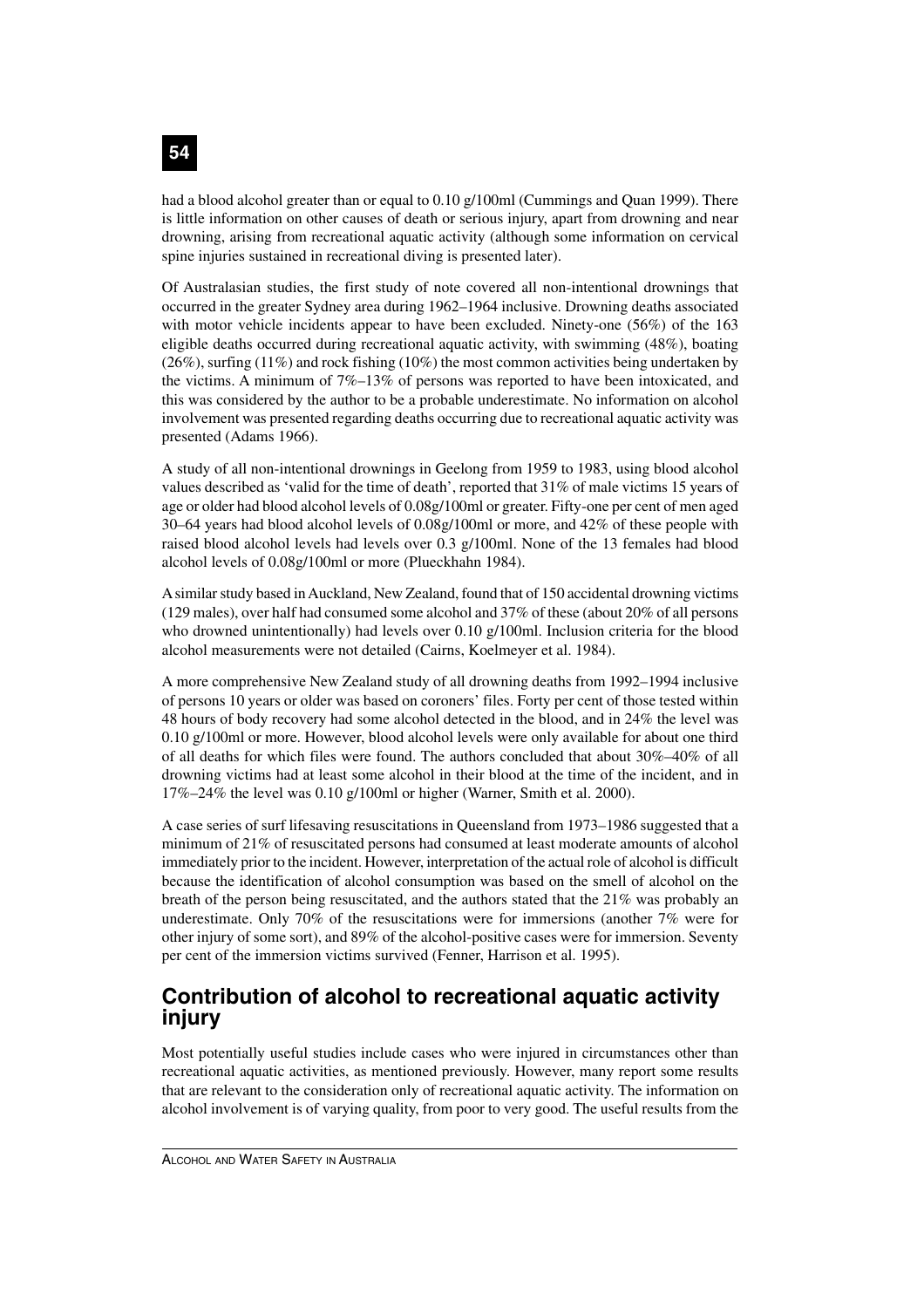had a blood alcohol greater than or equal to 0.10 g/100ml (Cummings and Quan 1999). There is little information on other causes of death or serious injury, apart from drowning and near drowning, arising from recreational aquatic activity (although some information on cervical spine injuries sustained in recreational diving is presented later).

Of Australasian studies, the first study of note covered all non-intentional drownings that occurred in the greater Sydney area during 1962–1964 inclusive. Drowning deaths associated with motor vehicle incidents appear to have been excluded. Ninety-one (56%) of the 163 eligible deaths occurred during recreational aquatic activity, with swimming (48%), boating (26%), surfing (11%) and rock fishing (10%) the most common activities being undertaken by the victims. A minimum of 7%–13% of persons was reported to have been intoxicated, and this was considered by the author to be a probable underestimate. No information on alcohol involvement was presented regarding deaths occurring due to recreational aquatic activity was presented (Adams 1966).

A study of all non-intentional drownings in Geelong from 1959 to 1983, using blood alcohol values described as 'valid for the time of death', reported that 31% of male victims 15 years of age or older had blood alcohol levels of 0.08g/100ml or greater. Fifty-one per cent of men aged 30–64 years had blood alcohol levels of 0.08g/100ml or more, and 42% of these people with raised blood alcohol levels had levels over 0.3 g/100ml. None of the 13 females had blood alcohol levels of 0.08g/100ml or more (Plueckhahn 1984).

A similar study based in Auckland, New Zealand, found that of 150 accidental drowning victims (129 males), over half had consumed some alcohol and 37% of these (about 20% of all persons who drowned unintentionally) had levels over 0.10 g/100ml. Inclusion criteria for the blood alcohol measurements were not detailed (Cairns, Koelmeyer et al. 1984).

A more comprehensive New Zealand study of all drowning deaths from 1992–1994 inclusive of persons 10 years or older was based on coroners' files. Forty per cent of those tested within 48 hours of body recovery had some alcohol detected in the blood, and in 24% the level was 0.10 g/100ml or more. However, blood alcohol levels were only available for about one third of all deaths for which files were found. The authors concluded that about 30%–40% of all drowning victims had at least some alcohol in their blood at the time of the incident, and in 17%–24% the level was 0.10 g/100ml or higher (Warner, Smith et al. 2000).

A case series of surf lifesaving resuscitations in Queensland from 1973–1986 suggested that a minimum of 21% of resuscitated persons had consumed at least moderate amounts of alcohol immediately prior to the incident. However, interpretation of the actual role of alcohol is difficult because the identification of alcohol consumption was based on the smell of alcohol on the breath of the person being resuscitated, and the authors stated that the 21% was probably an underestimate. Only 70% of the resuscitations were for immersions (another 7% were for other injury of some sort), and 89% of the alcohol-positive cases were for immersion. Seventy per cent of the immersion victims survived (Fenner, Harrison et al. 1995).

## Contribution of alcohol to recreational aquatic activity injury

Most potentially useful studies include cases who were injured in circumstances other than recreational aquatic activities, as mentioned previously. However, many report some results that are relevant to the consideration only of recreational aquatic activity. The information on alcohol involvement is of varying quality, from poor to very good. The useful results from the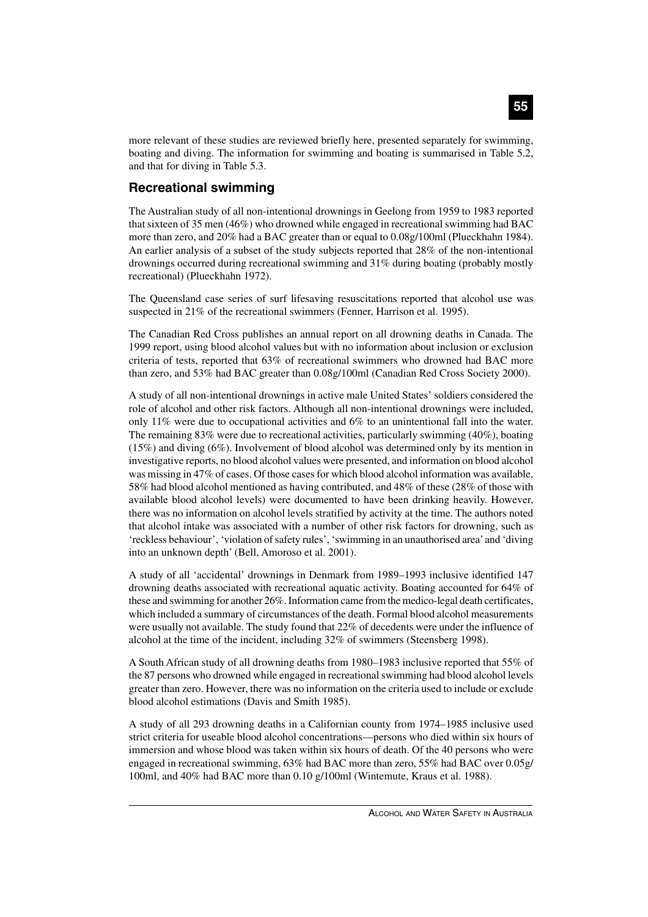more relevant of these studies are reviewed briefly here, presented separately for swimming, boating and diving. The information for swimming and boating is summarised in Table 5.2, and that for diving in Table 5.3.

## Recreational swimming

The Australian study of all non-intentional drownings in Geelong from 1959 to 1983 reported that sixteen of 35 men (46%) who drowned while engaged in recreational swimming had BAC more than zero, and 20% had a BAC greater than or equal to 0.08g/100ml (Plueckhahn 1984). An earlier analysis of a subset of the study subjects reported that 28% of the non-intentional drownings occurred during recreational swimming and 31% during boating (probably mostly recreational) (Plueckhahn 1972).

The Queensland case series of surf lifesaving resuscitations reported that alcohol use was suspected in 21% of the recreational swimmers (Fenner, Harrison et al. 1995).

The Canadian Red Cross publishes an annual report on all drowning deaths in Canada. The 1999 report, using blood alcohol values but with no information about inclusion or exclusion criteria of tests, reported that 63% of recreational swimmers who drowned had BAC more than zero, and 53% had BAC greater than 0.08g/100ml (Canadian Red Cross Society 2000).

A study of all non-intentional drownings in active male United States' soldiers considered the role of alcohol and other risk factors. Although all non-intentional drownings were included, only 11% were due to occupational activities and 6% to an unintentional fall into the water. The remaining 83% were due to recreational activities, particularly swimming (40%), boating (15%) and diving (6%). Involvement of blood alcohol was determined only by its mention in investigative reports, no blood alcohol values were presented, and information on blood alcohol was missing in 47% of cases. Of those cases for which blood alcohol information was available, 58% had blood alcohol mentioned as having contributed, and 48% of these (28% of those with available blood alcohol levels) were documented to have been drinking heavily. However, there was no information on alcohol levels stratified by activity at the time. The authors noted that alcohol intake was associated with a number of other risk factors for drowning, such as 'reckless behaviour', 'violation of safety rules', 'swimming in an unauthorised area' and 'diving into an unknown depth' (Bell, Amoroso et al. 2001).

A study of all 'accidental' drownings in Denmark from 1989–1993 inclusive identified 147 drowning deaths associated with recreational aquatic activity. Boating accounted for 64% of these and swimming for another 26%. Information came from the medico-legal death certificates, which included a summary of circumstances of the death. Formal blood alcohol measurements were usually not available. The study found that 22% of decedents were under the influence of alcohol at the time of the incident, including 32% of swimmers (Steensberg 1998).

A South African study of all drowning deaths from 1980–1983 inclusive reported that 55% of the 87 persons who drowned while engaged in recreational swimming had blood alcohol levels greater than zero. However, there was no information on the criteria used to include or exclude blood alcohol estimations (Davis and Smith 1985).

A study of all 293 drowning deaths in a Californian county from 1974–1985 inclusive used strict criteria for useable blood alcohol concentrations—persons who died within six hours of immersion and whose blood was taken within six hours of death. Of the 40 persons who were engaged in recreational swimming, 63% had BAC more than zero, 55% had BAC over 0.05g/100ml, and 40% had BAC more than 0.10 g/100ml (Wintemute, Kraus et al. 1988).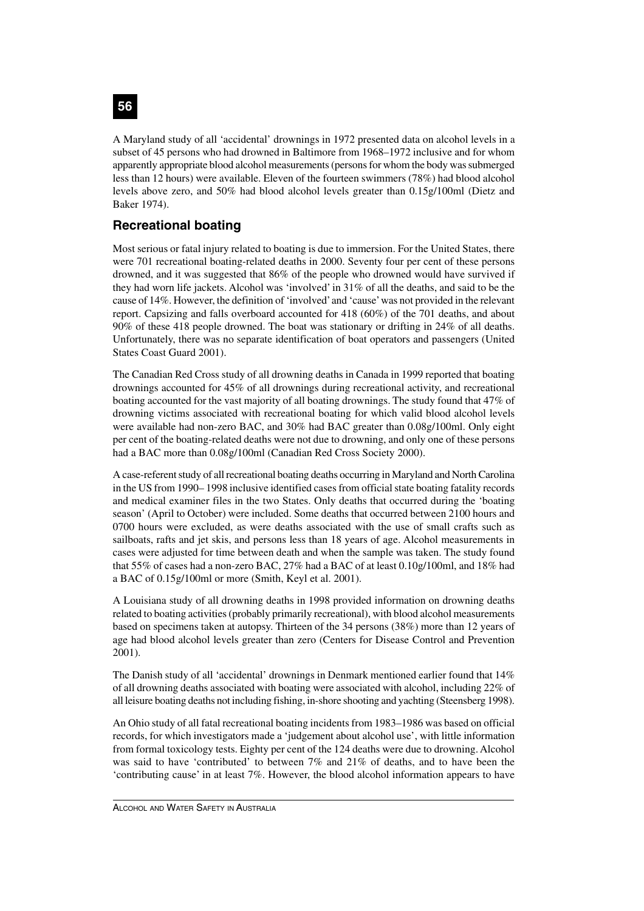A Maryland study of all 'accidental' drownings in 1972 presented data on alcohol levels in a subset of 45 persons who had drowned in Baltimore from 1968–1972 inclusive and for whom apparently appropriate blood alcohol measurements (persons for whom the body was submerged less than 12 hours) were available. Eleven of the fourteen swimmers (78%) had blood alcohol levels above zero, and 50% had blood alcohol levels greater than 0.15g/100ml (Dietz and Baker 1974).

## Recreational boating

Most serious or fatal injury related to boating is due to immersion. For the United States, there were 701 recreational boating-related deaths in 2000. Seventy four per cent of these persons drowned, and it was suggested that 86% of the people who drowned would have survived if they had worn life jackets. Alcohol was 'involved' in 31% of all the deaths, and said to be the cause of 14%. However, the definition of 'involved' and 'cause' was not provided in the relevant report. Capsizing and falls overboard accounted for 418 (60%) of the 701 deaths, and about 90% of these 418 people drowned. The boat was stationary or drifting in 24% of all deaths. Unfortunately, there was no separate identification of boat operators and passengers (United States Coast Guard 2001).

The Canadian Red Cross study of all drowning deaths in Canada in 1999 reported that boating drownings accounted for 45% of all drownings during recreational activity, and recreational boating accounted for the vast majority of all boating drownings. The study found that 47% of drowning victims associated with recreational boating for which valid blood alcohol levels were available had non-zero BAC, and 30% had BAC greater than 0.08g/100ml. Only eight per cent of the boating-related deaths were not due to drowning, and only one of these persons had a BAC more than 0.08g/100ml (Canadian Red Cross Society 2000).

A case-referent study of all recreational boating deaths occurring in Maryland and North Carolina in the US from 1990– 1998 inclusive identified cases from official state boating fatality records and medical examiner files in the two States. Only deaths that occurred during the 'boating season' (April to October) were included. Some deaths that occurred between 2100 hours and 0700 hours were excluded, as were deaths associated with the use of small crafts such as sailboats, rafts and jet skis, and persons less than 18 years of age. Alcohol measurements in cases were adjusted for time between death and when the sample was taken. The study found that 55% of cases had a non-zero BAC, 27% had a BAC of at least 0.10g/100ml, and 18% had a BAC of 0.15g/100ml or more (Smith, Keyl et al. 2001).

A Louisiana study of all drowning deaths in 1998 provided information on drowning deaths related to boating activities (probably primarily recreational), with blood alcohol measurements based on specimens taken at autopsy. Thirteen of the 34 persons (38%) more than 12 years of age had blood alcohol levels greater than zero (Centers for Disease Control and Prevention 2001).

The Danish study of all 'accidental' drownings in Denmark mentioned earlier found that 14% of all drowning deaths associated with boating were associated with alcohol, including 22% of all leisure boating deaths not including fishing, in-shore shooting and yachting (Steensberg 1998).

An Ohio study of all fatal recreational boating incidents from 1983–1986 was based on official records, for which investigators made a 'judgement about alcohol use', with little information from formal toxicology tests. Eighty per cent of the 124 deaths were due to drowning. Alcohol was said to have 'contributed' to between 7% and 21% of deaths, and to have been the 'contributing cause' in at least 7%. However, the blood alcohol information appears to have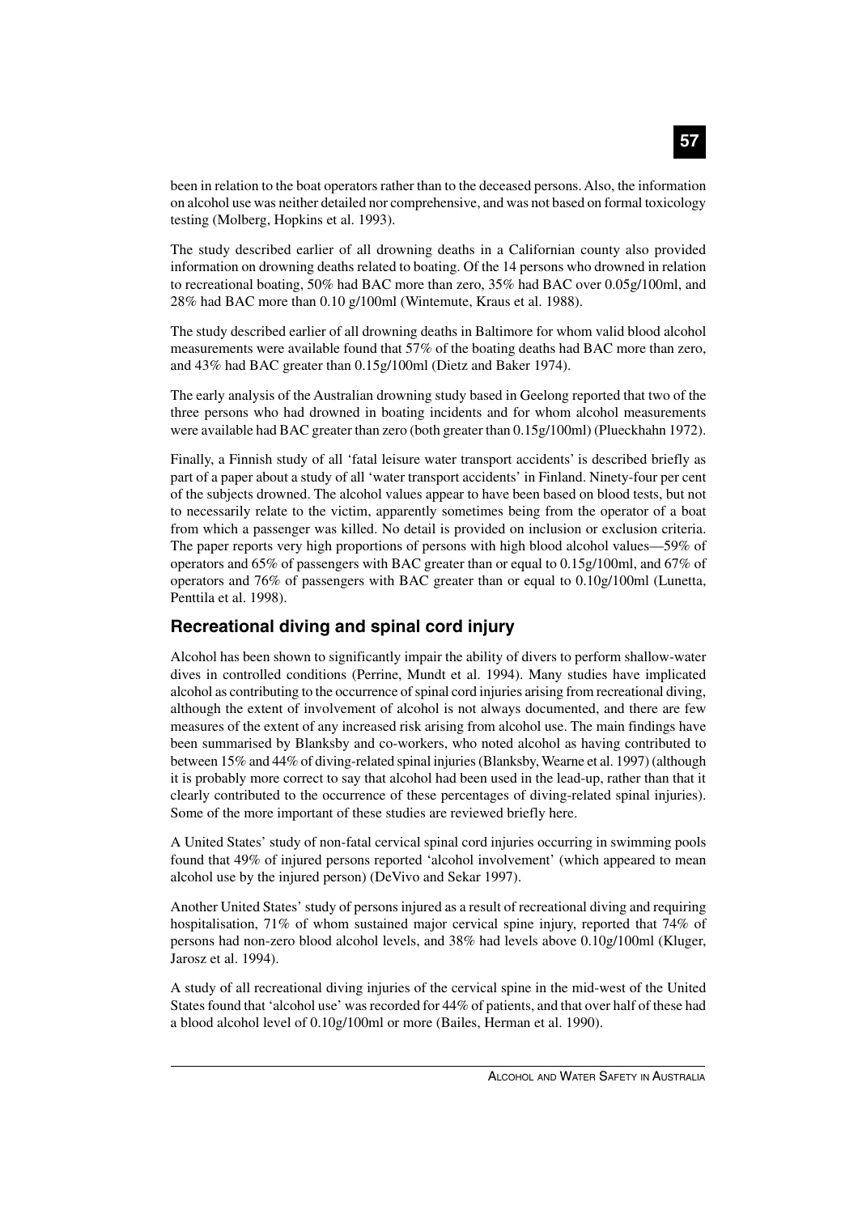been in relation to the boat operators rather than to the deceased persons. Also, the information on alcohol use was neither detailed nor comprehensive, and was not based on formal toxicology testing (Molberg, Hopkins et al. 1993).

The study described earlier of all drowning deaths in a Californian county also provided information on drowning deaths related to boating. Of the 14 persons who drowned in relation to recreational boating, 50% had BAC more than zero, 35% had BAC over 0.05g/100ml, and 28% had BAC more than 0.10 g/100ml (Wintemute, Kraus et al. 1988).

The study described earlier of all drowning deaths in Baltimore for whom valid blood alcohol measurements were available found that 57% of the boating deaths had BAC more than zero, and 43% had BAC greater than 0.15g/100ml (Dietz and Baker 1974).

The early analysis of the Australian drowning study based in Geelong reported that two of the three persons who had drowned in boating incidents and for whom alcohol measurements were available had BAC greater than zero (both greater than 0.15g/100ml) (Plueckhahn 1972).

Finally, a Finnish study of all 'fatal leisure water transport accidents' is described briefly as part of a paper about a study of all 'water transport accidents' in Finland. Ninety-four per cent of the subjects drowned. The alcohol values appear to have been based on blood tests, but not to necessarily relate to the victim, apparently sometimes being from the operator of a boat from which a passenger was killed. No detail is provided on inclusion or exclusion criteria. The paper reports very high proportions of persons with high blood alcohol values—59% of operators and 65% of passengers with BAC greater than or equal to 0.15g/100ml, and 67% of operators and 76% of passengers with BAC greater than or equal to 0.10g/100ml (Lunetta, Penttila et al. 1998).

## Recreational diving and spinal cord injury

Alcohol has been shown to significantly impair the ability of divers to perform shallow-water dives in controlled conditions (Perrine, Mundt et al. 1994). Many studies have implicated alcohol as contributing to the occurrence of spinal cord injuries arising from recreational diving, although the extent of involvement of alcohol is not always documented, and there are few measures of the extent of any increased risk arising from alcohol use. The main findings have been summarised by Blanksby and co-workers, who noted alcohol as having contributed to between 15% and 44% of diving-related spinal injuries (Blanksby, Wearne et al. 1997) (although it is probably more correct to say that alcohol had been used in the lead-up, rather than that it clearly contributed to the occurrence of these percentages of diving-related spinal injuries). Some of the more important of these studies are reviewed briefly here.

A United States' study of non-fatal cervical spinal cord injuries occurring in swimming pools found that 49% of injured persons reported 'alcohol involvement' (which appeared to mean alcohol use by the injured person) (DeVivo and Sekar 1997).

Another United States' study of persons injured as a result of recreational diving and requiring hospitalisation, 71% of whom sustained major cervical spine injury, reported that 74% of persons had non-zero blood alcohol levels, and 38% had levels above 0.10g/100ml (Kluger, Jarosz et al. 1994).

A study of all recreational diving injuries of the cervical spine in the mid-west of the United States found that 'alcohol use' was recorded for 44% of patients, and that over half of these had a blood alcohol level of 0.10g/100ml or more (Bailes, Herman et al. 1990).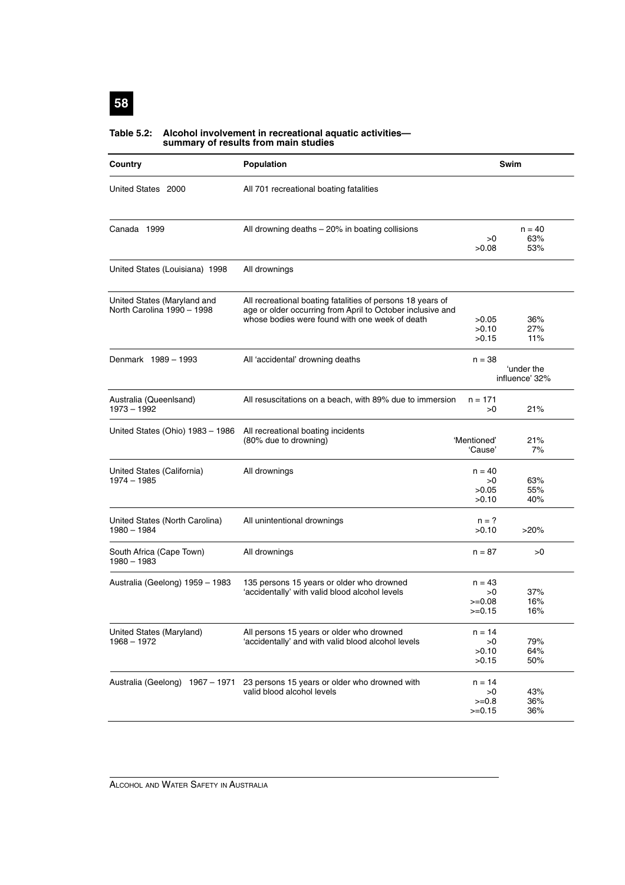**Table 5.2: Alcohol involvement in recreational aquatic activities—summary of results from main studies**

| Country | Population | Swim | |
|---|---|---|---|
| United States 2000 | All 701 recreational boating fatalities | | |
| Canada 1999 | All drowning deaths – 20% in boating collisions | <br>>0<br>>0.08 | n = 40<br>63%<br>53% |
| United States (Louisiana) 1998 | All drownings | | |
| United States (Maryland and North Carolina 1990 – 1998 | All recreational boating fatalities of persons 18 years of age or older occurring from April to October inclusive and whose bodies were found with one week of death | >0.05<br>>0.10<br>>0.15 | 36%<br>27%<br>11% |
| Denmark 1989 – 1993 | All 'accidental' drowning deaths | n = 38 | 'under the influence' 32% |
| Australia (Queenlsand) 1973 – 1992 | All resuscitations on a beach, with 89% due to immersion | n = 171<br>>0 | <br>21% |
| United States (Ohio) 1983 – 1986 | All recreational boating incidents (80% due to drowning) | 'Mentioned'<br>'Cause' | 21%<br>7% |
| United States (California) 1974 – 1985 | All drownings | n = 40<br>>0<br>>0.05<br>>0.10 | <br>63%<br>55%<br>40% |
| United States (North Carolina) 1980 – 1984 | All unintentional drownings | n = ?<br>>0.10 | <br>>20% |
| South Africa (Cape Town) 1980 – 1983 | All drownings | n = 87 | >0 |
| Australia (Geelong) 1959 – 1983 | 135 persons 15 years or older who drowned 'accidentally' with valid blood alcohol levels | n = 43<br>>0<br>>=0.08<br>>=0.15 | <br>37%<br>16%<br>16% |
| United States (Maryland) 1968 – 1972 | All persons 15 years or older who drowned 'accidentally' and with valid blood alcohol levels | n = 14<br>>0<br>>0.10<br>>0.15 | <br>79%<br>64%<br>50% |
| Australia (Geelong) 1967 – 1971 | 23 persons 15 years or older who drowned with valid blood alcohol levels | n = 14<br>>0<br>>=0.8<br>>=0.15 | <br>43%<br>36%<br>36% |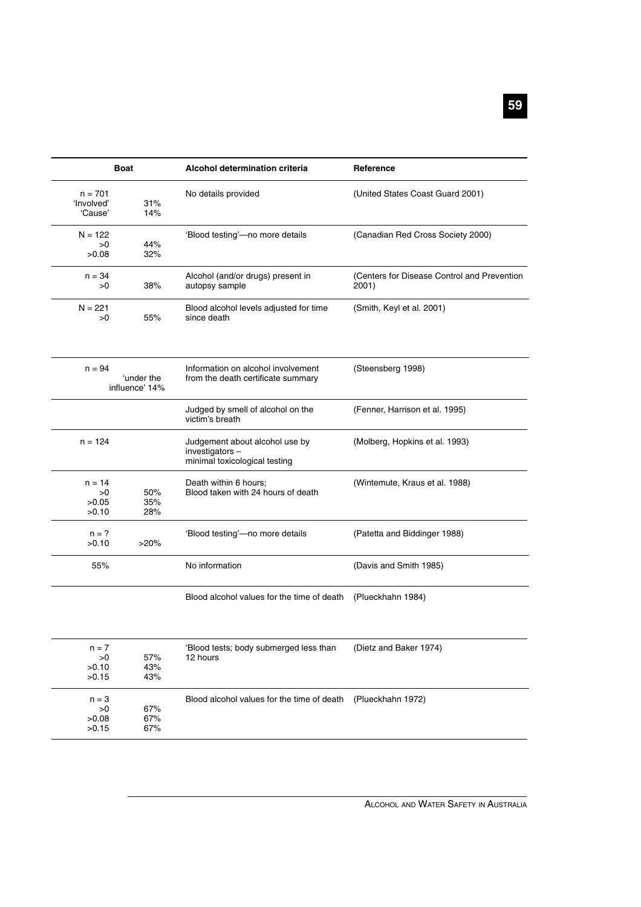| Boat | | Alcohol determination criteria | Reference |
|---|---|---|---|
| n = 701<br>'Involved'<br>'Cause' | <br>31%<br>14% | No details provided | (United States Coast Guard 2001) |
| N = 122<br>>0<br>>0.08 | <br>44%<br>32% | 'Blood testing'—no more details | (Canadian Red Cross Society 2000) |
| n = 34<br>>0 | <br>38% | Alcohol (and/or drugs) present in autopsy sample | (Centers for Disease Control and Prevention 2001) |
| N = 221<br>>0 | <br>55% | Blood alcohol levels adjusted for time since death | (Smith, Keyl et al. 2001) |
| n = 94 | 'under the influence' 14% | Information on alcohol involvement from the death certificate summary | (Steensberg 1998) |
| | | Judged by smell of alcohol on the victim's breath | (Fenner, Harrison et al. 1995) |
| n = 124 | | Judgement about alcohol use by investigators – minimal toxicological testing | (Molberg, Hopkins et al. 1993) |
| n = 14<br>>0<br>>0.05<br>>0.10 | <br>50%<br>35%<br>28% | Death within 6 hours;<br>Blood taken with 24 hours of death | (Wintemute, Kraus et al. 1988) |
| n = ?<br>>0.10 | <br>>20% | 'Blood testing'—no more details | (Patetta and Biddinger 1988) |
| 55% | | No information | (Davis and Smith 1985) |
| | | Blood alcohol values for the time of death | (Plueckhahn 1984) |
| n = 7<br>>0<br>>0.10<br>>0.15 | <br>57%<br>43%<br>43% | 'Blood tests; body submerged less than 12 hours | (Dietz and Baker 1974) |
| n = 3<br>>0<br>>0.08<br>>0.15 | <br>67%<br>67%<br>67% | Blood alcohol values for the time of death | (Plueckhahn 1972) |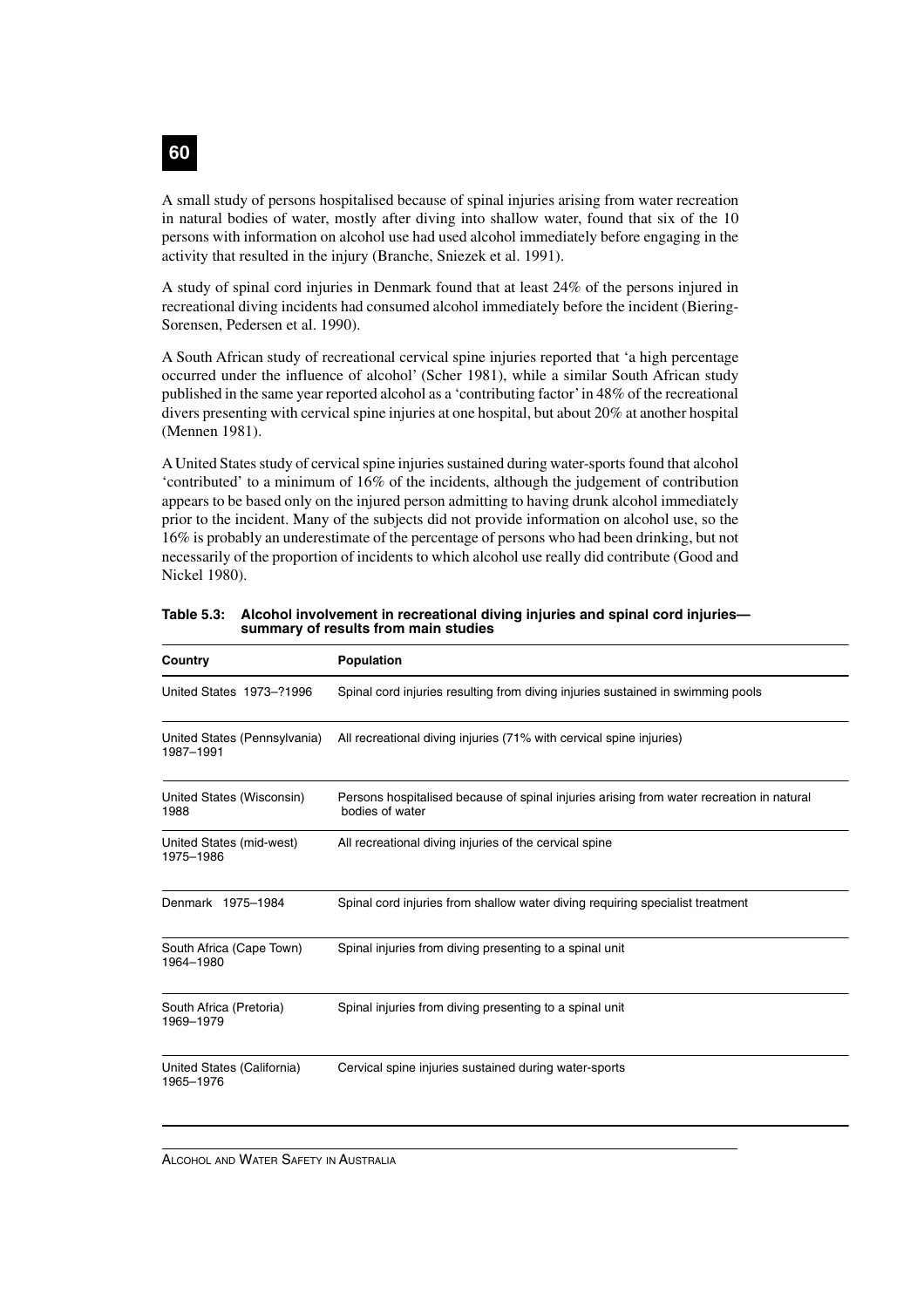A small study of persons hospitalised because of spinal injuries arising from water recreation in natural bodies of water, mostly after diving into shallow water, found that six of the 10 persons with information on alcohol use had used alcohol immediately before engaging in the activity that resulted in the injury (Branche, Sniezek et al. 1991).

A study of spinal cord injuries in Denmark found that at least 24% of the persons injured in recreational diving incidents had consumed alcohol immediately before the incident (Biering-Sorensen, Pedersen et al. 1990).

A South African study of recreational cervical spine injuries reported that 'a high percentage occurred under the influence of alcohol' (Scher 1981), while a similar South African study published in the same year reported alcohol as a 'contributing factor' in 48% of the recreational divers presenting with cervical spine injuries at one hospital, but about 20% at another hospital (Mennen 1981).

A United States study of cervical spine injuries sustained during water-sports found that alcohol 'contributed' to a minimum of 16% of the incidents, although the judgement of contribution appears to be based only on the injured person admitting to having drunk alcohol immediately prior to the incident. Many of the subjects did not provide information on alcohol use, so the 16% is probably an underestimate of the percentage of persons who had been drinking, but not necessarily of the proportion of incidents to which alcohol use really did contribute (Good and Nickel 1980).

**Table 5.3: Alcohol involvement in recreational diving injuries and spinal cord injuries—summary of results from main studies**

| Country | Population |
|---|---|
| United States 1973–?1996 | Spinal cord injuries resulting from diving injuries sustained in swimming pools |
| United States (Pennsylvania) 1987–1991 | All recreational diving injuries (71% with cervical spine injuries) |
| United States (Wisconsin) 1988 | Persons hospitalised because of spinal injuries arising from water recreation in natural bodies of water |
| United States (mid-west) 1975–1986 | All recreational diving injuries of the cervical spine |
| Denmark 1975–1984 | Spinal cord injuries from shallow water diving requiring specialist treatment |
| South Africa (Cape Town) 1964–1980 | Spinal injuries from diving presenting to a spinal unit |
| South Africa (Pretoria) 1969–1979 | Spinal injuries from diving presenting to a spinal unit |
| United States (California) 1965–1976 | Cervical spine injuries sustained during water-sports |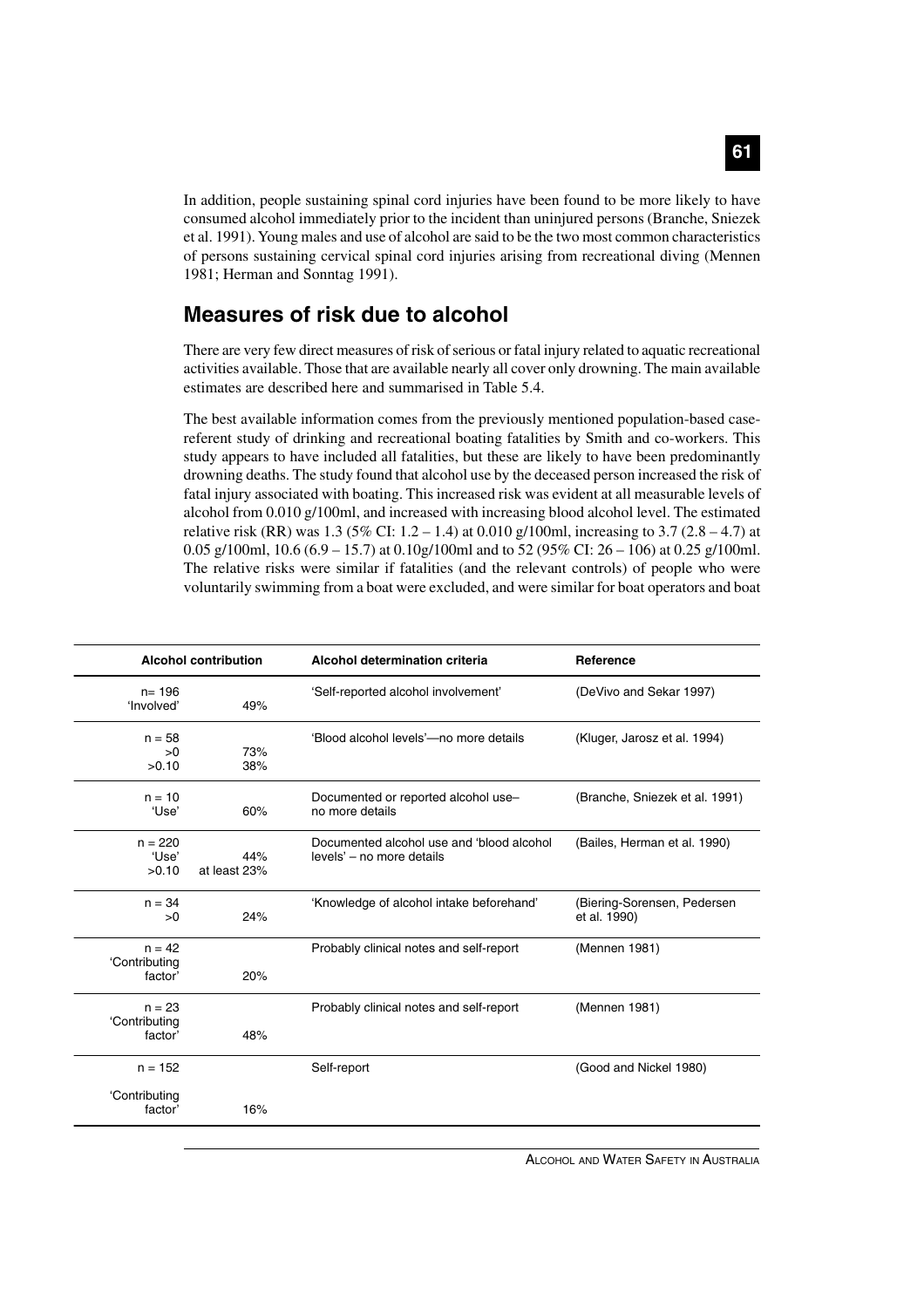In addition, people sustaining spinal cord injuries have been found to be more likely to have consumed alcohol immediately prior to the incident than uninjured persons (Branche, Sniezek et al. 1991). Young males and use of alcohol are said to be the two most common characteristics of persons sustaining cervical spinal cord injuries arising from recreational diving (Mennen 1981; Herman and Sonntag 1991).

## Measures of risk due to alcohol

There are very few direct measures of risk of serious or fatal injury related to aquatic recreational activities available. Those that are available nearly all cover only drowning. The main available estimates are described here and summarised in Table 5.4.

The best available information comes from the previously mentioned population-based case-referent study of drinking and recreational boating fatalities by Smith and co-workers. This study appears to have included all fatalities, but these are likely to have been predominantly drowning deaths. The study found that alcohol use by the deceased person increased the risk of fatal injury associated with boating. This increased risk was evident at all measurable levels of alcohol from 0.010 g/100ml, and increased with increasing blood alcohol level. The estimated relative risk (RR) was 1.3 (5% CI: 1.2 – 1.4) at 0.010 g/100ml, increasing to 3.7 (2.8 – 4.7) at 0.05 g/100ml, 10.6 (6.9 – 15.7) at 0.10g/100ml and to 52 (95% CI: 26 – 106) at 0.25 g/100ml. The relative risks were similar if fatalities (and the relevant controls) of people who were voluntarily swimming from a boat were excluded, and were similar for boat operators and boat

| Alcohol contribution | | Alcohol determination criteria | Reference |
|---|---|---|---|
| n= 196<br>'Involved' | 49% | 'Self-reported alcohol involvement' | (DeVivo and Sekar 1997) |
| n = 58<br>>0<br>>0.10 | <br>73%<br>38% | 'Blood alcohol levels'—no more details | (Kluger, Jarosz et al. 1994) |
| n = 10<br>'Use' | 60% | Documented or reported alcohol use– no more details | (Branche, Sniezek et al. 1991) |
| n = 220<br>'Use'<br>>0.10 | <br>44%<br>at least 23% | Documented alcohol use and 'blood alcohol levels' – no more details | (Bailes, Herman et al. 1990) |
| n = 34<br>>0 | 24% | 'Knowledge of alcohol intake beforehand' | (Biering-Sorensen, Pedersen et al. 1990) |
| n = 42<br>'Contributing factor' | 20% | Probably clinical notes and self-report | (Mennen 1981) |
| n = 23<br>'Contributing factor' | 48% | Probably clinical notes and self-report | (Mennen 1981) |
| n = 152<br>'Contributing factor' | 16% | Self-report | (Good and Nickel 1980) |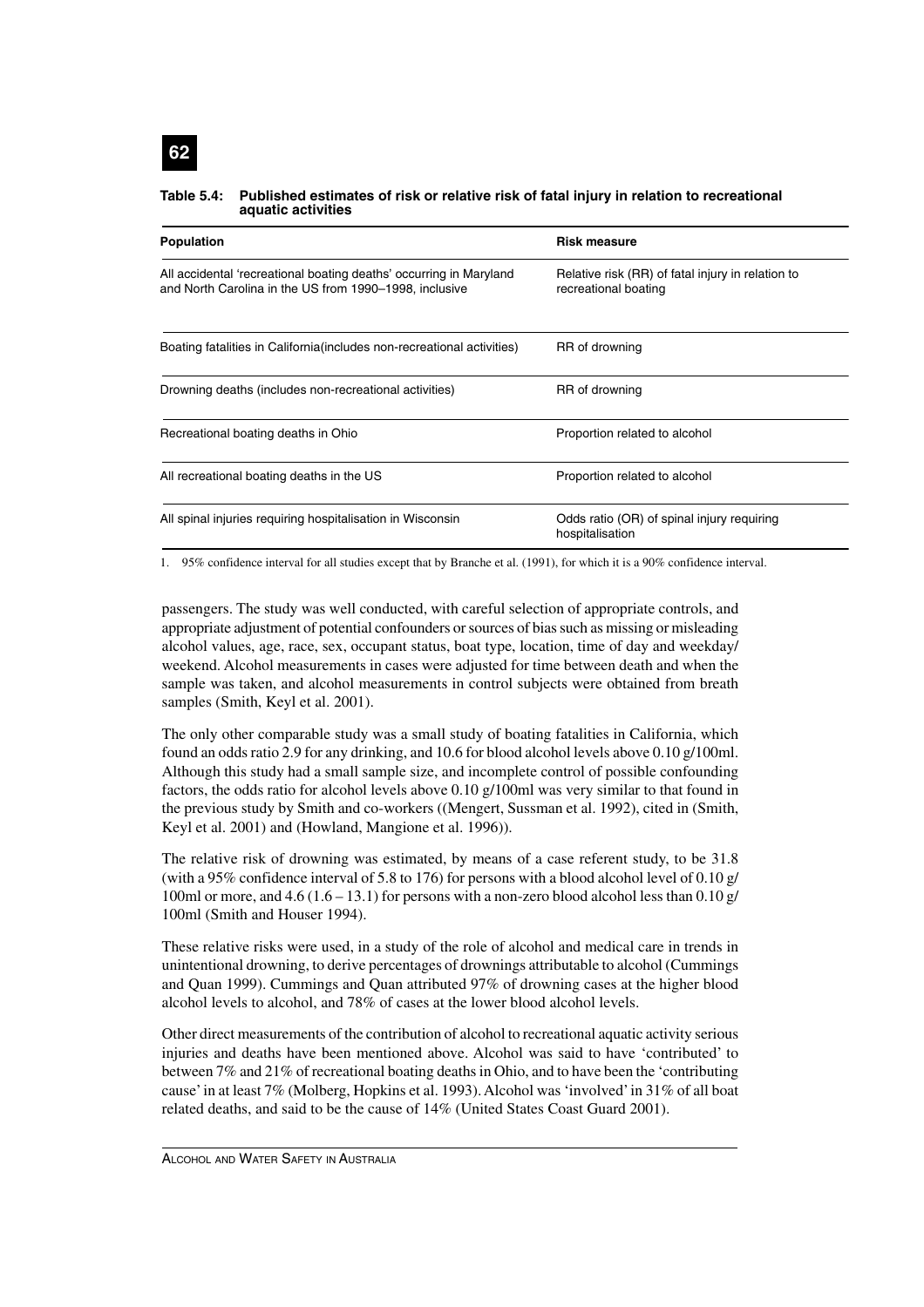**Table 5.4: Published estimates of risk or relative risk of fatal injury in relation to recreational aquatic activities**

| Population | Risk measure |
|---|---|
| All accidental 'recreational boating deaths' occurring in Maryland and North Carolina in the US from 1990–1998, inclusive | Relative risk (RR) of fatal injury in relation to recreational boating |
| Boating fatalities in California(includes non-recreational activities) | RR of drowning |
| Drowning deaths (includes non-recreational activities) | RR of drowning |
| Recreational boating deaths in Ohio | Proportion related to alcohol |
| All recreational boating deaths in the US | Proportion related to alcohol |
| All spinal injuries requiring hospitalisation in Wisconsin | Odds ratio (OR) of spinal injury requiring hospitalisation |

1. 95% confidence interval for all studies except that by Branche et al. (1991), for which it is a 90% confidence interval.

passengers. The study was well conducted, with careful selection of appropriate controls, and appropriate adjustment of potential confounders or sources of bias such as missing or misleading alcohol values, age, race, sex, occupant status, boat type, location, time of day and weekday/ weekend. Alcohol measurements in cases were adjusted for time between death and when the sample was taken, and alcohol measurements in control subjects were obtained from breath samples (Smith, Keyl et al. 2001).

The only other comparable study was a small study of boating fatalities in California, which found an odds ratio 2.9 for any drinking, and 10.6 for blood alcohol levels above 0.10 g/100ml. Although this study had a small sample size, and incomplete control of possible confounding factors, the odds ratio for alcohol levels above 0.10 g/100ml was very similar to that found in the previous study by Smith and co-workers ((Mengert, Sussman et al. 1992), cited in (Smith, Keyl et al. 2001) and (Howland, Mangione et al. 1996)).

The relative risk of drowning was estimated, by means of a case referent study, to be 31.8 (with a 95% confidence interval of 5.8 to 176) for persons with a blood alcohol level of 0.10 g/ 100ml or more, and 4.6 (1.6 – 13.1) for persons with a non-zero blood alcohol less than 0.10 g/ 100ml (Smith and Houser 1994).

These relative risks were used, in a study of the role of alcohol and medical care in trends in unintentional drowning, to derive percentages of drownings attributable to alcohol (Cummings and Quan 1999). Cummings and Quan attributed 97% of drowning cases at the higher blood alcohol levels to alcohol, and 78% of cases at the lower blood alcohol levels.

Other direct measurements of the contribution of alcohol to recreational aquatic activity serious injuries and deaths have been mentioned above. Alcohol was said to have 'contributed' to between 7% and 21% of recreational boating deaths in Ohio, and to have been the 'contributing cause' in at least 7% (Molberg, Hopkins et al. 1993). Alcohol was 'involved' in 31% of all boat related deaths, and said to be the cause of 14% (United States Coast Guard 2001).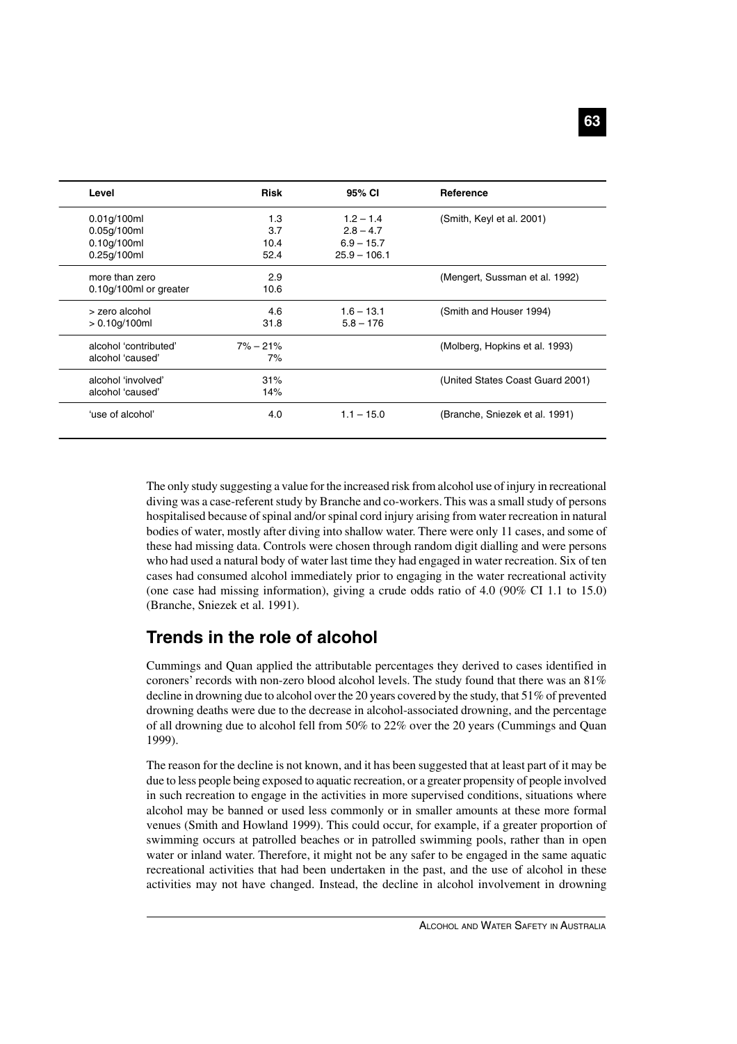| Level | Risk | 95% CI | Reference |
|---|---|---|---|
| 0.01g/100ml | 1.3 | 1.2 – 1.4 | (Smith, Keyl et al. 2001) |
| 0.05g/100ml | 3.7 | 2.8 – 4.7 | |
| 0.10g/100ml | 10.4 | 6.9 – 15.7 | |
| 0.25g/100ml | 52.4 | 25.9 – 106.1 | |
| more than zero | 2.9 | | (Mengert, Sussman et al. 1992) |
| 0.10g/100ml or greater | 10.6 | | |
| > zero alcohol | 4.6 | 1.6 – 13.1 | (Smith and Houser 1994) |
| > 0.10g/100ml | 31.8 | 5.8 – 176 | |
| alcohol 'contributed' | 7% – 21% | | (Molberg, Hopkins et al. 1993) |
| alcohol 'caused' | 7% | | |
| alcohol 'involved' | 31% | | (United States Coast Guard 2001) |
| alcohol 'caused' | 14% | | |
| 'use of alcohol' | 4.0 | 1.1 – 15.0 | (Branche, Sniezek et al. 1991) |

The only study suggesting a value for the increased risk from alcohol use of injury in recreational diving was a case-referent study by Branche and co-workers. This was a small study of persons hospitalised because of spinal and/or spinal cord injury arising from water recreation in natural bodies of water, mostly after diving into shallow water. There were only 11 cases, and some of these had missing data. Controls were chosen through random digit dialling and were persons who had used a natural body of water last time they had engaged in water recreation. Six of ten cases had consumed alcohol immediately prior to engaging in the water recreational activity (one case had missing information), giving a crude odds ratio of 4.0 (90% CI 1.1 to 15.0) (Branche, Sniezek et al. 1991).

## Trends in the role of alcohol

Cummings and Quan applied the attributable percentages they derived to cases identified in coroners' records with non-zero blood alcohol levels. The study found that there was an 81% decline in drowning due to alcohol over the 20 years covered by the study, that 51% of prevented drowning deaths were due to the decrease in alcohol-associated drowning, and the percentage of all drowning due to alcohol fell from 50% to 22% over the 20 years (Cummings and Quan 1999).

The reason for the decline is not known, and it has been suggested that at least part of it may be due to less people being exposed to aquatic recreation, or a greater propensity of people involved in such recreation to engage in the activities in more supervised conditions, situations where alcohol may be banned or used less commonly or in smaller amounts at these more formal venues (Smith and Howland 1999). This could occur, for example, if a greater proportion of swimming occurs at patrolled beaches or in patrolled swimming pools, rather than in open water or inland water. Therefore, it might not be any safer to be engaged in the same aquatic recreational activities that had been undertaken in the past, and the use of alcohol in these activities may not have changed. Instead, the decline in alcohol involvement in drowning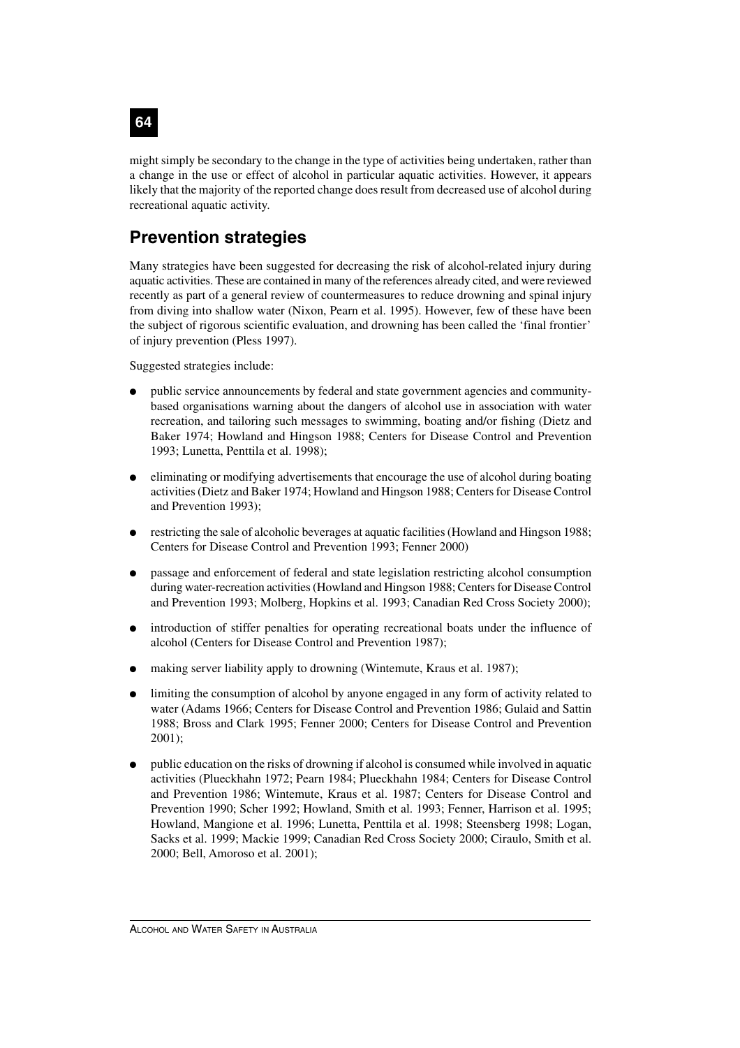might simply be secondary to the change in the type of activities being undertaken, rather than a change in the use or effect of alcohol in particular aquatic activities. However, it appears likely that the majority of the reported change does result from decreased use of alcohol during recreational aquatic activity.

## Prevention strategies

Many strategies have been suggested for decreasing the risk of alcohol-related injury during aquatic activities. These are contained in many of the references already cited, and were reviewed recently as part of a general review of countermeasures to reduce drowning and spinal injury from diving into shallow water (Nixon, Pearn et al. 1995). However, few of these have been the subject of rigorous scientific evaluation, and drowning has been called the 'final frontier' of injury prevention (Pless 1997).

Suggested strategies include:

- public service announcements by federal and state government agencies and community-based organisations warning about the dangers of alcohol use in association with water recreation, and tailoring such messages to swimming, boating and/or fishing (Dietz and Baker 1974; Howland and Hingson 1988; Centers for Disease Control and Prevention 1993; Lunetta, Penttila et al. 1998);
- eliminating or modifying advertisements that encourage the use of alcohol during boating activities (Dietz and Baker 1974; Howland and Hingson 1988; Centers for Disease Control and Prevention 1993);
- restricting the sale of alcoholic beverages at aquatic facilities (Howland and Hingson 1988; Centers for Disease Control and Prevention 1993; Fenner 2000)
- passage and enforcement of federal and state legislation restricting alcohol consumption during water-recreation activities (Howland and Hingson 1988; Centers for Disease Control and Prevention 1993; Molberg, Hopkins et al. 1993; Canadian Red Cross Society 2000);
- introduction of stiffer penalties for operating recreational boats under the influence of alcohol (Centers for Disease Control and Prevention 1987);
- making server liability apply to drowning (Wintemute, Kraus et al. 1987);
- limiting the consumption of alcohol by anyone engaged in any form of activity related to water (Adams 1966; Centers for Disease Control and Prevention 1986; Gulaid and Sattin 1988; Bross and Clark 1995; Fenner 2000; Centers for Disease Control and Prevention 2001);
- public education on the risks of drowning if alcohol is consumed while involved in aquatic activities (Plueckhahn 1972; Pearn 1984; Plueckhahn 1984; Centers for Disease Control and Prevention 1986; Wintemute, Kraus et al. 1987; Centers for Disease Control and Prevention 1990; Scher 1992; Howland, Smith et al. 1993; Fenner, Harrison et al. 1995; Howland, Mangione et al. 1996; Lunetta, Penttila et al. 1998; Steensberg 1998; Logan, Sacks et al. 1999; Mackie 1999; Canadian Red Cross Society 2000; Ciraulo, Smith et al. 2000; Bell, Amoroso et al. 2001);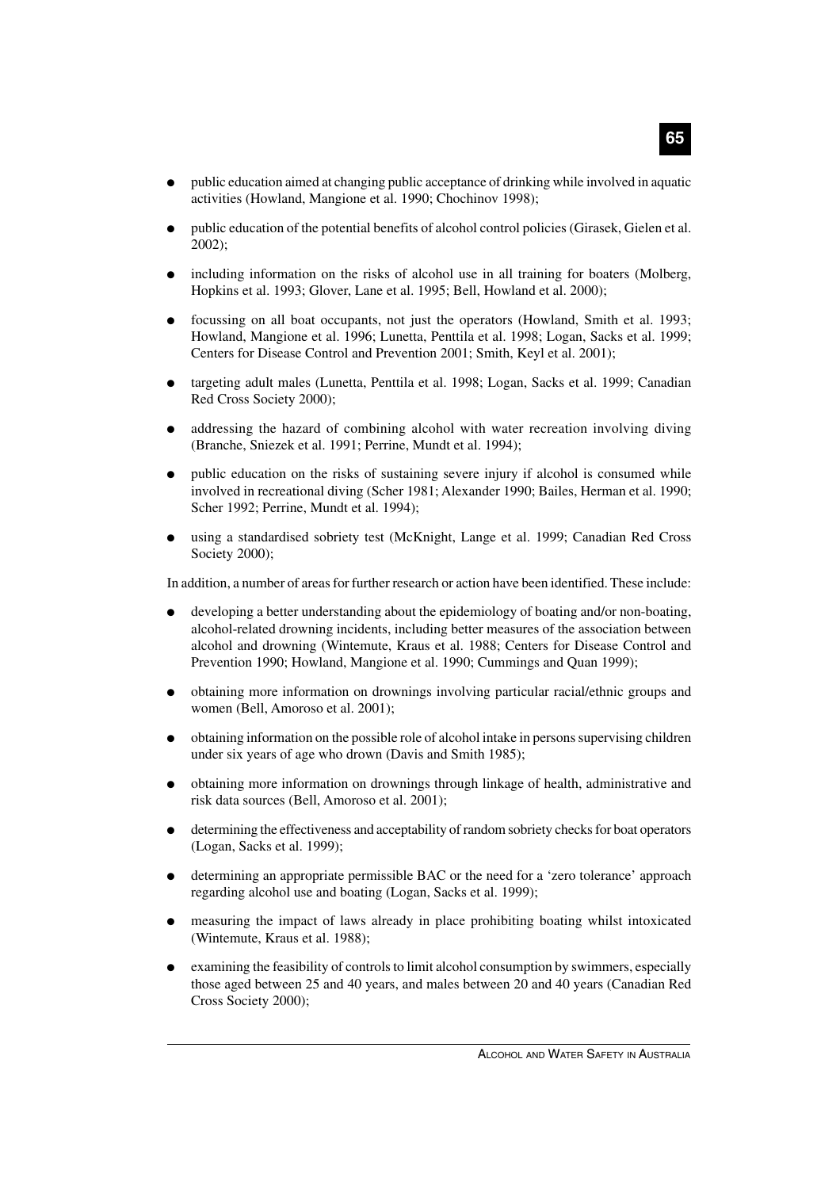- public education aimed at changing public acceptance of drinking while involved in aquatic activities (Howland, Mangione et al. 1990; Chochinov 1998);
- public education of the potential benefits of alcohol control policies (Girasek, Gielen et al. 2002);
- including information on the risks of alcohol use in all training for boaters (Molberg, Hopkins et al. 1993; Glover, Lane et al. 1995; Bell, Howland et al. 2000);
- focussing on all boat occupants, not just the operators (Howland, Smith et al. 1993; Howland, Mangione et al. 1996; Lunetta, Penttila et al. 1998; Logan, Sacks et al. 1999; Centers for Disease Control and Prevention 2001; Smith, Keyl et al. 2001);
- targeting adult males (Lunetta, Penttila et al. 1998; Logan, Sacks et al. 1999; Canadian Red Cross Society 2000);
- addressing the hazard of combining alcohol with water recreation involving diving (Branche, Sniezek et al. 1991; Perrine, Mundt et al. 1994);
- public education on the risks of sustaining severe injury if alcohol is consumed while involved in recreational diving (Scher 1981; Alexander 1990; Bailes, Herman et al. 1990; Scher 1992; Perrine, Mundt et al. 1994);
- using a standardised sobriety test (McKnight, Lange et al. 1999; Canadian Red Cross Society 2000);

In addition, a number of areas for further research or action have been identified. These include:

- developing a better understanding about the epidemiology of boating and/or non-boating, alcohol-related drowning incidents, including better measures of the association between alcohol and drowning (Wintemute, Kraus et al. 1988; Centers for Disease Control and Prevention 1990; Howland, Mangione et al. 1990; Cummings and Quan 1999);
- obtaining more information on drownings involving particular racial/ethnic groups and women (Bell, Amoroso et al. 2001);
- obtaining information on the possible role of alcohol intake in persons supervising children under six years of age who drown (Davis and Smith 1985);
- obtaining more information on drownings through linkage of health, administrative and risk data sources (Bell, Amoroso et al. 2001);
- determining the effectiveness and acceptability of random sobriety checks for boat operators (Logan, Sacks et al. 1999);
- determining an appropriate permissible BAC or the need for a 'zero tolerance' approach regarding alcohol use and boating (Logan, Sacks et al. 1999);
- measuring the impact of laws already in place prohibiting boating whilst intoxicated (Wintemute, Kraus et al. 1988);
- examining the feasibility of controls to limit alcohol consumption by swimmers, especially those aged between 25 and 40 years, and males between 20 and 40 years (Canadian Red Cross Society 2000);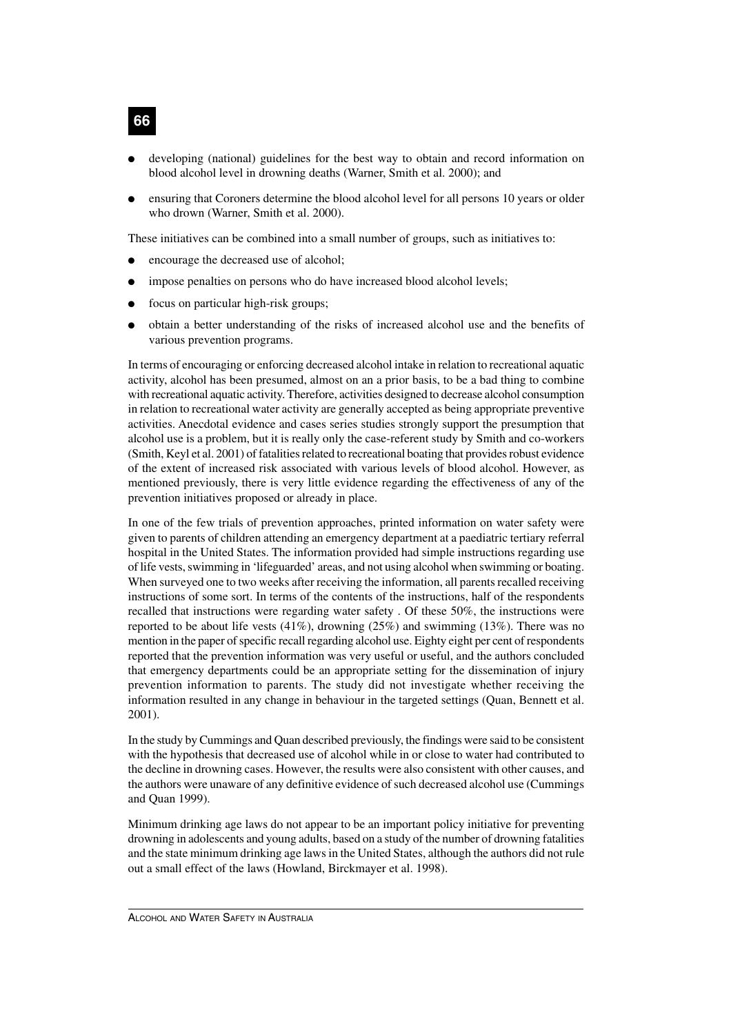- developing (national) guidelines for the best way to obtain and record information on blood alcohol level in drowning deaths (Warner, Smith et al. 2000); and
- ensuring that Coroners determine the blood alcohol level for all persons 10 years or older who drown (Warner, Smith et al. 2000).

These initiatives can be combined into a small number of groups, such as initiatives to:

- encourage the decreased use of alcohol;
- impose penalties on persons who do have increased blood alcohol levels;
- focus on particular high-risk groups;
- obtain a better understanding of the risks of increased alcohol use and the benefits of various prevention programs.

In terms of encouraging or enforcing decreased alcohol intake in relation to recreational aquatic activity, alcohol has been presumed, almost on an a prior basis, to be a bad thing to combine with recreational aquatic activity. Therefore, activities designed to decrease alcohol consumption in relation to recreational water activity are generally accepted as being appropriate preventive activities. Anecdotal evidence and cases series studies strongly support the presumption that alcohol use is a problem, but it is really only the case-referent study by Smith and co-workers (Smith, Keyl et al. 2001) of fatalities related to recreational boating that provides robust evidence of the extent of increased risk associated with various levels of blood alcohol. However, as mentioned previously, there is very little evidence regarding the effectiveness of any of the prevention initiatives proposed or already in place.

In one of the few trials of prevention approaches, printed information on water safety were given to parents of children attending an emergency department at a paediatric tertiary referral hospital in the United States. The information provided had simple instructions regarding use of life vests, swimming in 'lifeguarded' areas, and not using alcohol when swimming or boating. When surveyed one to two weeks after receiving the information, all parents recalled receiving instructions of some sort. In terms of the contents of the instructions, half of the respondents recalled that instructions were regarding water safety . Of these 50%, the instructions were reported to be about life vests (41%), drowning (25%) and swimming (13%). There was no mention in the paper of specific recall regarding alcohol use. Eighty eight per cent of respondents reported that the prevention information was very useful or useful, and the authors concluded that emergency departments could be an appropriate setting for the dissemination of injury prevention information to parents. The study did not investigate whether receiving the information resulted in any change in behaviour in the targeted settings (Quan, Bennett et al. 2001).

In the study by Cummings and Quan described previously, the findings were said to be consistent with the hypothesis that decreased use of alcohol while in or close to water had contributed to the decline in drowning cases. However, the results were also consistent with other causes, and the authors were unaware of any definitive evidence of such decreased alcohol use (Cummings and Quan 1999).

Minimum drinking age laws do not appear to be an important policy initiative for preventing drowning in adolescents and young adults, based on a study of the number of drowning fatalities and the state minimum drinking age laws in the United States, although the authors did not rule out a small effect of the laws (Howland, Birckmayer et al. 1998).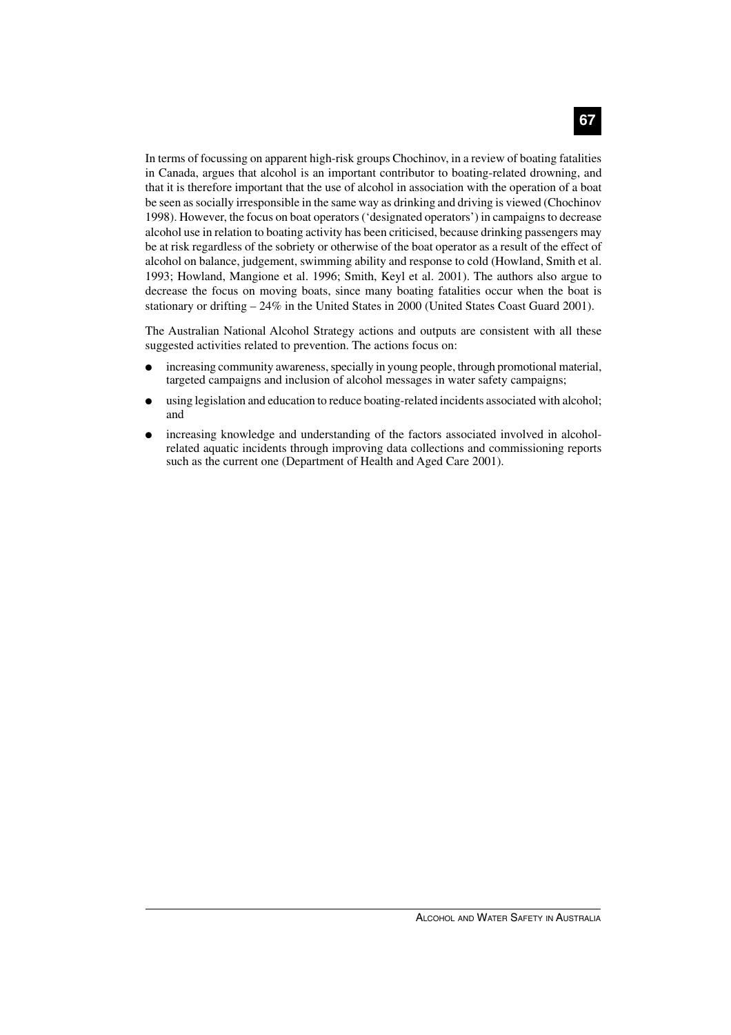In terms of focussing on apparent high-risk groups Chochinov, in a review of boating fatalities in Canada, argues that alcohol is an important contributor to boating-related drowning, and that it is therefore important that the use of alcohol in association with the operation of a boat be seen as socially irresponsible in the same way as drinking and driving is viewed (Chochinov 1998). However, the focus on boat operators ('designated operators') in campaigns to decrease alcohol use in relation to boating activity has been criticised, because drinking passengers may be at risk regardless of the sobriety or otherwise of the boat operator as a result of the effect of alcohol on balance, judgement, swimming ability and response to cold (Howland, Smith et al. 1993; Howland, Mangione et al. 1996; Smith, Keyl et al. 2001). The authors also argue to decrease the focus on moving boats, since many boating fatalities occur when the boat is stationary or drifting – 24% in the United States in 2000 (United States Coast Guard 2001).

The Australian National Alcohol Strategy actions and outputs are consistent with all these suggested activities related to prevention. The actions focus on:

- increasing community awareness, specially in young people, through promotional material, targeted campaigns and inclusion of alcohol messages in water safety campaigns;
- using legislation and education to reduce boating-related incidents associated with alcohol; and
- increasing knowledge and understanding of the factors associated involved in alcohol-related aquatic incidents through improving data collections and commissioning reports such as the current one (Department of Health and Aged Care 2001).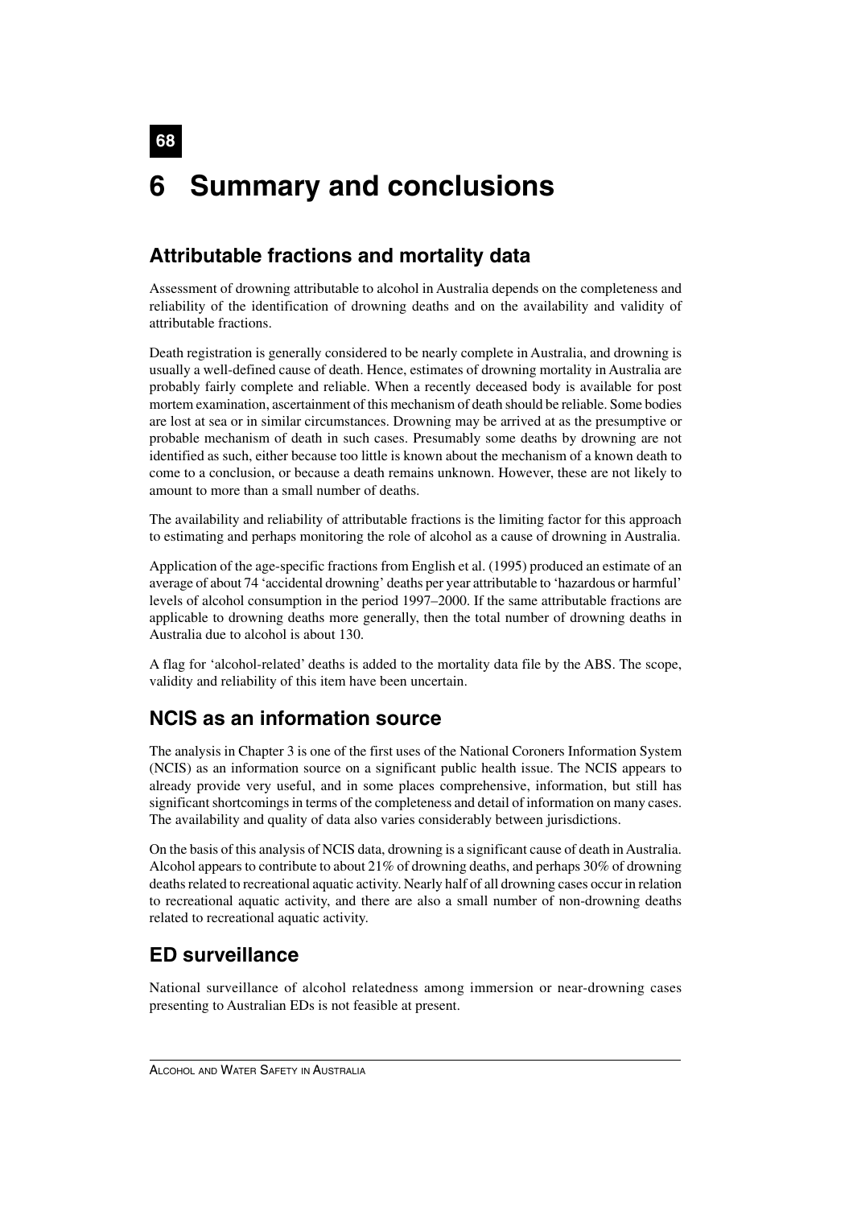# 6 Summary and conclusions

## Attributable fractions and mortality data

Assessment of drowning attributable to alcohol in Australia depends on the completeness and reliability of the identification of drowning deaths and on the availability and validity of attributable fractions.

Death registration is generally considered to be nearly complete in Australia, and drowning is usually a well-defined cause of death. Hence, estimates of drowning mortality in Australia are probably fairly complete and reliable. When a recently deceased body is available for post mortem examination, ascertainment of this mechanism of death should be reliable. Some bodies are lost at sea or in similar circumstances. Drowning may be arrived at as the presumptive or probable mechanism of death in such cases. Presumably some deaths by drowning are not identified as such, either because too little is known about the mechanism of a known death to come to a conclusion, or because a death remains unknown. However, these are not likely to amount to more than a small number of deaths.

The availability and reliability of attributable fractions is the limiting factor for this approach to estimating and perhaps monitoring the role of alcohol as a cause of drowning in Australia.

Application of the age-specific fractions from English et al. (1995) produced an estimate of an average of about 74 'accidental drowning' deaths per year attributable to 'hazardous or harmful' levels of alcohol consumption in the period 1997–2000. If the same attributable fractions are applicable to drowning deaths more generally, then the total number of drowning deaths in Australia due to alcohol is about 130.

A flag for 'alcohol-related' deaths is added to the mortality data file by the ABS. The scope, validity and reliability of this item have been uncertain.

## NCIS as an information source

The analysis in Chapter 3 is one of the first uses of the National Coroners Information System (NCIS) as an information source on a significant public health issue. The NCIS appears to already provide very useful, and in some places comprehensive, information, but still has significant shortcomings in terms of the completeness and detail of information on many cases. The availability and quality of data also varies considerably between jurisdictions.

On the basis of this analysis of NCIS data, drowning is a significant cause of death in Australia. Alcohol appears to contribute to about 21% of drowning deaths, and perhaps 30% of drowning deaths related to recreational aquatic activity. Nearly half of all drowning cases occur in relation to recreational aquatic activity, and there are also a small number of non-drowning deaths related to recreational aquatic activity.

## ED surveillance

National surveillance of alcohol relatedness among immersion or near-drowning cases presenting to Australian EDs is not feasible at present.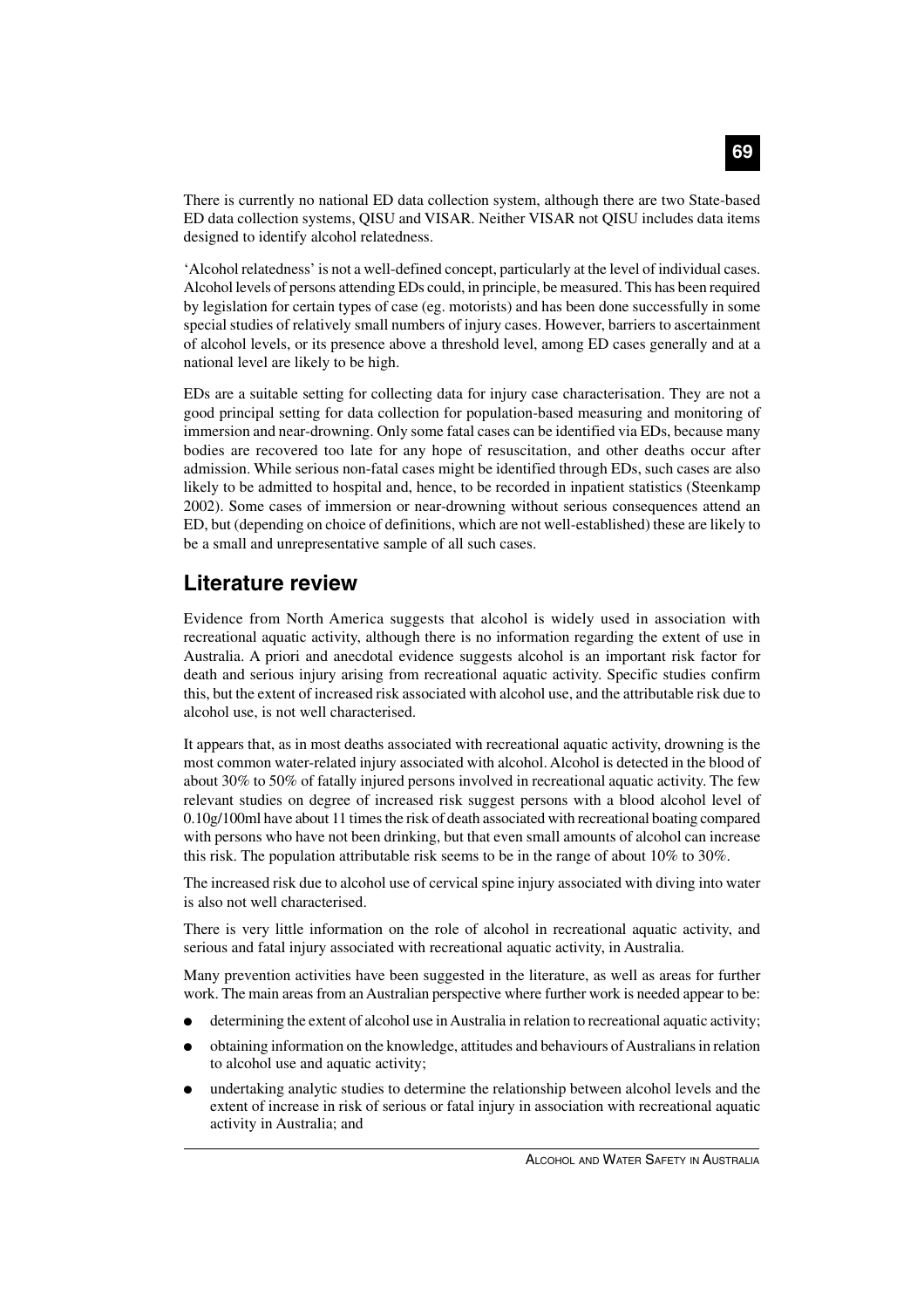There is currently no national ED data collection system, although there are two State-based ED data collection systems, QISU and VISAR. Neither VISAR not QISU includes data items designed to identify alcohol relatedness.

'Alcohol relatedness' is not a well-defined concept, particularly at the level of individual cases. Alcohol levels of persons attending EDs could, in principle, be measured. This has been required by legislation for certain types of case (eg. motorists) and has been done successfully in some special studies of relatively small numbers of injury cases. However, barriers to ascertainment of alcohol levels, or its presence above a threshold level, among ED cases generally and at a national level are likely to be high.

EDs are a suitable setting for collecting data for injury case characterisation. They are not a good principal setting for data collection for population-based measuring and monitoring of immersion and near-drowning. Only some fatal cases can be identified via EDs, because many bodies are recovered too late for any hope of resuscitation, and other deaths occur after admission. While serious non-fatal cases might be identified through EDs, such cases are also likely to be admitted to hospital and, hence, to be recorded in inpatient statistics (Steenkamp 2002). Some cases of immersion or near-drowning without serious consequences attend an ED, but (depending on choice of definitions, which are not well-established) these are likely to be a small and unrepresentative sample of all such cases.

## Literature review

Evidence from North America suggests that alcohol is widely used in association with recreational aquatic activity, although there is no information regarding the extent of use in Australia. A priori and anecdotal evidence suggests alcohol is an important risk factor for death and serious injury arising from recreational aquatic activity. Specific studies confirm this, but the extent of increased risk associated with alcohol use, and the attributable risk due to alcohol use, is not well characterised.

It appears that, as in most deaths associated with recreational aquatic activity, drowning is the most common water-related injury associated with alcohol. Alcohol is detected in the blood of about 30% to 50% of fatally injured persons involved in recreational aquatic activity. The few relevant studies on degree of increased risk suggest persons with a blood alcohol level of 0.10g/100ml have about 11 times the risk of death associated with recreational boating compared with persons who have not been drinking, but that even small amounts of alcohol can increase this risk. The population attributable risk seems to be in the range of about 10% to 30%.

The increased risk due to alcohol use of cervical spine injury associated with diving into water is also not well characterised.

There is very little information on the role of alcohol in recreational aquatic activity, and serious and fatal injury associated with recreational aquatic activity, in Australia.

Many prevention activities have been suggested in the literature, as well as areas for further work. The main areas from an Australian perspective where further work is needed appear to be:

- determining the extent of alcohol use in Australia in relation to recreational aquatic activity;
- obtaining information on the knowledge, attitudes and behaviours of Australians in relation to alcohol use and aquatic activity;
- undertaking analytic studies to determine the relationship between alcohol levels and the extent of increase in risk of serious or fatal injury in association with recreational aquatic activity in Australia; and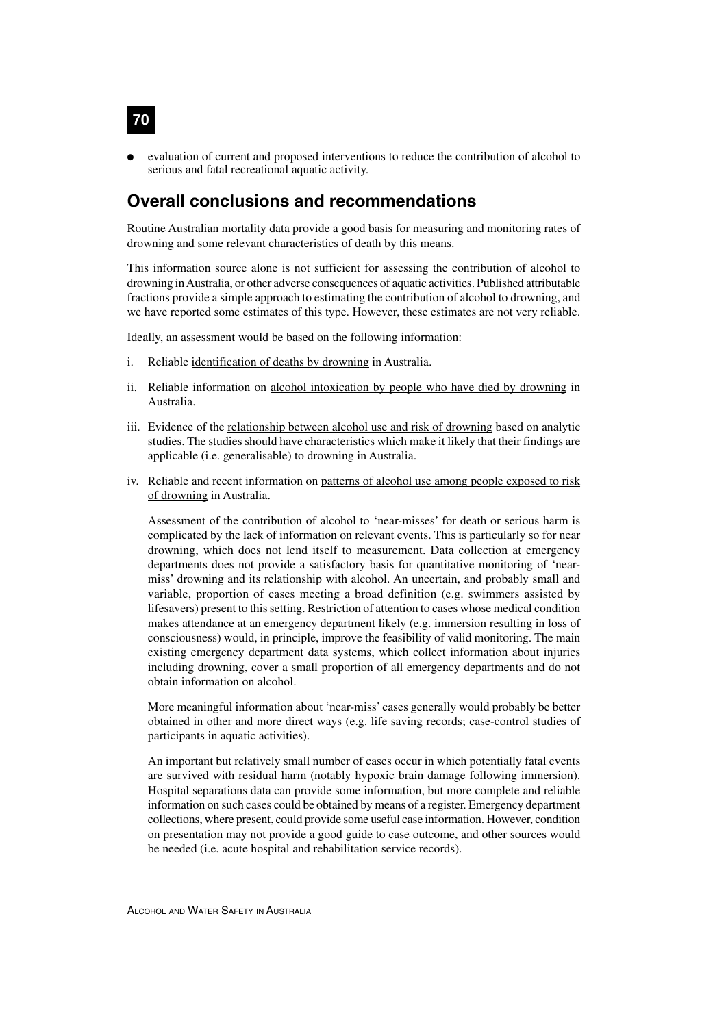- evaluation of current and proposed interventions to reduce the contribution of alcohol to serious and fatal recreational aquatic activity.

## Overall conclusions and recommendations

Routine Australian mortality data provide a good basis for measuring and monitoring rates of drowning and some relevant characteristics of death by this means.

This information source alone is not sufficient for assessing the contribution of alcohol to drowning in Australia, or other adverse consequences of aquatic activities. Published attributable fractions provide a simple approach to estimating the contribution of alcohol to drowning, and we have reported some estimates of this type. However, these estimates are not very reliable.

Ideally, an assessment would be based on the following information:

i. Reliable <u>identification of deaths by drowning</u> in Australia.

ii. Reliable information on <u>alcohol intoxication by people who have died by drowning</u> in Australia.

iii. Evidence of the <u>relationship between alcohol use and risk of drowning</u> based on analytic studies. The studies should have characteristics which make it likely that their findings are applicable (i.e. generalisable) to drowning in Australia.

iv. Reliable and recent information on <u>patterns of alcohol use among people exposed to risk of drowning</u> in Australia.

   Assessment of the contribution of alcohol to 'near-misses' for death or serious harm is complicated by the lack of information on relevant events. This is particularly so for near drowning, which does not lend itself to measurement. Data collection at emergency departments does not provide a satisfactory basis for quantitative monitoring of 'near-miss' drowning and its relationship with alcohol. An uncertain, and probably small and variable, proportion of cases meeting a broad definition (e.g. swimmers assisted by lifesavers) present to this setting. Restriction of attention to cases whose medical condition makes attendance at an emergency department likely (e.g. immersion resulting in loss of consciousness) would, in principle, improve the feasibility of valid monitoring. The main existing emergency department data systems, which collect information about injuries including drowning, cover a small proportion of all emergency departments and do not obtain information on alcohol.

   More meaningful information about 'near-miss' cases generally would probably be better obtained in other and more direct ways (e.g. life saving records; case-control studies of participants in aquatic activities).

   An important but relatively small number of cases occur in which potentially fatal events are survived with residual harm (notably hypoxic brain damage following immersion). Hospital separations data can provide some information, but more complete and reliable information on such cases could be obtained by means of a register. Emergency department collections, where present, could provide some useful case information. However, condition on presentation may not provide a good guide to case outcome, and other sources would be needed (i.e. acute hospital and rehabilitation service records).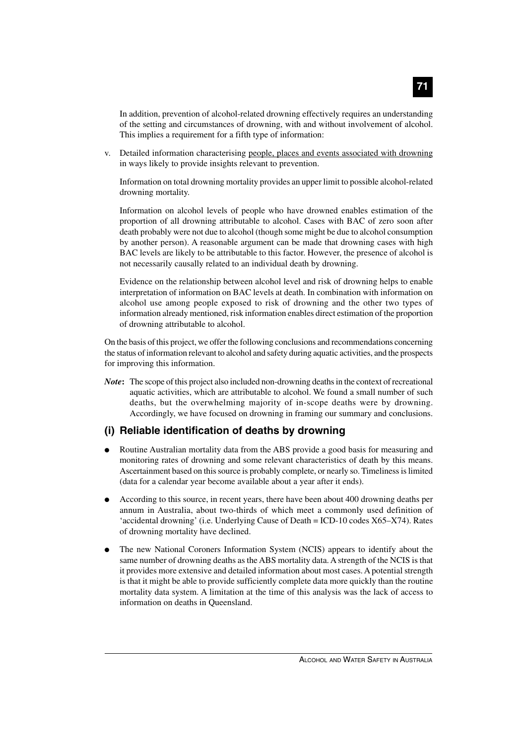In addition, prevention of alcohol-related drowning effectively requires an understanding of the setting and circumstances of drowning, with and without involvement of alcohol. This implies a requirement for a fifth type of information:

v. Detailed information characterising people, places and events associated with drowning in ways likely to provide insights relevant to prevention.

Information on total drowning mortality provides an upper limit to possible alcohol-related drowning mortality.

Information on alcohol levels of people who have drowned enables estimation of the proportion of all drowning attributable to alcohol. Cases with BAC of zero soon after death probably were not due to alcohol (though some might be due to alcohol consumption by another person). A reasonable argument can be made that drowning cases with high BAC levels are likely to be attributable to this factor. However, the presence of alcohol is not necessarily causally related to an individual death by drowning.

Evidence on the relationship between alcohol level and risk of drowning helps to enable interpretation of information on BAC levels at death. In combination with information on alcohol use among people exposed to risk of drowning and the other two types of information already mentioned, risk information enables direct estimation of the proportion of drowning attributable to alcohol.

On the basis of this project, we offer the following conclusions and recommendations concerning the status of information relevant to alcohol and safety during aquatic activities, and the prospects for improving this information.

***Note*:** The scope of this project also included non-drowning deaths in the context of recreational aquatic activities, which are attributable to alcohol. We found a small number of such deaths, but the overwhelming majority of in-scope deaths were by drowning. Accordingly, we have focused on drowning in framing our summary and conclusions.

## (i) Reliable identification of deaths by drowning

- Routine Australian mortality data from the ABS provide a good basis for measuring and monitoring rates of drowning and some relevant characteristics of death by this means. Ascertainment based on this source is probably complete, or nearly so. Timeliness is limited (data for a calendar year become available about a year after it ends).
- According to this source, in recent years, there have been about 400 drowning deaths per annum in Australia, about two-thirds of which meet a commonly used definition of 'accidental drowning' (i.e. Underlying Cause of Death = ICD-10 codes X65–X74). Rates of drowning mortality have declined.
- The new National Coroners Information System (NCIS) appears to identify about the same number of drowning deaths as the ABS mortality data. A strength of the NCIS is that it provides more extensive and detailed information about most cases. A potential strength is that it might be able to provide sufficiently complete data more quickly than the routine mortality data system. A limitation at the time of this analysis was the lack of access to information on deaths in Queensland.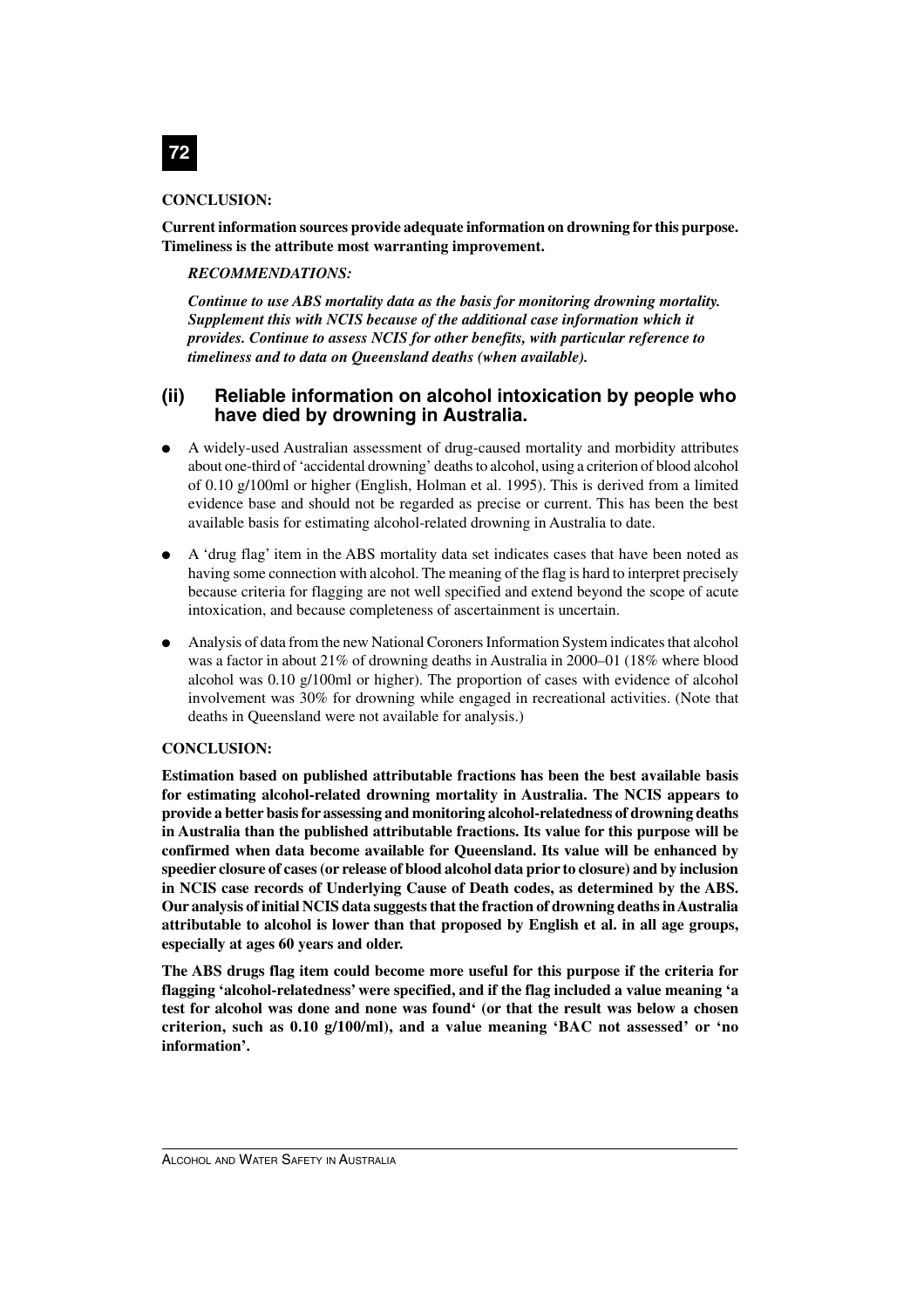**CONCLUSION:**

**Current information sources provide adequate information on drowning for this purpose. Timeliness is the attribute most warranting improvement.**

***RECOMMENDATIONS:***

***Continue to use ABS mortality data as the basis for monitoring drowning mortality. Supplement this with NCIS because of the additional case information which it provides. Continue to assess NCIS for other benefits, with particular reference to timeliness and to data on Queensland deaths (when available).***

## (ii) Reliable information on alcohol intoxication by people who have died by drowning in Australia.

- A widely-used Australian assessment of drug-caused mortality and morbidity attributes about one-third of 'accidental drowning' deaths to alcohol, using a criterion of blood alcohol of 0.10 g/100ml or higher (English, Holman et al. 1995). This is derived from a limited evidence base and should not be regarded as precise or current. This has been the best available basis for estimating alcohol-related drowning in Australia to date.
- A 'drug flag' item in the ABS mortality data set indicates cases that have been noted as having some connection with alcohol. The meaning of the flag is hard to interpret precisely because criteria for flagging are not well specified and extend beyond the scope of acute intoxication, and because completeness of ascertainment is uncertain.
- Analysis of data from the new National Coroners Information System indicates that alcohol was a factor in about 21% of drowning deaths in Australia in 2000–01 (18% where blood alcohol was 0.10 g/100ml or higher). The proportion of cases with evidence of alcohol involvement was 30% for drowning while engaged in recreational activities. (Note that deaths in Queensland were not available for analysis.)

**CONCLUSION:**

**Estimation based on published attributable fractions has been the best available basis for estimating alcohol-related drowning mortality in Australia. The NCIS appears to provide a better basis for assessing and monitoring alcohol-relatedness of drowning deaths in Australia than the published attributable fractions. Its value for this purpose will be confirmed when data become available for Queensland. Its value will be enhanced by speedier closure of cases (or release of blood alcohol data prior to closure) and by inclusion in NCIS case records of Underlying Cause of Death codes, as determined by the ABS. Our analysis of initial NCIS data suggests that the fraction of drowning deaths in Australia attributable to alcohol is lower than that proposed by English et al. in all age groups, especially at ages 60 years and older.**

**The ABS drugs flag item could become more useful for this purpose if the criteria for flagging 'alcohol-relatedness' were specified, and if the flag included a value meaning 'a test for alcohol was done and none was found' (or that the result was below a chosen criterion, such as 0.10 g/100/ml), and a value meaning 'BAC not assessed' or 'no information'.**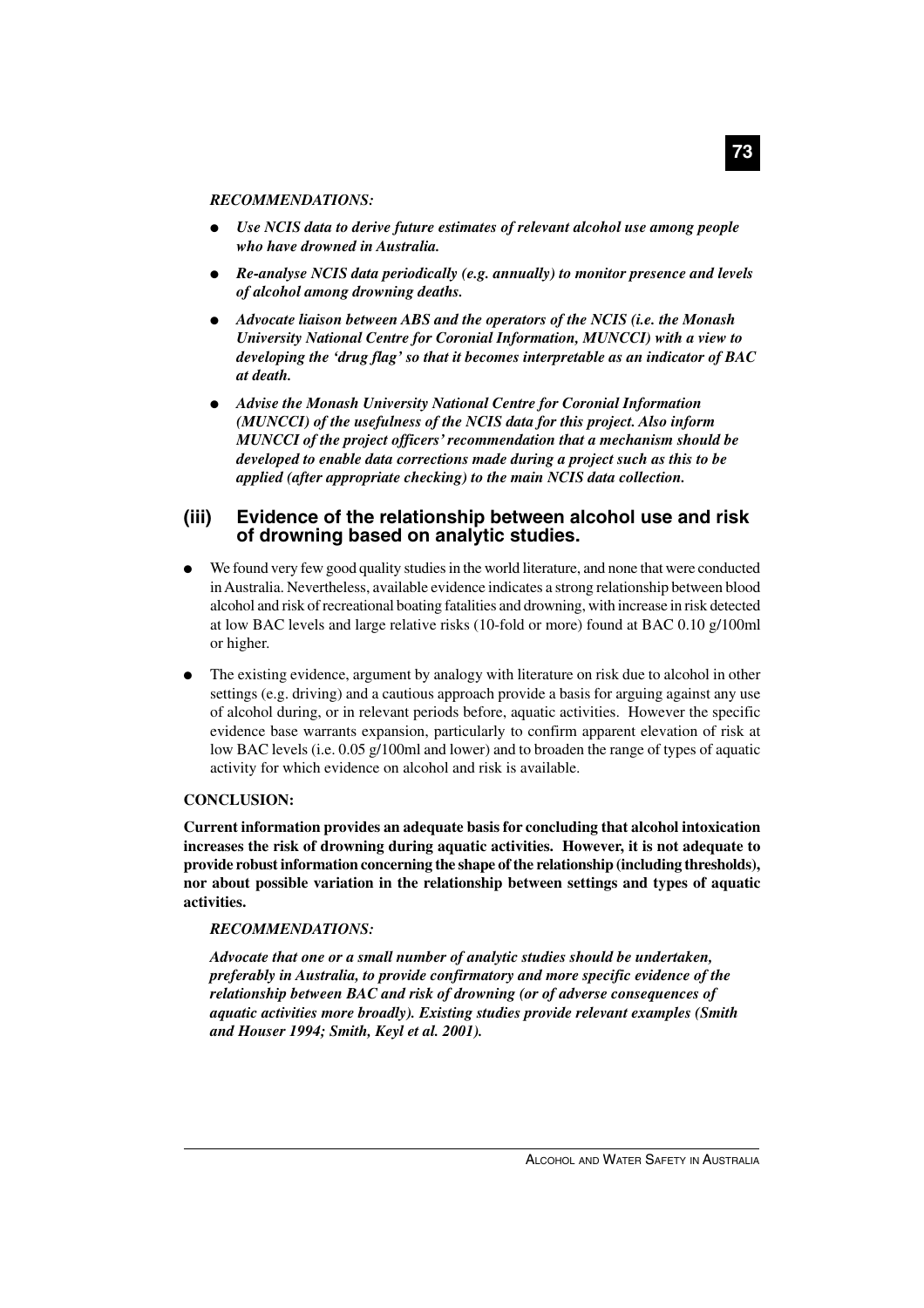***RECOMMENDATIONS:***

- ***Use NCIS data to derive future estimates of relevant alcohol use among people who have drowned in Australia.***
- ***Re-analyse NCIS data periodically (e.g. annually) to monitor presence and levels of alcohol among drowning deaths.***
- ***Advocate liaison between ABS and the operators of the NCIS (i.e. the Monash University National Centre for Coronial Information, MUNCCI) with a view to developing the 'drug flag' so that it becomes interpretable as an indicator of BAC at death.***
- ***Advise the Monash University National Centre for Coronial Information (MUNCCI) of the usefulness of the NCIS data for this project. Also inform MUNCCI of the project officers' recommendation that a mechanism should be developed to enable data corrections made during a project such as this to be applied (after appropriate checking) to the main NCIS data collection.***

## (iii) Evidence of the relationship between alcohol use and risk of drowning based on analytic studies.

- We found very few good quality studies in the world literature, and none that were conducted in Australia. Nevertheless, available evidence indicates a strong relationship between blood alcohol and risk of recreational boating fatalities and drowning, with increase in risk detected at low BAC levels and large relative risks (10-fold or more) found at BAC 0.10 g/100ml or higher.
- The existing evidence, argument by analogy with literature on risk due to alcohol in other settings (e.g. driving) and a cautious approach provide a basis for arguing against any use of alcohol during, or in relevant periods before, aquatic activities. However the specific evidence base warrants expansion, particularly to confirm apparent elevation of risk at low BAC levels (i.e. 0.05 g/100ml and lower) and to broaden the range of types of aquatic activity for which evidence on alcohol and risk is available.

**CONCLUSION:**

**Current information provides an adequate basis for concluding that alcohol intoxication increases the risk of drowning during aquatic activities. However, it is not adequate to provide robust information concerning the shape of the relationship (including thresholds), nor about possible variation in the relationship between settings and types of aquatic activities.**

***RECOMMENDATIONS:***

***Advocate that one or a small number of analytic studies should be undertaken, preferably in Australia, to provide confirmatory and more specific evidence of the relationship between BAC and risk of drowning (or of adverse consequences of aquatic activities more broadly). Existing studies provide relevant examples (Smith and Houser 1994; Smith, Keyl et al. 2001).***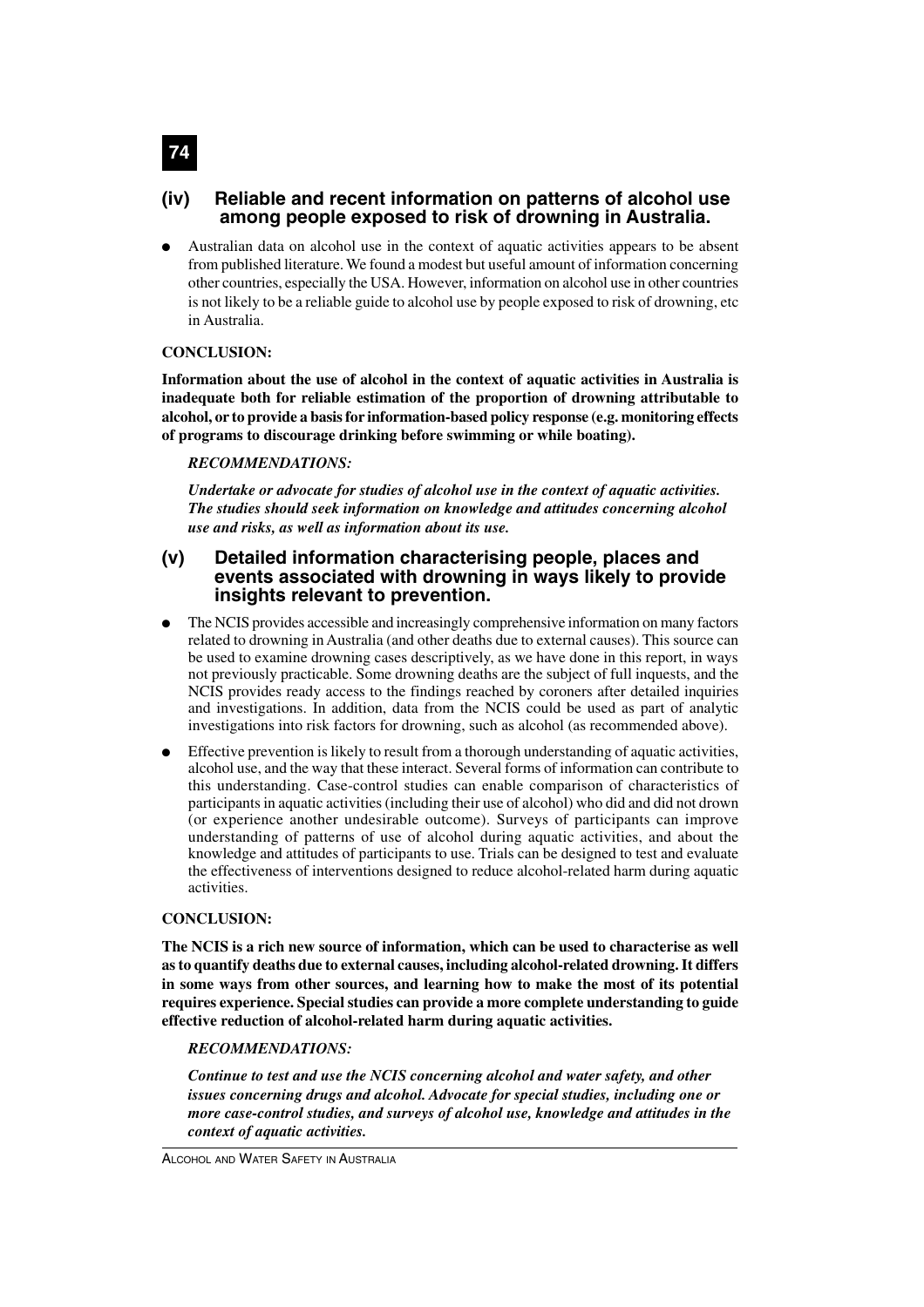### (iv) Reliable and recent information on patterns of alcohol use among people exposed to risk of drowning in Australia.

- Australian data on alcohol use in the context of aquatic activities appears to be absent from published literature. We found a modest but useful amount of information concerning other countries, especially the USA. However, information on alcohol use in other countries is not likely to be a reliable guide to alcohol use by people exposed to risk of drowning, etc in Australia.

**CONCLUSION:**

**Information about the use of alcohol in the context of aquatic activities in Australia is inadequate both for reliable estimation of the proportion of drowning attributable to alcohol, or to provide a basis for information-based policy response (e.g. monitoring effects of programs to discourage drinking before swimming or while boating).**

***RECOMMENDATIONS:***

***Undertake or advocate for studies of alcohol use in the context of aquatic activities. The studies should seek information on knowledge and attitudes concerning alcohol use and risks, as well as information about its use.***

### (v) Detailed information characterising people, places and events associated with drowning in ways likely to provide insights relevant to prevention.

- The NCIS provides accessible and increasingly comprehensive information on many factors related to drowning in Australia (and other deaths due to external causes). This source can be used to examine drowning cases descriptively, as we have done in this report, in ways not previously practicable. Some drowning deaths are the subject of full inquests, and the NCIS provides ready access to the findings reached by coroners after detailed inquiries and investigations. In addition, data from the NCIS could be used as part of analytic investigations into risk factors for drowning, such as alcohol (as recommended above).
- Effective prevention is likely to result from a thorough understanding of aquatic activities, alcohol use, and the way that these interact. Several forms of information can contribute to this understanding. Case-control studies can enable comparison of characteristics of participants in aquatic activities (including their use of alcohol) who did and did not drown (or experience another undesirable outcome). Surveys of participants can improve understanding of patterns of use of alcohol during aquatic activities, and about the knowledge and attitudes of participants to use. Trials can be designed to test and evaluate the effectiveness of interventions designed to reduce alcohol-related harm during aquatic activities.

**CONCLUSION:**

**The NCIS is a rich new source of information, which can be used to characterise as well as to quantify deaths due to external causes, including alcohol-related drowning. It differs in some ways from other sources, and learning how to make the most of its potential requires experience. Special studies can provide a more complete understanding to guide effective reduction of alcohol-related harm during aquatic activities.**

***RECOMMENDATIONS:***

***Continue to test and use the NCIS concerning alcohol and water safety, and other issues concerning drugs and alcohol. Advocate for special studies, including one or more case-control studies, and surveys of alcohol use, knowledge and attitudes in the context of aquatic activities.***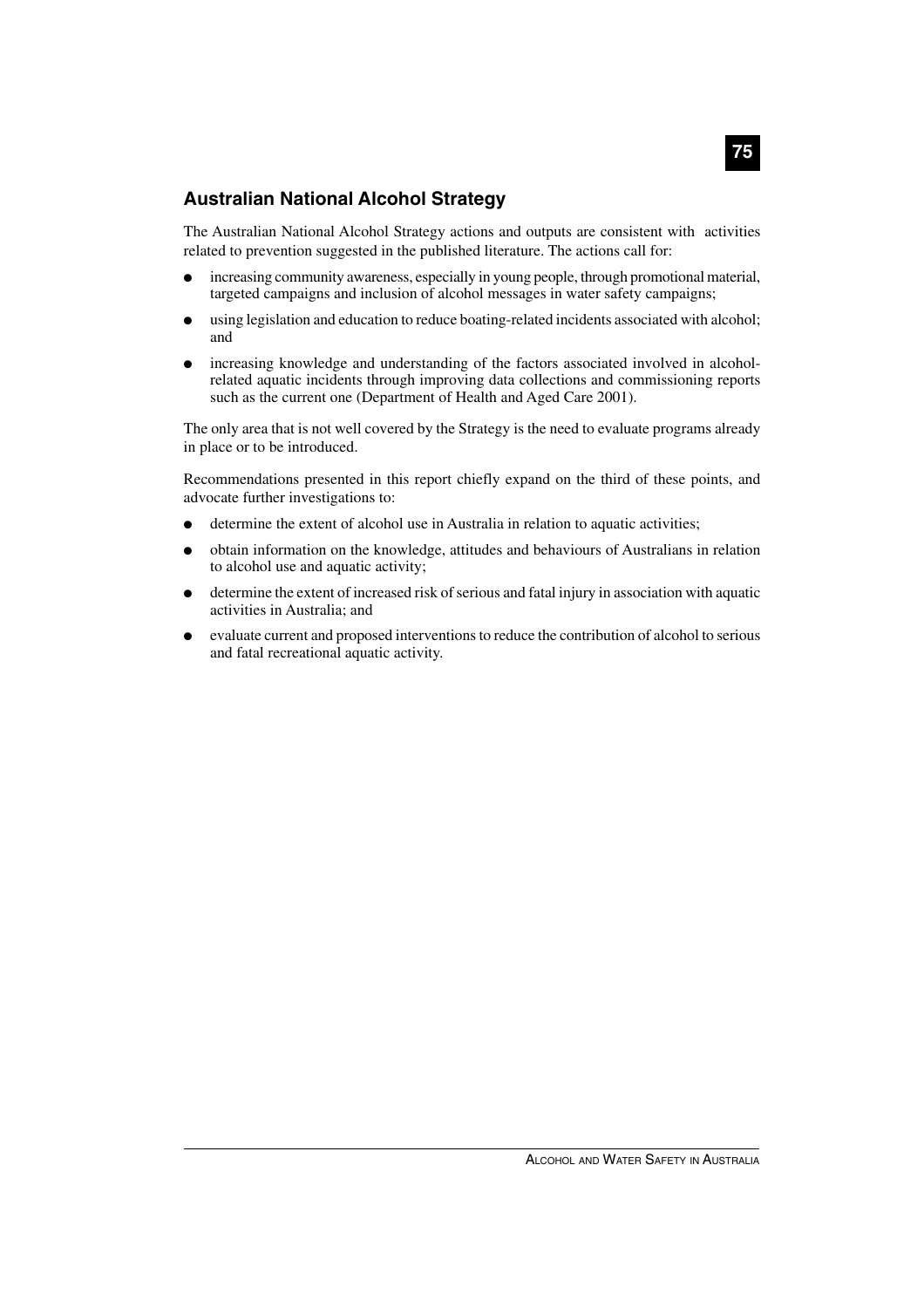## Australian National Alcohol Strategy

The Australian National Alcohol Strategy actions and outputs are consistent with activities related to prevention suggested in the published literature. The actions call for:

- increasing community awareness, especially in young people, through promotional material, targeted campaigns and inclusion of alcohol messages in water safety campaigns;
- using legislation and education to reduce boating-related incidents associated with alcohol; and
- increasing knowledge and understanding of the factors associated involved in alcohol-related aquatic incidents through improving data collections and commissioning reports such as the current one (Department of Health and Aged Care 2001).

The only area that is not well covered by the Strategy is the need to evaluate programs already in place or to be introduced.

Recommendations presented in this report chiefly expand on the third of these points, and advocate further investigations to:

- determine the extent of alcohol use in Australia in relation to aquatic activities;
- obtain information on the knowledge, attitudes and behaviours of Australians in relation to alcohol use and aquatic activity;
- determine the extent of increased risk of serious and fatal injury in association with aquatic activities in Australia; and
- evaluate current and proposed interventions to reduce the contribution of alcohol to serious and fatal recreational aquatic activity.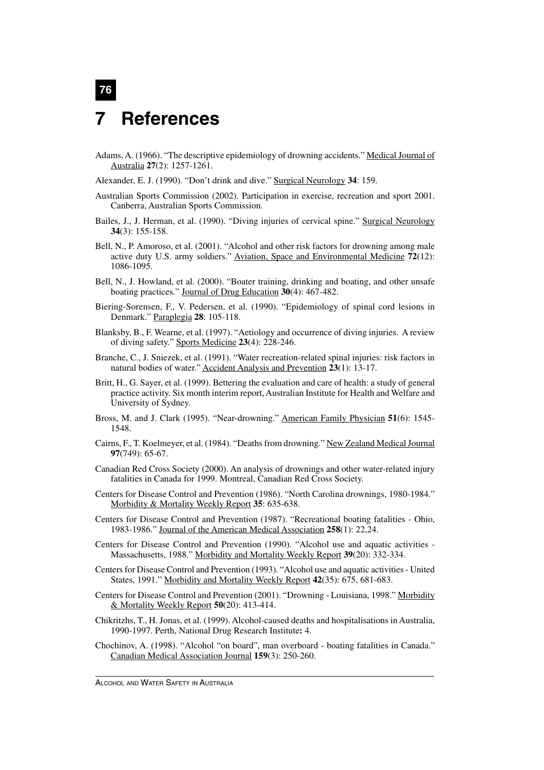# 7 References

Adams, A. (1966). "The descriptive epidemiology of drowning accidents." Medical Journal of Australia **27**(2): 1257-1261.

Alexander, E. J. (1990). "Don't drink and dive." Surgical Neurology **34**: 159.

Australian Sports Commission (2002). Participation in exercise, recreation and sport 2001. Canberra, Australian Sports Commission.

Bailes, J., J. Herman, et al. (1990). "Diving injuries of cervical spine." Surgical Neurology **34**(3): 155-158.

Bell, N., P. Amoroso, et al. (2001). "Alcohol and other risk factors for drowning among male active duty U.S. army soldiers." Aviation, Space and Environmental Medicine **72**(12): 1086-1095.

Bell, N., J. Howland, et al. (2000). "Boater training, drinking and boating, and other unsafe boating practices." Journal of Drug Education **30**(4): 467-482.

Biering-Sorensen, F., V. Pedersen, et al. (1990). "Epidemiology of spinal cord lesions in Denmark." Paraplegia **28**: 105-118.

Blanksby, B., F. Wearne, et al. (1997). "Aetiology and occurrence of diving injuries. A review of diving safety." Sports Medicine **23**(4): 228-246.

Branche, C., J. Sniezek, et al. (1991). "Water recreation-related spinal injuries: risk factors in natural bodies of water." Accident Analysis and Prevention **23**(1): 13-17.

Britt, H., G. Sayer, et al. (1999). Bettering the evaluation and care of health: a study of general practice activity. Six month interim report, Australian Institute for Health and Welfare and University of Sydney.

Bross, M. and J. Clark (1995). "Near-drowning." American Family Physician **51**(6): 1545-1548.

Cairns, F., T. Koelmeyer, et al. (1984). "Deaths from drowning." New Zealand Medical Journal **97**(749): 65-67.

Canadian Red Cross Society (2000). An analysis of drownings and other water-related injury fatalities in Canada for 1999. Montreal, Canadian Red Cross Society.

Centers for Disease Control and Prevention (1986). "North Carolina drownings, 1980-1984." Morbidity & Mortality Weekly Report **35**: 635-638.

Centers for Disease Control and Prevention (1987). "Recreational boating fatalities - Ohio, 1983-1986." Journal of the American Medical Association **258**(1): 22,24.

Centers for Disease Control and Prevention (1990). "Alcohol use and aquatic activities - Massachusetts, 1988." Morbidity and Mortality Weekly Report **39**(20): 332-334.

Centers for Disease Control and Prevention (1993). "Alcohol use and aquatic activities - United States, 1991." Morbidity and Mortality Weekly Report **42**(35): 675, 681-683.

Centers for Disease Control and Prevention (2001). "Drowning - Louisiana, 1998." Morbidity & Mortality Weekly Report **50**(20): 413-414.

Chikritzhs, T., H. Jonas, et al. (1999). Alcohol-caused deaths and hospitalisations in Australia, 1990-1997. Perth, National Drug Research Institute**:** 4.

Chochinov, A. (1998). "Alcohol "on board", man overboard - boating fatalities in Canada." Canadian Medical Association Journal **159**(3): 250-260.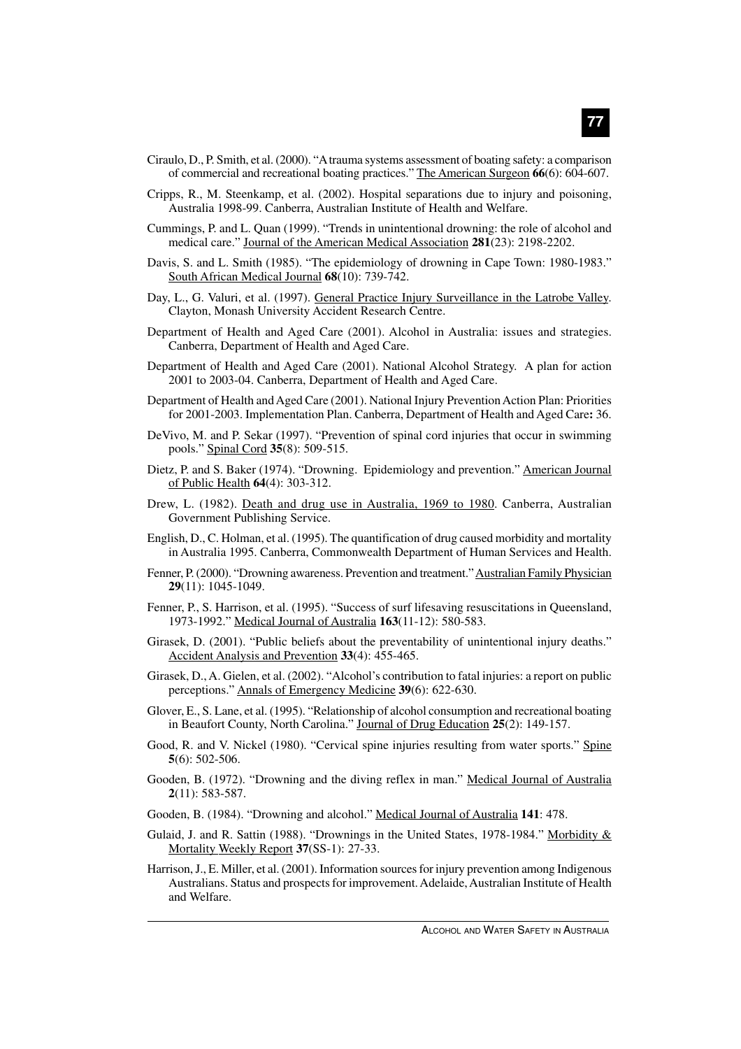Ciraulo, D., P. Smith, et al. (2000). "A trauma systems assessment of boating safety: a comparison of commercial and recreational boating practices." The American Surgeon **66**(6): 604-607.

Cripps, R., M. Steenkamp, et al. (2002). Hospital separations due to injury and poisoning, Australia 1998-99. Canberra, Australian Institute of Health and Welfare.

Cummings, P. and L. Quan (1999). "Trends in unintentional drowning: the role of alcohol and medical care." Journal of the American Medical Association **281**(23): 2198-2202.

Davis, S. and L. Smith (1985). "The epidemiology of drowning in Cape Town: 1980-1983." South African Medical Journal **68**(10): 739-742.

Day, L., G. Valuri, et al. (1997). General Practice Injury Surveillance in the Latrobe Valley. Clayton, Monash University Accident Research Centre.

Department of Health and Aged Care (2001). Alcohol in Australia: issues and strategies. Canberra, Department of Health and Aged Care.

Department of Health and Aged Care (2001). National Alcohol Strategy. A plan for action 2001 to 2003-04. Canberra, Department of Health and Aged Care.

Department of Health and Aged Care (2001). National Injury Prevention Action Plan: Priorities for 2001-2003. Implementation Plan. Canberra, Department of Health and Aged Care**:** 36.

DeVivo, M. and P. Sekar (1997). "Prevention of spinal cord injuries that occur in swimming pools." Spinal Cord **35**(8): 509-515.

Dietz, P. and S. Baker (1974). "Drowning. Epidemiology and prevention." American Journal of Public Health **64**(4): 303-312.

Drew, L. (1982). Death and drug use in Australia, 1969 to 1980. Canberra, Australian Government Publishing Service.

English, D., C. Holman, et al. (1995). The quantification of drug caused morbidity and mortality in Australia 1995. Canberra, Commonwealth Department of Human Services and Health.

Fenner, P. (2000). "Drowning awareness. Prevention and treatment." Australian Family Physician **29**(11): 1045-1049.

Fenner, P., S. Harrison, et al. (1995). "Success of surf lifesaving resuscitations in Queensland, 1973-1992." Medical Journal of Australia **163**(11-12): 580-583.

Girasek, D. (2001). "Public beliefs about the preventability of unintentional injury deaths." Accident Analysis and Prevention **33**(4): 455-465.

Girasek, D., A. Gielen, et al. (2002). "Alcohol's contribution to fatal injuries: a report on public perceptions." Annals of Emergency Medicine **39**(6): 622-630.

Glover, E., S. Lane, et al. (1995). "Relationship of alcohol consumption and recreational boating in Beaufort County, North Carolina." Journal of Drug Education **25**(2): 149-157.

Good, R. and V. Nickel (1980). "Cervical spine injuries resulting from water sports." Spine **5**(6): 502-506.

Gooden, B. (1972). "Drowning and the diving reflex in man." Medical Journal of Australia **2**(11): 583-587.

Gooden, B. (1984). "Drowning and alcohol." Medical Journal of Australia **141**: 478.

Gulaid, J. and R. Sattin (1988). "Drownings in the United States, 1978-1984." Morbidity & Mortality Weekly Report **37**(SS-1): 27-33.

Harrison, J., E. Miller, et al. (2001). Information sources for injury prevention among Indigenous Australians. Status and prospects for improvement. Adelaide, Australian Institute of Health and Welfare.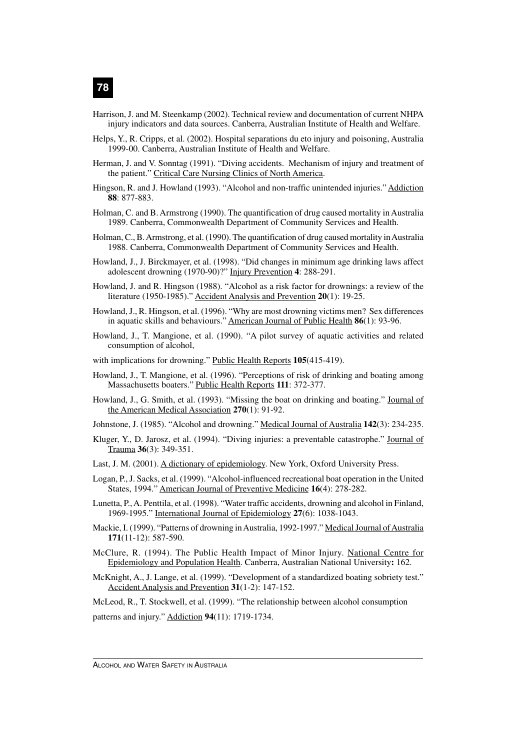Harrison, J. and M. Steenkamp (2002). Technical review and documentation of current NHPA injury indicators and data sources. Canberra, Australian Institute of Health and Welfare.

Helps, Y., R. Cripps, et al. (2002). Hospital separations du eto injury and poisoning, Australia 1999-00. Canberra, Australian Institute of Health and Welfare.

Herman, J. and V. Sonntag (1991). "Diving accidents. Mechanism of injury and treatment of the patient." Critical Care Nursing Clinics of North America.

Hingson, R. and J. Howland (1993). "Alcohol and non-traffic unintended injuries." Addiction **88**: 877-883.

Holman, C. and B. Armstrong (1990). The quantification of drug caused mortality in Australia 1989. Canberra, Commonwealth Department of Community Services and Health.

Holman, C., B. Armstrong, et al. (1990). The quantification of drug caused mortality in Australia 1988. Canberra, Commonwealth Department of Community Services and Health.

Howland, J., J. Birckmayer, et al. (1998). "Did changes in minimum age drinking laws affect adolescent drowning (1970-90)?" Injury Prevention **4**: 288-291.

Howland, J. and R. Hingson (1988). "Alcohol as a risk factor for drownings: a review of the literature (1950-1985)." Accident Analysis and Prevention **20**(1): 19-25.

Howland, J., R. Hingson, et al. (1996). "Why are most drowning victims men? Sex differences in aquatic skills and behaviours." American Journal of Public Health **86**(1): 93-96.

Howland, J., T. Mangione, et al. (1990). "A pilot survey of aquatic activities and related consumption of alcohol,

with implications for drowning." Public Health Reports **105**(415-419).

Howland, J., T. Mangione, et al. (1996). "Perceptions of risk of drinking and boating among Massachusetts boaters." Public Health Reports **111**: 372-377.

Howland, J., G. Smith, et al. (1993). "Missing the boat on drinking and boating." Journal of the American Medical Association **270**(1): 91-92.

Johnstone, J. (1985). "Alcohol and drowning." Medical Journal of Australia **142**(3): 234-235.

Kluger, Y., D. Jarosz, et al. (1994). "Diving injuries: a preventable catastrophe." Journal of Trauma **36**(3): 349-351.

Last, J. M. (2001). A dictionary of epidemiology. New York, Oxford University Press.

Logan, P., J. Sacks, et al. (1999). "Alcohol-influenced recreational boat operation in the United States, 1994." American Journal of Preventive Medicine **16**(4): 278-282.

Lunetta, P., A. Penttila, et al. (1998). "Water traffic accidents, drowning and alcohol in Finland, 1969-1995." International Journal of Epidemiology **27**(6): 1038-1043.

Mackie, I. (1999). "Patterns of drowning in Australia, 1992-1997." Medical Journal of Australia **171**(11-12): 587-590.

McClure, R. (1994). The Public Health Impact of Minor Injury. National Centre for Epidemiology and Population Health. Canberra, Australian National University**:** 162.

McKnight, A., J. Lange, et al. (1999). "Development of a standardized boating sobriety test." Accident Analysis and Prevention **31**(1-2): 147-152.

McLeod, R., T. Stockwell, et al. (1999). "The relationship between alcohol consumption

patterns and injury." Addiction **94**(11): 1719-1734.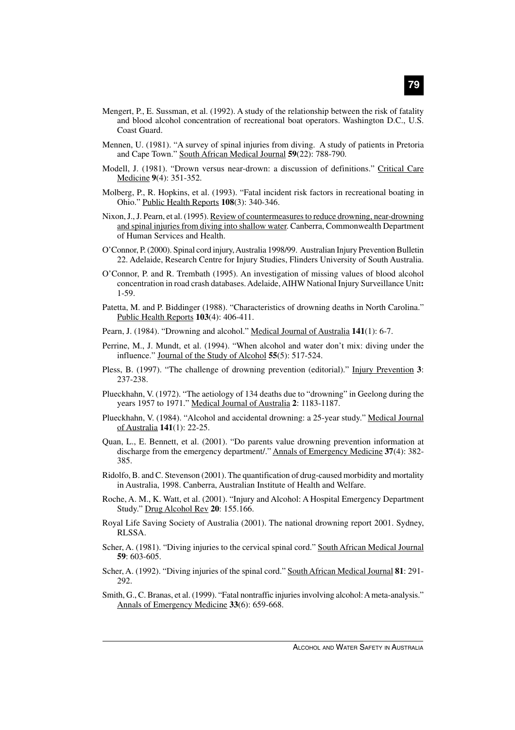Mengert, P., E. Sussman, et al. (1992). A study of the relationship between the risk of fatality and blood alcohol concentration of recreational boat operators. Washington D.C., U.S. Coast Guard.

Mennen, U. (1981). "A survey of spinal injuries from diving. A study of patients in Pretoria and Cape Town." South African Medical Journal **59**(22): 788-790.

Modell, J. (1981). "Drown versus near-drown: a discussion of definitions." Critical Care Medicine **9**(4): 351-352.

Molberg, P., R. Hopkins, et al. (1993). "Fatal incident risk factors in recreational boating in Ohio." Public Health Reports **108**(3): 340-346.

Nixon, J., J. Pearn, et al. (1995). Review of countermeasures to reduce drowning, near-drowning and spinal injuries from diving into shallow water. Canberra, Commonwealth Department of Human Services and Health.

O'Connor, P. (2000). Spinal cord injury, Australia 1998/99. Australian Injury Prevention Bulletin 22. Adelaide, Research Centre for Injury Studies, Flinders University of South Australia.

O'Connor, P. and R. Trembath (1995). An investigation of missing values of blood alcohol concentration in road crash databases. Adelaide, AIHW National Injury Surveillance Unit**:** 1-59.

Patetta, M. and P. Biddinger (1988). "Characteristics of drowning deaths in North Carolina." Public Health Reports **103**(4): 406-411.

Pearn, J. (1984). "Drowning and alcohol." Medical Journal of Australia **141**(1): 6-7.

Perrine, M., J. Mundt, et al. (1994). "When alcohol and water don't mix: diving under the influence." Journal of the Study of Alcohol **55**(5): 517-524.

Pless, B. (1997). "The challenge of drowning prevention (editorial)." Injury Prevention **3**: 237-238.

Plueckhahn, V. (1972). "The aetiology of 134 deaths due to "drowning" in Geelong during the years 1957 to 1971." Medical Journal of Australia **2**: 1183-1187.

Plueckhahn, V. (1984). "Alcohol and accidental drowning: a 25-year study." Medical Journal of Australia **141**(1): 22-25.

Quan, L., E. Bennett, et al. (2001). "Do parents value drowning prevention information at discharge from the emergency department/." Annals of Emergency Medicine **37**(4): 382-385.

Ridolfo, B. and C. Stevenson (2001). The quantification of drug-caused morbidity and mortality in Australia, 1998. Canberra, Australian Institute of Health and Welfare.

Roche, A. M., K. Watt, et al. (2001). "Injury and Alcohol: A Hospital Emergency Department Study." Drug Alcohol Rev **20**: 155.166.

Royal Life Saving Society of Australia (2001). The national drowning report 2001. Sydney, RLSSA.

Scher, A. (1981). "Diving injuries to the cervical spinal cord." South African Medical Journal **59**: 603-605.

Scher, A. (1992). "Diving injuries of the spinal cord." South African Medical Journal **81**: 291-292.

Smith, G., C. Branas, et al. (1999). "Fatal nontraffic injuries involving alcohol: A meta-analysis." Annals of Emergency Medicine **33**(6): 659-668.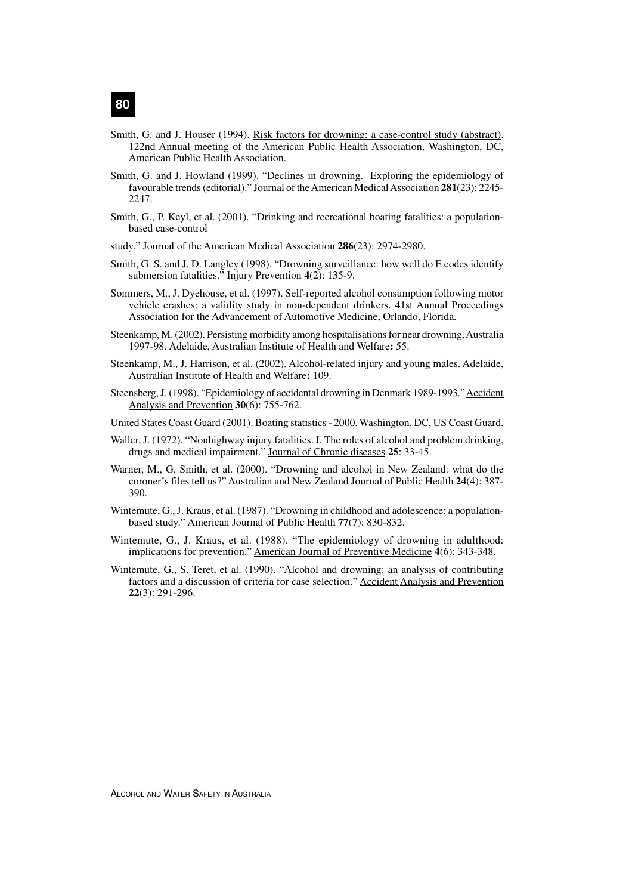Smith, G. and J. Houser (1994). Risk factors for drowning: a case-control study (abstract). 122nd Annual meeting of the American Public Health Association, Washington, DC, American Public Health Association.

Smith, G. and J. Howland (1999). "Declines in drowning. Exploring the epidemiology of favourable trends (editorial)." Journal of the American Medical Association **281**(23): 2245-2247.

Smith, G., P. Keyl, et al. (2001). "Drinking and recreational boating fatalities: a population-based case-control

study." Journal of the American Medical Association **286**(23): 2974-2980.

Smith, G. S. and J. D. Langley (1998). "Drowning surveillance: how well do E codes identify submersion fatalities." Injury Prevention **4**(2): 135-9.

Sommers, M., J. Dyehouse, et al. (1997). Self-reported alcohol consumption following motor vehicle crashes: a validity study in non-dependent drinkers. 41st Annual Proceedings Association for the Advancement of Automotive Medicine, Orlando, Florida.

Steenkamp, M. (2002). Persisting morbidity among hospitalisations for near drowning, Australia 1997-98. Adelaide, Australian Institute of Health and Welfare**:** 55.

Steenkamp, M., J. Harrison, et al. (2002). Alcohol-related injury and young males. Adelaide, Australian Institute of Health and Welfare**:** 109.

Steensberg, J. (1998). "Epidemiology of accidental drowning in Denmark 1989-1993." Accident Analysis and Prevention **30**(6): 755-762.

United States Coast Guard (2001). Boating statistics - 2000. Washington, DC, US Coast Guard.

Waller, J. (1972). "Nonhighway injury fatalities. I. The roles of alcohol and problem drinking, drugs and medical impairment." Journal of Chronic diseases **25**: 33-45.

Warner, M., G. Smith, et al. (2000). "Drowning and alcohol in New Zealand: what do the coroner's files tell us?" Australian and New Zealand Journal of Public Health **24**(4): 387-390.

Wintemute, G., J. Kraus, et al. (1987). "Drowning in childhood and adolescence: a population-based study." American Journal of Public Health **77**(7): 830-832.

Wintemute, G., J. Kraus, et al. (1988). "The epidemiology of drowning in adulthood: implications for prevention." American Journal of Preventive Medicine **4**(6): 343-348.

Wintemute, G., S. Teret, et al. (1990). "Alcohol and drowning: an analysis of contributing factors and a discussion of criteria for case selection." Accident Analysis and Prevention **22**(3): 291-296.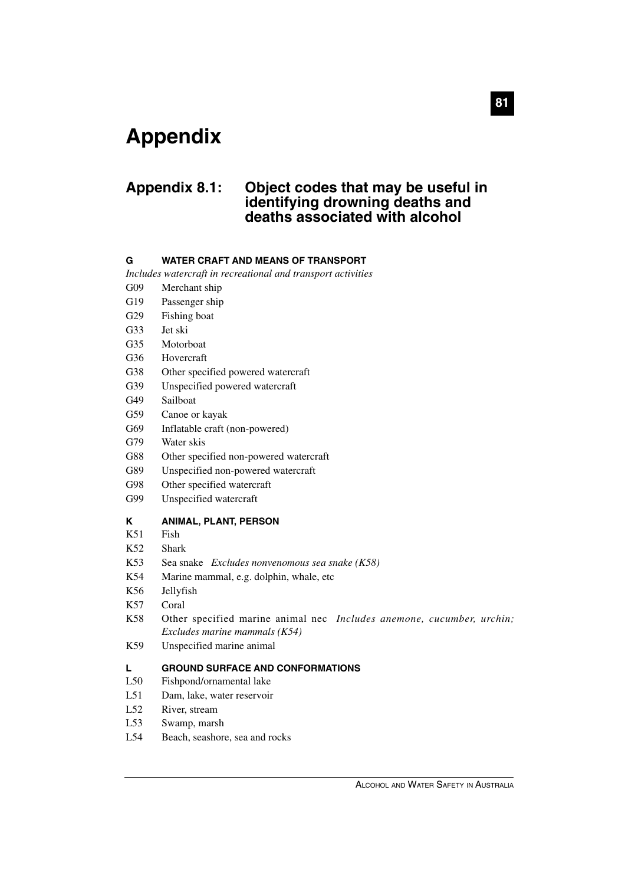# Appendix

## Appendix 8.1: Object codes that may be useful in identifying drowning deaths and deaths associated with alcohol

### G WATER CRAFT AND MEANS OF TRANSPORT

*Includes watercraft in recreational and transport activities*

G09 Merchant ship
G19 Passenger ship
G29 Fishing boat
G33 Jet ski
G35 Motorboat
G36 Hovercraft
G38 Other specified powered watercraft
G39 Unspecified powered watercraft
G49 Sailboat
G59 Canoe or kayak
G69 Inflatable craft (non-powered)
G79 Water skis
G88 Other specified non-powered watercraft
G89 Unspecified non-powered watercraft
G98 Other specified watercraft
G99 Unspecified watercraft

### K ANIMAL, PLANT, PERSON

K51 Fish
K52 Shark
K53 Sea snake *Excludes nonvenomous sea snake (K58)*
K54 Marine mammal, e.g. dolphin, whale, etc
K56 Jellyfish
K57 Coral
K58 Other specified marine animal nec *Includes anemone, cucumber, urchin; Excludes marine mammals (K54)*
K59 Unspecified marine animal

### L GROUND SURFACE AND CONFORMATIONS

L50 Fishpond/ornamental lake
L51 Dam, lake, water reservoir
L52 River, stream
L53 Swamp, marsh
L54 Beach, seashore, sea and rocks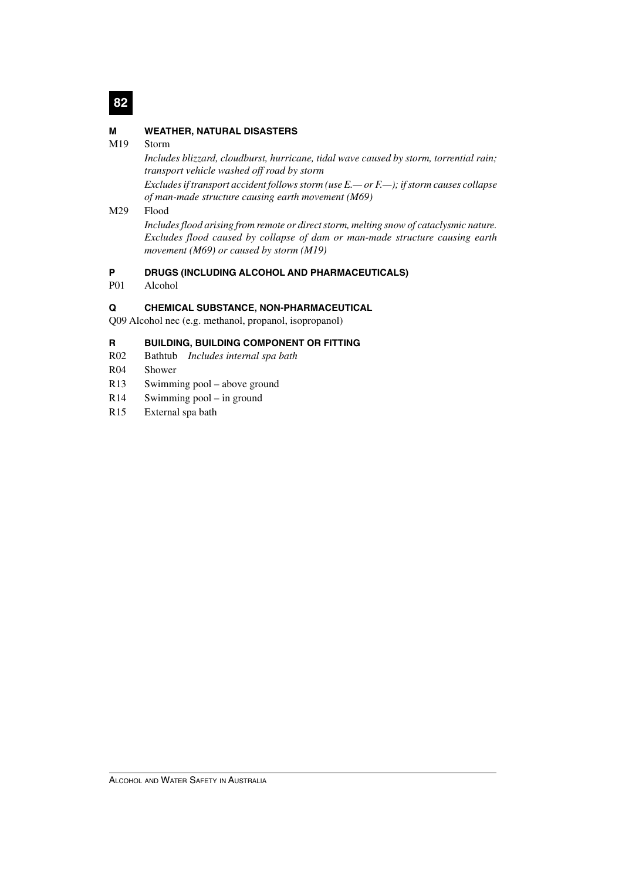## M WEATHER, NATURAL DISASTERS

M19 Storm

*Includes blizzard, cloudburst, hurricane, tidal wave caused by storm, torrential rain; transport vehicle washed off road by storm*

*Excludes if transport accident follows storm (use E.— or F.—); if storm causes collapse of man-made structure causing earth movement (M69)*

M29 Flood

*Includes flood arising from remote or direct storm, melting snow of cataclysmic nature. Excludes flood caused by collapse of dam or man-made structure causing earth movement (M69) or caused by storm (M19)*

## P DRUGS (INCLUDING ALCOHOL AND PHARMACEUTICALS)

P01 Alcohol

## Q CHEMICAL SUBSTANCE, NON-PHARMACEUTICAL

Q09 Alcohol nec (e.g. methanol, propanol, isopropanol)

## R BUILDING, BUILDING COMPONENT OR FITTING

R02 Bathtub *Includes internal spa bath*

R04 Shower

R13 Swimming pool – above ground

R14 Swimming pool – in ground

R15 External spa bath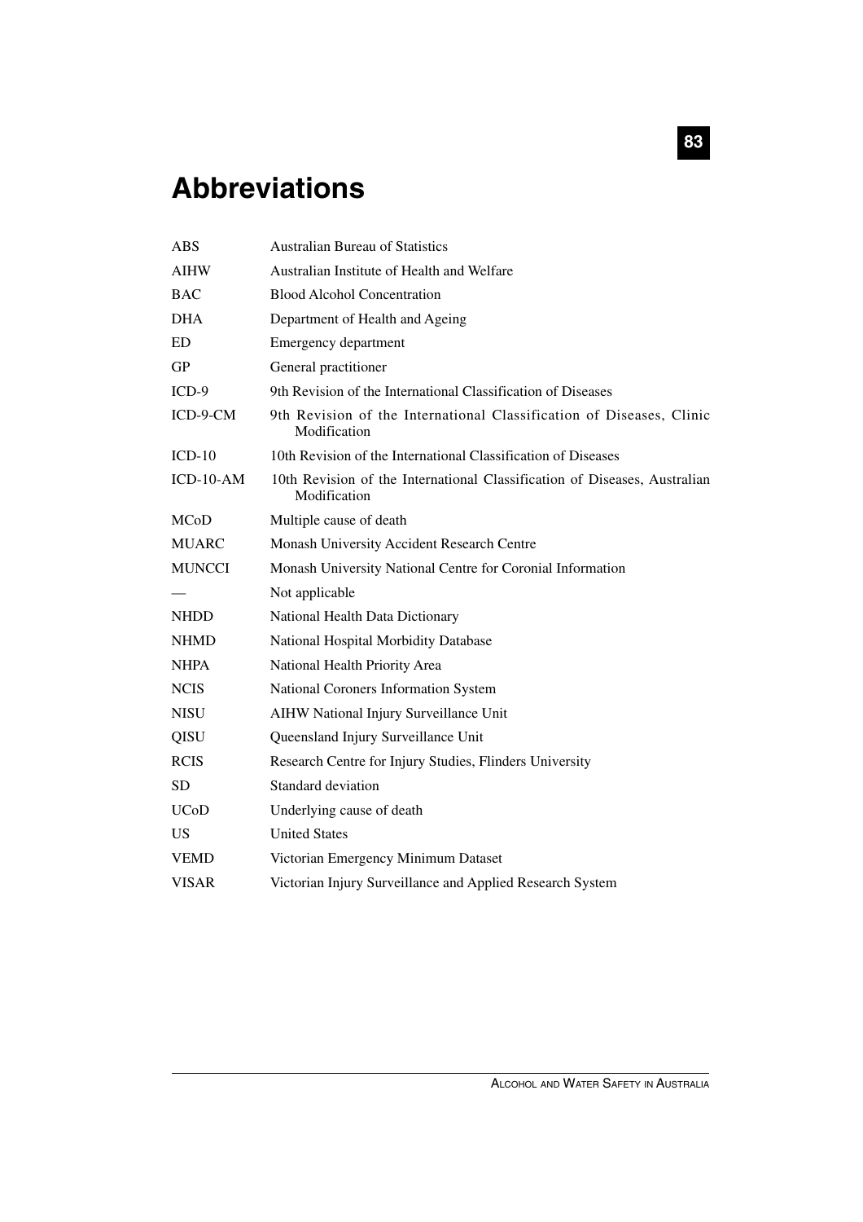# Abbreviations

| | |
|---|---|
| ABS | Australian Bureau of Statistics |
| AIHW | Australian Institute of Health and Welfare |
| BAC | Blood Alcohol Concentration |
| DHA | Department of Health and Ageing |
| ED | Emergency department |
| GP | General practitioner |
| ICD-9 | 9th Revision of the International Classification of Diseases |
| ICD-9-CM | 9th Revision of the International Classification of Diseases, Clinic Modification |
| ICD-10 | 10th Revision of the International Classification of Diseases |
| ICD-10-AM | 10th Revision of the International Classification of Diseases, Australian Modification |
| MCoD | Multiple cause of death |
| MUARC | Monash University Accident Research Centre |
| MUNCCI | Monash University National Centre for Coronial Information |
| — | Not applicable |
| NHDD | National Health Data Dictionary |
| NHMD | National Hospital Morbidity Database |
| NHPA | National Health Priority Area |
| NCIS | National Coroners Information System |
| NISU | AIHW National Injury Surveillance Unit |
| QISU | Queensland Injury Surveillance Unit |
| RCIS | Research Centre for Injury Studies, Flinders University |
| SD | Standard deviation |
| UCoD | Underlying cause of death |
| US | United States |
| VEMD | Victorian Emergency Minimum Dataset |
| VISAR | Victorian Injury Surveillance and Applied Research System |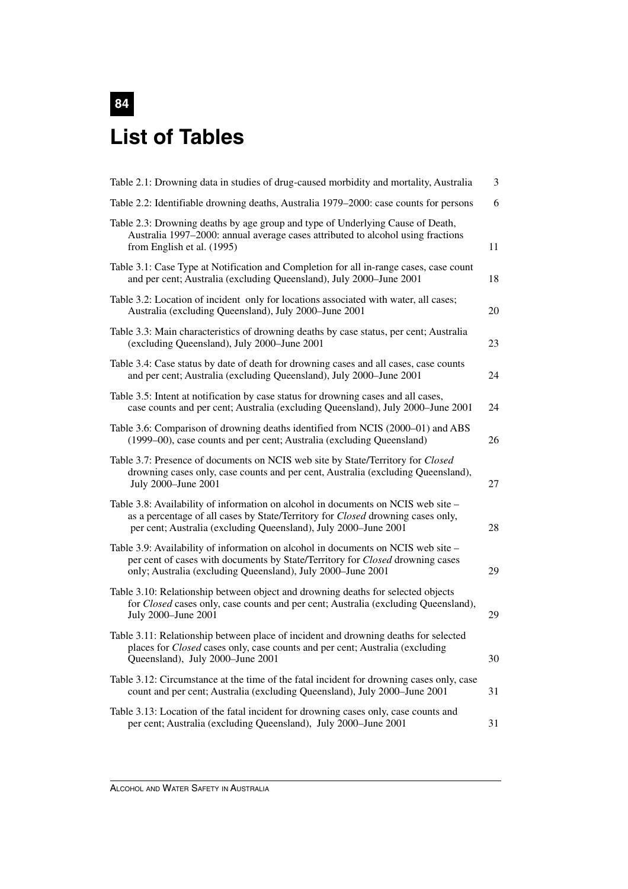# List of Tables

Table 2.1: Drowning data in studies of drug-caused morbidity and mortality, Australia 3

Table 2.2: Identifiable drowning deaths, Australia 1979–2000: case counts for persons 6

Table 2.3: Drowning deaths by age group and type of Underlying Cause of Death, Australia 1997–2000: annual average cases attributed to alcohol using fractions from English et al. (1995) 11

Table 3.1: Case Type at Notification and Completion for all in-range cases, case count and per cent; Australia (excluding Queensland), July 2000–June 2001 18

Table 3.2: Location of incident only for locations associated with water, all cases; Australia (excluding Queensland), July 2000–June 2001 20

Table 3.3: Main characteristics of drowning deaths by case status, per cent; Australia (excluding Queensland), July 2000–June 2001 23

Table 3.4: Case status by date of death for drowning cases and all cases, case counts and per cent; Australia (excluding Queensland), July 2000–June 2001 24

Table 3.5: Intent at notification by case status for drowning cases and all cases, case counts and per cent; Australia (excluding Queensland), July 2000–June 2001 24

Table 3.6: Comparison of drowning deaths identified from NCIS (2000–01) and ABS (1999–00), case counts and per cent; Australia (excluding Queensland) 26

Table 3.7: Presence of documents on NCIS web site by State/Territory for *Closed* drowning cases only, case counts and per cent, Australia (excluding Queensland), July 2000–June 2001 27

Table 3.8: Availability of information on alcohol in documents on NCIS web site – as a percentage of all cases by State/Territory for *Closed* drowning cases only, per cent; Australia (excluding Queensland), July 2000–June 2001 28

Table 3.9: Availability of information on alcohol in documents on NCIS web site – per cent of cases with documents by State/Territory for *Closed* drowning cases only; Australia (excluding Queensland), July 2000–June 2001 29

Table 3.10: Relationship between object and drowning deaths for selected objects for *Closed* cases only, case counts and per cent; Australia (excluding Queensland), July 2000–June 2001 29

Table 3.11: Relationship between place of incident and drowning deaths for selected places for *Closed* cases only, case counts and per cent; Australia (excluding Queensland), July 2000–June 2001 30

Table 3.12: Circumstance at the time of the fatal incident for drowning cases only, case count and per cent; Australia (excluding Queensland), July 2000–June 2001 31

Table 3.13: Location of the fatal incident for drowning cases only, case counts and per cent; Australia (excluding Queensland), July 2000–June 2001 31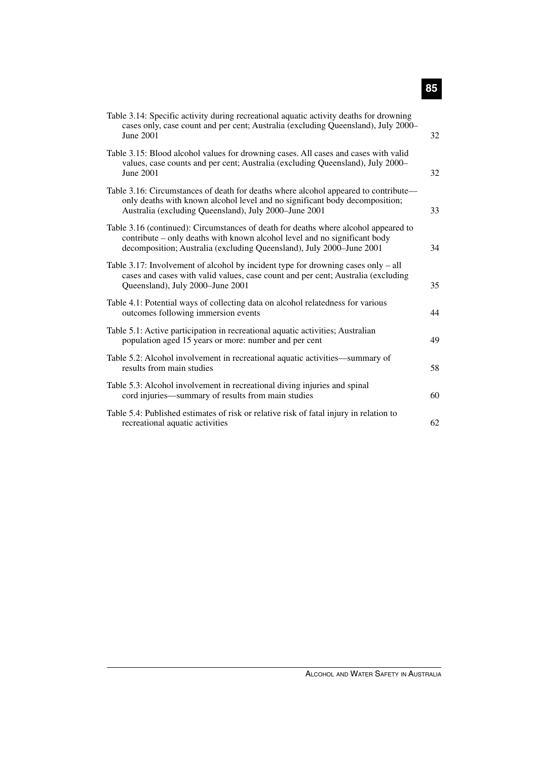Table 3.14: Specific activity during recreational aquatic activity deaths for drowning cases only, case count and per cent; Australia (excluding Queensland), July 2000–June 2001 32

Table 3.15: Blood alcohol values for drowning cases. All cases and cases with valid values, case counts and per cent; Australia (excluding Queensland), July 2000–June 2001 32

Table 3.16: Circumstances of death for deaths where alcohol appeared to contribute—only deaths with known alcohol level and no significant body decomposition; Australia (excluding Queensland), July 2000–June 2001 33

Table 3.16 (continued): Circumstances of death for deaths where alcohol appeared to contribute – only deaths with known alcohol level and no significant body decomposition; Australia (excluding Queensland), July 2000–June 2001 34

Table 3.17: Involvement of alcohol by incident type for drowning cases only – all cases and cases with valid values, case count and per cent; Australia (excluding Queensland), July 2000–June 2001 35

Table 4.1: Potential ways of collecting data on alcohol relatedness for various outcomes following immersion events 44

Table 5.1: Active participation in recreational aquatic activities; Australian population aged 15 years or more: number and per cent 49

Table 5.2: Alcohol involvement in recreational aquatic activities—summary of results from main studies 58

Table 5.3: Alcohol involvement in recreational diving injuries and spinal cord injuries—summary of results from main studies 60

Table 5.4: Published estimates of risk or relative risk of fatal injury in relation to recreational aquatic activities 62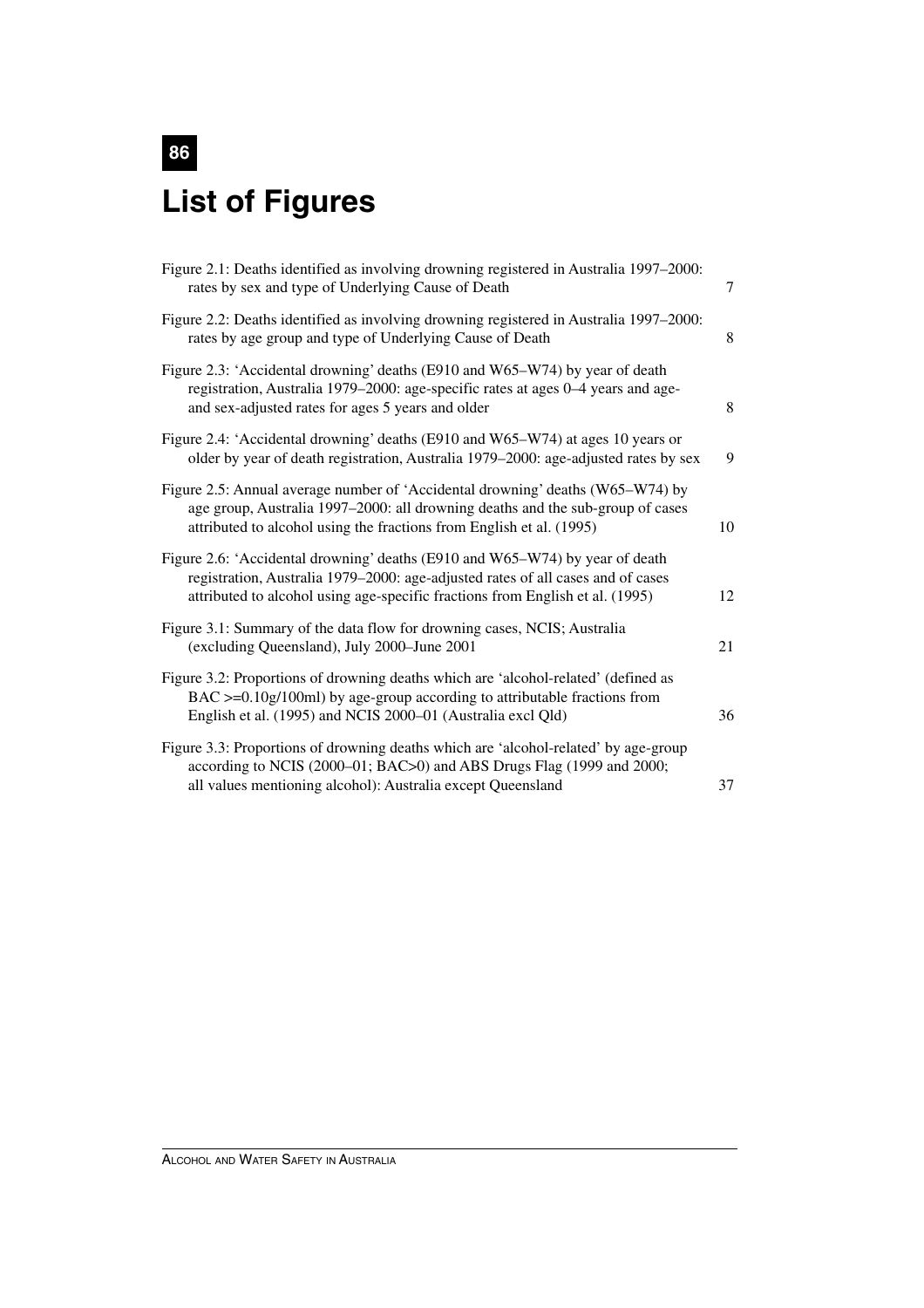# List of Figures

Figure 2.1: Deaths identified as involving drowning registered in Australia 1997–2000: rates by sex and type of Underlying Cause of Death 7

Figure 2.2: Deaths identified as involving drowning registered in Australia 1997–2000: rates by age group and type of Underlying Cause of Death 8

Figure 2.3: 'Accidental drowning' deaths (E910 and W65–W74) by year of death registration, Australia 1979–2000: age-specific rates at ages 0–4 years and age- and sex-adjusted rates for ages 5 years and older 8

Figure 2.4: 'Accidental drowning' deaths (E910 and W65–W74) at ages 10 years or older by year of death registration, Australia 1979–2000: age-adjusted rates by sex 9

Figure 2.5: Annual average number of 'Accidental drowning' deaths (W65–W74) by age group, Australia 1997–2000: all drowning deaths and the sub-group of cases attributed to alcohol using the fractions from English et al. (1995) 10

Figure 2.6: 'Accidental drowning' deaths (E910 and W65–W74) by year of death registration, Australia 1979–2000: age-adjusted rates of all cases and of cases attributed to alcohol using age-specific fractions from English et al. (1995) 12

Figure 3.1: Summary of the data flow for drowning cases, NCIS; Australia (excluding Queensland), July 2000–June 2001 21

Figure 3.2: Proportions of drowning deaths which are 'alcohol-related' (defined as BAC >=0.10g/100ml) by age-group according to attributable fractions from English et al. (1995) and NCIS 2000–01 (Australia excl Qld) 36

Figure 3.3: Proportions of drowning deaths which are 'alcohol-related' by age-group according to NCIS (2000–01; BAC>0) and ABS Drugs Flag (1999 and 2000; all values mentioning alcohol): Australia except Queensland 37